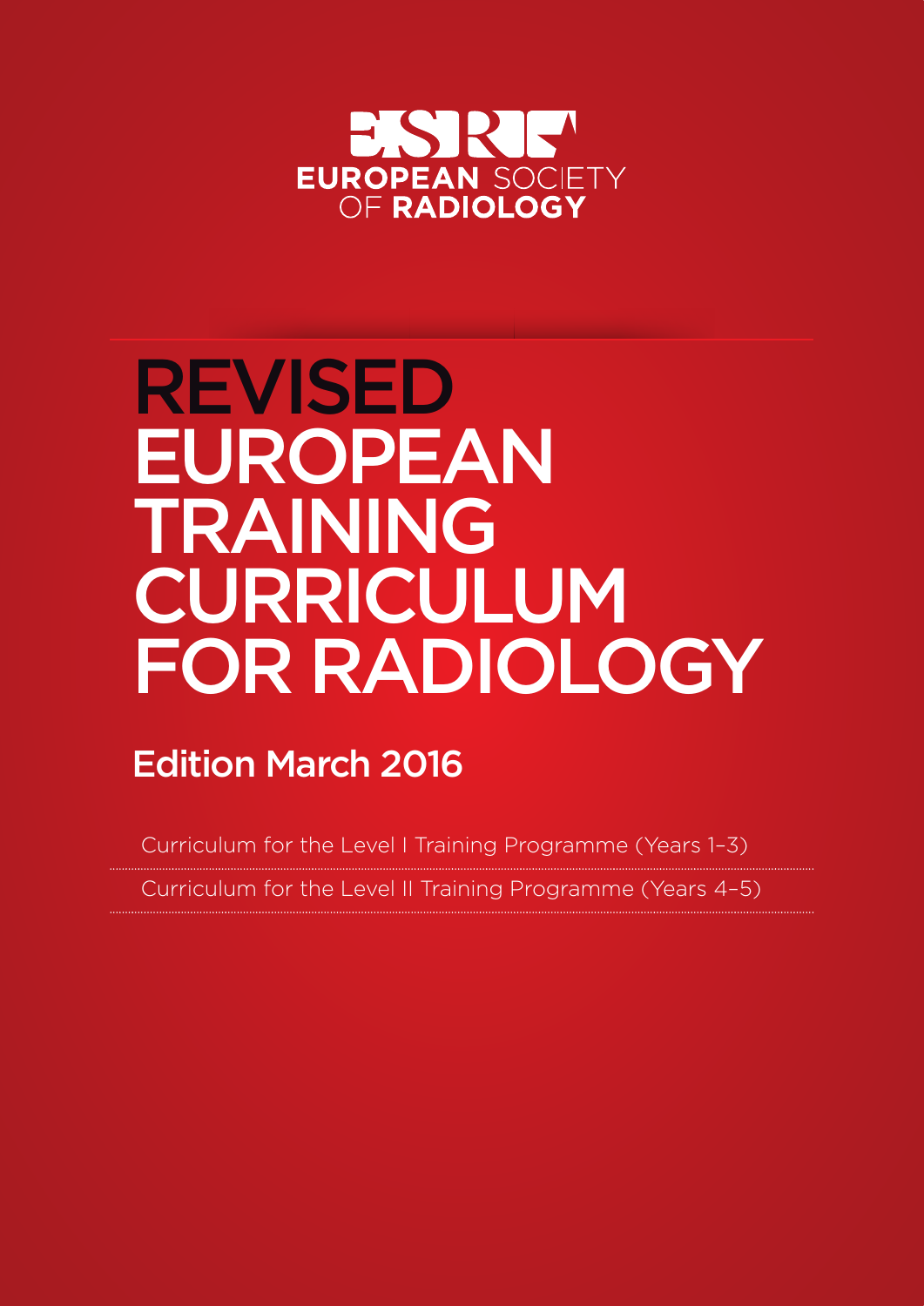EUROPEAN SOCIETY OF RADIOLOGY

# REVISED EUROPEAN TRAINING CURRICULUM FOR RADIOLOGY

## Edition March 2016

Curriculum for the Level I Training Programme (Years 1–3)

Curriculum for the Level II Training Programme (Years 4–5)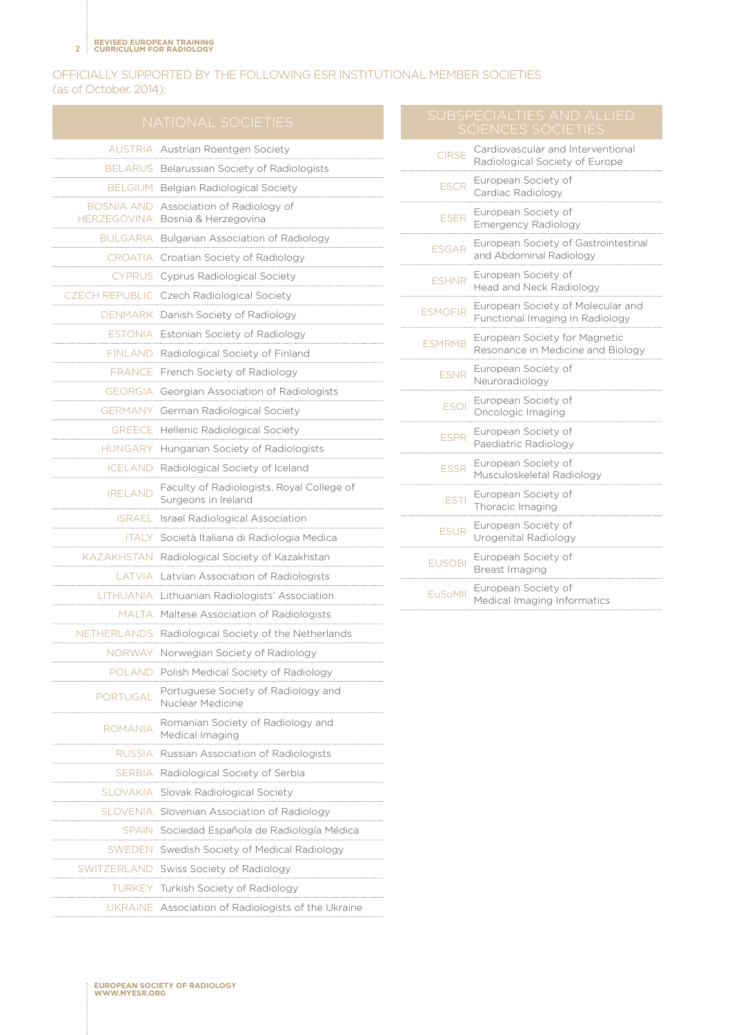OFFICIALLY SUPPORTED BY THE FOLLOWING ESR INSTITUTIONAL MEMBER SOCIETIES (as of October, 2014):

| NATIONAL SOCIETIES | |
|---|---|
| AUSTRIA | Austrian Roentgen Society |
| BELARUS | Belarussian Society of Radiologists |
| BELGIUM | Belgian Radiological Society |
| BOSNIA AND HERZEGOVINA | Association of Radiology of Bosnia & Herzegovina |
| BULGARIA | Bulgarian Association of Radiology |
| CROATIA | Croatian Society of Radiology |
| CYPRUS | Cyprus Radiological Society |
| CZECH REPUBLIC | Czech Radiological Society |
| DENMARK | Danish Society of Radiology |
| ESTONIA | Estonian Society of Radiology |
| FINLAND | Radiological Society of Finland |
| FRANCE | French Society of Radiology |
| GEORGIA | Georgian Association of Radiologists |
| GERMANY | German Radiological Society |
| GREECE | Hellenic Radiological Society |
| HUNGARY | Hungarian Society of Radiologists |
| ICELAND | Radiological Society of Iceland |
| IRELAND | Faculty of Radiologists, Royal College of Surgeons in Ireland |
| ISRAEL | Israel Radiological Association |
| ITALY | Società Italiana di Radiologia Medica |
| KAZAKHSTAN | Radiological Society of Kazakhstan |
| LATVIA | Latvian Association of Radiologists |
| LITHUANIA | Lithuanian Radiologists' Association |
| MALTA | Maltese Association of Radiologists |
| NETHERLANDS | Radiological Society of the Netherlands |
| NORWAY | Norwegian Society of Radiology |
| POLAND | Polish Medical Society of Radiology |
| PORTUGAL | Portuguese Society of Radiology and Nuclear Medicine |
| ROMANIA | Romanian Society of Radiology and Medical Imaging |
| RUSSIA | Russian Association of Radiologists |
| SERBIA | Radiological Society of Serbia |
| SLOVAKIA | Slovak Radiological Society |
| SLOVENIA | Slovenian Association of Radiology |
| SPAIN | Sociedad Española de Radiología Médica |
| SWEDEN | Swedish Society of Medical Radiology |
| SWITZERLAND | Swiss Society of Radiology |
| TURKEY | Turkish Society of Radiology |
| UKRAINE | Association of Radiologists of the Ukraine |

| SUBSPECIALTIES AND ALLIED SCIENCES SOCIETIES | |
|---|---|
| CIRSE | Cardiovascular and Interventional Radiological Society of Europe |
| ESCR | European Society of Cardiac Radiology |
| ESER | European Society of Emergency Radiology |
| ESGAR | European Society of Gastrointestinal and Abdominal Radiology |
| ESHNR | European Society of Head and Neck Radiology |
| ESMOFIR | European Society of Molecular and Functional Imaging in Radiology |
| ESMRMB | European Society for Magnetic Resonance in Medicine and Biology |
| ESNR | European Society of Neuroradiology |
| ESOI | European Society of Oncologic Imaging |
| ESPR | European Society of Paediatric Radiology |
| ESSR | European Society of Musculoskeletal Radiology |
| ESTI | European Society of Thoracic Imaging |
| ESUR | European Society of Urogenital Radiology |
| EUSOBI | European Society of Breast Imaging |
| EuSoMII | European Society of Medical Imaging Informatics |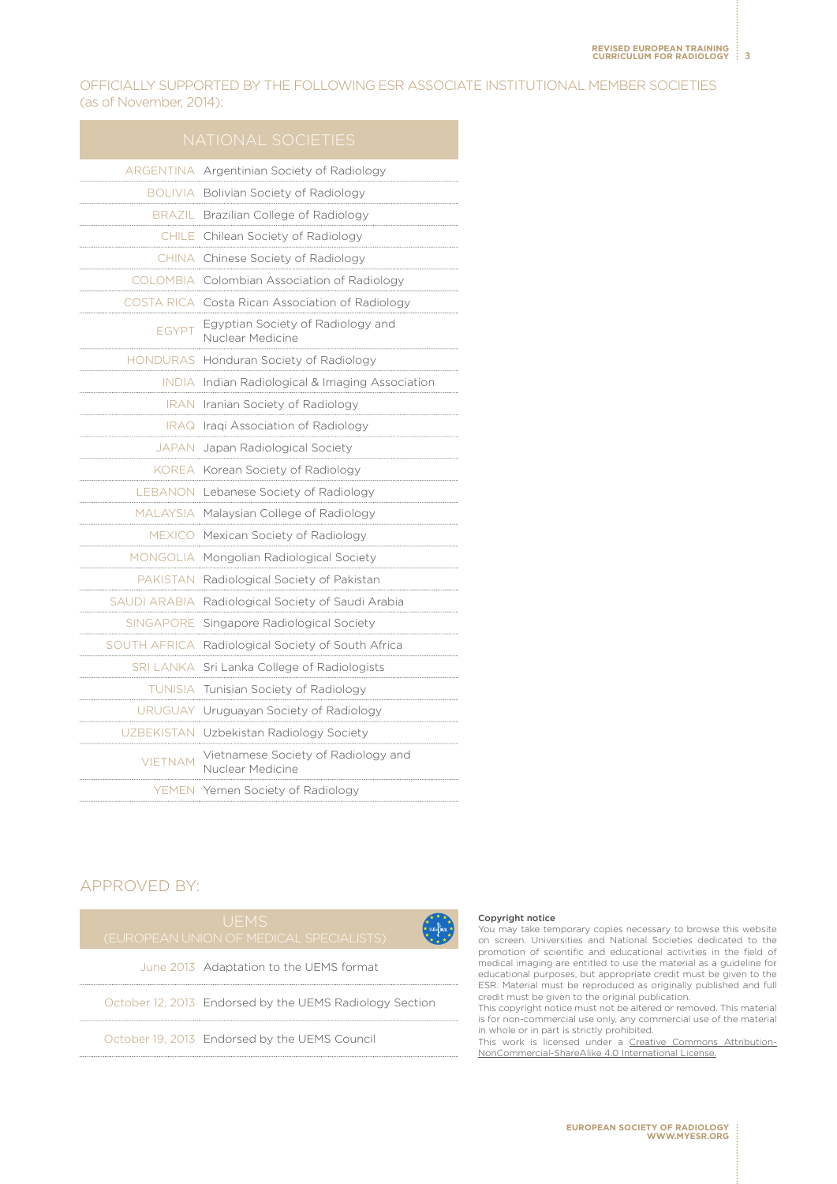OFFICIALLY SUPPORTED BY THE FOLLOWING ESR ASSOCIATE INSTITUTIONAL MEMBER SOCIETIES (as of November, 2014):

| NATIONAL SOCIETIES | |
|---|---|
| ARGENTINA | Argentinian Society of Radiology |
| BOLIVIA | Bolivian Society of Radiology |
| BRAZIL | Brazilian College of Radiology |
| CHILE | Chilean Society of Radiology |
| CHINA | Chinese Society of Radiology |
| COLOMBIA | Colombian Association of Radiology |
| COSTA RICA | Costa Rican Association of Radiology |
| EGYPT | Egyptian Society of Radiology and Nuclear Medicine |
| HONDURAS | Honduran Society of Radiology |
| INDIA | Indian Radiological & Imaging Association |
| IRAN | Iranian Society of Radiology |
| IRAQ | Iraqi Association of Radiology |
| JAPAN | Japan Radiological Society |
| KOREA | Korean Society of Radiology |
| LEBANON | Lebanese Society of Radiology |
| MALAYSIA | Malaysian College of Radiology |
| MEXICO | Mexican Society of Radiology |
| MONGOLIA | Mongolian Radiological Society |
| PAKISTAN | Radiological Society of Pakistan |
| SAUDI ARABIA | Radiological Society of Saudi Arabia |
| SINGAPORE | Singapore Radiological Society |
| SOUTH AFRICA | Radiological Society of South Africa |
| SRI LANKA | Sri Lanka College of Radiologists |
| TUNISIA | Tunisian Society of Radiology |
| URUGUAY | Uruguayan Society of Radiology |
| UZBEKISTAN | Uzbekistan Radiology Society |
| VIETNAM | Vietnamese Society of Radiology and Nuclear Medicine |
| YEMEN | Yemen Society of Radiology |

APPROVED BY:

| UEMS (EUROPEAN UNION OF MEDICAL SPECIALISTS) | |
|---|---|
| June 2013 | Adaptation to the UEMS format |
| October 12, 2013 | Endorsed by the UEMS Radiology Section |
| October 19, 2013 | Endorsed by the UEMS Council |

**Copyright notice**

You may take temporary copies necessary to browse this website on screen. Universities and National Societies dedicated to the promotion of scientific and educational activities in the field of medical imaging are entitled to use the material as a guideline for educational purposes, but appropriate credit must be given to the ESR. Material must be reproduced as originally published and full credit must be given to the original publication.

This copyright notice must not be altered or removed. This material is for non-commercial use only, any commercial use of the material in whole or in part is strictly prohibited.

This work is licensed under a Creative Commons Attribution-NonCommercial-ShareAlike 4.0 International License.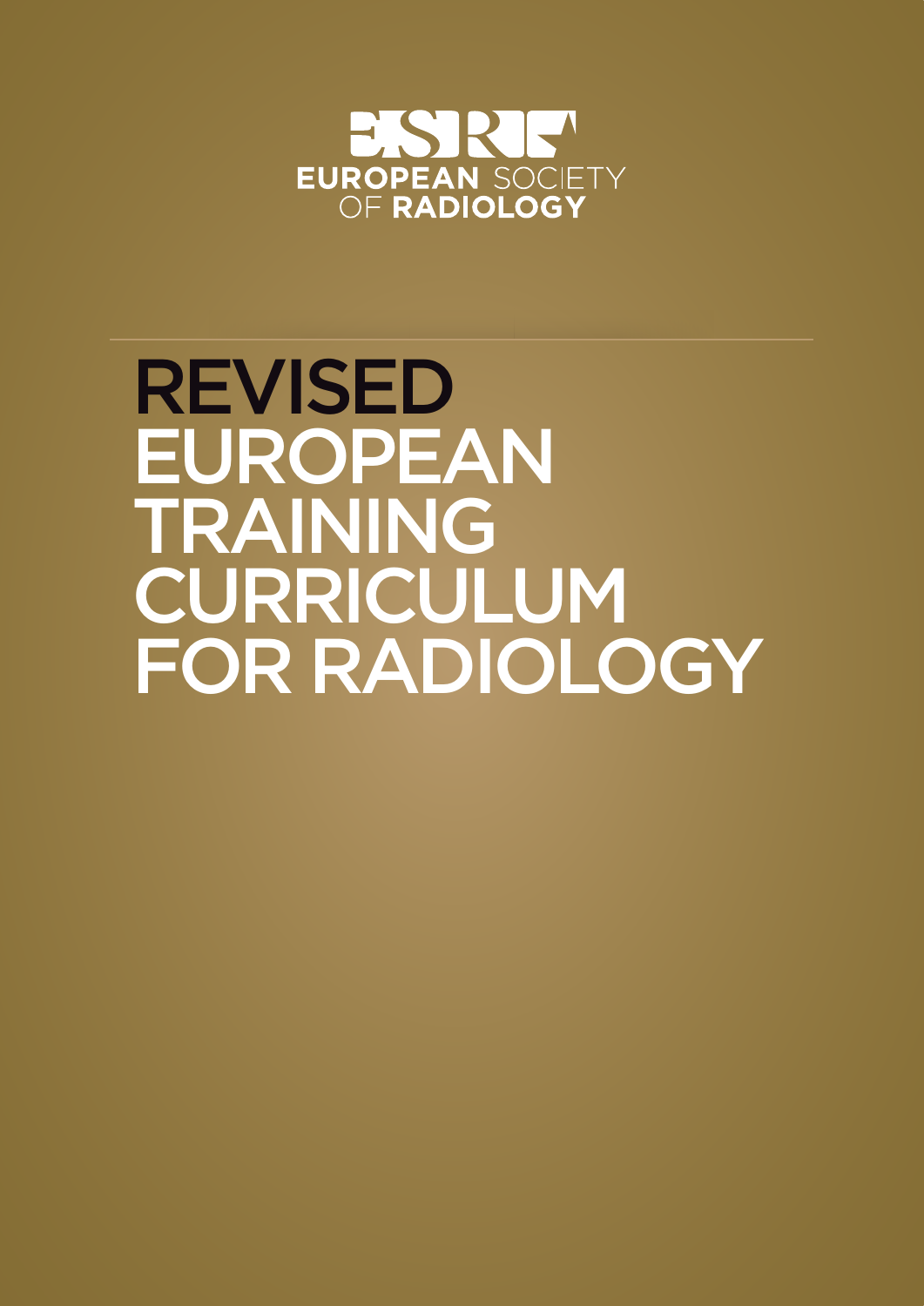ESR
EUROPEAN SOCIETY
OF RADIOLOGY

# REVISED EUROPEAN TRAINING CURRICULUM FOR RADIOLOGY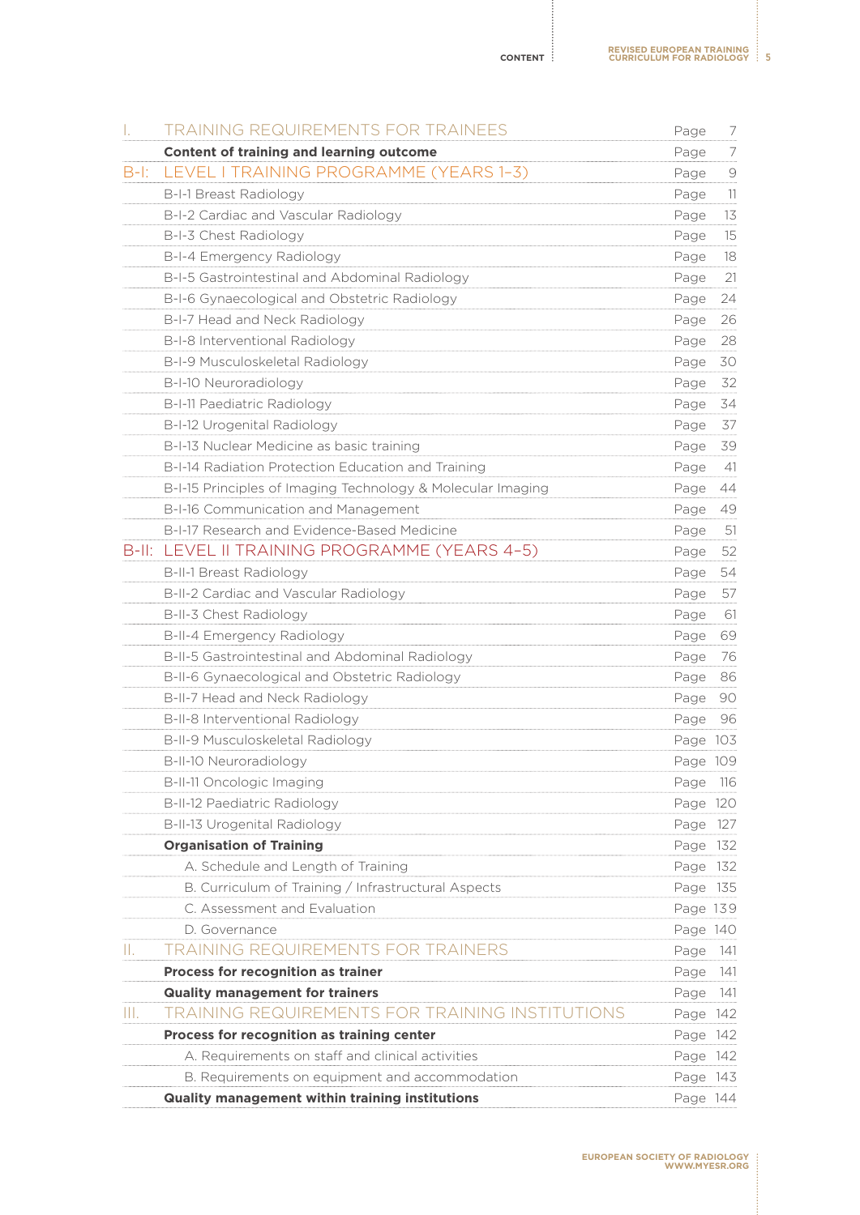| | | |
|---|---|---|
| I. | TRAINING REQUIREMENTS FOR TRAINEES | Page 7 |
| | **Content of training and learning outcome** | Page 7 |
| B-I: | LEVEL I TRAINING PROGRAMME (YEARS 1–3) | Page 9 |
| | B-I-1 Breast Radiology | Page 11 |
| | B-I-2 Cardiac and Vascular Radiology | Page 13 |
| | B-I-3 Chest Radiology | Page 15 |
| | B-I-4 Emergency Radiology | Page 18 |
| | B-I-5 Gastrointestinal and Abdominal Radiology | Page 21 |
| | B-I-6 Gynaecological and Obstetric Radiology | Page 24 |
| | B-I-7 Head and Neck Radiology | Page 26 |
| | B-I-8 Interventional Radiology | Page 28 |
| | B-I-9 Musculoskeletal Radiology | Page 30 |
| | B-I-10 Neuroradiology | Page 32 |
| | B-I-11 Paediatric Radiology | Page 34 |
| | B-I-12 Urogenital Radiology | Page 37 |
| | B-I-13 Nuclear Medicine as basic training | Page 39 |
| | B-I-14 Radiation Protection Education and Training | Page 41 |
| | B-I-15 Principles of Imaging Technology & Molecular Imaging | Page 44 |
| | B-I-16 Communication and Management | Page 49 |
| | B-I-17 Research and Evidence-Based Medicine | Page 51 |
| B-II: | LEVEL II TRAINING PROGRAMME (YEARS 4–5) | Page 52 |
| | B-II-1 Breast Radiology | Page 54 |
| | B-II-2 Cardiac and Vascular Radiology | Page 57 |
| | B-II-3 Chest Radiology | Page 61 |
| | B-II-4 Emergency Radiology | Page 69 |
| | B-II-5 Gastrointestinal and Abdominal Radiology | Page 76 |
| | B-II-6 Gynaecological and Obstetric Radiology | Page 86 |
| | B-II-7 Head and Neck Radiology | Page 90 |
| | B-II-8 Interventional Radiology | Page 96 |
| | B-II-9 Musculoskeletal Radiology | Page 103 |
| | B-II-10 Neuroradiology | Page 109 |
| | B-II-11 Oncologic Imaging | Page 116 |
| | B-II-12 Paediatric Radiology | Page 120 |
| | B-II-13 Urogenital Radiology | Page 127 |
| | **Organisation of Training** | Page 132 |
| | A. Schedule and Length of Training | Page 132 |
| | B. Curriculum of Training / Infrastructural Aspects | Page 135 |
| | C. Assessment and Evaluation | Page 139 |
| | D. Governance | Page 140 |
| II. | TRAINING REQUIREMENTS FOR TRAINERS | Page 141 |
| | **Process for recognition as trainer** | Page 141 |
| | **Quality management for trainers** | Page 141 |
| III. | TRAINING REQUIREMENTS FOR TRAINING INSTITUTIONS | Page 142 |
| | **Process for recognition as training center** | Page 142 |
| | A. Requirements on staff and clinical activities | Page 142 |
| | B. Requirements on equipment and accommodation | Page 143 |
| | **Quality management within training institutions** | Page 144 |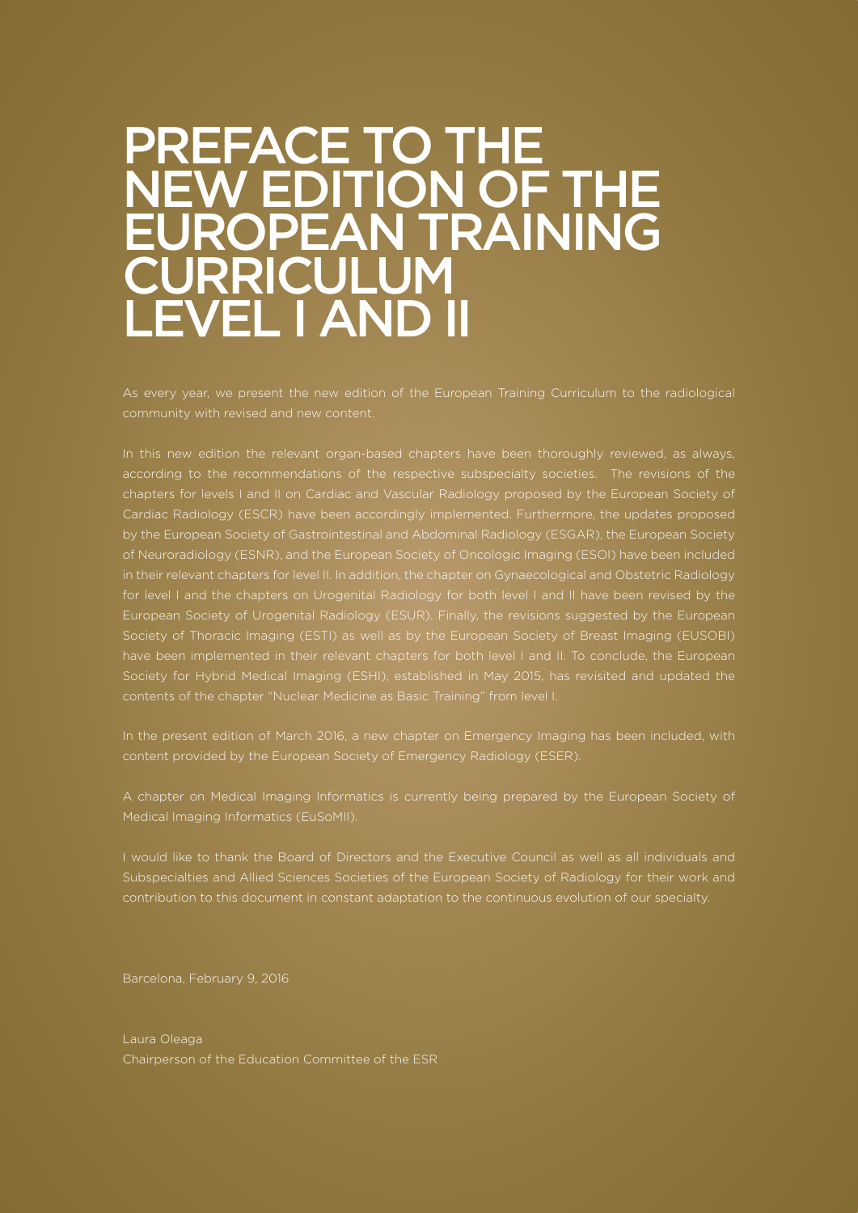# PREFACE TO THE NEW EDITION OF THE EUROPEAN TRAINING CURRICULUM LEVEL I AND II

As every year, we present the new edition of the European Training Curriculum to the radiological community with revised and new content.

In this new edition the relevant organ-based chapters have been thoroughly reviewed, as always, according to the recommendations of the respective subspecialty societies. The revisions of the chapters for levels I and II on Cardiac and Vascular Radiology proposed by the European Society of Cardiac Radiology (ESCR) have been accordingly implemented. Furthermore, the updates proposed by the European Society of Gastrointestinal and Abdominal Radiology (ESGAR), the European Society of Neuroradiology (ESNR), and the European Society of Oncologic Imaging (ESOI) have been included in their relevant chapters for level II. In addition, the chapter on Gynaecological and Obstetric Radiology for level I and the chapters on Urogenital Radiology for both level I and II have been revised by the European Society of Urogenital Radiology (ESUR). Finally, the revisions suggested by the European Society of Thoracic Imaging (ESTI) as well as by the European Society of Breast Imaging (EUSOBI) have been implemented in their relevant chapters for both level I and II. To conclude, the European Society for Hybrid Medical Imaging (ESHI), established in May 2015, has revisited and updated the contents of the chapter "Nuclear Medicine as Basic Training" from level I.

In the present edition of March 2016, a new chapter on Emergency Imaging has been included, with content provided by the European Society of Emergency Radiology (ESER).

A chapter on Medical Imaging Informatics is currently being prepared by the European Society of Medical Imaging Informatics (EuSoMII).

I would like to thank the Board of Directors and the Executive Council as well as all individuals and Subspecialties and Allied Sciences Societies of the European Society of Radiology for their work and contribution to this document in constant adaptation to the continuous evolution of our specialty.

Barcelona, February 9, 2016

Laura Oleaga
Chairperson of the Education Committee of the ESR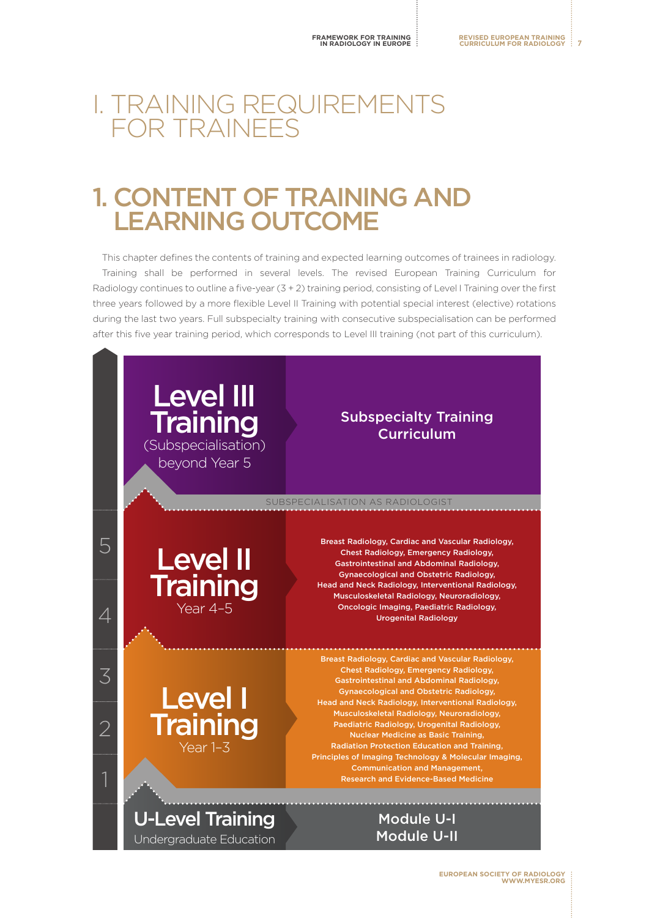# I. TRAINING REQUIREMENTS FOR TRAINEES

## 1. CONTENT OF TRAINING AND LEARNING OUTCOME

This chapter defines the contents of training and expected learning outcomes of trainees in radiology.

Training shall be performed in several levels. The revised European Training Curriculum for Radiology continues to outline a five-year (3 + 2) training period, consisting of Level I Training over the first three years followed by a more flexible Level II Training with potential special interest (elective) rotations during the last two years. Full subspecialty training with consecutive subspecialisation can be performed after this five year training period, which corresponds to Level III training (not part of this curriculum).

**Level III Training** (Subspecialisation) beyond Year 5

**Subspecialty Training Curriculum**

SUBSPECIALISATION AS RADIOLOGIST

**Level II Training** Year 4–5

**Breast Radiology, Cardiac and Vascular Radiology, Chest Radiology, Emergency Radiology, Gastrointestinal and Abdominal Radiology, Gynaecological and Obstetric Radiology, Head and Neck Radiology, Interventional Radiology, Musculoskeletal Radiology, Neuroradiology, Oncologic Imaging, Paediatric Radiology, Urogenital Radiology**

**Level I Training** Year 1–3

**Breast Radiology, Cardiac and Vascular Radiology, Chest Radiology, Emergency Radiology, Gastrointestinal and Abdominal Radiology, Gynaecological and Obstetric Radiology, Head and Neck Radiology, Interventional Radiology, Musculoskeletal Radiology, Neuroradiology, Paediatric Radiology, Urogenital Radiology, Nuclear Medicine as Basic Training, Radiation Protection Education and Training, Principles of Imaging Technology & Molecular Imaging, Communication and Management, Research and Evidence-Based Medicine**

**U-Level Training** Undergraduate Education

**Module U-I**
**Module U-II**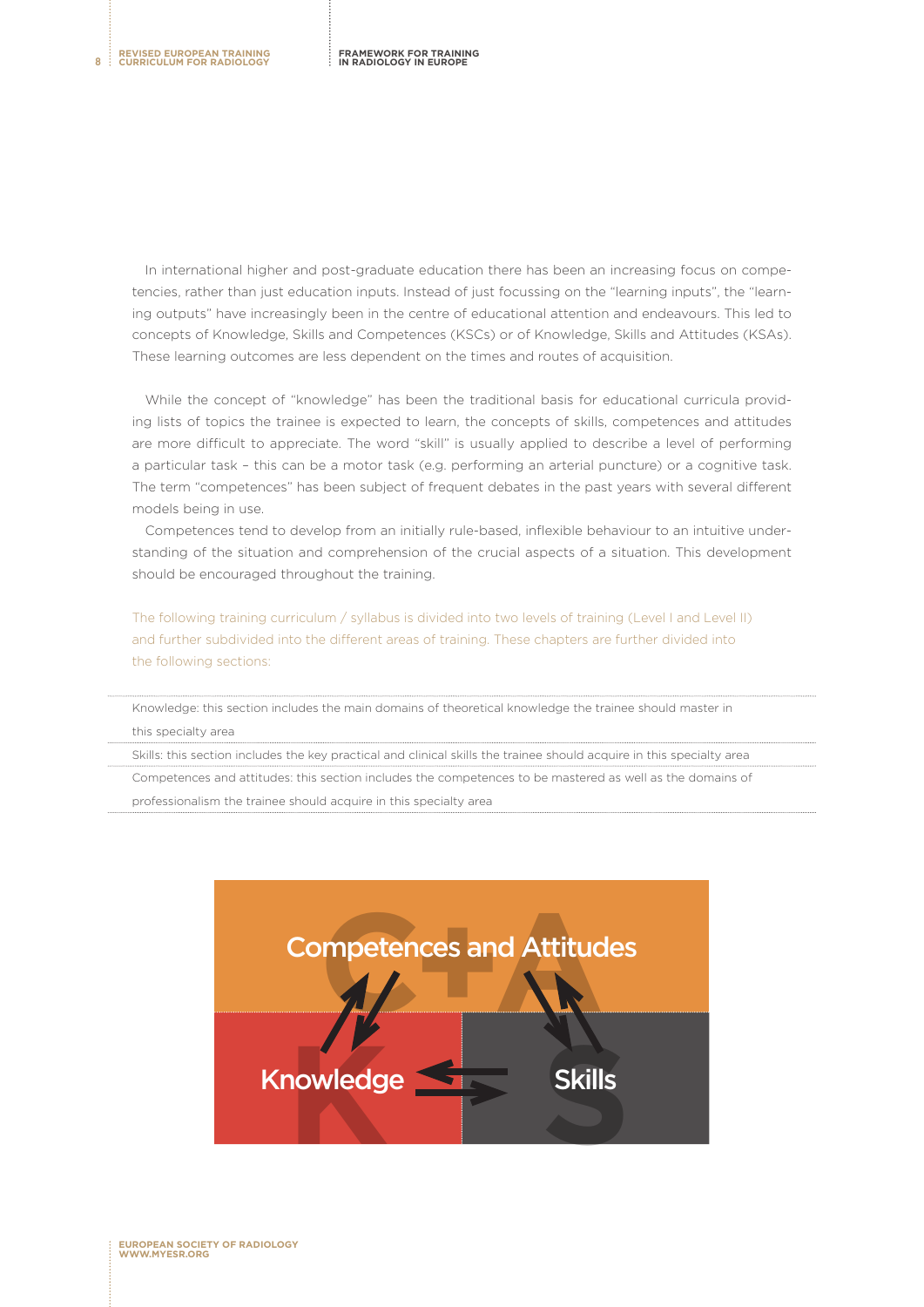In international higher and post-graduate education there has been an increasing focus on competencies, rather than just education inputs. Instead of just focussing on the "learning inputs", the "learning outputs" have increasingly been in the centre of educational attention and endeavours. This led to concepts of Knowledge, Skills and Competences (KSCs) or of Knowledge, Skills and Attitudes (KSAs). These learning outcomes are less dependent on the times and routes of acquisition.

While the concept of "knowledge" has been the traditional basis for educational curricula providing lists of topics the trainee is expected to learn, the concepts of skills, competences and attitudes are more difficult to appreciate. The word "skill" is usually applied to describe a level of performing a particular task – this can be a motor task (e.g. performing an arterial puncture) or a cognitive task. The term "competences" has been subject of frequent debates in the past years with several different models being in use.

Competences tend to develop from an initially rule-based, inflexible behaviour to an intuitive understanding of the situation and comprehension of the crucial aspects of a situation. This development should be encouraged throughout the training.

The following training curriculum / syllabus is divided into two levels of training (Level I and Level II) and further subdivided into the different areas of training. These chapters are further divided into the following sections:

- Knowledge: this section includes the main domains of theoretical knowledge the trainee should master in this specialty area
- Skills: this section includes the key practical and clinical skills the trainee should acquire in this specialty area
- Competences and attitudes: this section includes the competences to be mastered as well as the domains of professionalism the trainee should acquire in this specialty area

Competences and Attitudes

Knowledge

Skills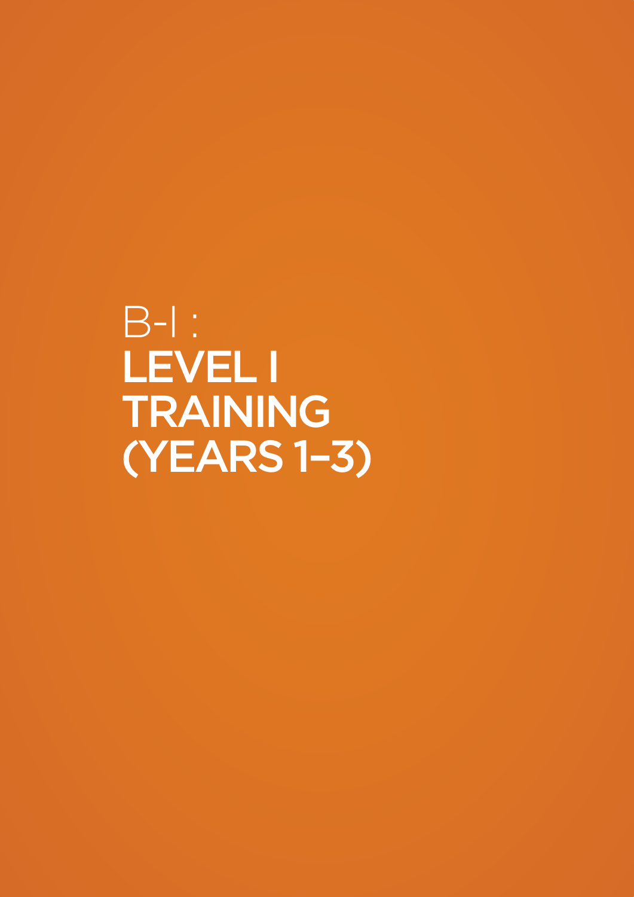# B-I : LEVEL I TRAINING (YEARS 1–3)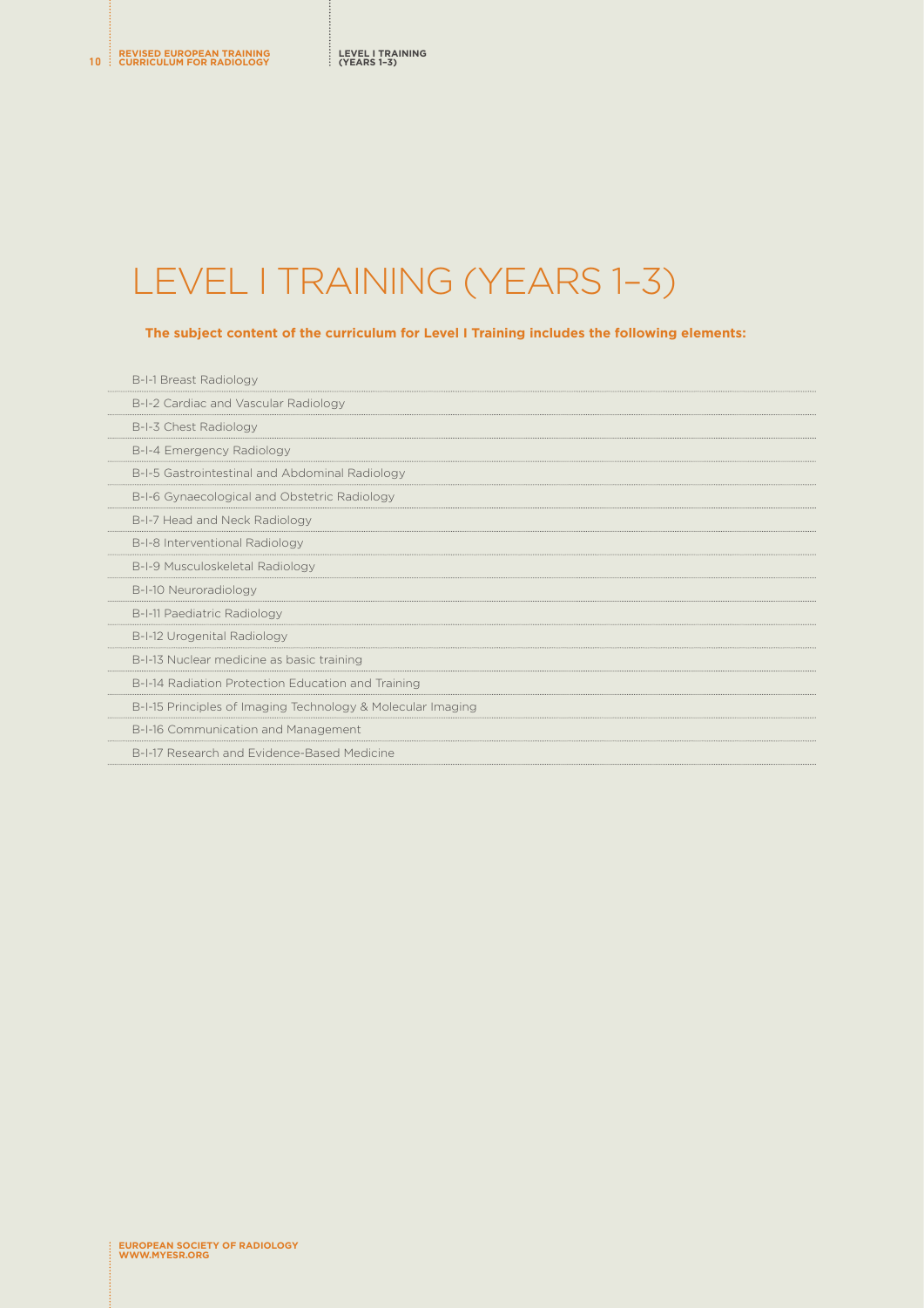# LEVEL I TRAINING (YEARS 1–3)

**The subject content of the curriculum for Level I Training includes the following elements:**

- B-I-1 Breast Radiology
- B-I-2 Cardiac and Vascular Radiology
- B-I-3 Chest Radiology
- B-I-4 Emergency Radiology
- B-I-5 Gastrointestinal and Abdominal Radiology
- B-I-6 Gynaecological and Obstetric Radiology
- B-I-7 Head and Neck Radiology
- B-I-8 Interventional Radiology
- B-I-9 Musculoskeletal Radiology
- B-I-10 Neuroradiology
- B-I-11 Paediatric Radiology
- B-I-12 Urogenital Radiology
- B-I-13 Nuclear medicine as basic training
- B-I-14 Radiation Protection Education and Training
- B-I-15 Principles of Imaging Technology & Molecular Imaging
- B-I-16 Communication and Management
- B-I-17 Research and Evidence-Based Medicine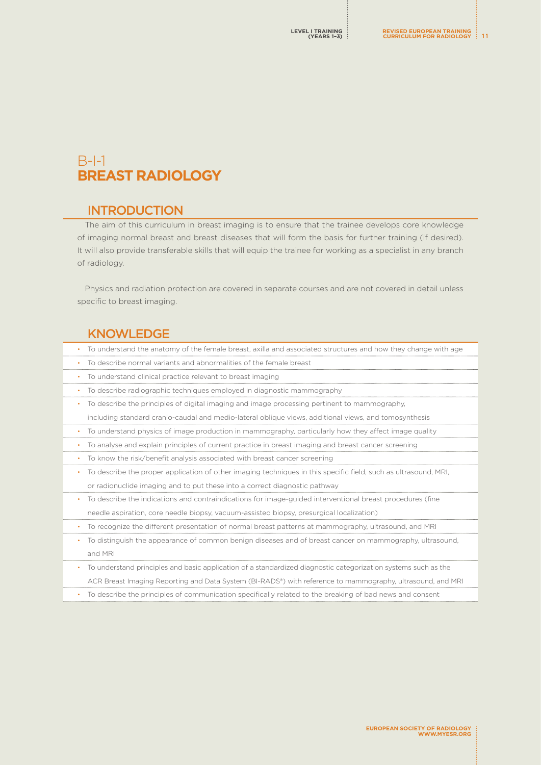# B-I-1
# BREAST RADIOLOGY

## INTRODUCTION

The aim of this curriculum in breast imaging is to ensure that the trainee develops core knowledge of imaging normal breast and breast diseases that will form the basis for further training (if desired). It will also provide transferable skills that will equip the trainee for working as a specialist in any branch of radiology.

Physics and radiation protection are covered in separate courses and are not covered in detail unless specific to breast imaging.

## KNOWLEDGE

- To understand the anatomy of the female breast, axilla and associated structures and how they change with age
- To describe normal variants and abnormalities of the female breast
- To understand clinical practice relevant to breast imaging
- To describe radiographic techniques employed in diagnostic mammography
- To describe the principles of digital imaging and image processing pertinent to mammography, including standard cranio-caudal and medio-lateral oblique views, additional views, and tomosynthesis
- To understand physics of image production in mammography, particularly how they affect image quality
- To analyse and explain principles of current practice in breast imaging and breast cancer screening
- To know the risk/benefit analysis associated with breast cancer screening
- To describe the proper application of other imaging techniques in this specific field, such as ultrasound, MRI, or radionuclide imaging and to put these into a correct diagnostic pathway
- To describe the indications and contraindications for image-guided interventional breast procedures (fine needle aspiration, core needle biopsy, vacuum-assisted biopsy, presurgical localization)
- To recognize the different presentation of normal breast patterns at mammography, ultrasound, and MRI
- To distinguish the appearance of common benign diseases and of breast cancer on mammography, ultrasound, and MRI
- To understand principles and basic application of a standardized diagnostic categorization systems such as the ACR Breast Imaging Reporting and Data System (BI-RADS®) with reference to mammography, ultrasound, and MRI
- To describe the principles of communication specifically related to the breaking of bad news and consent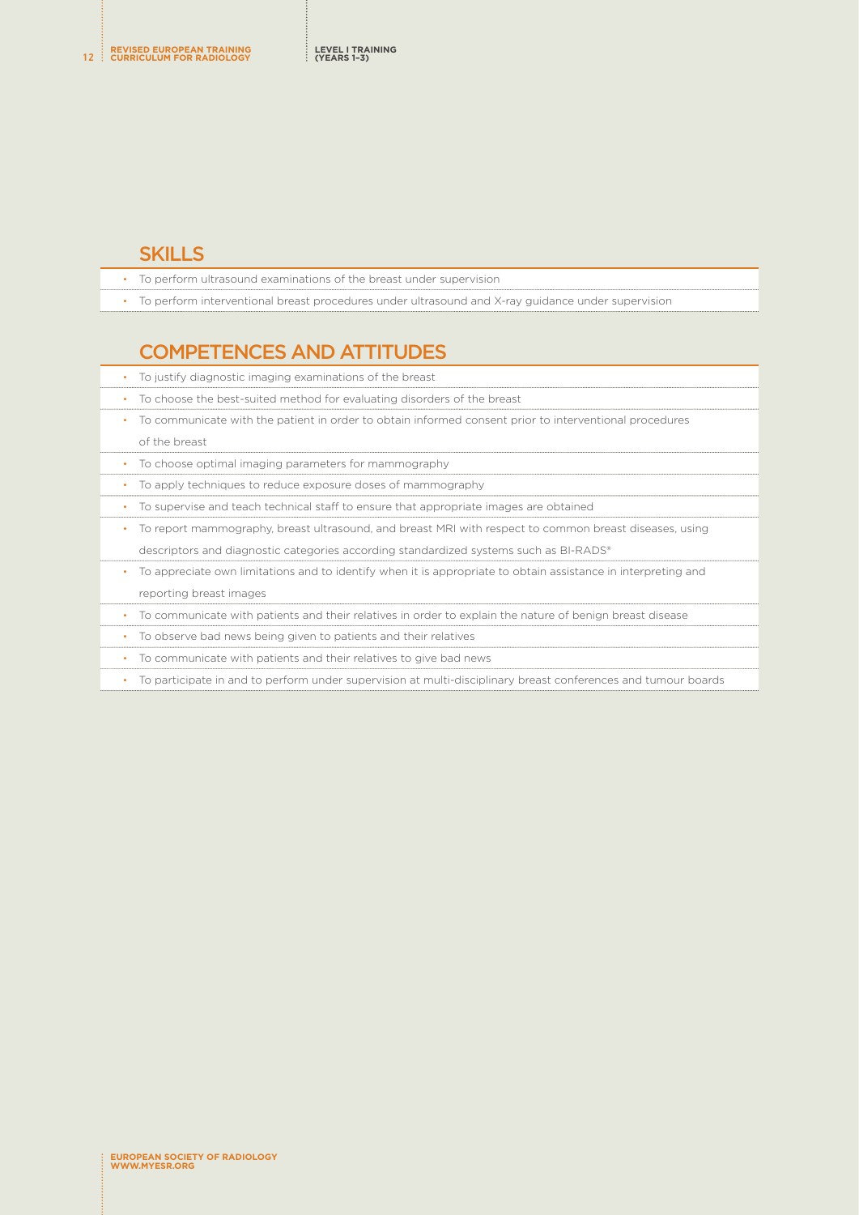## SKILLS

- To perform ultrasound examinations of the breast under supervision
- To perform interventional breast procedures under ultrasound and X-ray guidance under supervision

## COMPETENCES AND ATTITUDES

- To justify diagnostic imaging examinations of the breast
- To choose the best-suited method for evaluating disorders of the breast
- To communicate with the patient in order to obtain informed consent prior to interventional procedures of the breast
- To choose optimal imaging parameters for mammography
- To apply techniques to reduce exposure doses of mammography
- To supervise and teach technical staff to ensure that appropriate images are obtained
- To report mammography, breast ultrasound, and breast MRI with respect to common breast diseases, using descriptors and diagnostic categories according standardized systems such as BI-RADS®
- To appreciate own limitations and to identify when it is appropriate to obtain assistance in interpreting and reporting breast images
- To communicate with patients and their relatives in order to explain the nature of benign breast disease
- To observe bad news being given to patients and their relatives
- To communicate with patients and their relatives to give bad news
- To participate in and to perform under supervision at multi-disciplinary breast conferences and tumour boards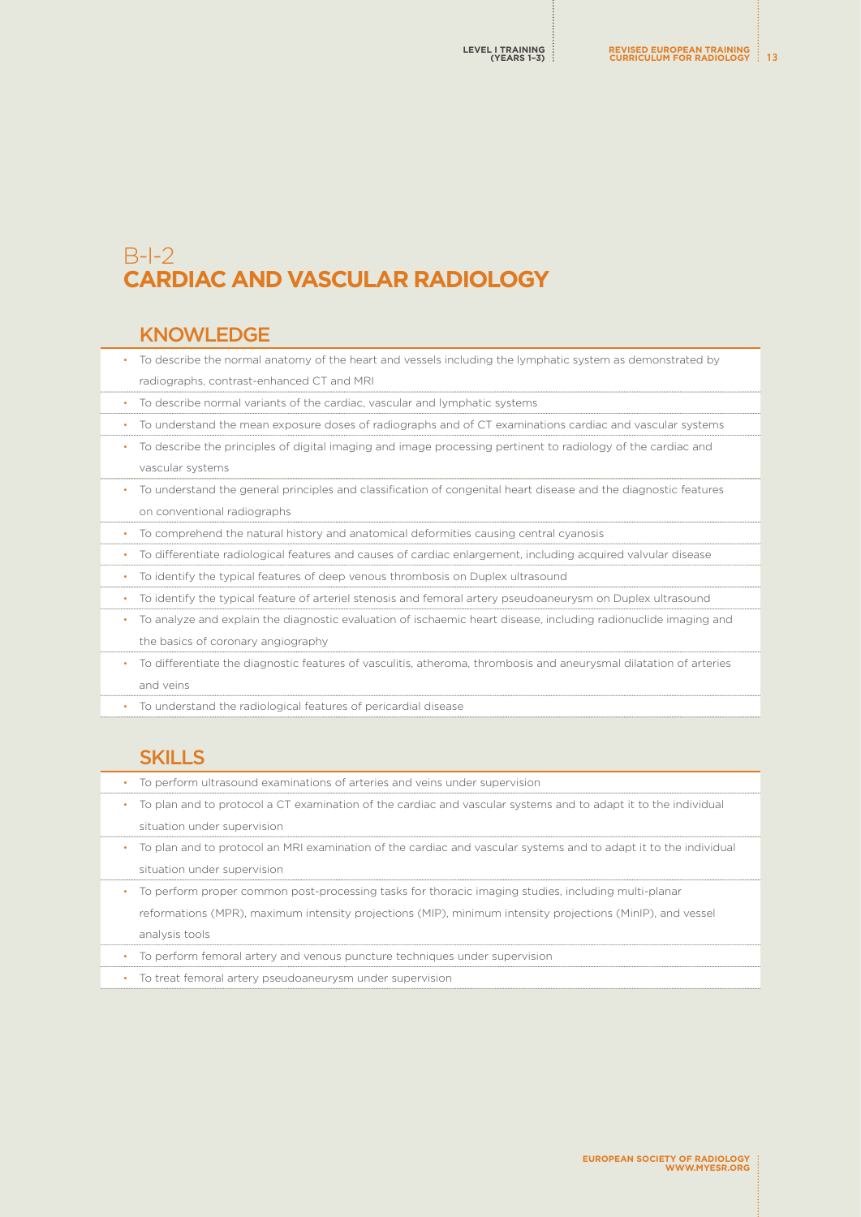# B-I-2
# CARDIAC AND VASCULAR RADIOLOGY

## KNOWLEDGE

- To describe the normal anatomy of the heart and vessels including the lymphatic system as demonstrated by radiographs, contrast-enhanced CT and MRI
- To describe normal variants of the cardiac, vascular and lymphatic systems
- To understand the mean exposure doses of radiographs and of CT examinations cardiac and vascular systems
- To describe the principles of digital imaging and image processing pertinent to radiology of the cardiac and vascular systems
- To understand the general principles and classification of congenital heart disease and the diagnostic features on conventional radiographs
- To comprehend the natural history and anatomical deformities causing central cyanosis
- To differentiate radiological features and causes of cardiac enlargement, including acquired valvular disease
- To identify the typical features of deep venous thrombosis on Duplex ultrasound
- To identify the typical feature of arteriel stenosis and femoral artery pseudoaneurysm on Duplex ultrasound
- To analyze and explain the diagnostic evaluation of ischaemic heart disease, including radionuclide imaging and the basics of coronary angiography
- To differentiate the diagnostic features of vasculitis, atheroma, thrombosis and aneurysmal dilatation of arteries and veins
- To understand the radiological features of pericardial disease

## SKILLS

- To perform ultrasound examinations of arteries and veins under supervision
- To plan and to protocol a CT examination of the cardiac and vascular systems and to adapt it to the individual situation under supervision
- To plan and to protocol an MRI examination of the cardiac and vascular systems and to adapt it to the individual situation under supervision
- To perform proper common post-processing tasks for thoracic imaging studies, including multi-planar reformations (MPR), maximum intensity projections (MIP), minimum intensity projections (MinIP), and vessel analysis tools
- To perform femoral artery and venous puncture techniques under supervision
- To treat femoral artery pseudoaneurysm under supervision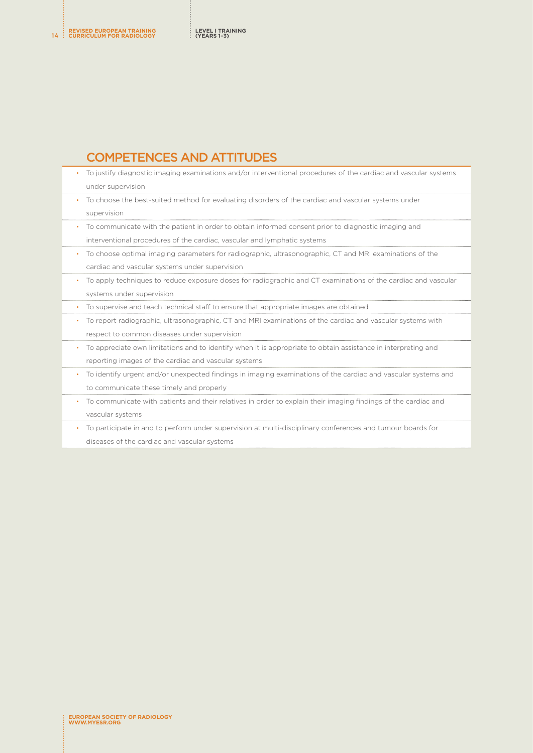## COMPETENCES AND ATTITUDES

- To justify diagnostic imaging examinations and/or interventional procedures of the cardiac and vascular systems under supervision
- To choose the best-suited method for evaluating disorders of the cardiac and vascular systems under supervision
- To communicate with the patient in order to obtain informed consent prior to diagnostic imaging and interventional procedures of the cardiac, vascular and lymphatic systems
- To choose optimal imaging parameters for radiographic, ultrasonographic, CT and MRI examinations of the cardiac and vascular systems under supervision
- To apply techniques to reduce exposure doses for radiographic and CT examinations of the cardiac and vascular systems under supervision
- To supervise and teach technical staff to ensure that appropriate images are obtained
- To report radiographic, ultrasonographic, CT and MRI examinations of the cardiac and vascular systems with respect to common diseases under supervision
- To appreciate own limitations and to identify when it is appropriate to obtain assistance in interpreting and reporting images of the cardiac and vascular systems
- To identify urgent and/or unexpected findings in imaging examinations of the cardiac and vascular systems and to communicate these timely and properly
- To communicate with patients and their relatives in order to explain their imaging findings of the cardiac and vascular systems
- To participate in and to perform under supervision at multi-disciplinary conferences and tumour boards for diseases of the cardiac and vascular systems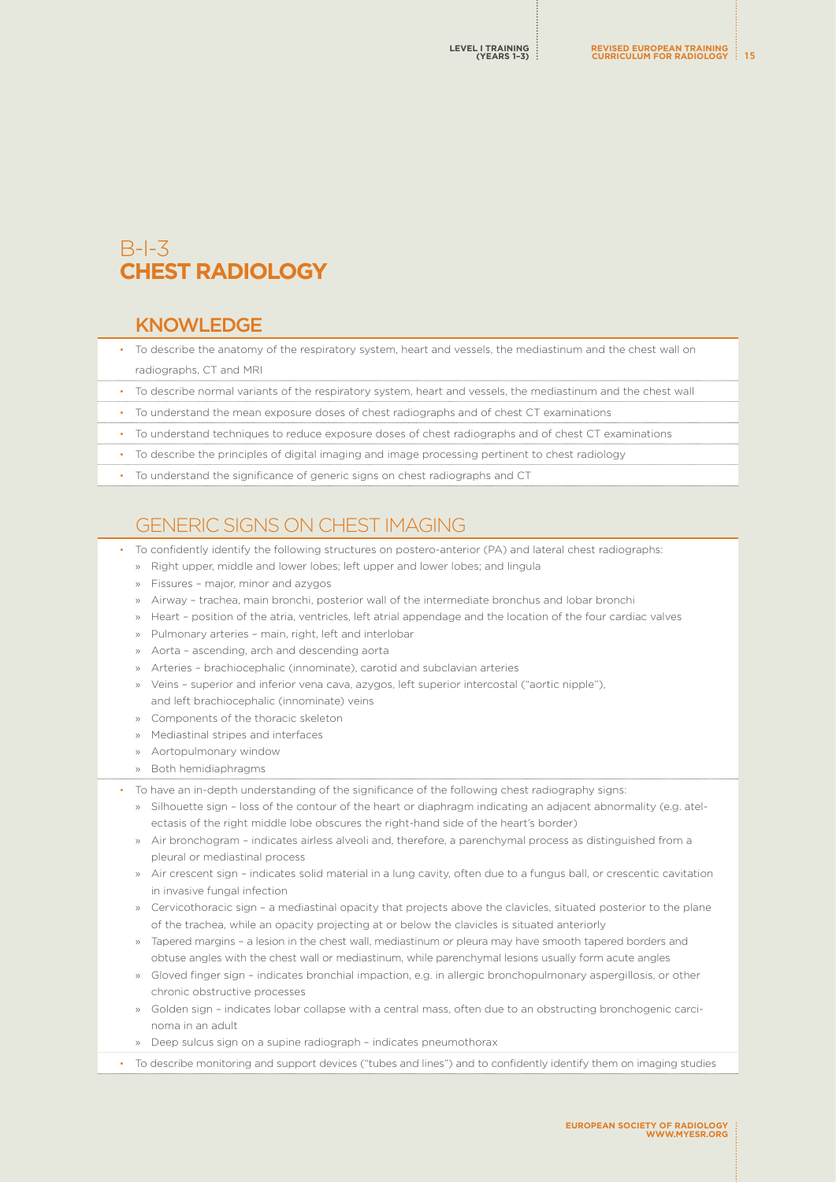# B-I-3
# CHEST RADIOLOGY

## KNOWLEDGE

- To describe the anatomy of the respiratory system, heart and vessels, the mediastinum and the chest wall on radiographs, CT and MRI
- To describe normal variants of the respiratory system, heart and vessels, the mediastinum and the chest wall
- To understand the mean exposure doses of chest radiographs and of chest CT examinations
- To understand techniques to reduce exposure doses of chest radiographs and of chest CT examinations
- To describe the principles of digital imaging and image processing pertinent to chest radiology
- To understand the significance of generic signs on chest radiographs and CT

## GENERIC SIGNS ON CHEST IMAGING

- To confidently identify the following structures on postero-anterior (PA) and lateral chest radiographs:
  - Right upper, middle and lower lobes; left upper and lower lobes; and lingula
  - Fissures – major, minor and azygos
  - Airway – trachea, main bronchi, posterior wall of the intermediate bronchus and lobar bronchi
  - Heart – position of the atria, ventricles, left atrial appendage and the location of the four cardiac valves
  - Pulmonary arteries – main, right, left and interlobar
  - Aorta – ascending, arch and descending aorta
  - Arteries – brachiocephalic (innominate), carotid and subclavian arteries
  - Veins – superior and inferior vena cava, azygos, left superior intercostal ("aortic nipple"), and left brachiocephalic (innominate) veins
  - Components of the thoracic skeleton
  - Mediastinal stripes and interfaces
  - Aortopulmonary window
  - Both hemidiaphragms
- To have an in-depth understanding of the significance of the following chest radiography signs:
  - Silhouette sign – loss of the contour of the heart or diaphragm indicating an adjacent abnormality (e.g. atelectasis of the right middle lobe obscures the right-hand side of the heart's border)
  - Air bronchogram – indicates airless alveoli and, therefore, a parenchymal process as distinguished from a pleural or mediastinal process
  - Air crescent sign – indicates solid material in a lung cavity, often due to a fungus ball, or crescentic cavitation in invasive fungal infection
  - Cervicothoracic sign – a mediastinal opacity that projects above the clavicles, situated posterior to the plane of the trachea, while an opacity projecting at or below the clavicles is situated anteriorly
  - Tapered margins – a lesion in the chest wall, mediastinum or pleura may have smooth tapered borders and obtuse angles with the chest wall or mediastinum, while parenchymal lesions usually form acute angles
  - Gloved finger sign – indicates bronchial impaction, e.g. in allergic bronchopulmonary aspergillosis, or other chronic obstructive processes
  - Golden sign – indicates lobar collapse with a central mass, often due to an obstructing bronchogenic carcinoma in an adult
  - Deep sulcus sign on a supine radiograph – indicates pneumothorax
- To describe monitoring and support devices ("tubes and lines") and to confidently identify them on imaging studies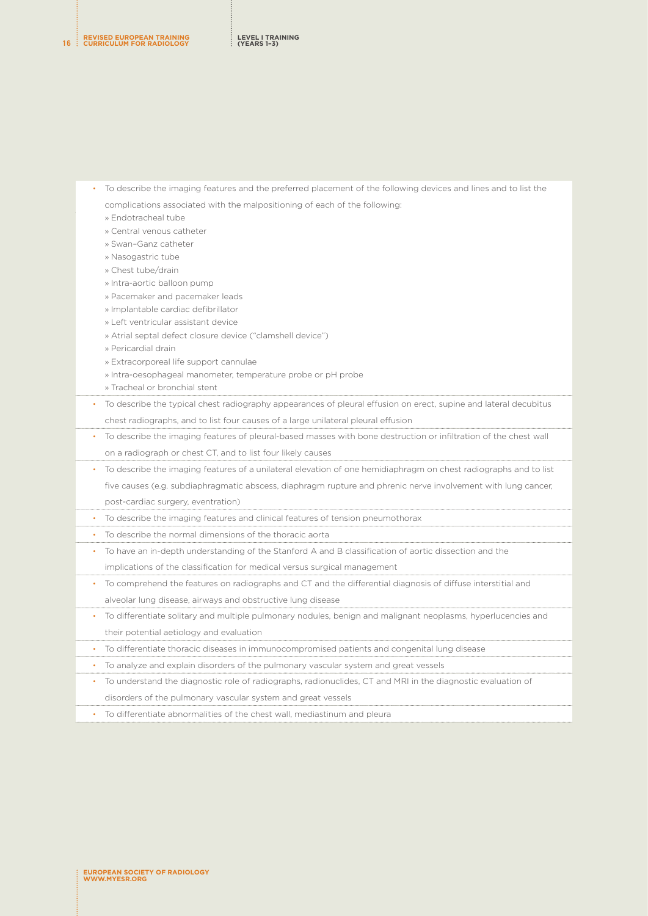- To describe the imaging features and the preferred placement of the following devices and lines and to list the complications associated with the malpositioning of each of the following:
  - » Endotracheal tube
  - » Central venous catheter
  - » Swan–Ganz catheter
  - » Nasogastric tube
  - » Chest tube/drain
  - » Intra-aortic balloon pump
  - » Pacemaker and pacemaker leads
  - » Implantable cardiac defibrillator
  - » Left ventricular assistant device
  - » Atrial septal defect closure device ("clamshell device")
  - » Pericardial drain
  - » Extracorporeal life support cannulae
  - » Intra-oesophageal manometer, temperature probe or pH probe
  - » Tracheal or bronchial stent
- To describe the typical chest radiography appearances of pleural effusion on erect, supine and lateral decubitus chest radiographs, and to list four causes of a large unilateral pleural effusion
- To describe the imaging features of pleural-based masses with bone destruction or infiltration of the chest wall on a radiograph or chest CT, and to list four likely causes
- To describe the imaging features of a unilateral elevation of one hemidiaphragm on chest radiographs and to list five causes (e.g. subdiaphragmatic abscess, diaphragm rupture and phrenic nerve involvement with lung cancer, post-cardiac surgery, eventration)
- To describe the imaging features and clinical features of tension pneumothorax
- To describe the normal dimensions of the thoracic aorta
- To have an in-depth understanding of the Stanford A and B classification of aortic dissection and the implications of the classification for medical versus surgical management
- To comprehend the features on radiographs and CT and the differential diagnosis of diffuse interstitial and alveolar lung disease, airways and obstructive lung disease
- To differentiate solitary and multiple pulmonary nodules, benign and malignant neoplasms, hyperlucencies and their potential aetiology and evaluation
- To differentiate thoracic diseases in immunocompromised patients and congenital lung disease
- To analyze and explain disorders of the pulmonary vascular system and great vessels
- To understand the diagnostic role of radiographs, radionuclides, CT and MRI in the diagnostic evaluation of disorders of the pulmonary vascular system and great vessels
- To differentiate abnormalities of the chest wall, mediastinum and pleura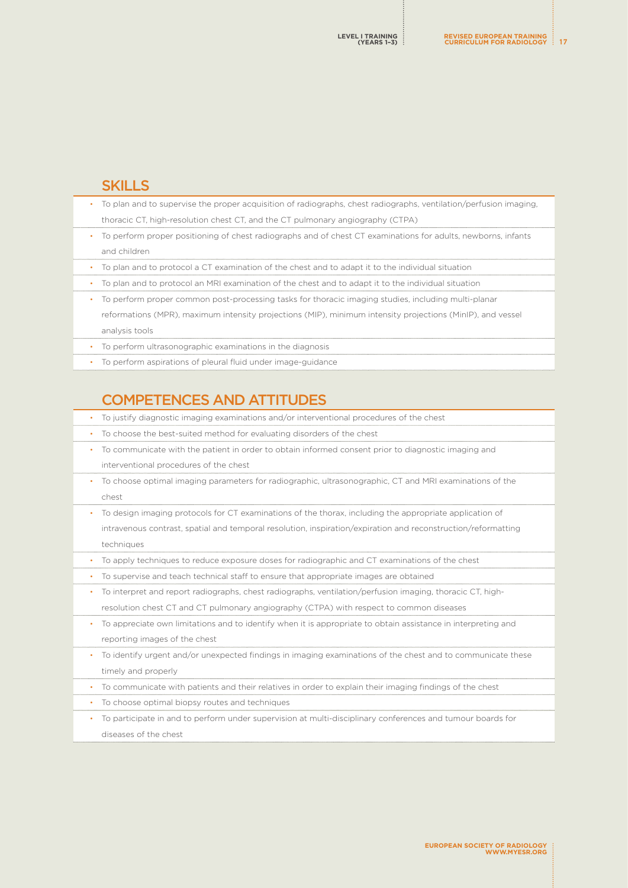## SKILLS

- To plan and to supervise the proper acquisition of radiographs, chest radiographs, ventilation/perfusion imaging, thoracic CT, high-resolution chest CT, and the CT pulmonary angiography (CTPA)
- To perform proper positioning of chest radiographs and of chest CT examinations for adults, newborns, infants and children
- To plan and to protocol a CT examination of the chest and to adapt it to the individual situation
- To plan and to protocol an MRI examination of the chest and to adapt it to the individual situation
- To perform proper common post-processing tasks for thoracic imaging studies, including multi-planar reformations (MPR), maximum intensity projections (MIP), minimum intensity projections (MinIP), and vessel analysis tools
- To perform ultrasonographic examinations in the diagnosis
- To perform aspirations of pleural fluid under image-guidance

## COMPETENCES AND ATTITUDES

- To justify diagnostic imaging examinations and/or interventional procedures of the chest
- To choose the best-suited method for evaluating disorders of the chest
- To communicate with the patient in order to obtain informed consent prior to diagnostic imaging and interventional procedures of the chest
- To choose optimal imaging parameters for radiographic, ultrasonographic, CT and MRI examinations of the chest
- To design imaging protocols for CT examinations of the thorax, including the appropriate application of intravenous contrast, spatial and temporal resolution, inspiration/expiration and reconstruction/reformatting techniques
- To apply techniques to reduce exposure doses for radiographic and CT examinations of the chest
- To supervise and teach technical staff to ensure that appropriate images are obtained
- To interpret and report radiographs, chest radiographs, ventilation/perfusion imaging, thoracic CT, high-resolution chest CT and CT pulmonary angiography (CTPA) with respect to common diseases
- To appreciate own limitations and to identify when it is appropriate to obtain assistance in interpreting and reporting images of the chest
- To identify urgent and/or unexpected findings in imaging examinations of the chest and to communicate these timely and properly
- To communicate with patients and their relatives in order to explain their imaging findings of the chest
- To choose optimal biopsy routes and techniques
- To participate in and to perform under supervision at multi-disciplinary conferences and tumour boards for diseases of the chest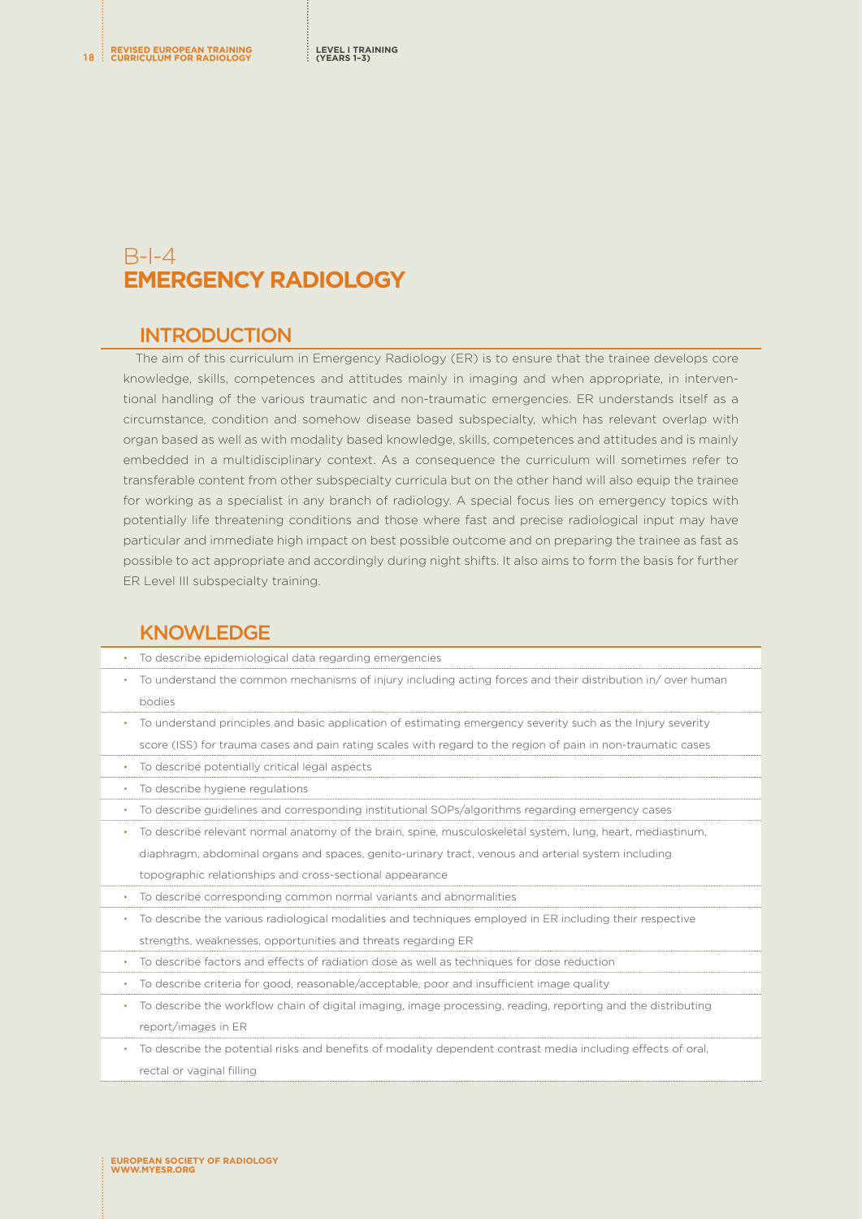# B-I-4 EMERGENCY RADIOLOGY

## INTRODUCTION

The aim of this curriculum in Emergency Radiology (ER) is to ensure that the trainee develops core knowledge, skills, competences and attitudes mainly in imaging and when appropriate, in interventional handling of the various traumatic and non-traumatic emergencies. ER understands itself as a circumstance, condition and somehow disease based subspecialty, which has relevant overlap with organ based as well as with modality based knowledge, skills, competences and attitudes and is mainly embedded in a multidisciplinary context. As a consequence the curriculum will sometimes refer to transferable content from other subspecialty curricula but on the other hand will also equip the trainee for working as a specialist in any branch of radiology. A special focus lies on emergency topics with potentially life threatening conditions and those where fast and precise radiological input may have particular and immediate high impact on best possible outcome and on preparing the trainee as fast as possible to act appropriate and accordingly during night shifts. It also aims to form the basis for further ER Level III subspecialty training.

## KNOWLEDGE

- To describe epidemiological data regarding emergencies
- To understand the common mechanisms of injury including acting forces and their distribution in/ over human bodies
- To understand principles and basic application of estimating emergency severity such as the Injury severity score (ISS) for trauma cases and pain rating scales with regard to the region of pain in non-traumatic cases
- To describe potentially critical legal aspects
- To describe hygiene regulations
- To describe guidelines and corresponding institutional SOPs/algorithms regarding emergency cases
- To describe relevant normal anatomy of the brain, spine, musculoskeletal system, lung, heart, mediastinum, diaphragm, abdominal organs and spaces, genito-urinary tract, venous and arterial system including topographic relationships and cross-sectional appearance
- To describe corresponding common normal variants and abnormalities
- To describe the various radiological modalities and techniques employed in ER including their respective strengths, weaknesses, opportunities and threats regarding ER
- To describe factors and effects of radiation dose as well as techniques for dose reduction
- To describe criteria for good, reasonable/acceptable, poor and insufficient image quality
- To describe the workflow chain of digital imaging, image processing, reading, reporting and the distributing report/images in ER
- To describe the potential risks and benefits of modality dependent contrast media including effects of oral, rectal or vaginal filling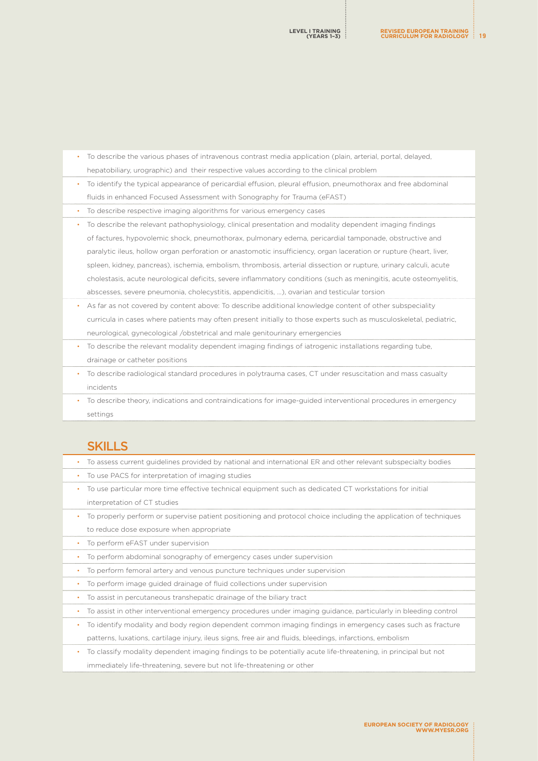- To describe the various phases of intravenous contrast media application (plain, arterial, portal, delayed, hepatobiliary, urographic) and their respective values according to the clinical problem
- To identify the typical appearance of pericardial effusion, pleural effusion, pneumothorax and free abdominal fluids in enhanced Focused Assessment with Sonography for Trauma (eFAST)
- To describe respective imaging algorithms for various emergency cases
- To describe the relevant pathophysiology, clinical presentation and modality dependent imaging findings of factures, hypovolemic shock, pneumothorax, pulmonary edema, pericardial tamponade, obstructive and paralytic ileus, hollow organ perforation or anastomotic insufficiency, organ laceration or rupture (heart, liver, spleen, kidney, pancreas), ischemia, embolism, thrombosis, arterial dissection or rupture, urinary calculi, acute cholestasis, acute neurological deficits, severe inflammatory conditions (such as meningitis, acute osteomyelitis, abscesses, severe pneumonia, cholecystitis, appendicitis, …), ovarian and testicular torsion
- As far as not covered by content above: To describe additional knowledge content of other subspeciality curricula in cases where patients may often present initially to those experts such as musculoskeletal, pediatric, neurological, gynecological /obstetrical and male genitourinary emergencies
- To describe the relevant modality dependent imaging findings of iatrogenic installations regarding tube, drainage or catheter positions
- To describe radiological standard procedures in polytrauma cases, CT under resuscitation and mass casualty incidents
- To describe theory, indications and contraindications for image-guided interventional procedures in emergency settings

## SKILLS

- To assess current guidelines provided by national and international ER and other relevant subspecialty bodies
- To use PACS for interpretation of imaging studies
- To use particular more time effective technical equipment such as dedicated CT workstations for initial interpretation of CT studies
- To properly perform or supervise patient positioning and protocol choice including the application of techniques to reduce dose exposure when appropriate
- To perform eFAST under supervision
- To perform abdominal sonography of emergency cases under supervision
- To perform femoral artery and venous puncture techniques under supervision
- To perform image guided drainage of fluid collections under supervision
- To assist in percutaneous transhepatic drainage of the biliary tract
- To assist in other interventional emergency procedures under imaging guidance, particularly in bleeding control
- To identify modality and body region dependent common imaging findings in emergency cases such as fracture patterns, luxations, cartilage injury, ileus signs, free air and fluids, bleedings, infarctions, embolism
- To classify modality dependent imaging findings to be potentially acute life-threatening, in principal but not immediately life-threatening, severe but not life-threatening or other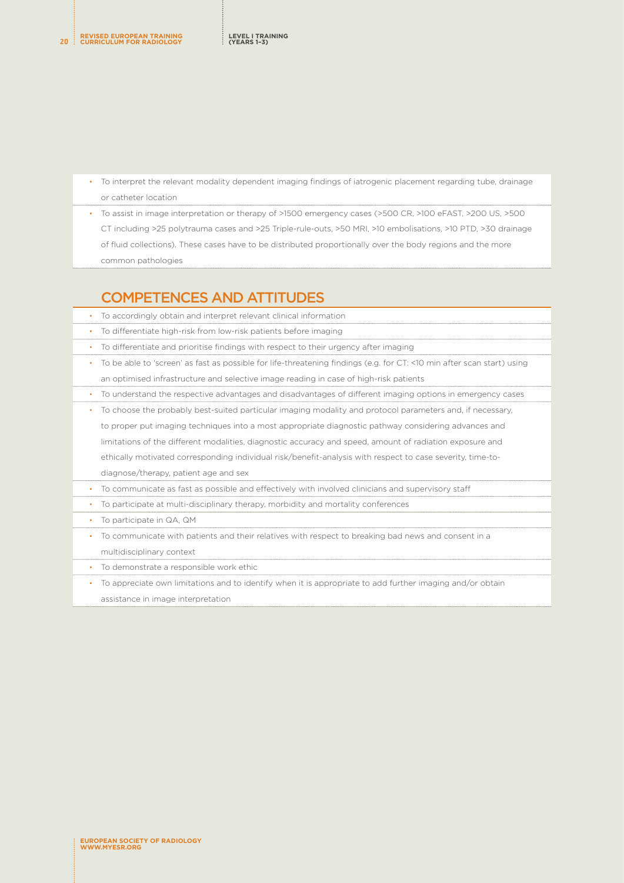- To interpret the relevant modality dependent imaging findings of iatrogenic placement regarding tube, drainage or catheter location
- To assist in image interpretation or therapy of >1500 emergency cases (>500 CR, >100 eFAST, >200 US, >500 CT including >25 polytrauma cases and >25 Triple-rule-outs, >50 MRI, >10 embolisations, >10 PTD, >30 drainage of fluid collections). These cases have to be distributed proportionally over the body regions and the more common pathologies

## COMPETENCES AND ATTITUDES

- To accordingly obtain and interpret relevant clinical information
- To differentiate high-risk from low-risk patients before imaging
- To differentiate and prioritise findings with respect to their urgency after imaging
- To be able to 'screen' as fast as possible for life-threatening findings (e.g. for CT: <10 min after scan start) using an optimised infrastructure and selective image reading in case of high-risk patients
- To understand the respective advantages and disadvantages of different imaging options in emergency cases
- To choose the probably best-suited particular imaging modality and protocol parameters and, if necessary, to proper put imaging techniques into a most appropriate diagnostic pathway considering advances and limitations of the different modalities, diagnostic accuracy and speed, amount of radiation exposure and ethically motivated corresponding individual risk/benefit-analysis with respect to case severity, time-to-diagnose/therapy, patient age and sex
- To communicate as fast as possible and effectively with involved clinicians and supervisory staff
- To participate at multi-disciplinary therapy, morbidity and mortality conferences
- To participate in QA, QM
- To communicate with patients and their relatives with respect to breaking bad news and consent in a multidisciplinary context
- To demonstrate a responsible work ethic
- To appreciate own limitations and to identify when it is appropriate to add further imaging and/or obtain assistance in image interpretation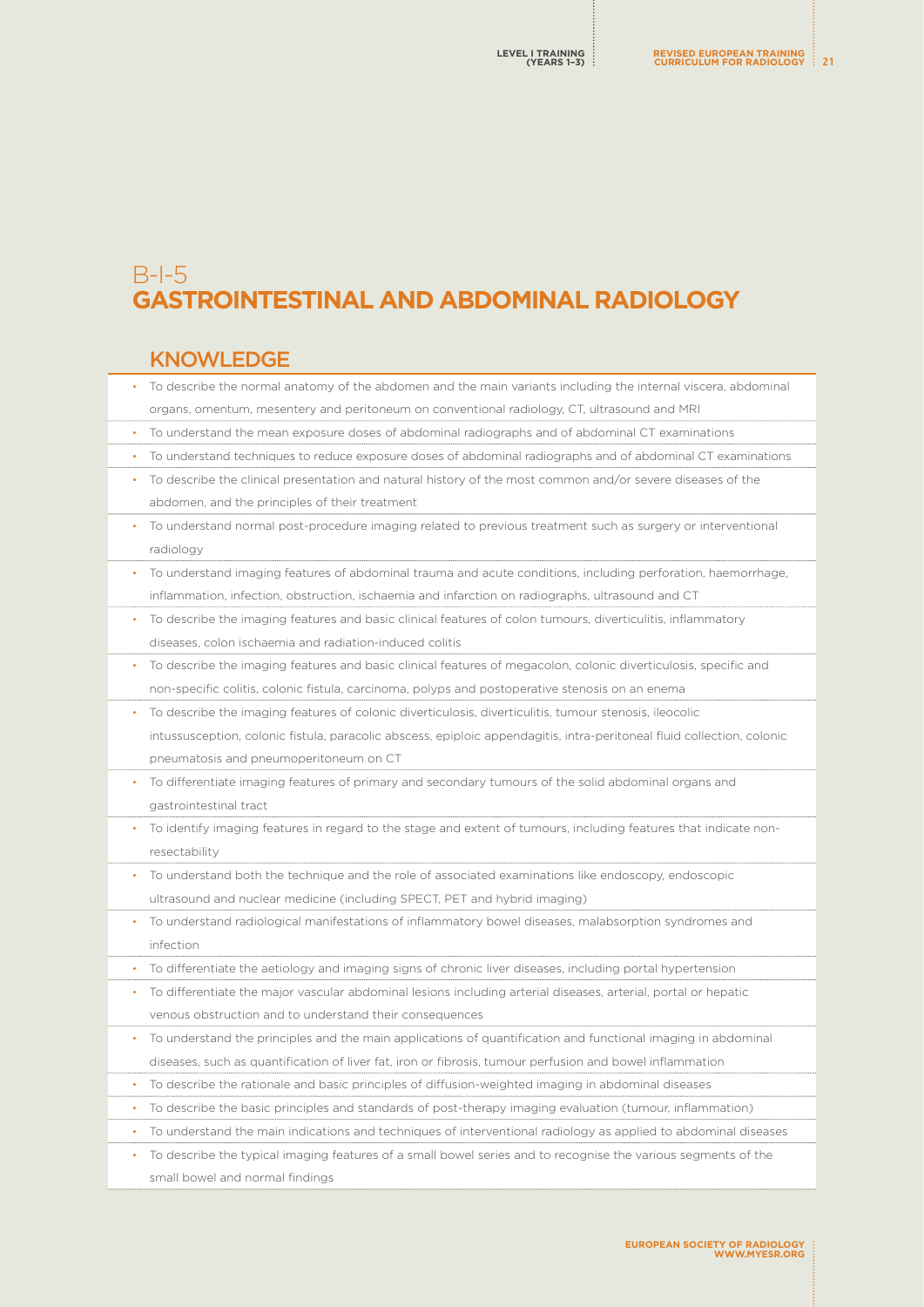# B-I-5 GASTROINTESTINAL AND ABDOMINAL RADIOLOGY

## KNOWLEDGE

- To describe the normal anatomy of the abdomen and the main variants including the internal viscera, abdominal organs, omentum, mesentery and peritoneum on conventional radiology, CT, ultrasound and MRI
- To understand the mean exposure doses of abdominal radiographs and of abdominal CT examinations
- To understand techniques to reduce exposure doses of abdominal radiographs and of abdominal CT examinations
- To describe the clinical presentation and natural history of the most common and/or severe diseases of the abdomen, and the principles of their treatment
- To understand normal post-procedure imaging related to previous treatment such as surgery or interventional radiology
- To understand imaging features of abdominal trauma and acute conditions, including perforation, haemorrhage, inflammation, infection, obstruction, ischaemia and infarction on radiographs, ultrasound and CT
- To describe the imaging features and basic clinical features of colon tumours, diverticulitis, inflammatory diseases, colon ischaemia and radiation-induced colitis
- To describe the imaging features and basic clinical features of megacolon, colonic diverticulosis, specific and non-specific colitis, colonic fistula, carcinoma, polyps and postoperative stenosis on an enema
- To describe the imaging features of colonic diverticulosis, diverticulitis, tumour stenosis, ileocolic intussusception, colonic fistula, paracolic abscess, epiploic appendagitis, intra-peritoneal fluid collection, colonic pneumatosis and pneumoperitoneum on CT
- To differentiate imaging features of primary and secondary tumours of the solid abdominal organs and gastrointestinal tract
- To identify imaging features in regard to the stage and extent of tumours, including features that indicate non-resectability
- To understand both the technique and the role of associated examinations like endoscopy, endoscopic ultrasound and nuclear medicine (including SPECT, PET and hybrid imaging)
- To understand radiological manifestations of inflammatory bowel diseases, malabsorption syndromes and infection
- To differentiate the aetiology and imaging signs of chronic liver diseases, including portal hypertension
- To differentiate the major vascular abdominal lesions including arterial diseases, arterial, portal or hepatic venous obstruction and to understand their consequences
- To understand the principles and the main applications of quantification and functional imaging in abdominal diseases, such as quantification of liver fat, iron or fibrosis, tumour perfusion and bowel inflammation
- To describe the rationale and basic principles of diffusion-weighted imaging in abdominal diseases
- To describe the basic principles and standards of post-therapy imaging evaluation (tumour, inflammation)
- To understand the main indications and techniques of interventional radiology as applied to abdominal diseases
- To describe the typical imaging features of a small bowel series and to recognise the various segments of the small bowel and normal findings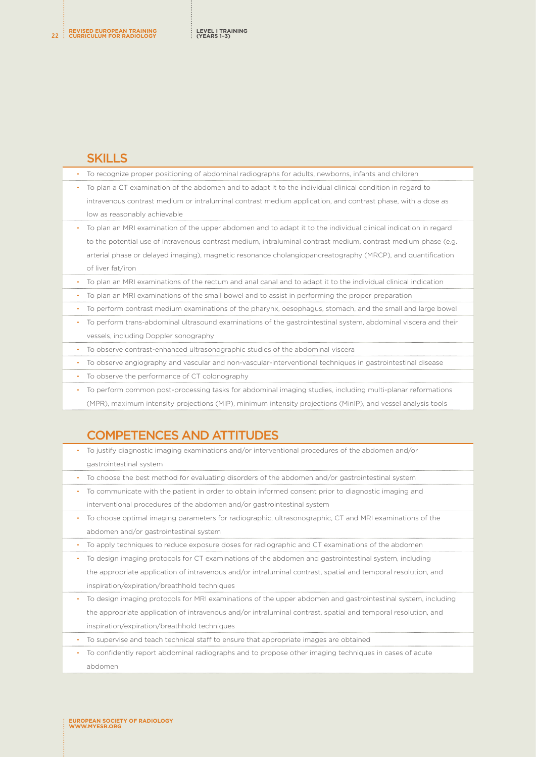## SKILLS

- To recognize proper positioning of abdominal radiographs for adults, newborns, infants and children
- To plan a CT examination of the abdomen and to adapt it to the individual clinical condition in regard to intravenous contrast medium or intraluminal contrast medium application, and contrast phase, with a dose as low as reasonably achievable
- To plan an MRI examination of the upper abdomen and to adapt it to the individual clinical indication in regard to the potential use of intravenous contrast medium, intraluminal contrast medium, contrast medium phase (e.g. arterial phase or delayed imaging), magnetic resonance cholangiopancreatography (MRCP), and quantification of liver fat/iron
- To plan an MRI examinations of the rectum and anal canal and to adapt it to the individual clinical indication
- To plan an MRI examinations of the small bowel and to assist in performing the proper preparation
- To perform contrast medium examinations of the pharynx, oesophagus, stomach, and the small and large bowel
- To perform trans-abdominal ultrasound examinations of the gastrointestinal system, abdominal viscera and their vessels, including Doppler sonography
- To observe contrast-enhanced ultrasonographic studies of the abdominal viscera
- To observe angiography and vascular and non-vascular-interventional techniques in gastrointestinal disease
- To observe the performance of CT colonography
- To perform common post-processing tasks for abdominal imaging studies, including multi-planar reformations (MPR), maximum intensity projections (MIP), minimum intensity projections (MinIP), and vessel analysis tools

## COMPETENCES AND ATTITUDES

- To justify diagnostic imaging examinations and/or interventional procedures of the abdomen and/or gastrointestinal system
- To choose the best method for evaluating disorders of the abdomen and/or gastrointestinal system
- To communicate with the patient in order to obtain informed consent prior to diagnostic imaging and interventional procedures of the abdomen and/or gastrointestinal system
- To choose optimal imaging parameters for radiographic, ultrasonographic, CT and MRI examinations of the abdomen and/or gastrointestinal system
- To apply techniques to reduce exposure doses for radiographic and CT examinations of the abdomen
- To design imaging protocols for CT examinations of the abdomen and gastrointestinal system, including the appropriate application of intravenous and/or intraluminal contrast, spatial and temporal resolution, and inspiration/expiration/breathhold techniques
- To design imaging protocols for MRI examinations of the upper abdomen and gastrointestinal system, including the appropriate application of intravenous and/or intraluminal contrast, spatial and temporal resolution, and inspiration/expiration/breathhold techniques
- To supervise and teach technical staff to ensure that appropriate images are obtained
- To confidently report abdominal radiographs and to propose other imaging techniques in cases of acute abdomen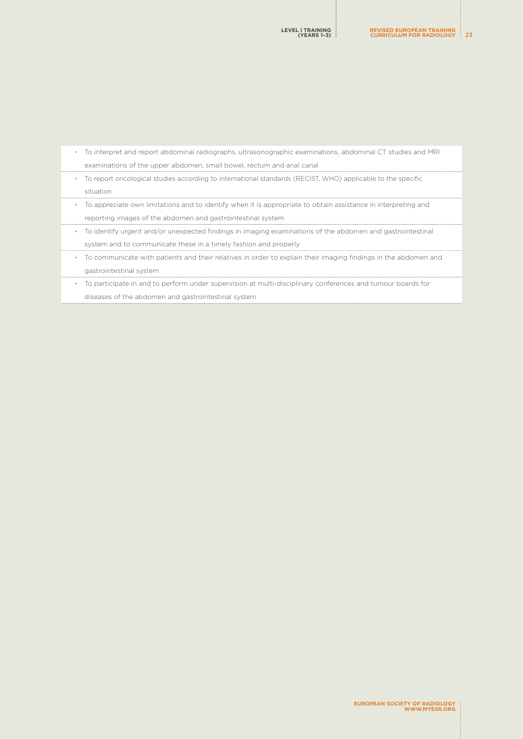- To interpret and report abdominal radiographs, ultrasonographic examinations, abdominal CT studies and MRI examinations of the upper abdomen, small bowel, rectum and anal canal
- To report oncological studies according to international standards (RECIST, WHO) applicable to the specific situation
- To appreciate own limitations and to identify when it is appropriate to obtain assistance in interpreting and reporting images of the abdomen and gastrointestinal system
- To identify urgent and/or unexpected findings in imaging examinations of the abdomen and gastrointestinal system and to communicate these in a timely fashion and properly
- To communicate with patients and their relatives in order to explain their imaging findings in the abdomen and gastrointestinal system
- To participate in and to perform under supervision at multi-disciplinary conferences and tumour boards for diseases of the abdomen and gastrointestinal system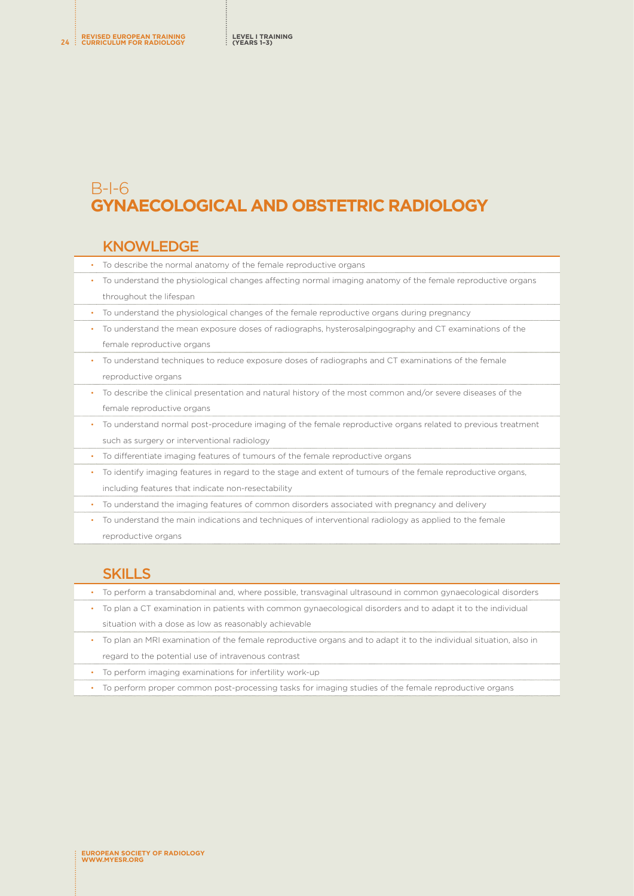# B-I-6
# GYNAECOLOGICAL AND OBSTETRIC RADIOLOGY

## KNOWLEDGE

- To describe the normal anatomy of the female reproductive organs
- To understand the physiological changes affecting normal imaging anatomy of the female reproductive organs throughout the lifespan
- To understand the physiological changes of the female reproductive organs during pregnancy
- To understand the mean exposure doses of radiographs, hysterosalpingography and CT examinations of the female reproductive organs
- To understand techniques to reduce exposure doses of radiographs and CT examinations of the female reproductive organs
- To describe the clinical presentation and natural history of the most common and/or severe diseases of the female reproductive organs
- To understand normal post-procedure imaging of the female reproductive organs related to previous treatment such as surgery or interventional radiology
- To differentiate imaging features of tumours of the female reproductive organs
- To identify imaging features in regard to the stage and extent of tumours of the female reproductive organs, including features that indicate non-resectability
- To understand the imaging features of common disorders associated with pregnancy and delivery
- To understand the main indications and techniques of interventional radiology as applied to the female reproductive organs

## SKILLS

- To perform a transabdominal and, where possible, transvaginal ultrasound in common gynaecological disorders
- To plan a CT examination in patients with common gynaecological disorders and to adapt it to the individual situation with a dose as low as reasonably achievable
- To plan an MRI examination of the female reproductive organs and to adapt it to the individual situation, also in regard to the potential use of intravenous contrast
- To perform imaging examinations for infertility work-up
- To perform proper common post-processing tasks for imaging studies of the female reproductive organs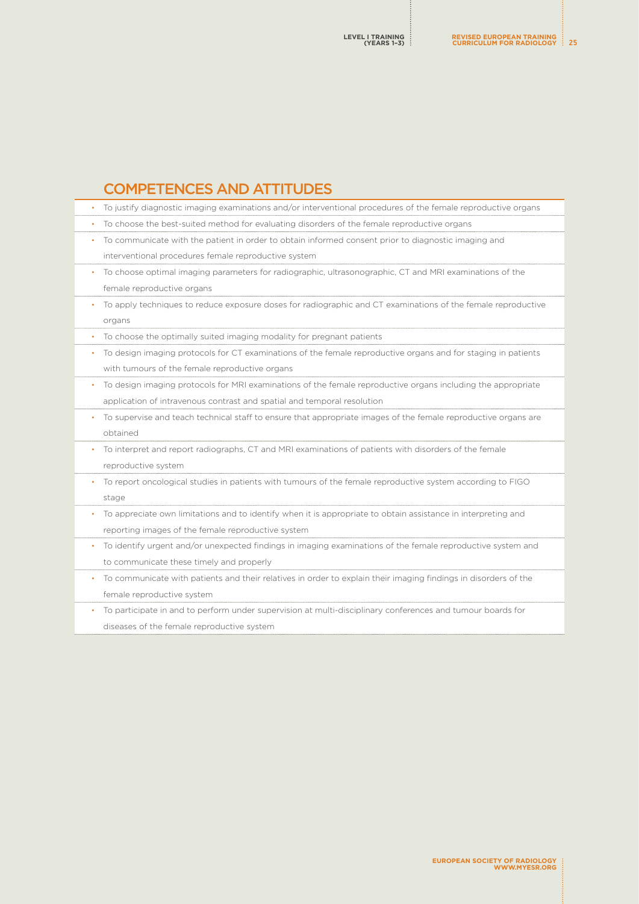## COMPETENCES AND ATTITUDES

- To justify diagnostic imaging examinations and/or interventional procedures of the female reproductive organs
- To choose the best-suited method for evaluating disorders of the female reproductive organs
- To communicate with the patient in order to obtain informed consent prior to diagnostic imaging and interventional procedures female reproductive system
- To choose optimal imaging parameters for radiographic, ultrasonographic, CT and MRI examinations of the female reproductive organs
- To apply techniques to reduce exposure doses for radiographic and CT examinations of the female reproductive organs
- To choose the optimally suited imaging modality for pregnant patients
- To design imaging protocols for CT examinations of the female reproductive organs and for staging in patients with tumours of the female reproductive organs
- To design imaging protocols for MRI examinations of the female reproductive organs including the appropriate application of intravenous contrast and spatial and temporal resolution
- To supervise and teach technical staff to ensure that appropriate images of the female reproductive organs are obtained
- To interpret and report radiographs, CT and MRI examinations of patients with disorders of the female reproductive system
- To report oncological studies in patients with tumours of the female reproductive system according to FIGO stage
- To appreciate own limitations and to identify when it is appropriate to obtain assistance in interpreting and reporting images of the female reproductive system
- To identify urgent and/or unexpected findings in imaging examinations of the female reproductive system and to communicate these timely and properly
- To communicate with patients and their relatives in order to explain their imaging findings in disorders of the female reproductive system
- To participate in and to perform under supervision at multi-disciplinary conferences and tumour boards for diseases of the female reproductive system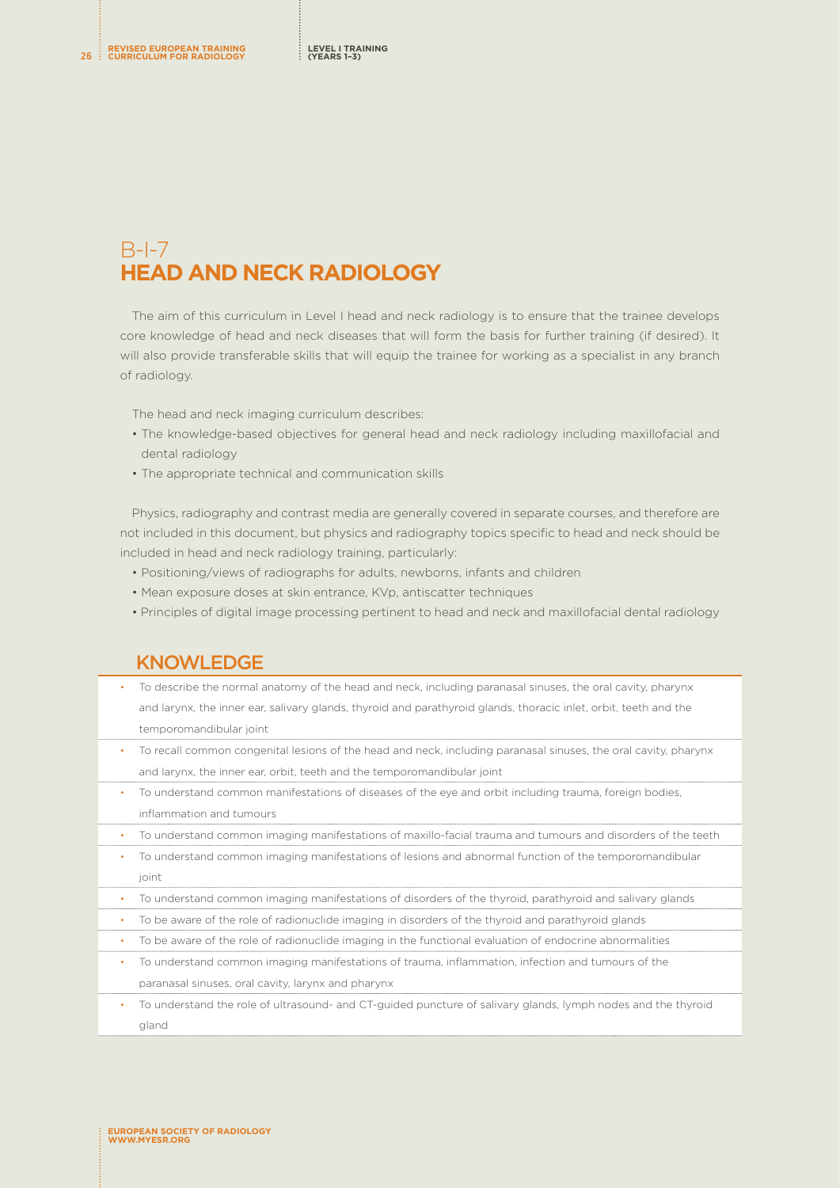# B-I-7
# HEAD AND NECK RADIOLOGY

The aim of this curriculum in Level I head and neck radiology is to ensure that the trainee develops core knowledge of head and neck diseases that will form the basis for further training (if desired). It will also provide transferable skills that will equip the trainee for working as a specialist in any branch of radiology.

The head and neck imaging curriculum describes:

- The knowledge-based objectives for general head and neck radiology including maxillofacial and dental radiology
- The appropriate technical and communication skills

Physics, radiography and contrast media are generally covered in separate courses, and therefore are not included in this document, but physics and radiography topics specific to head and neck should be included in head and neck radiology training, particularly:

- Positioning/views of radiographs for adults, newborns, infants and children
- Mean exposure doses at skin entrance, KVp, antiscatter techniques
- Principles of digital image processing pertinent to head and neck and maxillofacial dental radiology

## KNOWLEDGE

- To describe the normal anatomy of the head and neck, including paranasal sinuses, the oral cavity, pharynx and larynx, the inner ear, salivary glands, thyroid and parathyroid glands, thoracic inlet, orbit, teeth and the temporomandibular joint
- To recall common congenital lesions of the head and neck, including paranasal sinuses, the oral cavity, pharynx and larynx, the inner ear, orbit, teeth and the temporomandibular joint
- To understand common manifestations of diseases of the eye and orbit including trauma, foreign bodies, inflammation and tumours
- To understand common imaging manifestations of maxillo-facial trauma and tumours and disorders of the teeth
- To understand common imaging manifestations of lesions and abnormal function of the temporomandibular joint
- To understand common imaging manifestations of disorders of the thyroid, parathyroid and salivary glands
- To be aware of the role of radionuclide imaging in disorders of the thyroid and parathyroid glands
- To be aware of the role of radionuclide imaging in the functional evaluation of endocrine abnormalities
- To understand common imaging manifestations of trauma, inflammation, infection and tumours of the paranasal sinuses, oral cavity, larynx and pharynx
- To understand the role of ultrasound- and CT-guided puncture of salivary glands, lymph nodes and the thyroid gland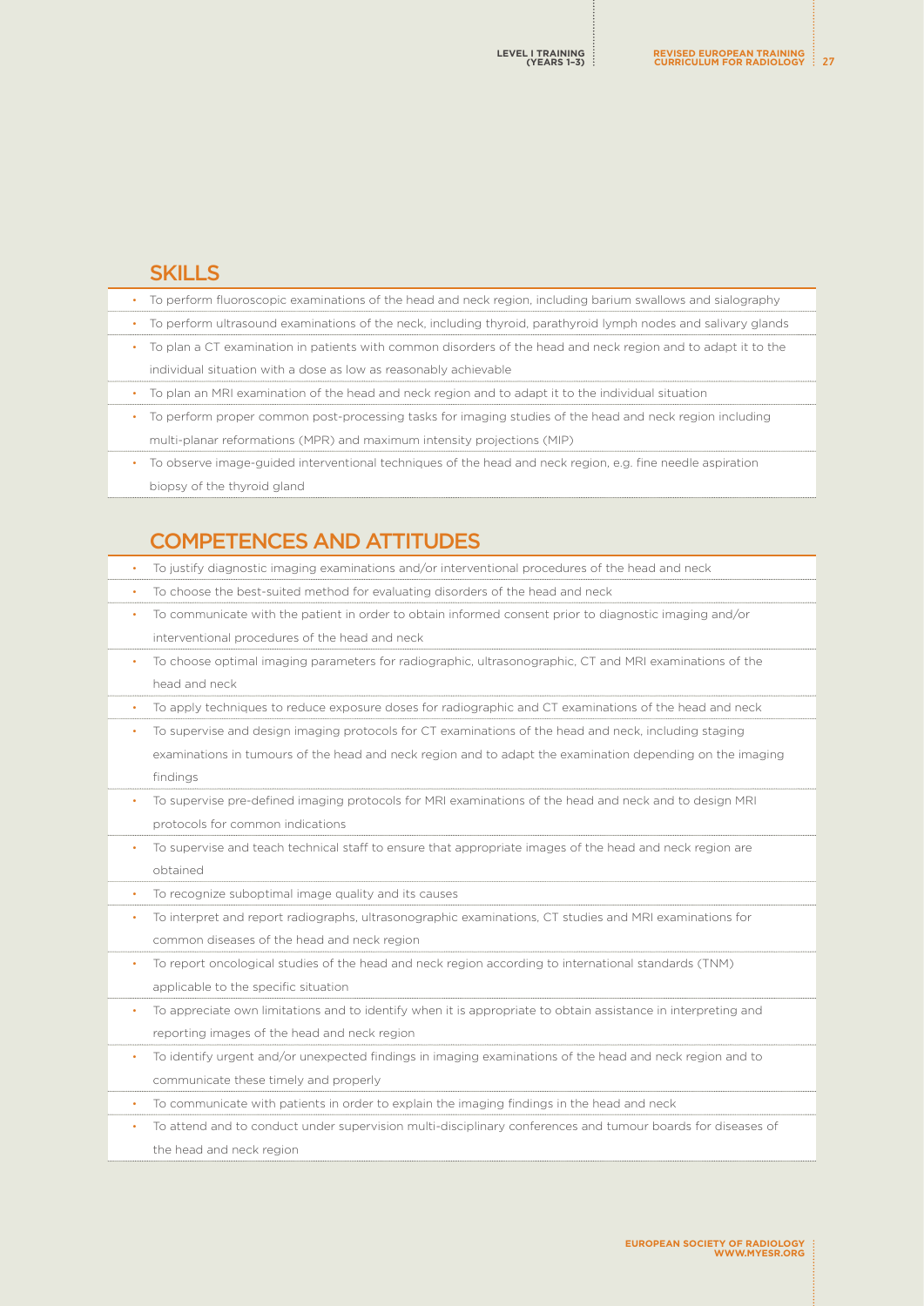## SKILLS

- To perform fluoroscopic examinations of the head and neck region, including barium swallows and sialography
- To perform ultrasound examinations of the neck, including thyroid, parathyroid lymph nodes and salivary glands
- To plan a CT examination in patients with common disorders of the head and neck region and to adapt it to the individual situation with a dose as low as reasonably achievable
- To plan an MRI examination of the head and neck region and to adapt it to the individual situation
- To perform proper common post-processing tasks for imaging studies of the head and neck region including multi-planar reformations (MPR) and maximum intensity projections (MIP)
- To observe image-guided interventional techniques of the head and neck region, e.g. fine needle aspiration biopsy of the thyroid gland

## COMPETENCES AND ATTITUDES

- To justify diagnostic imaging examinations and/or interventional procedures of the head and neck
- To choose the best-suited method for evaluating disorders of the head and neck
- To communicate with the patient in order to obtain informed consent prior to diagnostic imaging and/or interventional procedures of the head and neck
- To choose optimal imaging parameters for radiographic, ultrasonographic, CT and MRI examinations of the head and neck
- To apply techniques to reduce exposure doses for radiographic and CT examinations of the head and neck
- To supervise and design imaging protocols for CT examinations of the head and neck, including staging examinations in tumours of the head and neck region and to adapt the examination depending on the imaging findings
- To supervise pre-defined imaging protocols for MRI examinations of the head and neck and to design MRI protocols for common indications
- To supervise and teach technical staff to ensure that appropriate images of the head and neck region are obtained
- To recognize suboptimal image quality and its causes
- To interpret and report radiographs, ultrasonographic examinations, CT studies and MRI examinations for common diseases of the head and neck region
- To report oncological studies of the head and neck region according to international standards (TNM) applicable to the specific situation
- To appreciate own limitations and to identify when it is appropriate to obtain assistance in interpreting and reporting images of the head and neck region
- To identify urgent and/or unexpected findings in imaging examinations of the head and neck region and to communicate these timely and properly
- To communicate with patients in order to explain the imaging findings in the head and neck
- To attend and to conduct under supervision multi-disciplinary conferences and tumour boards for diseases of the head and neck region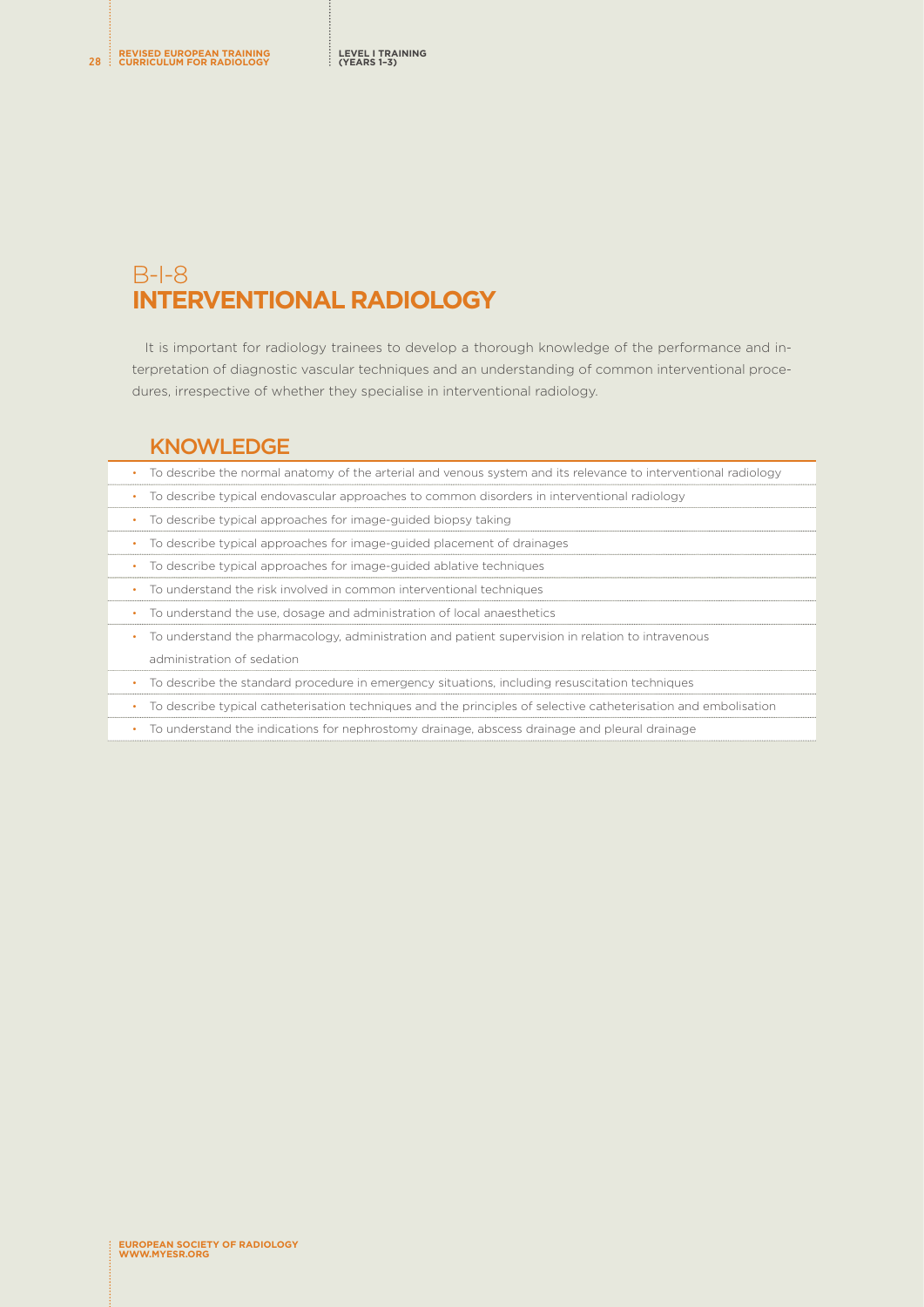# B-I-8 INTERVENTIONAL RADIOLOGY

It is important for radiology trainees to develop a thorough knowledge of the performance and interpretation of diagnostic vascular techniques and an understanding of common interventional procedures, irrespective of whether they specialise in interventional radiology.

## KNOWLEDGE

- To describe the normal anatomy of the arterial and venous system and its relevance to interventional radiology
- To describe typical endovascular approaches to common disorders in interventional radiology
- To describe typical approaches for image-guided biopsy taking
- To describe typical approaches for image-guided placement of drainages
- To describe typical approaches for image-guided ablative techniques
- To understand the risk involved in common interventional techniques
- To understand the use, dosage and administration of local anaesthetics
- To understand the pharmacology, administration and patient supervision in relation to intravenous administration of sedation
- To describe the standard procedure in emergency situations, including resuscitation techniques
- To describe typical catheterisation techniques and the principles of selective catheterisation and embolisation
- To understand the indications for nephrostomy drainage, abscess drainage and pleural drainage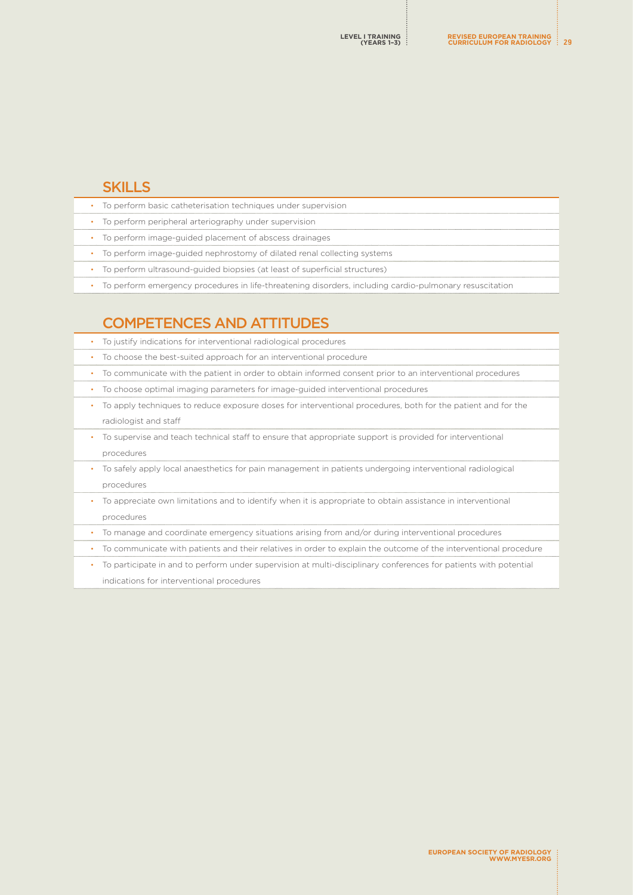## SKILLS

- To perform basic catheterisation techniques under supervision
- To perform peripheral arteriography under supervision
- To perform image-guided placement of abscess drainages
- To perform image-guided nephrostomy of dilated renal collecting systems
- To perform ultrasound-guided biopsies (at least of superficial structures)
- To perform emergency procedures in life-threatening disorders, including cardio-pulmonary resuscitation

## COMPETENCES AND ATTITUDES

- To justify indications for interventional radiological procedures
- To choose the best-suited approach for an interventional procedure
- To communicate with the patient in order to obtain informed consent prior to an interventional procedures
- To choose optimal imaging parameters for image-guided interventional procedures
- To apply techniques to reduce exposure doses for interventional procedures, both for the patient and for the radiologist and staff
- To supervise and teach technical staff to ensure that appropriate support is provided for interventional procedures
- To safely apply local anaesthetics for pain management in patients undergoing interventional radiological procedures
- To appreciate own limitations and to identify when it is appropriate to obtain assistance in interventional procedures
- To manage and coordinate emergency situations arising from and/or during interventional procedures
- To communicate with patients and their relatives in order to explain the outcome of the interventional procedure
- To participate in and to perform under supervision at multi-disciplinary conferences for patients with potential indications for interventional procedures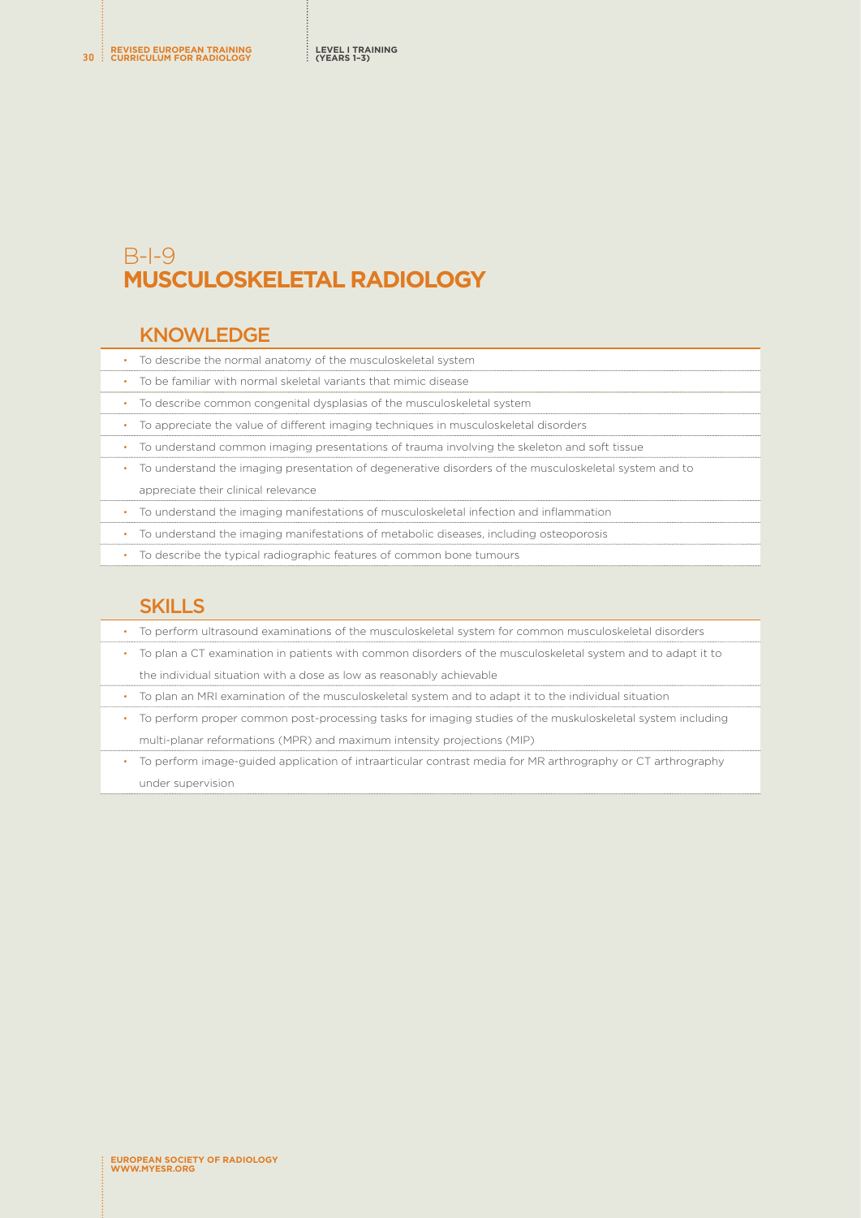# B-I-9 MUSCULOSKELETAL RADIOLOGY

## KNOWLEDGE

- To describe the normal anatomy of the musculoskeletal system
- To be familiar with normal skeletal variants that mimic disease
- To describe common congenital dysplasias of the musculoskeletal system
- To appreciate the value of different imaging techniques in musculoskeletal disorders
- To understand common imaging presentations of trauma involving the skeleton and soft tissue
- To understand the imaging presentation of degenerative disorders of the musculoskeletal system and to appreciate their clinical relevance
- To understand the imaging manifestations of musculoskeletal infection and inflammation
- To understand the imaging manifestations of metabolic diseases, including osteoporosis
- To describe the typical radiographic features of common bone tumours

## SKILLS

- To perform ultrasound examinations of the musculoskeletal system for common musculoskeletal disorders
- To plan a CT examination in patients with common disorders of the musculoskeletal system and to adapt it to the individual situation with a dose as low as reasonably achievable
- To plan an MRI examination of the musculoskeletal system and to adapt it to the individual situation
- To perform proper common post-processing tasks for imaging studies of the muskuloskeletal system including multi-planar reformations (MPR) and maximum intensity projections (MIP)
- To perform image-guided application of intraarticular contrast media for MR arthrography or CT arthrography under supervision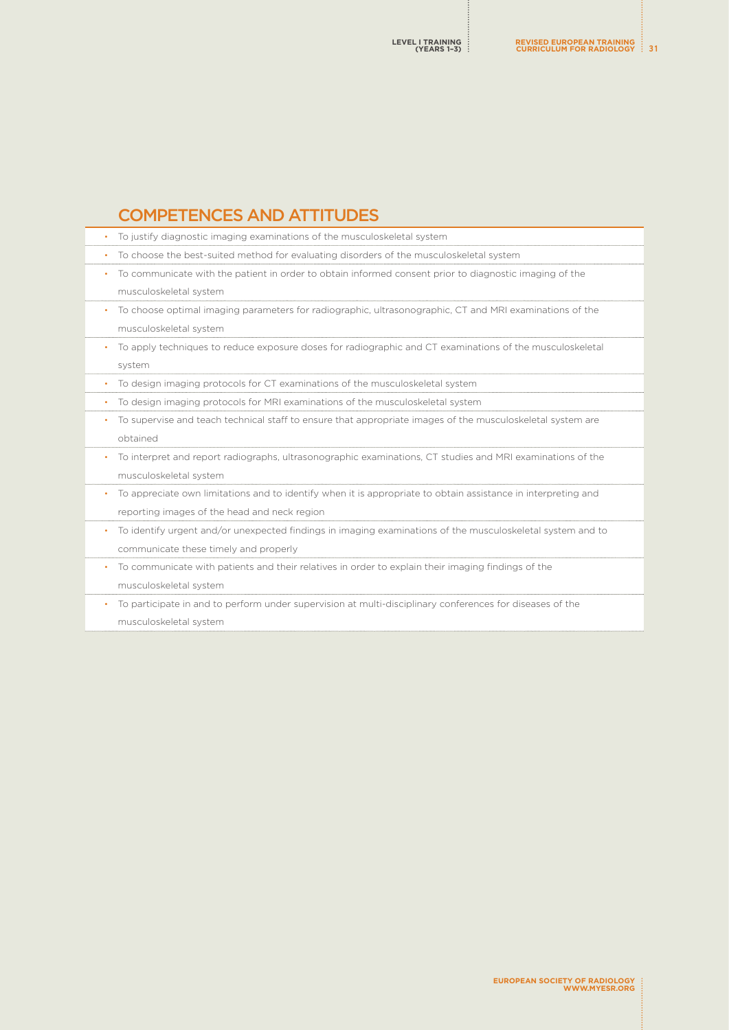## COMPETENCES AND ATTITUDES

- To justify diagnostic imaging examinations of the musculoskeletal system
- To choose the best-suited method for evaluating disorders of the musculoskeletal system
- To communicate with the patient in order to obtain informed consent prior to diagnostic imaging of the musculoskeletal system
- To choose optimal imaging parameters for radiographic, ultrasonographic, CT and MRI examinations of the musculoskeletal system
- To apply techniques to reduce exposure doses for radiographic and CT examinations of the musculoskeletal system
- To design imaging protocols for CT examinations of the musculoskeletal system
- To design imaging protocols for MRI examinations of the musculoskeletal system
- To supervise and teach technical staff to ensure that appropriate images of the musculoskeletal system are obtained
- To interpret and report radiographs, ultrasonographic examinations, CT studies and MRI examinations of the musculoskeletal system
- To appreciate own limitations and to identify when it is appropriate to obtain assistance in interpreting and reporting images of the head and neck region
- To identify urgent and/or unexpected findings in imaging examinations of the musculoskeletal system and to communicate these timely and properly
- To communicate with patients and their relatives in order to explain their imaging findings of the musculoskeletal system
- To participate in and to perform under supervision at multi-disciplinary conferences for diseases of the musculoskeletal system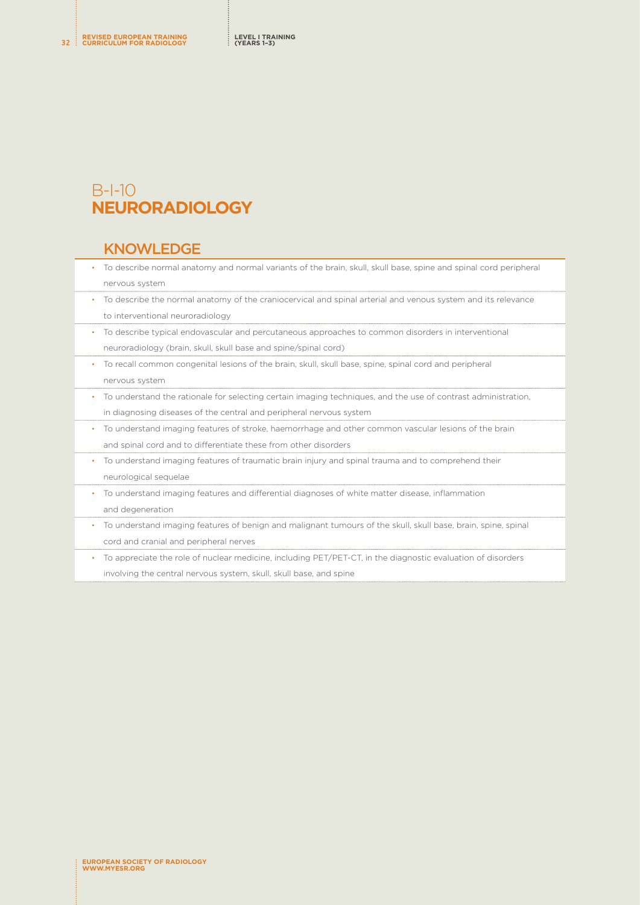# B-I-10
# NEURORADIOLOGY

## KNOWLEDGE

- To describe normal anatomy and normal variants of the brain, skull, skull base, spine and spinal cord peripheral nervous system
- To describe the normal anatomy of the craniocervical and spinal arterial and venous system and its relevance to interventional neuroradiology
- To describe typical endovascular and percutaneous approaches to common disorders in interventional neuroradiology (brain, skull, skull base and spine/spinal cord)
- To recall common congenital lesions of the brain, skull, skull base, spine, spinal cord and peripheral nervous system
- To understand the rationale for selecting certain imaging techniques, and the use of contrast administration, in diagnosing diseases of the central and peripheral nervous system
- To understand imaging features of stroke, haemorrhage and other common vascular lesions of the brain and spinal cord and to differentiate these from other disorders
- To understand imaging features of traumatic brain injury and spinal trauma and to comprehend their neurological sequelae
- To understand imaging features and differential diagnoses of white matter disease, inflammation and degeneration
- To understand imaging features of benign and malignant tumours of the skull, skull base, brain, spine, spinal cord and cranial and peripheral nerves
- To appreciate the role of nuclear medicine, including PET/PET-CT, in the diagnostic evaluation of disorders involving the central nervous system, skull, skull base, and spine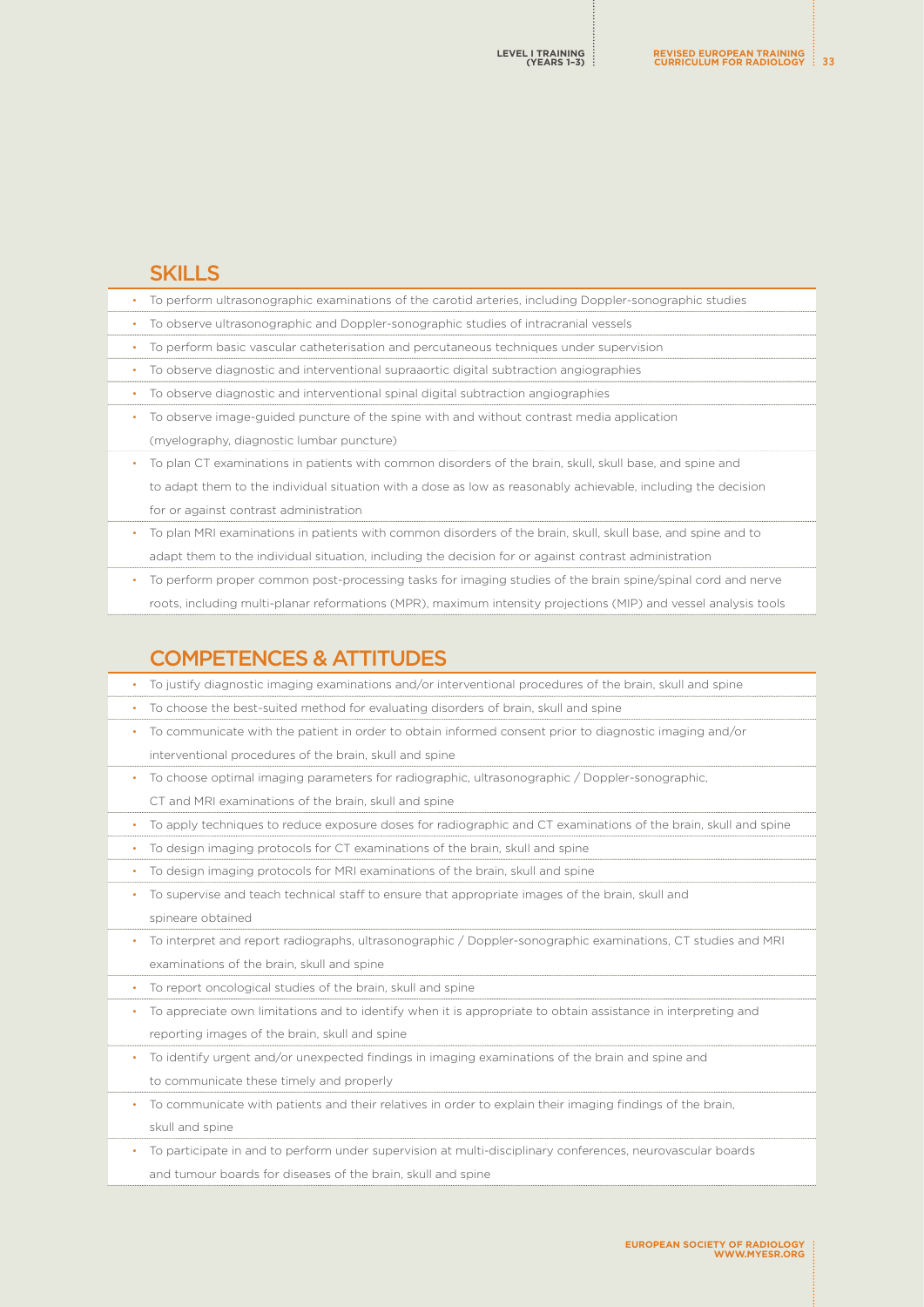## SKILLS

- To perform ultrasonographic examinations of the carotid arteries, including Doppler-sonographic studies
- To observe ultrasonographic and Doppler-sonographic studies of intracranial vessels
- To perform basic vascular catheterisation and percutaneous techniques under supervision
- To observe diagnostic and interventional supraaortic digital subtraction angiographies
- To observe diagnostic and interventional spinal digital subtraction angiographies
- To observe image-guided puncture of the spine with and without contrast media application (myelography, diagnostic lumbar puncture)
- To plan CT examinations in patients with common disorders of the brain, skull, skull base, and spine and to adapt them to the individual situation with a dose as low as reasonably achievable, including the decision for or against contrast administration
- To plan MRI examinations in patients with common disorders of the brain, skull, skull base, and spine and to adapt them to the individual situation, including the decision for or against contrast administration
- To perform proper common post-processing tasks for imaging studies of the brain spine/spinal cord and nerve roots, including multi-planar reformations (MPR), maximum intensity projections (MIP) and vessel analysis tools

## COMPETENCES & ATTITUDES

- To justify diagnostic imaging examinations and/or interventional procedures of the brain, skull and spine
- To choose the best-suited method for evaluating disorders of brain, skull and spine
- To communicate with the patient in order to obtain informed consent prior to diagnostic imaging and/or interventional procedures of the brain, skull and spine
- To choose optimal imaging parameters for radiographic, ultrasonographic / Doppler-sonographic, CT and MRI examinations of the brain, skull and spine
- To apply techniques to reduce exposure doses for radiographic and CT examinations of the brain, skull and spine
- To design imaging protocols for CT examinations of the brain, skull and spine
- To design imaging protocols for MRI examinations of the brain, skull and spine
- To supervise and teach technical staff to ensure that appropriate images of the brain, skull and spineare obtained
- To interpret and report radiographs, ultrasonographic / Doppler-sonographic examinations, CT studies and MRI examinations of the brain, skull and spine
- To report oncological studies of the brain, skull and spine
- To appreciate own limitations and to identify when it is appropriate to obtain assistance in interpreting and reporting images of the brain, skull and spine
- To identify urgent and/or unexpected findings in imaging examinations of the brain and spine and to communicate these timely and properly
- To communicate with patients and their relatives in order to explain their imaging findings of the brain, skull and spine
- To participate in and to perform under supervision at multi-disciplinary conferences, neurovascular boards and tumour boards for diseases of the brain, skull and spine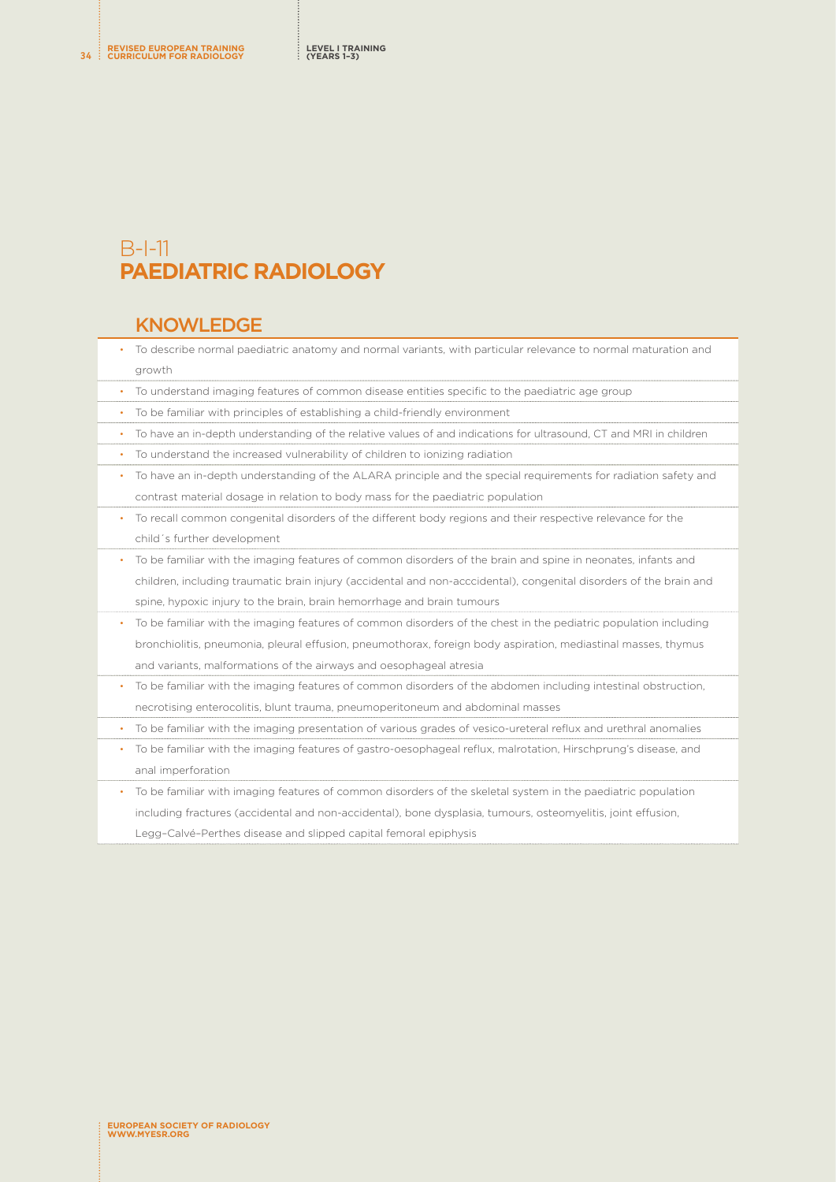# B-I-11
# PAEDIATRIC RADIOLOGY

## KNOWLEDGE

- To describe normal paediatric anatomy and normal variants, with particular relevance to normal maturation and growth
- To understand imaging features of common disease entities specific to the paediatric age group
- To be familiar with principles of establishing a child-friendly environment
- To have an in-depth understanding of the relative values of and indications for ultrasound, CT and MRI in children
- To understand the increased vulnerability of children to ionizing radiation
- To have an in-depth understanding of the ALARA principle and the special requirements for radiation safety and contrast material dosage in relation to body mass for the paediatric population
- To recall common congenital disorders of the different body regions and their respective relevance for the child´s further development
- To be familiar with the imaging features of common disorders of the brain and spine in neonates, infants and children, including traumatic brain injury (accidental and non-acccidental), congenital disorders of the brain and spine, hypoxic injury to the brain, brain hemorrhage and brain tumours
- To be familiar with the imaging features of common disorders of the chest in the pediatric population including bronchiolitis, pneumonia, pleural effusion, pneumothorax, foreign body aspiration, mediastinal masses, thymus and variants, malformations of the airways and oesophageal atresia
- To be familiar with the imaging features of common disorders of the abdomen including intestinal obstruction, necrotising enterocolitis, blunt trauma, pneumoperitoneum and abdominal masses
- To be familiar with the imaging presentation of various grades of vesico-ureteral reflux and urethral anomalies
- To be familiar with the imaging features of gastro-oesophageal reflux, malrotation, Hirschprung's disease, and anal imperforation
- To be familiar with imaging features of common disorders of the skeletal system in the paediatric population including fractures (accidental and non-accidental), bone dysplasia, tumours, osteomyelitis, joint effusion, Legg–Calvé–Perthes disease and slipped capital femoral epiphysis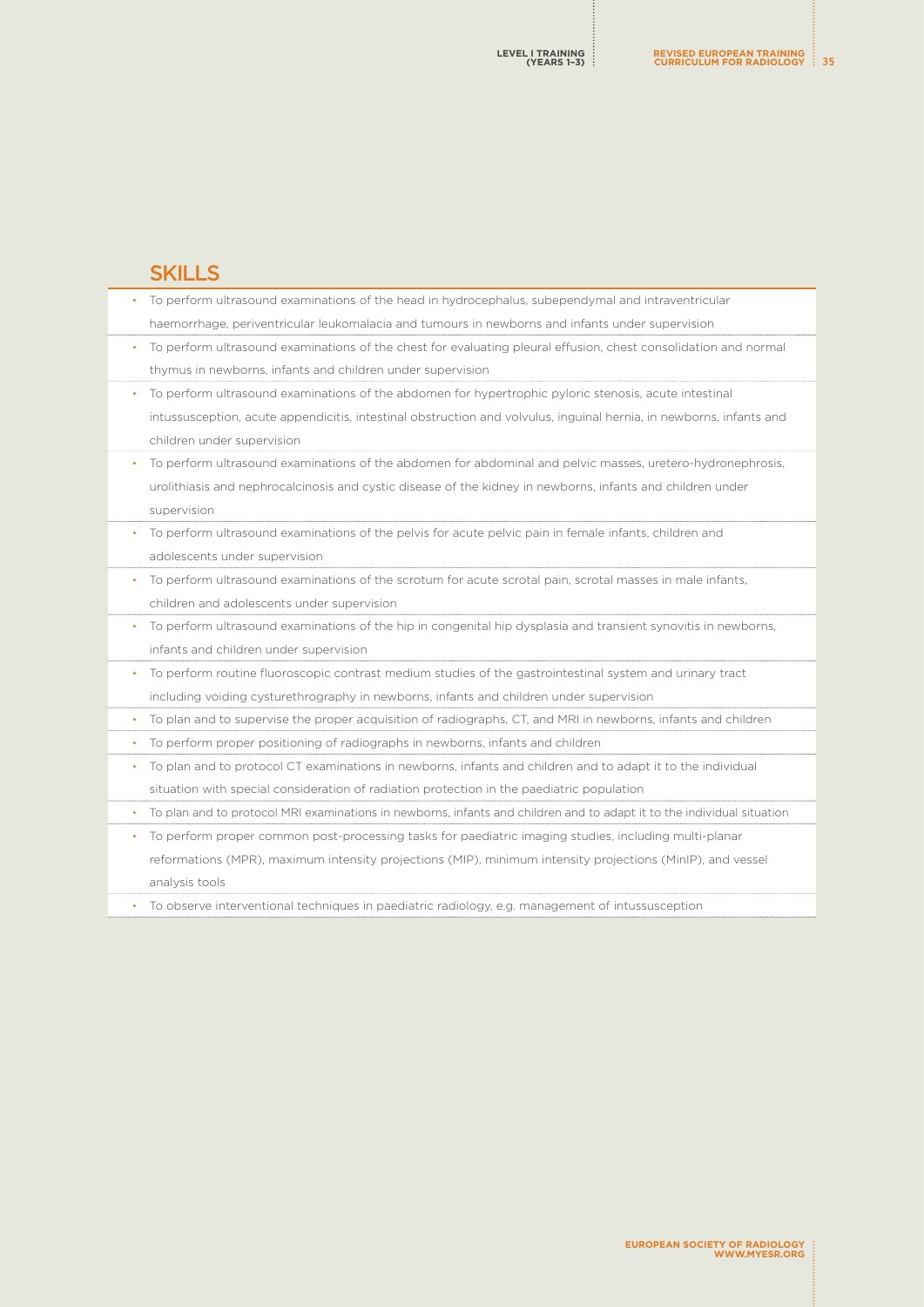## SKILLS

- To perform ultrasound examinations of the head in hydrocephalus, subependymal and intraventricular haemorrhage, periventricular leukomalacia and tumours in newborns and infants under supervision
- To perform ultrasound examinations of the chest for evaluating pleural effusion, chest consolidation and normal thymus in newborns, infants and children under supervision
- To perform ultrasound examinations of the abdomen for hypertrophic pyloric stenosis, acute intestinal intussusception, acute appendicitis, intestinal obstruction and volvulus, inguinal hernia, in newborns, infants and children under supervision
- To perform ultrasound examinations of the abdomen for abdominal and pelvic masses, uretero-hydronephrosis, urolithiasis and nephrocalcinosis and cystic disease of the kidney in newborns, infants and children under supervision
- To perform ultrasound examinations of the pelvis for acute pelvic pain in female infants, children and adolescents under supervision
- To perform ultrasound examinations of the scrotum for acute scrotal pain, scrotal masses in male infants, children and adolescents under supervision
- To perform ultrasound examinations of the hip in congenital hip dysplasia and transient synovitis in newborns, infants and children under supervision
- To perform routine fluoroscopic contrast medium studies of the gastrointestinal system and urinary tract including voiding cysturethrography in newborns, infants and children under supervision
- To plan and to supervise the proper acquisition of radiographs, CT, and MRI in newborns, infants and children
- To perform proper positioning of radiographs in newborns, infants and children
- To plan and to protocol CT examinations in newborns, infants and children and to adapt it to the individual situation with special consideration of radiation protection in the paediatric population
- To plan and to protocol MRI examinations in newborns, infants and children and to adapt it to the individual situation
- To perform proper common post-processing tasks for paediatric imaging studies, including multi-planar reformations (MPR), maximum intensity projections (MIP), minimum intensity projections (MinIP), and vessel analysis tools
- To observe interventional techniques in paediatric radiology, e.g. management of intussusception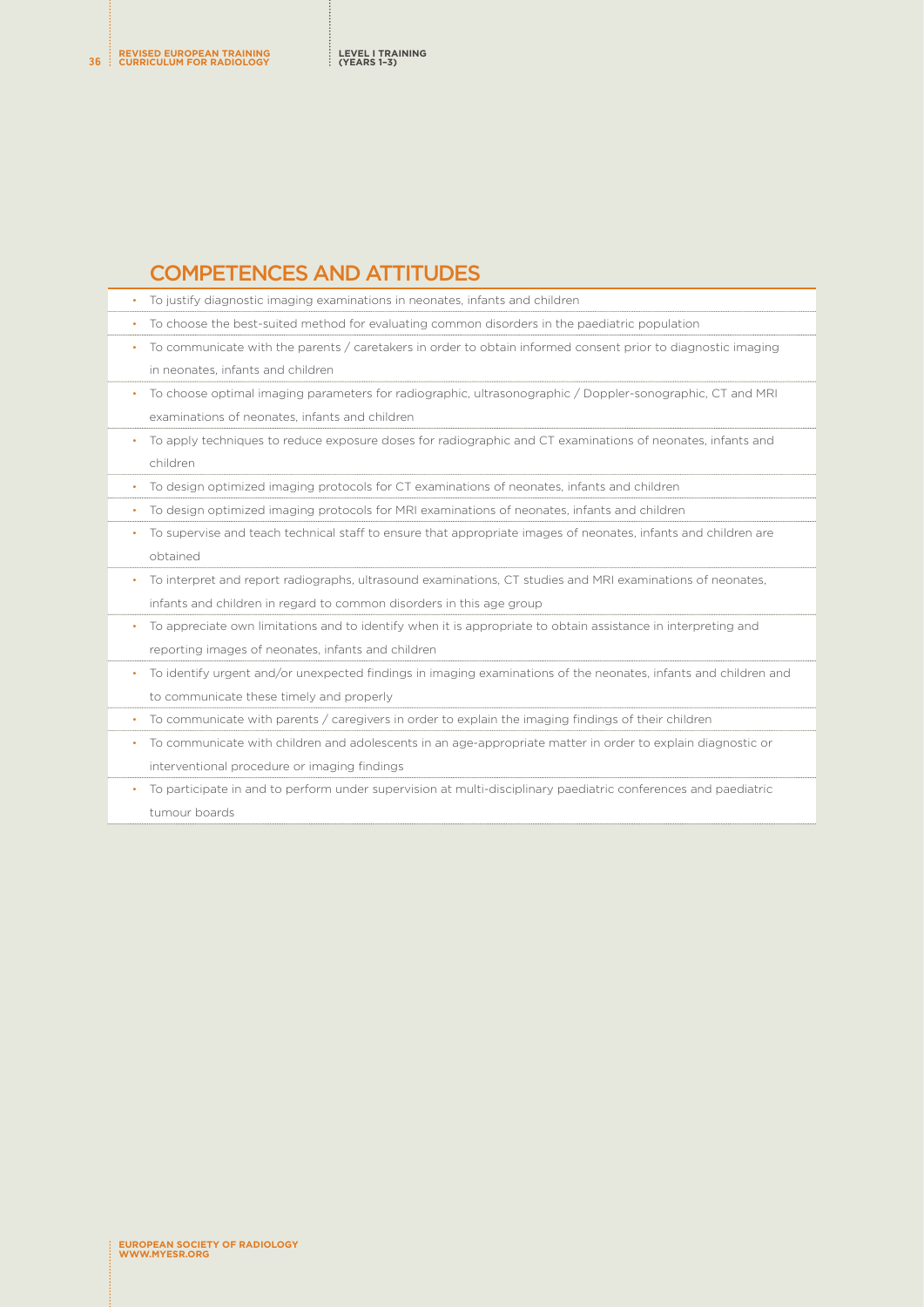## COMPETENCES AND ATTITUDES

- To justify diagnostic imaging examinations in neonates, infants and children
- To choose the best-suited method for evaluating common disorders in the paediatric population
- To communicate with the parents / caretakers in order to obtain informed consent prior to diagnostic imaging in neonates, infants and children
- To choose optimal imaging parameters for radiographic, ultrasonographic / Doppler-sonographic, CT and MRI examinations of neonates, infants and children
- To apply techniques to reduce exposure doses for radiographic and CT examinations of neonates, infants and children
- To design optimized imaging protocols for CT examinations of neonates, infants and children
- To design optimized imaging protocols for MRI examinations of neonates, infants and children
- To supervise and teach technical staff to ensure that appropriate images of neonates, infants and children are obtained
- To interpret and report radiographs, ultrasound examinations, CT studies and MRI examinations of neonates, infants and children in regard to common disorders in this age group
- To appreciate own limitations and to identify when it is appropriate to obtain assistance in interpreting and reporting images of neonates, infants and children
- To identify urgent and/or unexpected findings in imaging examinations of the neonates, infants and children and to communicate these timely and properly
- To communicate with parents / caregivers in order to explain the imaging findings of their children
- To communicate with children and adolescents in an age-appropriate matter in order to explain diagnostic or interventional procedure or imaging findings
- To participate in and to perform under supervision at multi-disciplinary paediatric conferences and paediatric tumour boards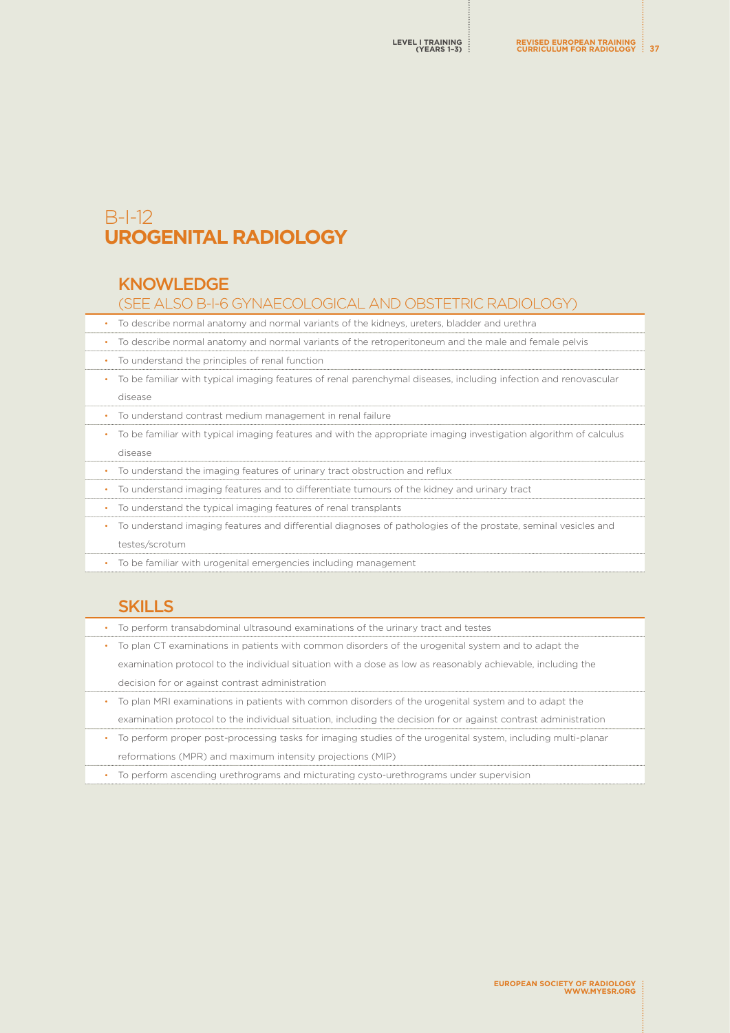# B-I-12
# UROGENITAL RADIOLOGY

## KNOWLEDGE
### (SEE ALSO B-I-6 GYNAECOLOGICAL AND OBSTETRIC RADIOLOGY)

- To describe normal anatomy and normal variants of the kidneys, ureters, bladder and urethra
- To describe normal anatomy and normal variants of the retroperitoneum and the male and female pelvis
- To understand the principles of renal function
- To be familiar with typical imaging features of renal parenchymal diseases, including infection and renovascular disease
- To understand contrast medium management in renal failure
- To be familiar with typical imaging features and with the appropriate imaging investigation algorithm of calculus disease
- To understand the imaging features of urinary tract obstruction and reflux
- To understand imaging features and to differentiate tumours of the kidney and urinary tract
- To understand the typical imaging features of renal transplants
- To understand imaging features and differential diagnoses of pathologies of the prostate, seminal vesicles and testes/scrotum
- To be familiar with urogenital emergencies including management

## SKILLS

- To perform transabdominal ultrasound examinations of the urinary tract and testes
- To plan CT examinations in patients with common disorders of the urogenital system and to adapt the examination protocol to the individual situation with a dose as low as reasonably achievable, including the decision for or against contrast administration
- To plan MRI examinations in patients with common disorders of the urogenital system and to adapt the examination protocol to the individual situation, including the decision for or against contrast administration
- To perform proper post-processing tasks for imaging studies of the urogenital system, including multi-planar reformations (MPR) and maximum intensity projections (MIP)
- To perform ascending urethrograms and micturating cysto-urethrograms under supervision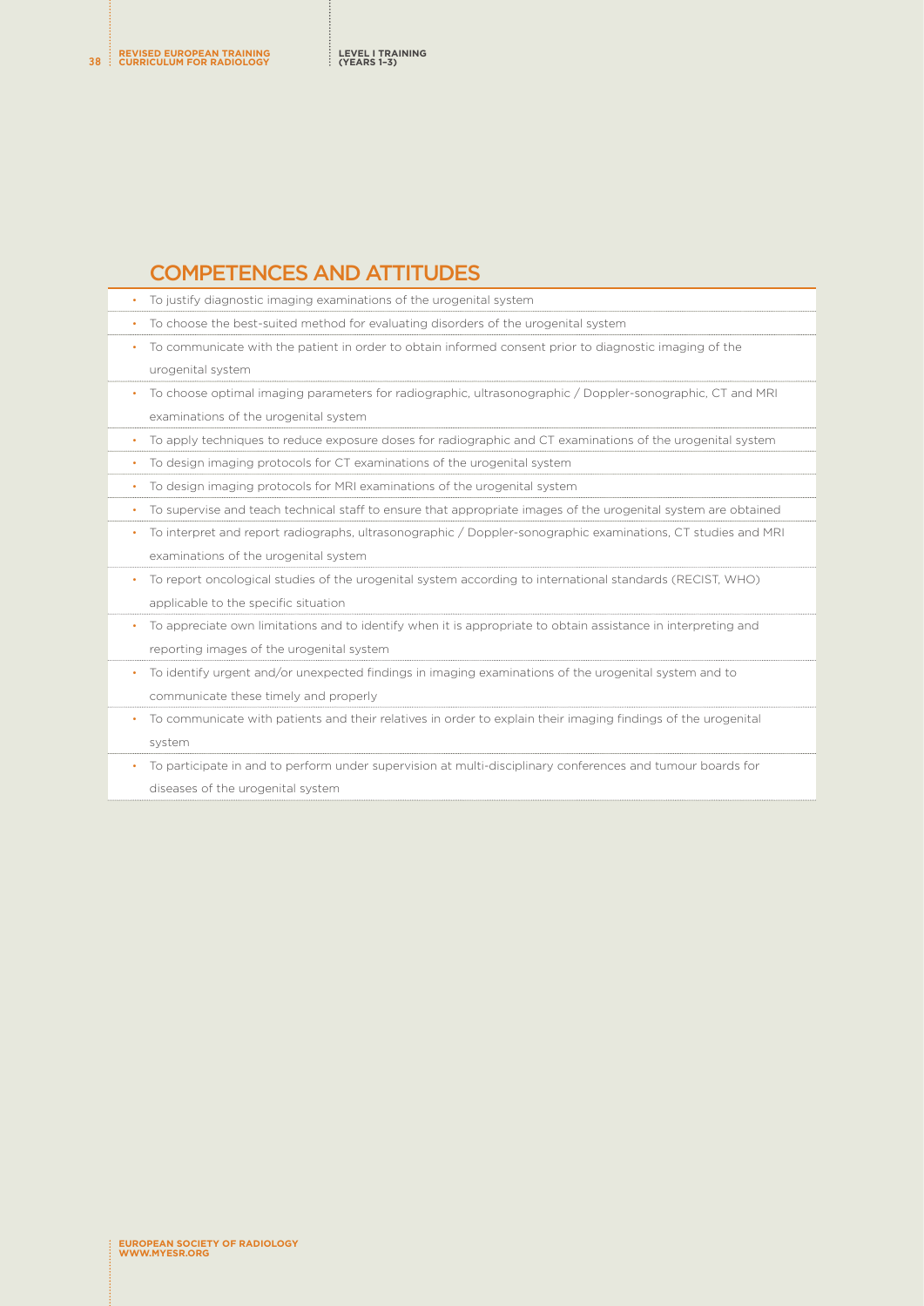## COMPETENCES AND ATTITUDES

- To justify diagnostic imaging examinations of the urogenital system
- To choose the best-suited method for evaluating disorders of the urogenital system
- To communicate with the patient in order to obtain informed consent prior to diagnostic imaging of the urogenital system
- To choose optimal imaging parameters for radiographic, ultrasonographic / Doppler-sonographic, CT and MRI examinations of the urogenital system
- To apply techniques to reduce exposure doses for radiographic and CT examinations of the urogenital system
- To design imaging protocols for CT examinations of the urogenital system
- To design imaging protocols for MRI examinations of the urogenital system
- To supervise and teach technical staff to ensure that appropriate images of the urogenital system are obtained
- To interpret and report radiographs, ultrasonographic / Doppler-sonographic examinations, CT studies and MRI examinations of the urogenital system
- To report oncological studies of the urogenital system according to international standards (RECIST, WHO) applicable to the specific situation
- To appreciate own limitations and to identify when it is appropriate to obtain assistance in interpreting and reporting images of the urogenital system
- To identify urgent and/or unexpected findings in imaging examinations of the urogenital system and to communicate these timely and properly
- To communicate with patients and their relatives in order to explain their imaging findings of the urogenital system
- To participate in and to perform under supervision at multi-disciplinary conferences and tumour boards for diseases of the urogenital system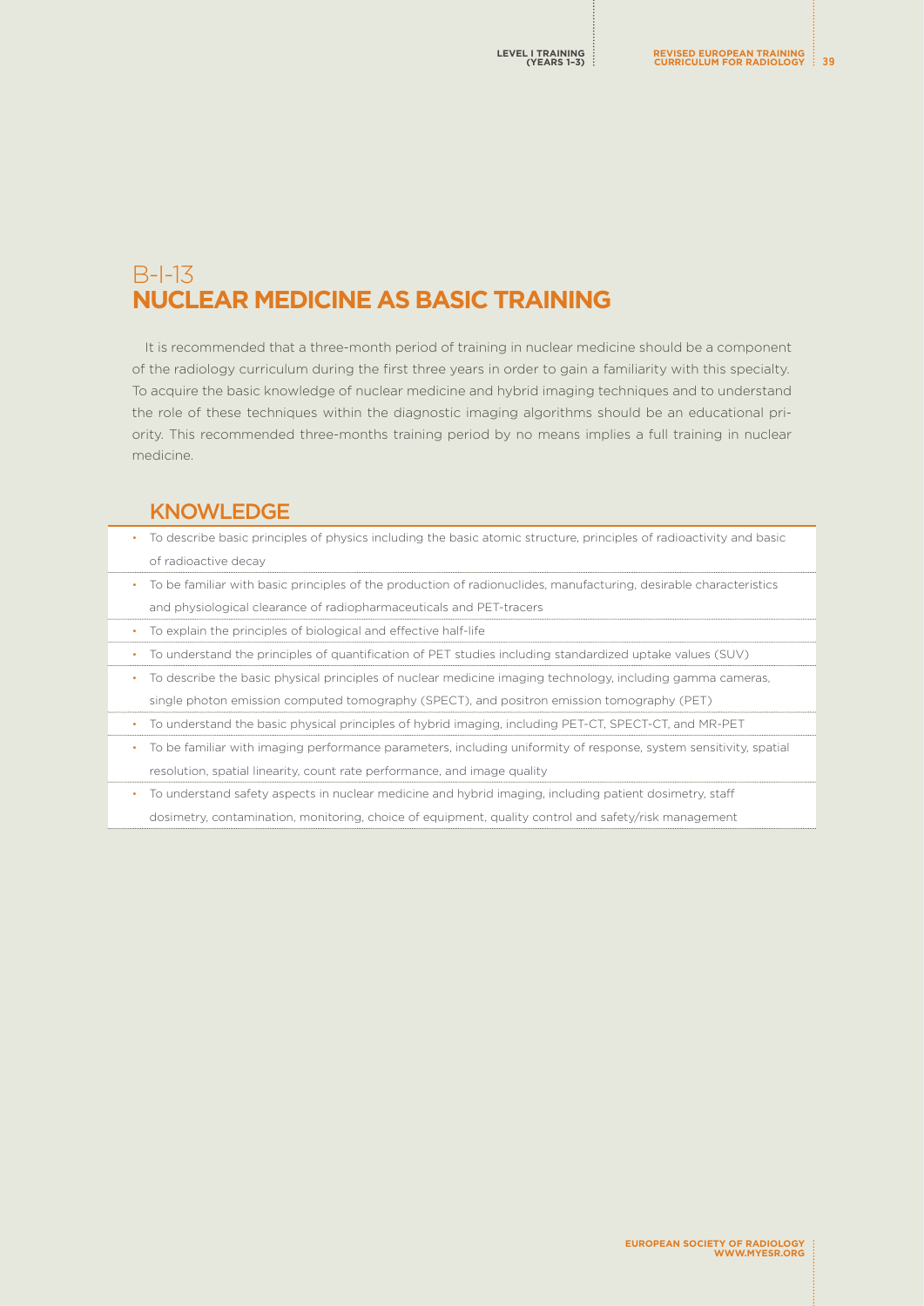# B-I-13
# NUCLEAR MEDICINE AS BASIC TRAINING

It is recommended that a three-month period of training in nuclear medicine should be a component of the radiology curriculum during the first three years in order to gain a familiarity with this specialty. To acquire the basic knowledge of nuclear medicine and hybrid imaging techniques and to understand the role of these techniques within the diagnostic imaging algorithms should be an educational priority. This recommended three-months training period by no means implies a full training in nuclear medicine.

## KNOWLEDGE

- To describe basic principles of physics including the basic atomic structure, principles of radioactivity and basic of radioactive decay
- To be familiar with basic principles of the production of radionuclides, manufacturing, desirable characteristics and physiological clearance of radiopharmaceuticals and PET-tracers
- To explain the principles of biological and effective half-life
- To understand the principles of quantification of PET studies including standardized uptake values (SUV)
- To describe the basic physical principles of nuclear medicine imaging technology, including gamma cameras, single photon emission computed tomography (SPECT), and positron emission tomography (PET)
- To understand the basic physical principles of hybrid imaging, including PET-CT, SPECT-CT, and MR-PET
- To be familiar with imaging performance parameters, including uniformity of response, system sensitivity, spatial resolution, spatial linearity, count rate performance, and image quality
- To understand safety aspects in nuclear medicine and hybrid imaging, including patient dosimetry, staff dosimetry, contamination, monitoring, choice of equipment, quality control and safety/risk management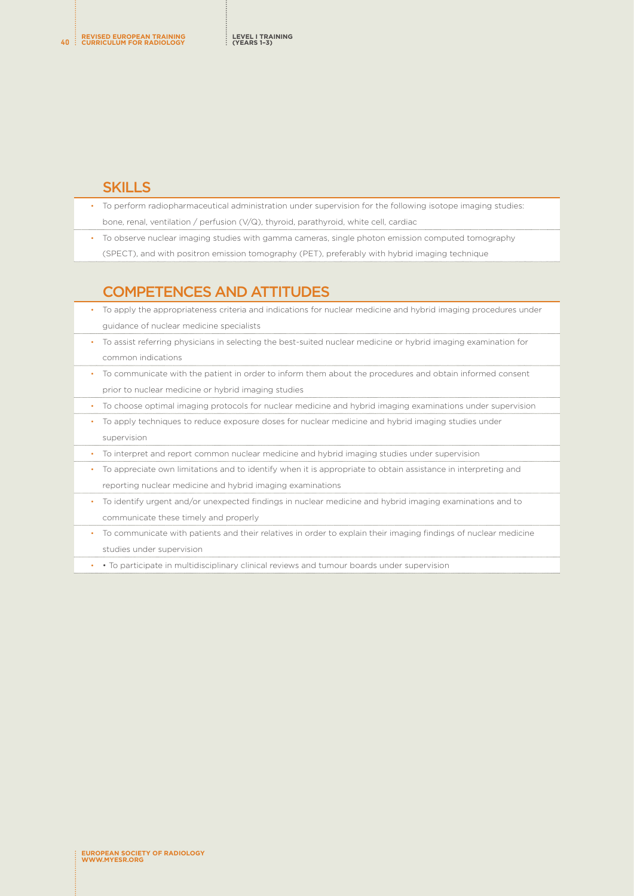## SKILLS

- To perform radiopharmaceutical administration under supervision for the following isotope imaging studies: bone, renal, ventilation / perfusion (V/Q), thyroid, parathyroid, white cell, cardiac
- To observe nuclear imaging studies with gamma cameras, single photon emission computed tomography (SPECT), and with positron emission tomography (PET), preferably with hybrid imaging technique

## COMPETENCES AND ATTITUDES

- To apply the appropriateness criteria and indications for nuclear medicine and hybrid imaging procedures under guidance of nuclear medicine specialists
- To assist referring physicians in selecting the best-suited nuclear medicine or hybrid imaging examination for common indications
- To communicate with the patient in order to inform them about the procedures and obtain informed consent prior to nuclear medicine or hybrid imaging studies
- To choose optimal imaging protocols for nuclear medicine and hybrid imaging examinations under supervision
- To apply techniques to reduce exposure doses for nuclear medicine and hybrid imaging studies under supervision
- To interpret and report common nuclear medicine and hybrid imaging studies under supervision
- To appreciate own limitations and to identify when it is appropriate to obtain assistance in interpreting and reporting nuclear medicine and hybrid imaging examinations
- To identify urgent and/or unexpected findings in nuclear medicine and hybrid imaging examinations and to communicate these timely and properly
- To communicate with patients and their relatives in order to explain their imaging findings of nuclear medicine studies under supervision
- • To participate in multidisciplinary clinical reviews and tumour boards under supervision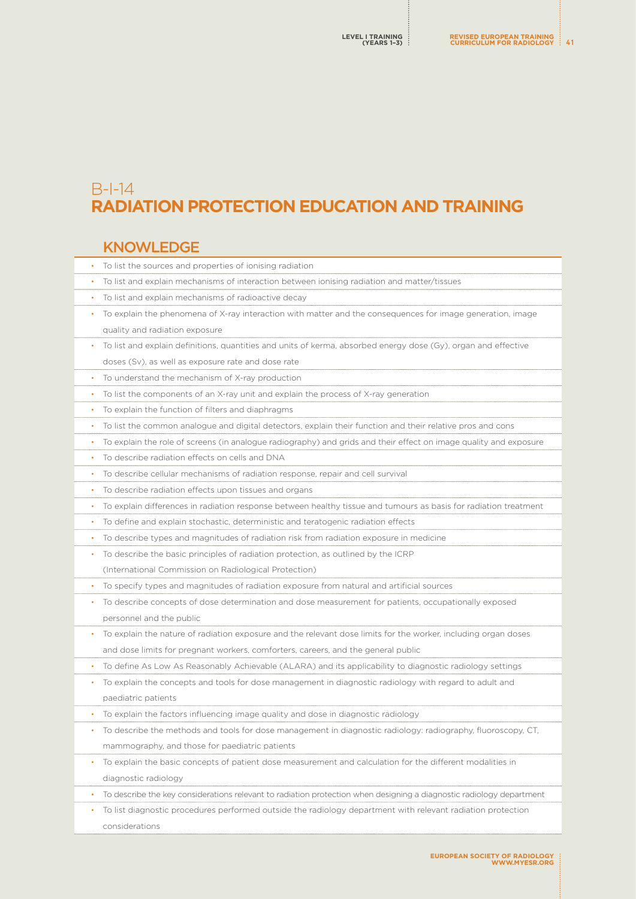# B-I-14
# RADIATION PROTECTION EDUCATION AND TRAINING

## KNOWLEDGE

- To list the sources and properties of ionising radiation
- To list and explain mechanisms of interaction between ionising radiation and matter/tissues
- To list and explain mechanisms of radioactive decay
- To explain the phenomena of X-ray interaction with matter and the consequences for image generation, image quality and radiation exposure
- To list and explain definitions, quantities and units of kerma, absorbed energy dose (Gy), organ and effective doses (Sv), as well as exposure rate and dose rate
- To understand the mechanism of X-ray production
- To list the components of an X-ray unit and explain the process of X-ray generation
- To explain the function of filters and diaphragms
- To list the common analogue and digital detectors, explain their function and their relative pros and cons
- To explain the role of screens (in analogue radiography) and grids and their effect on image quality and exposure
- To describe radiation effects on cells and DNA
- To describe cellular mechanisms of radiation response, repair and cell survival
- To describe radiation effects upon tissues and organs
- To explain differences in radiation response between healthy tissue and tumours as basis for radiation treatment
- To define and explain stochastic, deterministic and teratogenic radiation effects
- To describe types and magnitudes of radiation risk from radiation exposure in medicine
- To describe the basic principles of radiation protection, as outlined by the ICRP (International Commission on Radiological Protection)
- To specify types and magnitudes of radiation exposure from natural and artificial sources
- To describe concepts of dose determination and dose measurement for patients, occupationally exposed personnel and the public
- To explain the nature of radiation exposure and the relevant dose limits for the worker, including organ doses and dose limits for pregnant workers, comforters, careers, and the general public
- To define As Low As Reasonably Achievable (ALARA) and its applicability to diagnostic radiology settings
- To explain the concepts and tools for dose management in diagnostic radiology with regard to adult and paediatric patients
- To explain the factors influencing image quality and dose in diagnostic radiology
- To describe the methods and tools for dose management in diagnostic radiology: radiography, fluoroscopy, CT, mammography, and those for paediatric patients
- To explain the basic concepts of patient dose measurement and calculation for the different modalities in diagnostic radiology
- To describe the key considerations relevant to radiation protection when designing a diagnostic radiology department
- To list diagnostic procedures performed outside the radiology department with relevant radiation protection considerations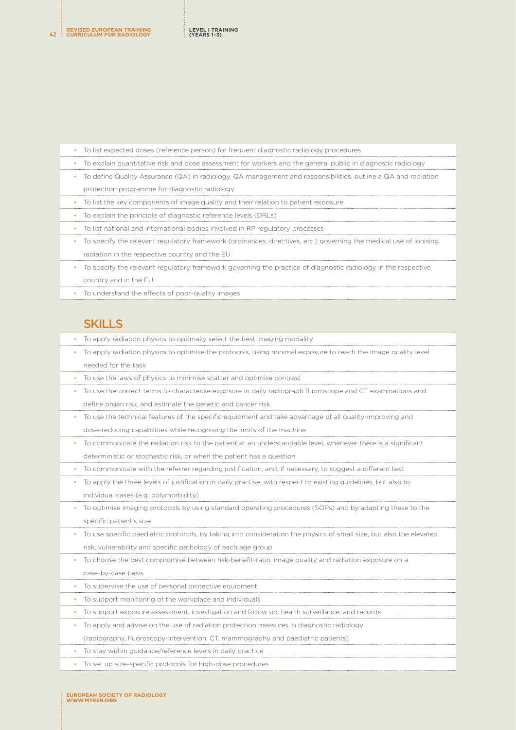- To list expected doses (reference person) for frequent diagnostic radiology procedures
- To explain quantitative risk and dose assessment for workers and the general public in diagnostic radiology
- To define Quality Assurance (QA) in radiology, QA management and responsibilities, outline a QA and radiation protection programme for diagnostic radiology
- To list the key components of image quality and their relation to patient exposure
- To explain the principle of diagnostic reference levels (DRLs)
- To list national and international bodies involved in RP regulatory processes
- To specify the relevant regulatory framework (ordinances, directives, etc.) governing the medical use of ionising radiation in the respective country and the EU
- To specify the relevant regulatory framework governing the practice of diagnostic radiology in the respective country and in the EU
- To understand the effects of poor-quality images

## SKILLS

- To apply radiation physics to optimally select the best imaging modality
- To apply radiation physics to optimise the protocols, using minimal exposure to reach the image quality level needed for the task
- To use the laws of physics to minimise scatter and optimise contrast
- To use the correct terms to characterise exposure in daily radiograph fluoroscope and CT examinations and define organ risk, and estimate the genetic and cancer risk
- To use the technical features of the specific equipment and take advantage of all quality-improving and dose-reducing capabilities while recognising the limits of the machine
- To communicate the radiation risk to the patient at an understandable level, whenever there is a significant deterministic or stochastic risk, or when the patient has a question
- To communicate with the referrer regarding justification, and, if necessary, to suggest a different test
- To apply the three levels of justification in daily practise, with respect to existing guidelines, but also to individual cases (e.g. polymorbidity)
- To optimise imaging protocols by using standard operating procedures (SOPs) and by adapting these to the specific patient's size
- To use specific paediatric protocols, by taking into consideration the physics of small size, but also the elevated risk, vulnerability and specific pathology of each age group
- To choose the best compromise between risk-benefit-ratio, image quality and radiation exposure on a case-by-case basis
- To supervise the use of personal protective equipment
- To support monitoring of the workplace and individuals
- To support exposure assessment, investigation and follow up, health surveillance, and records
- To apply and advise on the use of radiation protection measures in diagnostic radiology (radiography, fluoroscopy-intervention, CT, mammography and paediatric patients)
- To stay within guidance/reference levels in daily practice
- To set up size-specific protocols for high-dose procedures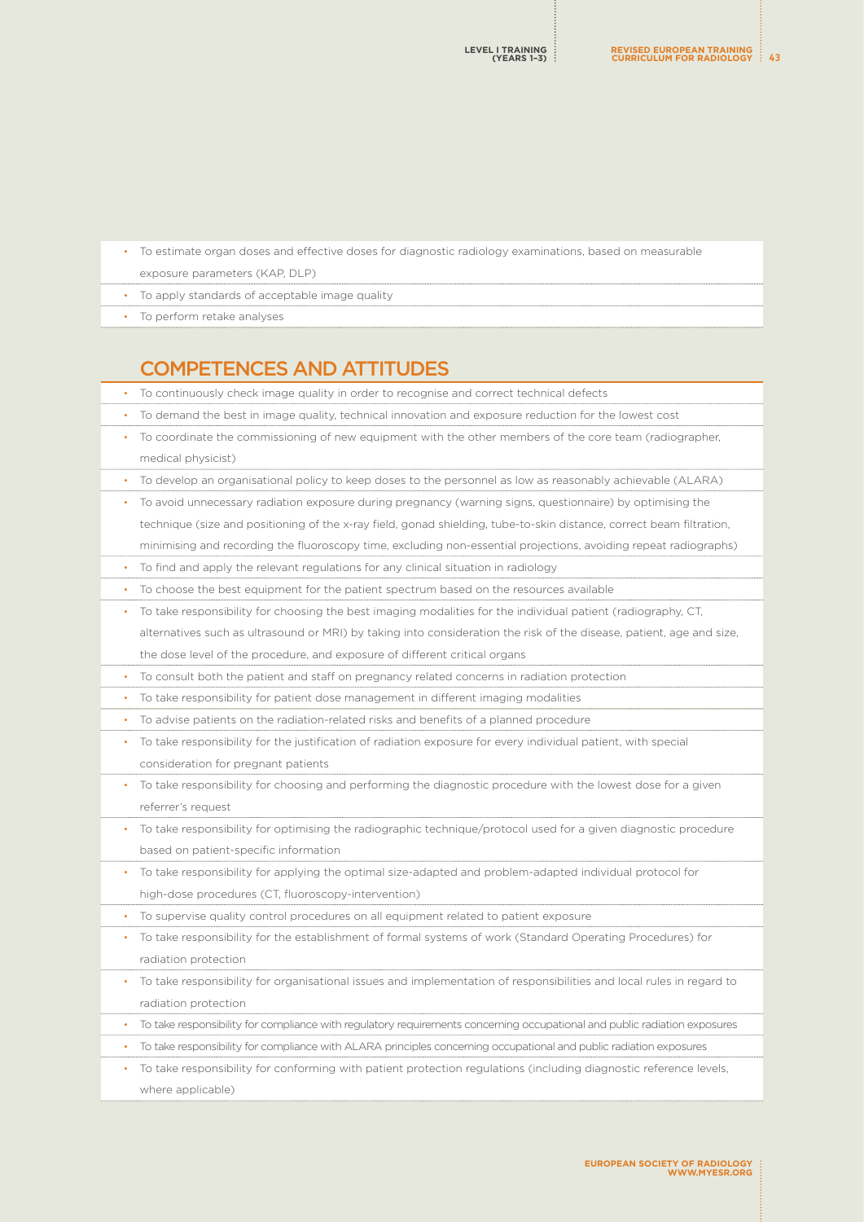- To estimate organ doses and effective doses for diagnostic radiology examinations, based on measurable exposure parameters (KAP, DLP)
- To apply standards of acceptable image quality
- To perform retake analyses

## COMPETENCES AND ATTITUDES

- To continuously check image quality in order to recognise and correct technical defects
- To demand the best in image quality, technical innovation and exposure reduction for the lowest cost
- To coordinate the commissioning of new equipment with the other members of the core team (radiographer, medical physicist)
- To develop an organisational policy to keep doses to the personnel as low as reasonably achievable (ALARA)
- To avoid unnecessary radiation exposure during pregnancy (warning signs, questionnaire) by optimising the technique (size and positioning of the x-ray field, gonad shielding, tube-to-skin distance, correct beam filtration, minimising and recording the fluoroscopy time, excluding non-essential projections, avoiding repeat radiographs)
- To find and apply the relevant regulations for any clinical situation in radiology
- To choose the best equipment for the patient spectrum based on the resources available
- To take responsibility for choosing the best imaging modalities for the individual patient (radiography, CT, alternatives such as ultrasound or MRI) by taking into consideration the risk of the disease, patient, age and size, the dose level of the procedure, and exposure of different critical organs
- To consult both the patient and staff on pregnancy related concerns in radiation protection
- To take responsibility for patient dose management in different imaging modalities
- To advise patients on the radiation-related risks and benefits of a planned procedure
- To take responsibility for the justification of radiation exposure for every individual patient, with special consideration for pregnant patients
- To take responsibility for choosing and performing the diagnostic procedure with the lowest dose for a given referrer's request
- To take responsibility for optimising the radiographic technique/protocol used for a given diagnostic procedure based on patient-specific information
- To take responsibility for applying the optimal size-adapted and problem-adapted individual protocol for high-dose procedures (CT, fluoroscopy-intervention)
- To supervise quality control procedures on all equipment related to patient exposure
- To take responsibility for the establishment of formal systems of work (Standard Operating Procedures) for radiation protection
- To take responsibility for organisational issues and implementation of responsibilities and local rules in regard to radiation protection
- To take responsibility for compliance with regulatory requirements concerning occupational and public radiation exposures
- To take responsibility for compliance with ALARA principles concerning occupational and public radiation exposures
- To take responsibility for conforming with patient protection regulations (including diagnostic reference levels, where applicable)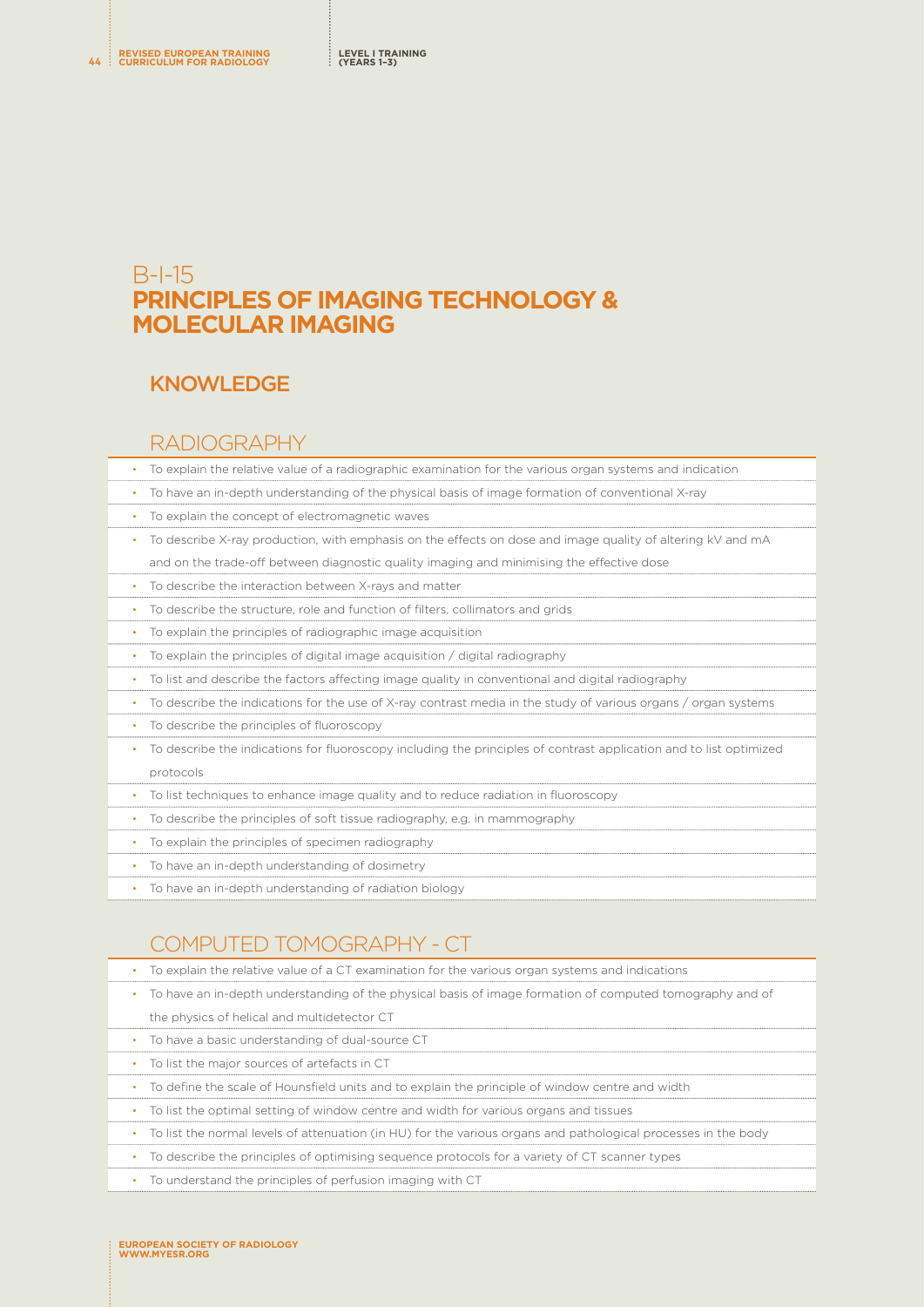# B-I-15
# PRINCIPLES OF IMAGING TECHNOLOGY & MOLECULAR IMAGING

## KNOWLEDGE

### RADIOGRAPHY

- To explain the relative value of a radiographic examination for the various organ systems and indication
- To have an in-depth understanding of the physical basis of image formation of conventional X-ray
- To explain the concept of electromagnetic waves
- To describe X-ray production, with emphasis on the effects on dose and image quality of altering kV and mA and on the trade-off between diagnostic quality imaging and minimising the effective dose
- To describe the interaction between X-rays and matter
- To describe the structure, role and function of filters, collimators and grids
- To explain the principles of radiographic image acquisition
- To explain the principles of digital image acquisition / digital radiography
- To list and describe the factors affecting image quality in conventional and digital radiography
- To describe the indications for the use of X-ray contrast media in the study of various organs / organ systems
- To describe the principles of fluoroscopy
- To describe the indications for fluoroscopy including the principles of contrast application and to list optimized protocols
- To list techniques to enhance image quality and to reduce radiation in fluoroscopy
- To describe the principles of soft tissue radiography, e.g. in mammography
- To explain the principles of specimen radiography
- To have an in-depth understanding of dosimetry
- To have an in-depth understanding of radiation biology

### COMPUTED TOMOGRAPHY - CT

- To explain the relative value of a CT examination for the various organ systems and indications
- To have an in-depth understanding of the physical basis of image formation of computed tomography and of the physics of helical and multidetector CT
- To have a basic understanding of dual-source CT
- To list the major sources of artefacts in CT
- To define the scale of Hounsfield units and to explain the principle of window centre and width
- To list the optimal setting of window centre and width for various organs and tissues
- To list the normal levels of attenuation (in HU) for the various organs and pathological processes in the body
- To describe the principles of optimising sequence protocols for a variety of CT scanner types
- To understand the principles of perfusion imaging with CT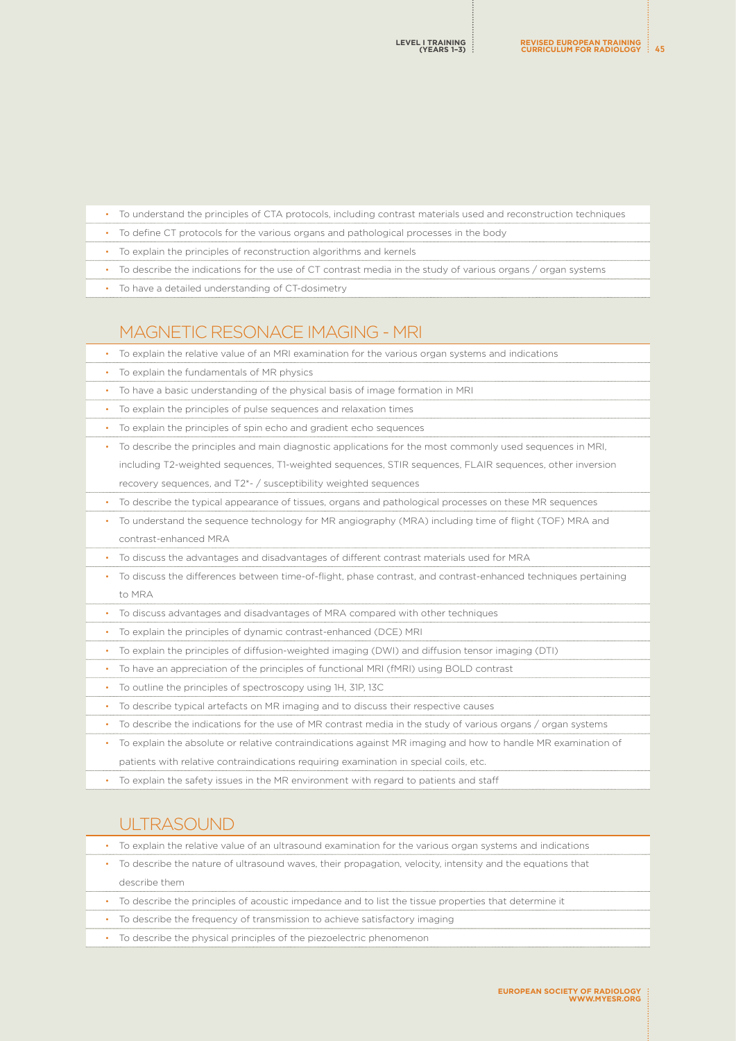- To understand the principles of CTA protocols, including contrast materials used and reconstruction techniques
- To define CT protocols for the various organs and pathological processes in the body
- To explain the principles of reconstruction algorithms and kernels
- To describe the indications for the use of CT contrast media in the study of various organs / organ systems
- To have a detailed understanding of CT-dosimetry

## MAGNETIC RESONACE IMAGING - MRI

- To explain the relative value of an MRI examination for the various organ systems and indications
- To explain the fundamentals of MR physics
- To have a basic understanding of the physical basis of image formation in MRI
- To explain the principles of pulse sequences and relaxation times
- To explain the principles of spin echo and gradient echo sequences
- To describe the principles and main diagnostic applications for the most commonly used sequences in MRI, including T2-weighted sequences, T1-weighted sequences, STIR sequences, FLAIR sequences, other inversion recovery sequences, and T2*- / susceptibility weighted sequences
- To describe the typical appearance of tissues, organs and pathological processes on these MR sequences
- To understand the sequence technology for MR angiography (MRA) including time of flight (TOF) MRA and contrast-enhanced MRA
- To discuss the advantages and disadvantages of different contrast materials used for MRA
- To discuss the differences between time-of-flight, phase contrast, and contrast-enhanced techniques pertaining to MRA
- To discuss advantages and disadvantages of MRA compared with other techniques
- To explain the principles of dynamic contrast-enhanced (DCE) MRI
- To explain the principles of diffusion-weighted imaging (DWI) and diffusion tensor imaging (DTI)
- To have an appreciation of the principles of functional MRI (fMRI) using BOLD contrast
- To outline the principles of spectroscopy using 1H, 31P, 13C
- To describe typical artefacts on MR imaging and to discuss their respective causes
- To describe the indications for the use of MR contrast media in the study of various organs / organ systems
- To explain the absolute or relative contraindications against MR imaging and how to handle MR examination of patients with relative contraindications requiring examination in special coils, etc.
- To explain the safety issues in the MR environment with regard to patients and staff

## ULTRASOUND

- To explain the relative value of an ultrasound examination for the various organ systems and indications
- To describe the nature of ultrasound waves, their propagation, velocity, intensity and the equations that describe them
- To describe the principles of acoustic impedance and to list the tissue properties that determine it
- To describe the frequency of transmission to achieve satisfactory imaging
- To describe the physical principles of the piezoelectric phenomenon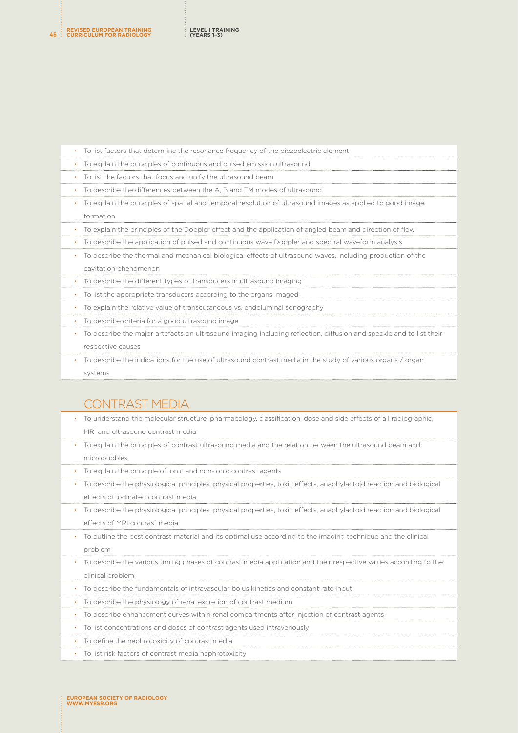- To list factors that determine the resonance frequency of the piezoelectric element
- To explain the principles of continuous and pulsed emission ultrasound
- To list the factors that focus and unify the ultrasound beam
- To describe the differences between the A, B and TM modes of ultrasound
- To explain the principles of spatial and temporal resolution of ultrasound images as applied to good image formation
- To explain the principles of the Doppler effect and the application of angled beam and direction of flow
- To describe the application of pulsed and continuous wave Doppler and spectral waveform analysis
- To describe the thermal and mechanical biological effects of ultrasound waves, including production of the cavitation phenomenon
- To describe the different types of transducers in ultrasound imaging
- To list the appropriate transducers according to the organs imaged
- To explain the relative value of transcutaneous vs. endoluminal sonography
- To describe criteria for a good ultrasound image
- To describe the major artefacts on ultrasound imaging including reflection, diffusion and speckle and to list their respective causes
- To describe the indications for the use of ultrasound contrast media in the study of various organs / organ systems

## CONTRAST MEDIA

- To understand the molecular structure, pharmacology, classification, dose and side effects of all radiographic, MRI and ultrasound contrast media
- To explain the principles of contrast ultrasound media and the relation between the ultrasound beam and microbubbles
- To explain the principle of ionic and non-ionic contrast agents
- To describe the physiological principles, physical properties, toxic effects, anaphylactoid reaction and biological effects of iodinated contrast media
- To describe the physiological principles, physical properties, toxic effects, anaphylactoid reaction and biological effects of MRI contrast media
- To outline the best contrast material and its optimal use according to the imaging technique and the clinical problem
- To describe the various timing phases of contrast media application and their respective values according to the clinical problem
- To describe the fundamentals of intravascular bolus kinetics and constant rate input
- To describe the physiology of renal excretion of contrast medium
- To describe enhancement curves within renal compartments after injection of contrast agents
- To list concentrations and doses of contrast agents used intravenously
- To define the nephrotoxicity of contrast media
- To list risk factors of contrast media nephrotoxicity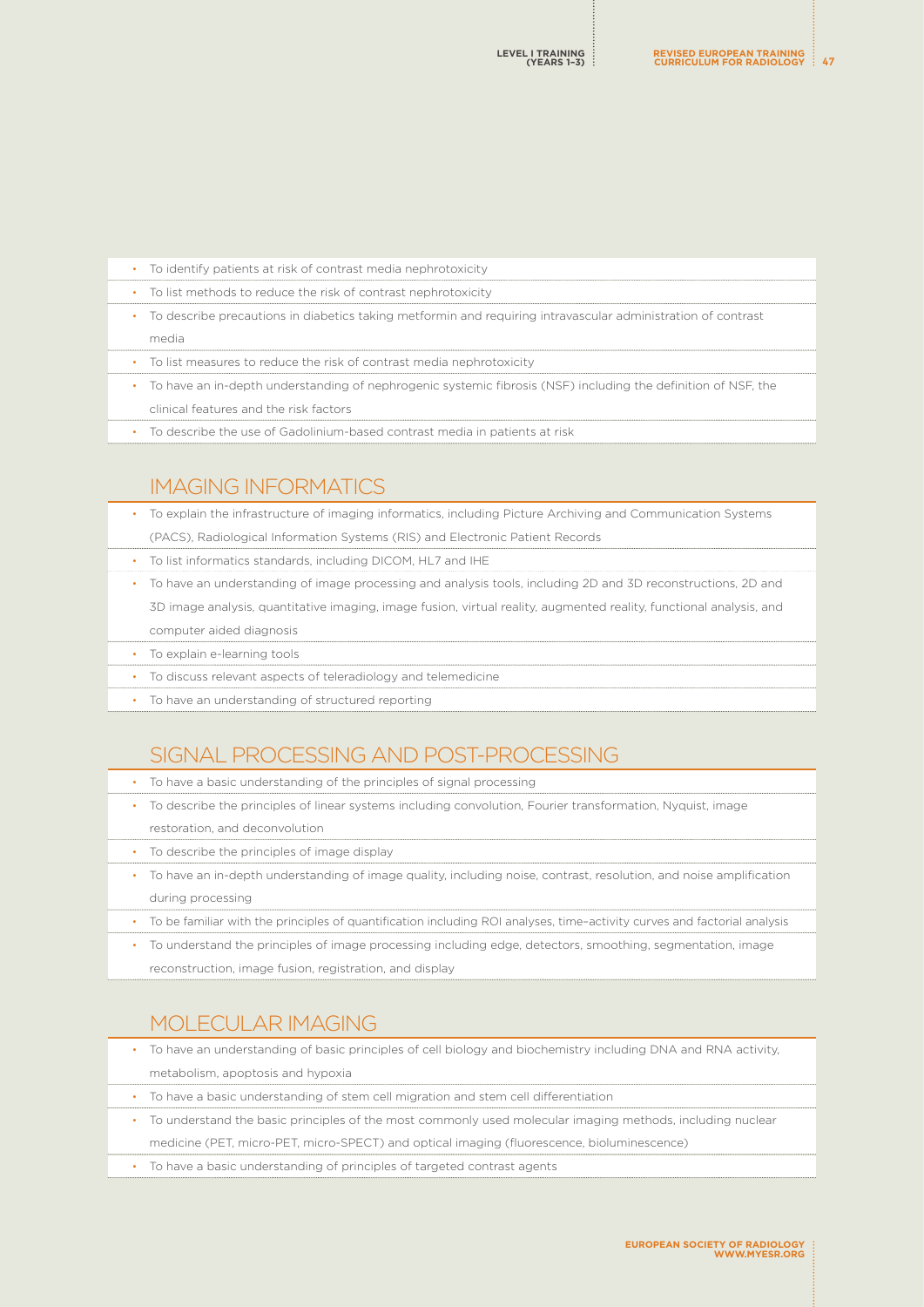- To identify patients at risk of contrast media nephrotoxicity
- To list methods to reduce the risk of contrast nephrotoxicity
- To describe precautions in diabetics taking metformin and requiring intravascular administration of contrast media
- To list measures to reduce the risk of contrast media nephrotoxicity
- To have an in-depth understanding of nephrogenic systemic fibrosis (NSF) including the definition of NSF, the clinical features and the risk factors
- To describe the use of Gadolinium-based contrast media in patients at risk

## IMAGING INFORMATICS

- To explain the infrastructure of imaging informatics, including Picture Archiving and Communication Systems (PACS), Radiological Information Systems (RIS) and Electronic Patient Records
- To list informatics standards, including DICOM, HL7 and IHE
- To have an understanding of image processing and analysis tools, including 2D and 3D reconstructions, 2D and 3D image analysis, quantitative imaging, image fusion, virtual reality, augmented reality, functional analysis, and computer aided diagnosis
- To explain e-learning tools
- To discuss relevant aspects of teleradiology and telemedicine
- To have an understanding of structured reporting

## SIGNAL PROCESSING AND POST-PROCESSING

- To have a basic understanding of the principles of signal processing
- To describe the principles of linear systems including convolution, Fourier transformation, Nyquist, image restoration, and deconvolution
- To describe the principles of image display
- To have an in-depth understanding of image quality, including noise, contrast, resolution, and noise amplification during processing
- To be familiar with the principles of quantification including ROI analyses, time–activity curves and factorial analysis
- To understand the principles of image processing including edge, detectors, smoothing, segmentation, image reconstruction, image fusion, registration, and display

## MOLECULAR IMAGING

- To have an understanding of basic principles of cell biology and biochemistry including DNA and RNA activity, metabolism, apoptosis and hypoxia
- To have a basic understanding of stem cell migration and stem cell differentiation
- To understand the basic principles of the most commonly used molecular imaging methods, including nuclear medicine (PET, micro-PET, micro-SPECT) and optical imaging (fluorescence, bioluminescence)
- To have a basic understanding of principles of targeted contrast agents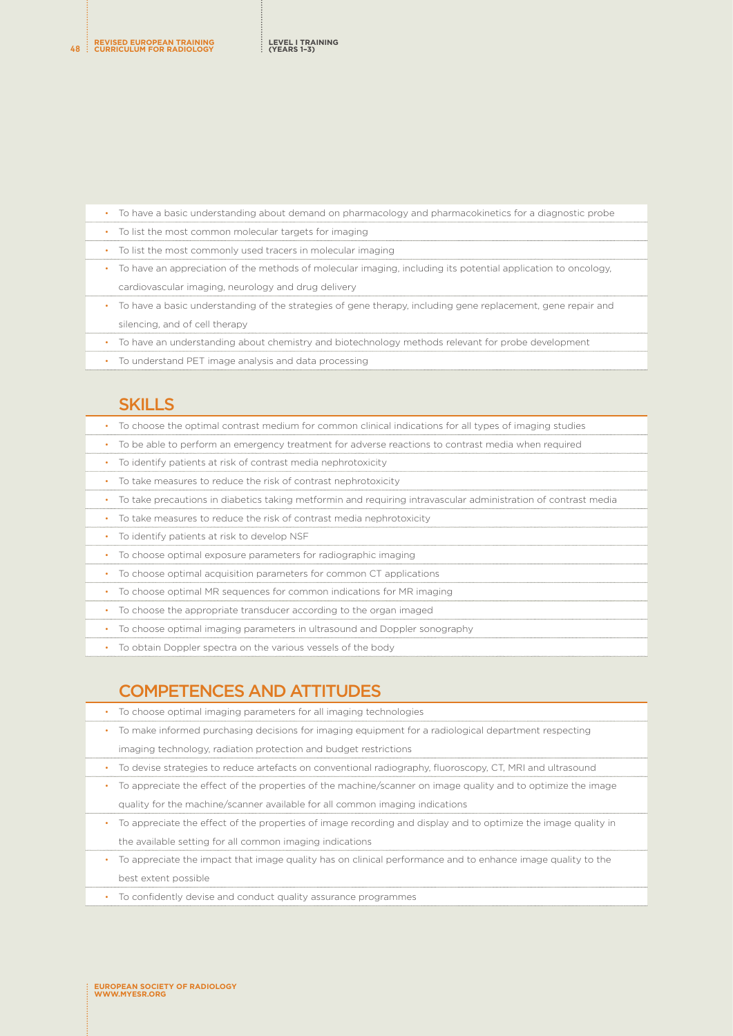- To have a basic understanding about demand on pharmacology and pharmacokinetics for a diagnostic probe
- To list the most common molecular targets for imaging
- To list the most commonly used tracers in molecular imaging
- To have an appreciation of the methods of molecular imaging, including its potential application to oncology, cardiovascular imaging, neurology and drug delivery
- To have a basic understanding of the strategies of gene therapy, including gene replacement, gene repair and silencing, and of cell therapy
- To have an understanding about chemistry and biotechnology methods relevant for probe development
- To understand PET image analysis and data processing

## SKILLS

- To choose the optimal contrast medium for common clinical indications for all types of imaging studies
- To be able to perform an emergency treatment for adverse reactions to contrast media when required
- To identify patients at risk of contrast media nephrotoxicity
- To take measures to reduce the risk of contrast nephrotoxicity
- To take precautions in diabetics taking metformin and requiring intravascular administration of contrast media
- To take measures to reduce the risk of contrast media nephrotoxicity
- To identify patients at risk to develop NSF
- To choose optimal exposure parameters for radiographic imaging
- To choose optimal acquisition parameters for common CT applications
- To choose optimal MR sequences for common indications for MR imaging
- To choose the appropriate transducer according to the organ imaged
- To choose optimal imaging parameters in ultrasound and Doppler sonography
- To obtain Doppler spectra on the various vessels of the body

## COMPETENCES AND ATTITUDES

- To choose optimal imaging parameters for all imaging technologies
- To make informed purchasing decisions for imaging equipment for a radiological department respecting imaging technology, radiation protection and budget restrictions
- To devise strategies to reduce artefacts on conventional radiography, fluoroscopy, CT, MRI and ultrasound
- To appreciate the effect of the properties of the machine/scanner on image quality and to optimize the image quality for the machine/scanner available for all common imaging indications
- To appreciate the effect of the properties of image recording and display and to optimize the image quality in the available setting for all common imaging indications
- To appreciate the impact that image quality has on clinical performance and to enhance image quality to the best extent possible
- To confidently devise and conduct quality assurance programmes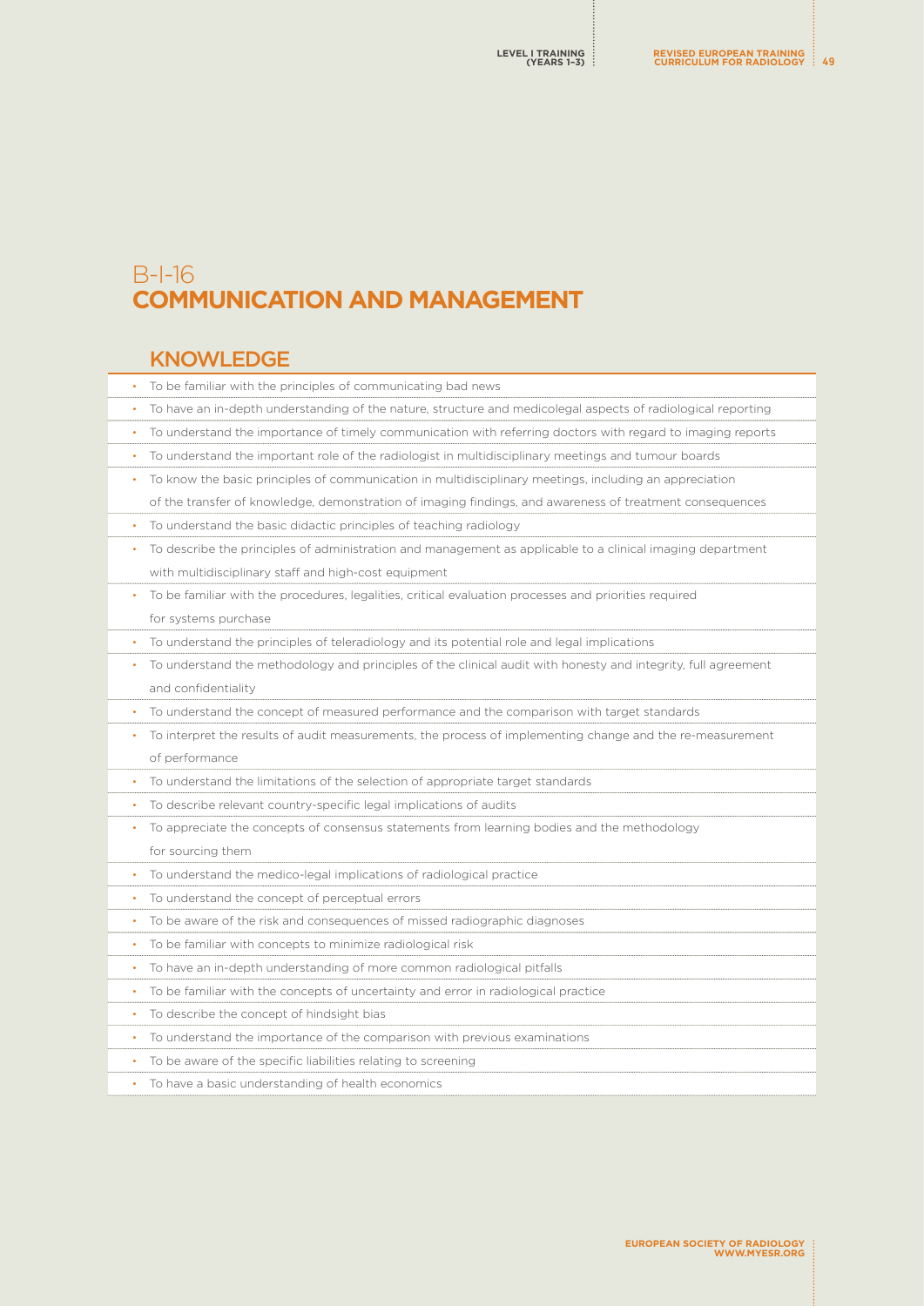# B-I-16
# COMMUNICATION AND MANAGEMENT

## KNOWLEDGE

- To be familiar with the principles of communicating bad news
- To have an in-depth understanding of the nature, structure and medicolegal aspects of radiological reporting
- To understand the importance of timely communication with referring doctors with regard to imaging reports
- To understand the important role of the radiologist in multidisciplinary meetings and tumour boards
- To know the basic principles of communication in multidisciplinary meetings, including an appreciation of the transfer of knowledge, demonstration of imaging findings, and awareness of treatment consequences
- To understand the basic didactic principles of teaching radiology
- To describe the principles of administration and management as applicable to a clinical imaging department with multidisciplinary staff and high-cost equipment
- To be familiar with the procedures, legalities, critical evaluation processes and priorities required for systems purchase
- To understand the principles of teleradiology and its potential role and legal implications
- To understand the methodology and principles of the clinical audit with honesty and integrity, full agreement and confidentiality
- To understand the concept of measured performance and the comparison with target standards
- To interpret the results of audit measurements, the process of implementing change and the re-measurement of performance
- To understand the limitations of the selection of appropriate target standards
- To describe relevant country-specific legal implications of audits
- To appreciate the concepts of consensus statements from learning bodies and the methodology for sourcing them
- To understand the medico-legal implications of radiological practice
- To understand the concept of perceptual errors
- To be aware of the risk and consequences of missed radiographic diagnoses
- To be familiar with concepts to minimize radiological risk
- To have an in-depth understanding of more common radiological pitfalls
- To be familiar with the concepts of uncertainty and error in radiological practice
- To describe the concept of hindsight bias
- To understand the importance of the comparison with previous examinations
- To be aware of the specific liabilities relating to screening
- To have a basic understanding of health economics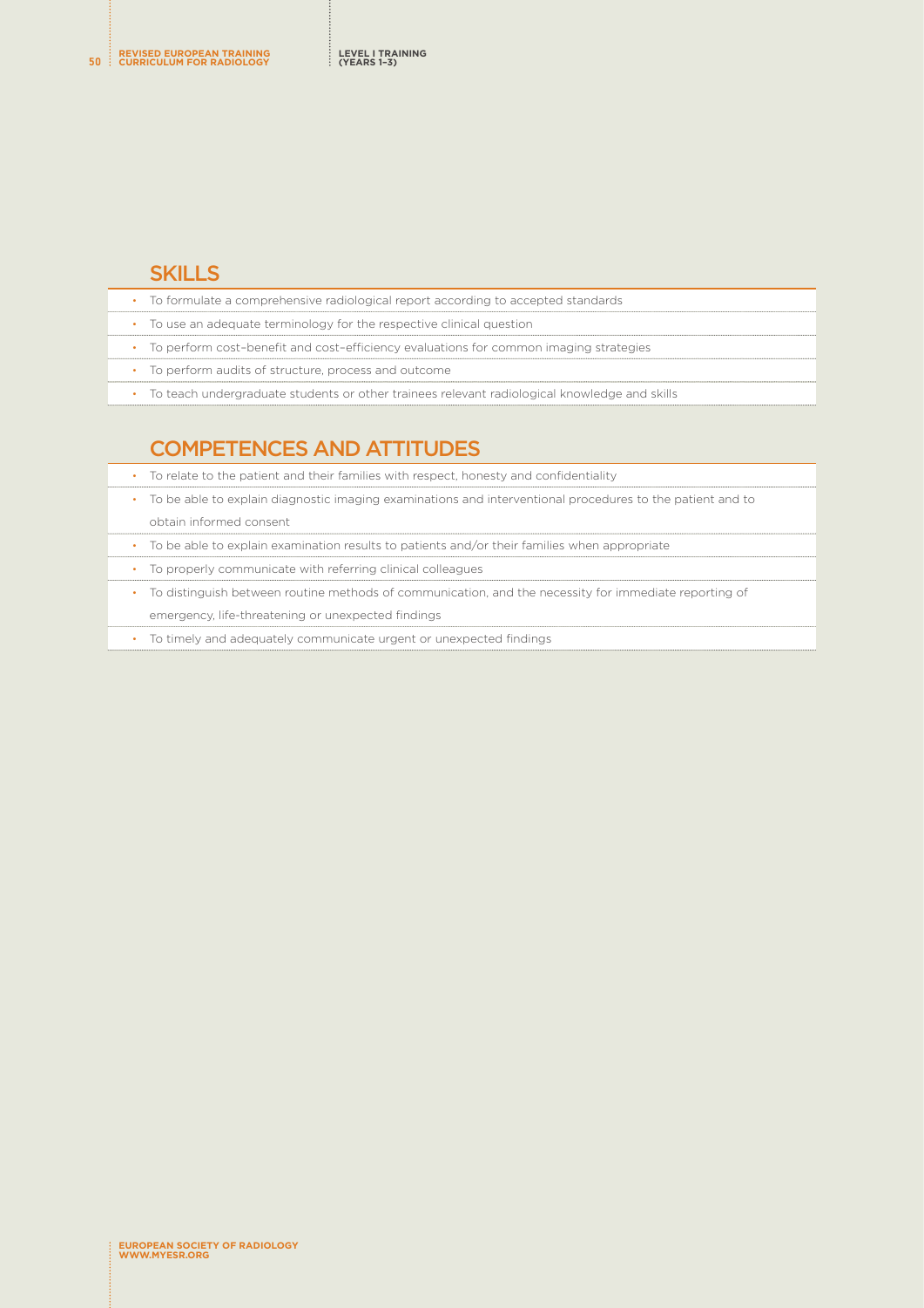## SKILLS

- To formulate a comprehensive radiological report according to accepted standards
- To use an adequate terminology for the respective clinical question
- To perform cost–benefit and cost–efficiency evaluations for common imaging strategies
- To perform audits of structure, process and outcome
- To teach undergraduate students or other trainees relevant radiological knowledge and skills

## COMPETENCES AND ATTITUDES

- To relate to the patient and their families with respect, honesty and confidentiality
- To be able to explain diagnostic imaging examinations and interventional procedures to the patient and to obtain informed consent
- To be able to explain examination results to patients and/or their families when appropriate
- To properly communicate with referring clinical colleagues
- To distinguish between routine methods of communication, and the necessity for immediate reporting of emergency, life-threatening or unexpected findings
- To timely and adequately communicate urgent or unexpected findings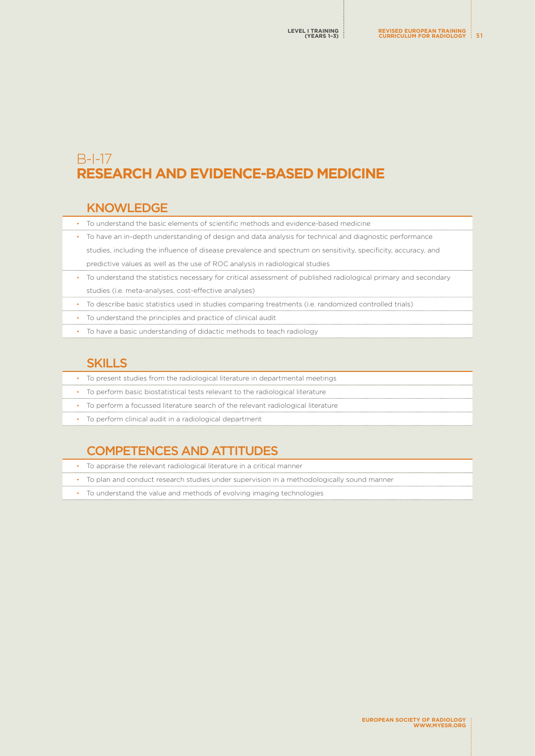# B-I-17
# RESEARCH AND EVIDENCE-BASED MEDICINE

## KNOWLEDGE

- To understand the basic elements of scientific methods and evidence-based medicine
- To have an in-depth understanding of design and data analysis for technical and diagnostic performance studies, including the influence of disease prevalence and spectrum on sensitivity, specificity, accuracy, and predictive values as well as the use of ROC analysis in radiological studies
- To understand the statistics necessary for critical assessment of published radiological primary and secondary studies (i.e. meta-analyses, cost-effective analyses)
- To describe basic statistics used in studies comparing treatments (i.e. randomized controlled trials)
- To understand the principles and practice of clinical audit
- To have a basic understanding of didactic methods to teach radiology

## SKILLS

- To present studies from the radiological literature in departmental meetings
- To perform basic biostatistical tests relevant to the radiological literature
- To perform a focussed literature search of the relevant radiological literature
- To perform clinical audit in a radiological department

## COMPETENCES AND ATTITUDES

- To appraise the relevant radiological literature in a critical manner
- To plan and conduct research studies under supervision in a methodologically sound manner
- To understand the value and methods of evolving imaging technologies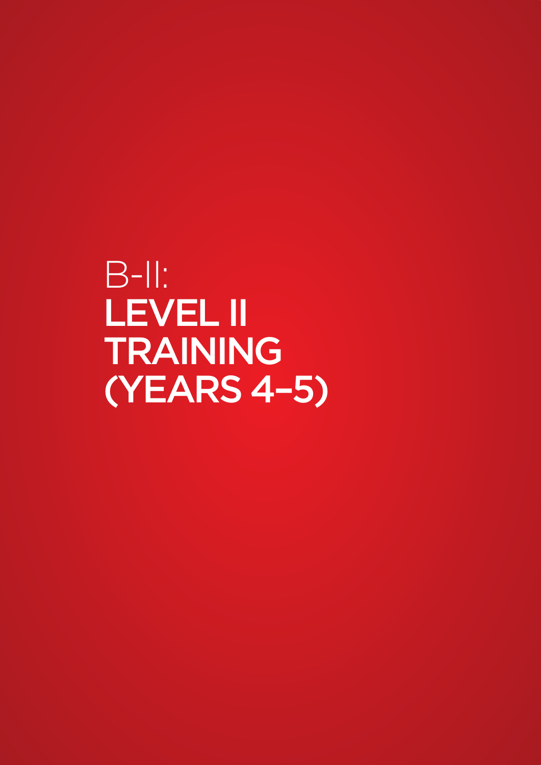# B-II: LEVEL II TRAINING (YEARS 4–5)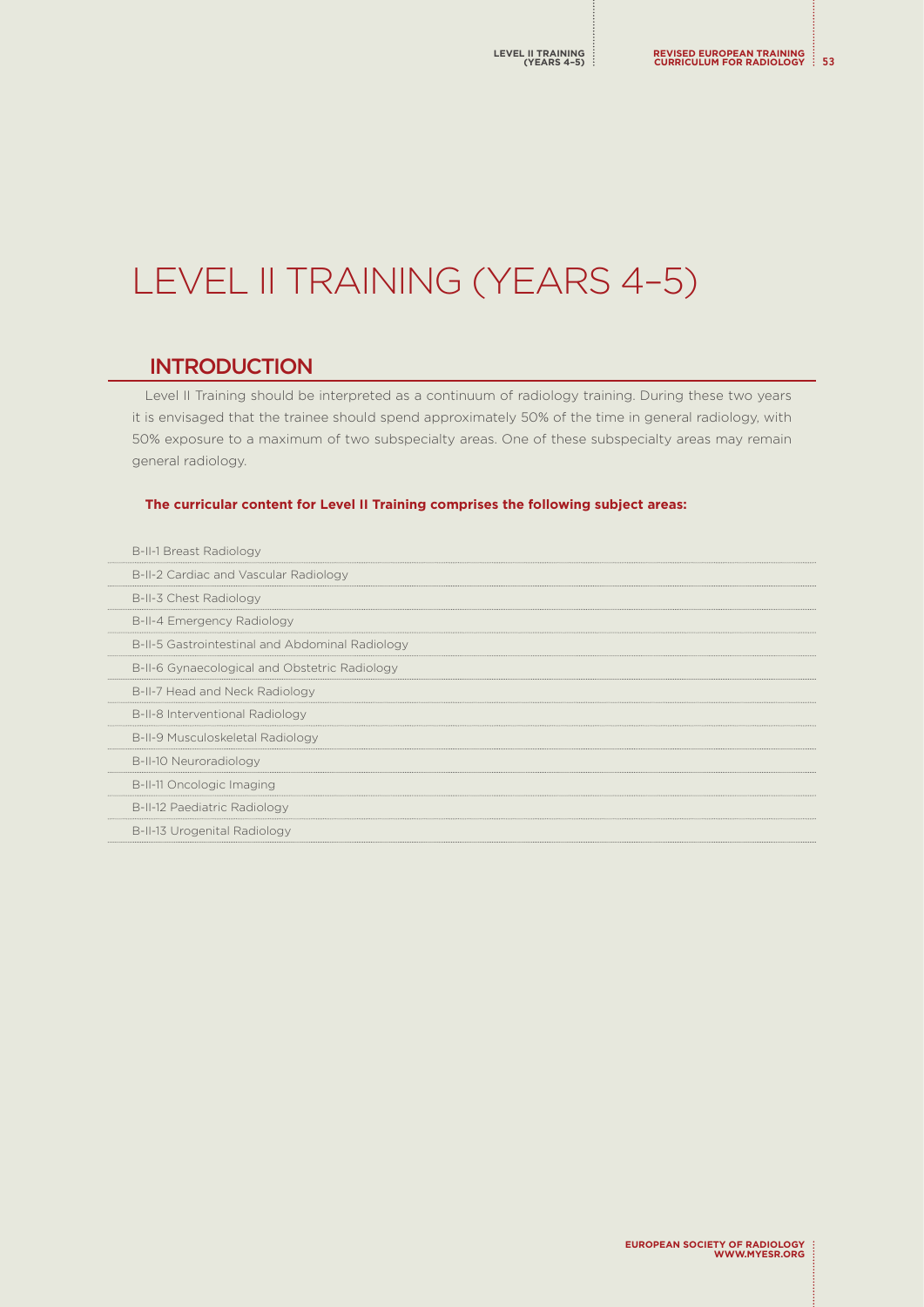# LEVEL II TRAINING (YEARS 4–5)

## INTRODUCTION

Level II Training should be interpreted as a continuum of radiology training. During these two years it is envisaged that the trainee should spend approximately 50% of the time in general radiology, with 50% exposure to a maximum of two subspecialty areas. One of these subspecialty areas may remain general radiology.

**The curricular content for Level II Training comprises the following subject areas:**

- B-II-1 Breast Radiology
- B-II-2 Cardiac and Vascular Radiology
- B-II-3 Chest Radiology
- B-II-4 Emergency Radiology
- B-II-5 Gastrointestinal and Abdominal Radiology
- B-II-6 Gynaecological and Obstetric Radiology
- B-II-7 Head and Neck Radiology
- B-II-8 Interventional Radiology
- B-II-9 Musculoskeletal Radiology
- B-II-10 Neuroradiology
- B-II-11 Oncologic Imaging
- B-II-12 Paediatric Radiology
- B-II-13 Urogenital Radiology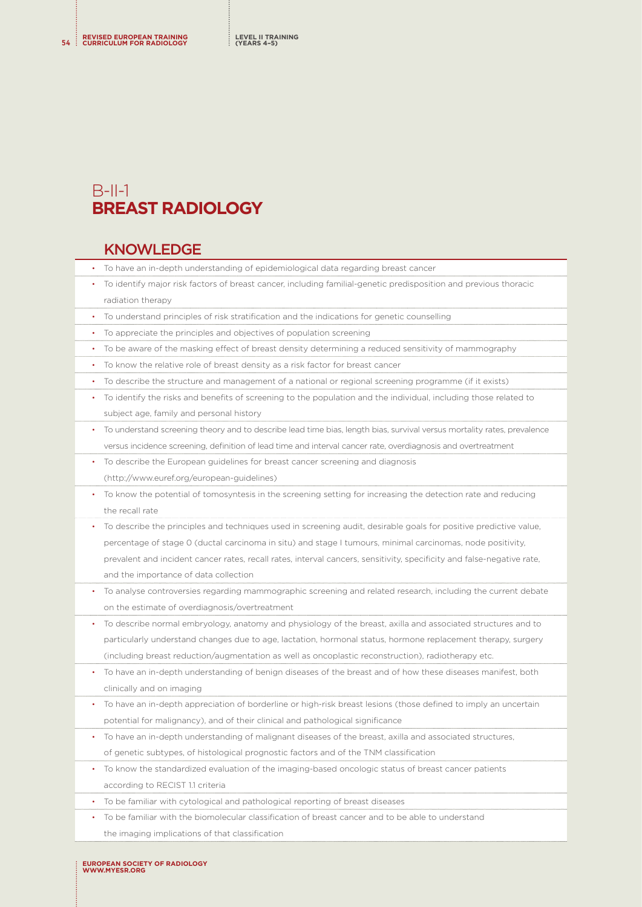# B-II-1
# BREAST RADIOLOGY

## KNOWLEDGE

- To have an in-depth understanding of epidemiological data regarding breast cancer
- To identify major risk factors of breast cancer, including familial-genetic predisposition and previous thoracic radiation therapy
- To understand principles of risk stratification and the indications for genetic counselling
- To appreciate the principles and objectives of population screening
- To be aware of the masking effect of breast density determining a reduced sensitivity of mammography
- To know the relative role of breast density as a risk factor for breast cancer
- To describe the structure and management of a national or regional screening programme (if it exists)
- To identify the risks and benefits of screening to the population and the individual, including those related to subject age, family and personal history
- To understand screening theory and to describe lead time bias, length bias, survival versus mortality rates, prevalence versus incidence screening, definition of lead time and interval cancer rate, overdiagnosis and overtreatment
- To describe the European guidelines for breast cancer screening and diagnosis (http://www.euref.org/european-guidelines)
- To know the potential of tomosyntesis in the screening setting for increasing the detection rate and reducing the recall rate
- To describe the principles and techniques used in screening audit, desirable goals for positive predictive value, percentage of stage 0 (ductal carcinoma in situ) and stage I tumours, minimal carcinomas, node positivity, prevalent and incident cancer rates, recall rates, interval cancers, sensitivity, specificity and false-negative rate, and the importance of data collection
- To analyse controversies regarding mammographic screening and related research, including the current debate on the estimate of overdiagnosis/overtreatment
- To describe normal embryology, anatomy and physiology of the breast, axilla and associated structures and to particularly understand changes due to age, lactation, hormonal status, hormone replacement therapy, surgery (including breast reduction/augmentation as well as oncoplastic reconstruction), radiotherapy etc.
- To have an in-depth understanding of benign diseases of the breast and of how these diseases manifest, both clinically and on imaging
- To have an in-depth appreciation of borderline or high-risk breast lesions (those defined to imply an uncertain potential for malignancy), and of their clinical and pathological significance
- To have an in-depth understanding of malignant diseases of the breast, axilla and associated structures, of genetic subtypes, of histological prognostic factors and of the TNM classification
- To know the standardized evaluation of the imaging-based oncologic status of breast cancer patients according to RECIST 1.1 criteria
- To be familiar with cytological and pathological reporting of breast diseases
- To be familiar with the biomolecular classification of breast cancer and to be able to understand the imaging implications of that classification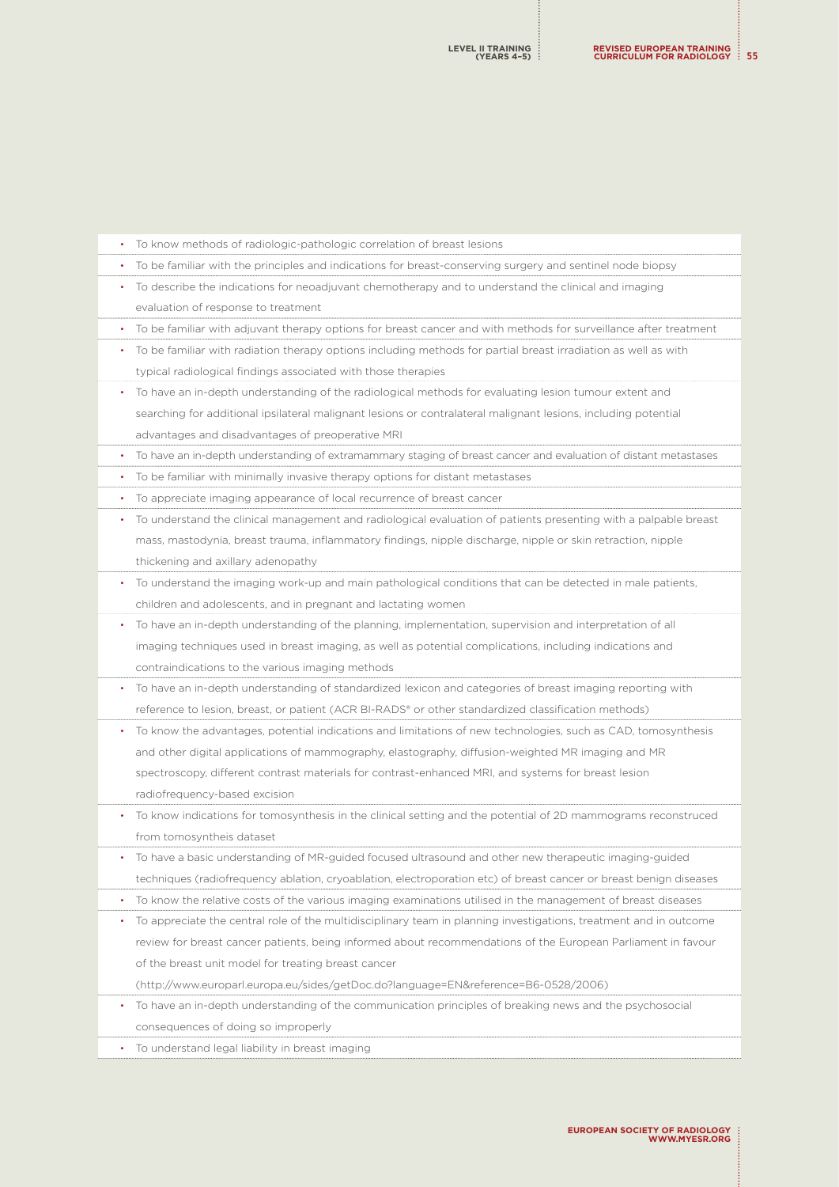- To know methods of radiologic-pathologic correlation of breast lesions
- To be familiar with the principles and indications for breast-conserving surgery and sentinel node biopsy
- To describe the indications for neoadjuvant chemotherapy and to understand the clinical and imaging evaluation of response to treatment
- To be familiar with adjuvant therapy options for breast cancer and with methods for surveillance after treatment
- To be familiar with radiation therapy options including methods for partial breast irradiation as well as with typical radiological findings associated with those therapies
- To have an in-depth understanding of the radiological methods for evaluating lesion tumour extent and searching for additional ipsilateral malignant lesions or contralateral malignant lesions, including potential advantages and disadvantages of preoperative MRI
- To have an in-depth understanding of extramammary staging of breast cancer and evaluation of distant metastases
- To be familiar with minimally invasive therapy options for distant metastases
- To appreciate imaging appearance of local recurrence of breast cancer
- To understand the clinical management and radiological evaluation of patients presenting with a palpable breast mass, mastodynia, breast trauma, inflammatory findings, nipple discharge, nipple or skin retraction, nipple thickening and axillary adenopathy
- To understand the imaging work-up and main pathological conditions that can be detected in male patients, children and adolescents, and in pregnant and lactating women
- To have an in-depth understanding of the planning, implementation, supervision and interpretation of all imaging techniques used in breast imaging, as well as potential complications, including indications and contraindications to the various imaging methods
- To have an in-depth understanding of standardized lexicon and categories of breast imaging reporting with reference to lesion, breast, or patient (ACR BI-RADS® or other standardized classification methods)
- To know the advantages, potential indications and limitations of new technologies, such as CAD, tomosynthesis and other digital applications of mammography, elastography, diffusion-weighted MR imaging and MR spectroscopy, different contrast materials for contrast-enhanced MRI, and systems for breast lesion radiofrequency-based excision
- To know indications for tomosynthesis in the clinical setting and the potential of 2D mammograms reconstruced from tomosyntheis dataset
- To have a basic understanding of MR-guided focused ultrasound and other new therapeutic imaging-guided techniques (radiofrequency ablation, cryoablation, electroporation etc) of breast cancer or breast benign diseases
- To know the relative costs of the various imaging examinations utilised in the management of breast diseases
- To appreciate the central role of the multidisciplinary team in planning investigations, treatment and in outcome review for breast cancer patients, being informed about recommendations of the European Parliament in favour of the breast unit model for treating breast cancer (http://www.europarl.europa.eu/sides/getDoc.do?language=EN&reference=B6-0528/2006)
- To have an in-depth understanding of the communication principles of breaking news and the psychosocial consequences of doing so improperly
- To understand legal liability in breast imaging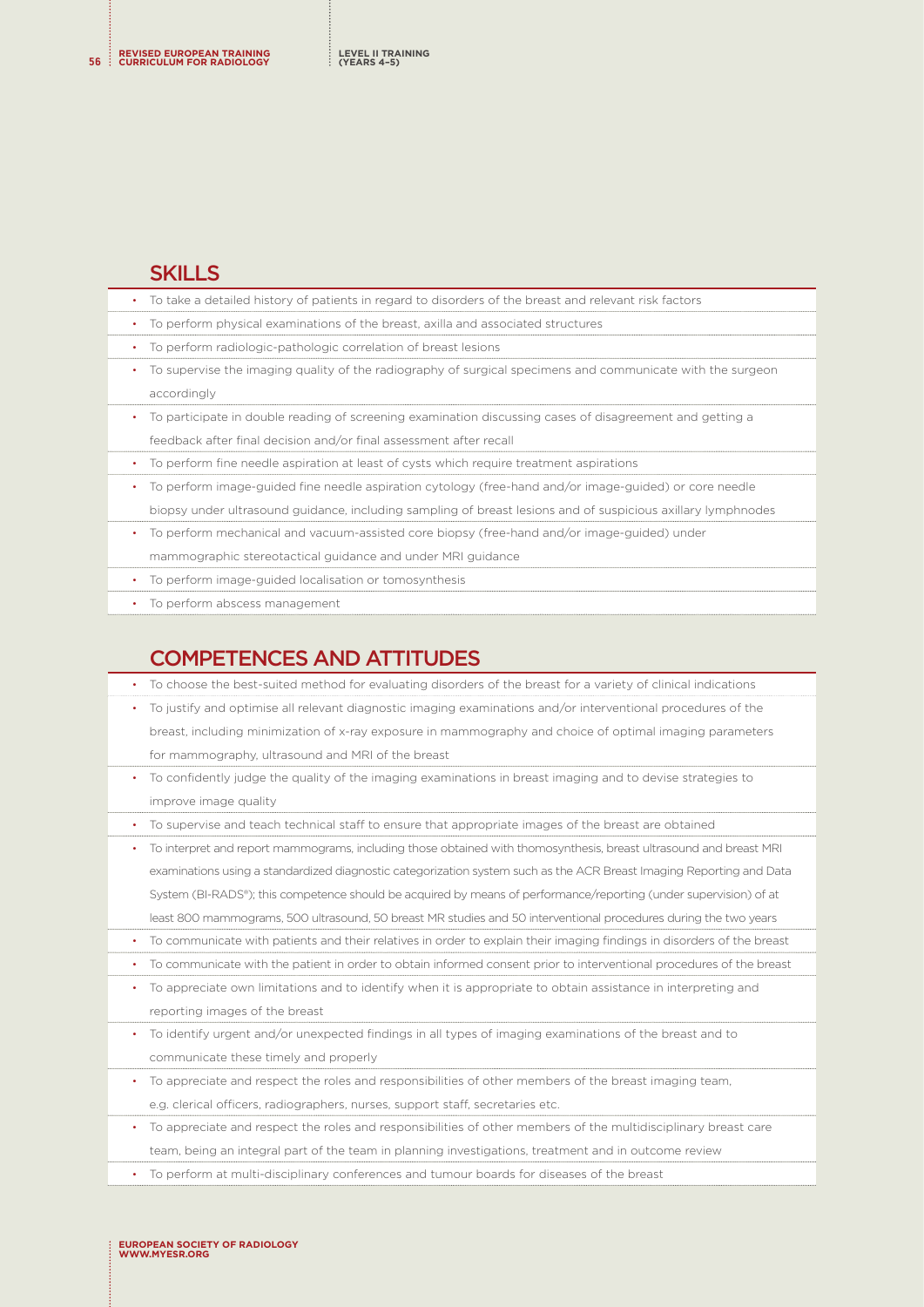## SKILLS

- To take a detailed history of patients in regard to disorders of the breast and relevant risk factors
- To perform physical examinations of the breast, axilla and associated structures
- To perform radiologic-pathologic correlation of breast lesions
- To supervise the imaging quality of the radiography of surgical specimens and communicate with the surgeon accordingly
- To participate in double reading of screening examination discussing cases of disagreement and getting a feedback after final decision and/or final assessment after recall
- To perform fine needle aspiration at least of cysts which require treatment aspirations
- To perform image-guided fine needle aspiration cytology (free-hand and/or image-guided) or core needle biopsy under ultrasound guidance, including sampling of breast lesions and of suspicious axillary lymphnodes
- To perform mechanical and vacuum-assisted core biopsy (free-hand and/or image-guided) under mammographic stereotactical guidance and under MRI guidance
- To perform image-guided localisation or tomosynthesis
- To perform abscess management

## COMPETENCES AND ATTITUDES

- To choose the best-suited method for evaluating disorders of the breast for a variety of clinical indications
- To justify and optimise all relevant diagnostic imaging examinations and/or interventional procedures of the breast, including minimization of x-ray exposure in mammography and choice of optimal imaging parameters for mammography, ultrasound and MRI of the breast
- To confidently judge the quality of the imaging examinations in breast imaging and to devise strategies to improve image quality
- To supervise and teach technical staff to ensure that appropriate images of the breast are obtained
- To interpret and report mammograms, including those obtained with thomosynthesis, breast ultrasound and breast MRI examinations using a standardized diagnostic categorization system such as the ACR Breast Imaging Reporting and Data System (BI-RADS®); this competence should be acquired by means of performance/reporting (under supervision) of at least 800 mammograms, 500 ultrasound, 50 breast MR studies and 50 interventional procedures during the two years
- To communicate with patients and their relatives in order to explain their imaging findings in disorders of the breast
- To communicate with the patient in order to obtain informed consent prior to interventional procedures of the breast
- To appreciate own limitations and to identify when it is appropriate to obtain assistance in interpreting and reporting images of the breast
- To identify urgent and/or unexpected findings in all types of imaging examinations of the breast and to communicate these timely and properly
- To appreciate and respect the roles and responsibilities of other members of the breast imaging team, e.g. clerical officers, radiographers, nurses, support staff, secretaries etc.
- To appreciate and respect the roles and responsibilities of other members of the multidisciplinary breast care team, being an integral part of the team in planning investigations, treatment and in outcome review
- To perform at multi-disciplinary conferences and tumour boards for diseases of the breast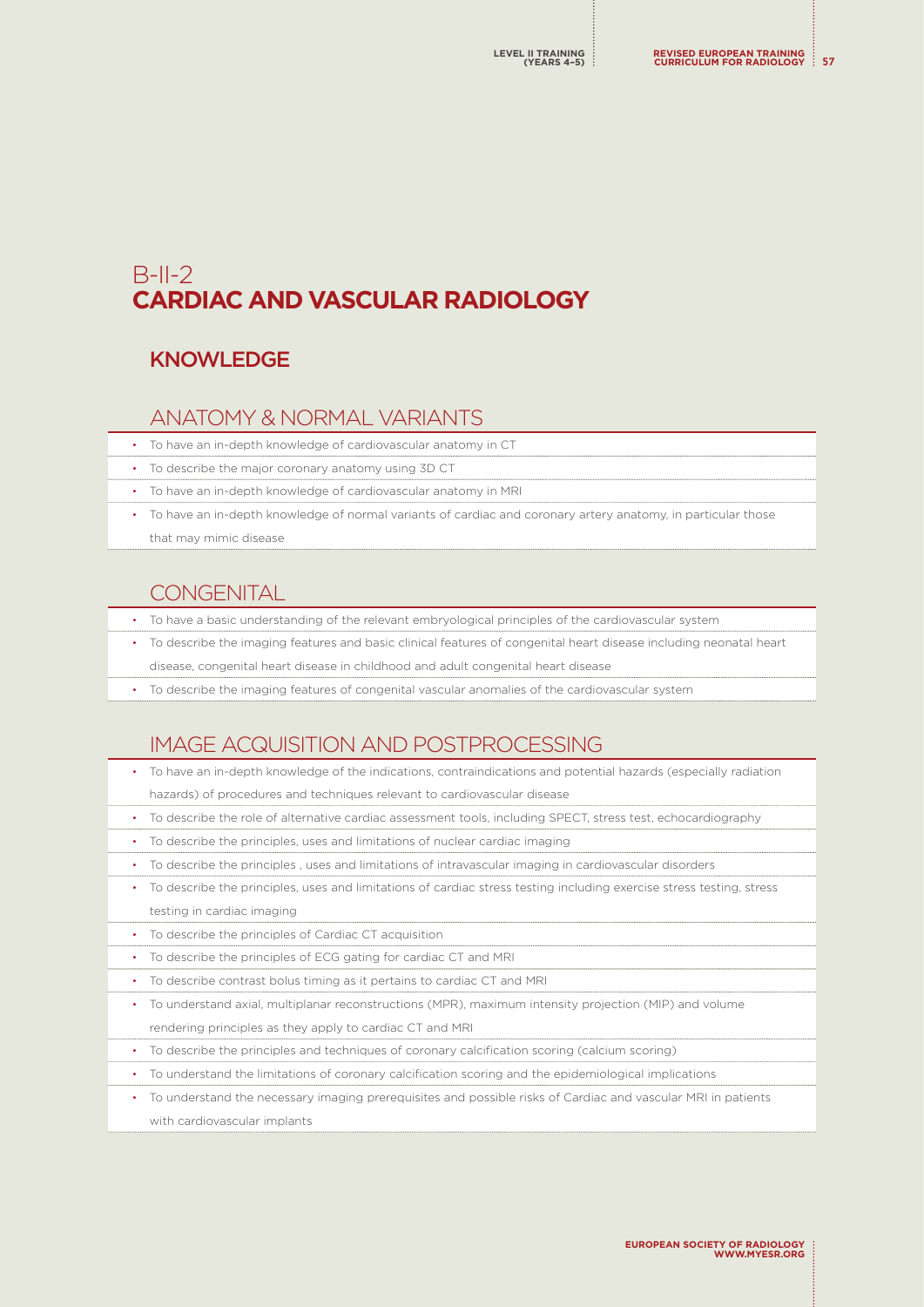# B-II-2
# CARDIAC AND VASCULAR RADIOLOGY

## KNOWLEDGE

### ANATOMY & NORMAL VARIANTS

- To have an in-depth knowledge of cardiovascular anatomy in CT
- To describe the major coronary anatomy using 3D CT
- To have an in-depth knowledge of cardiovascular anatomy in MRI
- To have an in-depth knowledge of normal variants of cardiac and coronary artery anatomy, in particular those that may mimic disease

### CONGENITAL

- To have a basic understanding of the relevant embryological principles of the cardiovascular system
- To describe the imaging features and basic clinical features of congenital heart disease including neonatal heart disease, congenital heart disease in childhood and adult congenital heart disease
- To describe the imaging features of congenital vascular anomalies of the cardiovascular system

### IMAGE ACQUISITION AND POSTPROCESSING

- To have an in-depth knowledge of the indications, contraindications and potential hazards (especially radiation hazards) of procedures and techniques relevant to cardiovascular disease
- To describe the role of alternative cardiac assessment tools, including SPECT, stress test, echocardiography
- To describe the principles, uses and limitations of nuclear cardiac imaging
- To describe the principles , uses and limitations of intravascular imaging in cardiovascular disorders
- To describe the principles, uses and limitations of cardiac stress testing including exercise stress testing, stress testing in cardiac imaging
- To describe the principles of Cardiac CT acquisition
- To describe the principles of ECG gating for cardiac CT and MRI
- To describe contrast bolus timing as it pertains to cardiac CT and MRI
- To understand axial, multiplanar reconstructions (MPR), maximum intensity projection (MIP) and volume rendering principles as they apply to cardiac CT and MRI
- To describe the principles and techniques of coronary calcification scoring (calcium scoring)
- To understand the limitations of coronary calcification scoring and the epidemiological implications
- To understand the necessary imaging prerequisites and possible risks of Cardiac and vascular MRI in patients with cardiovascular implants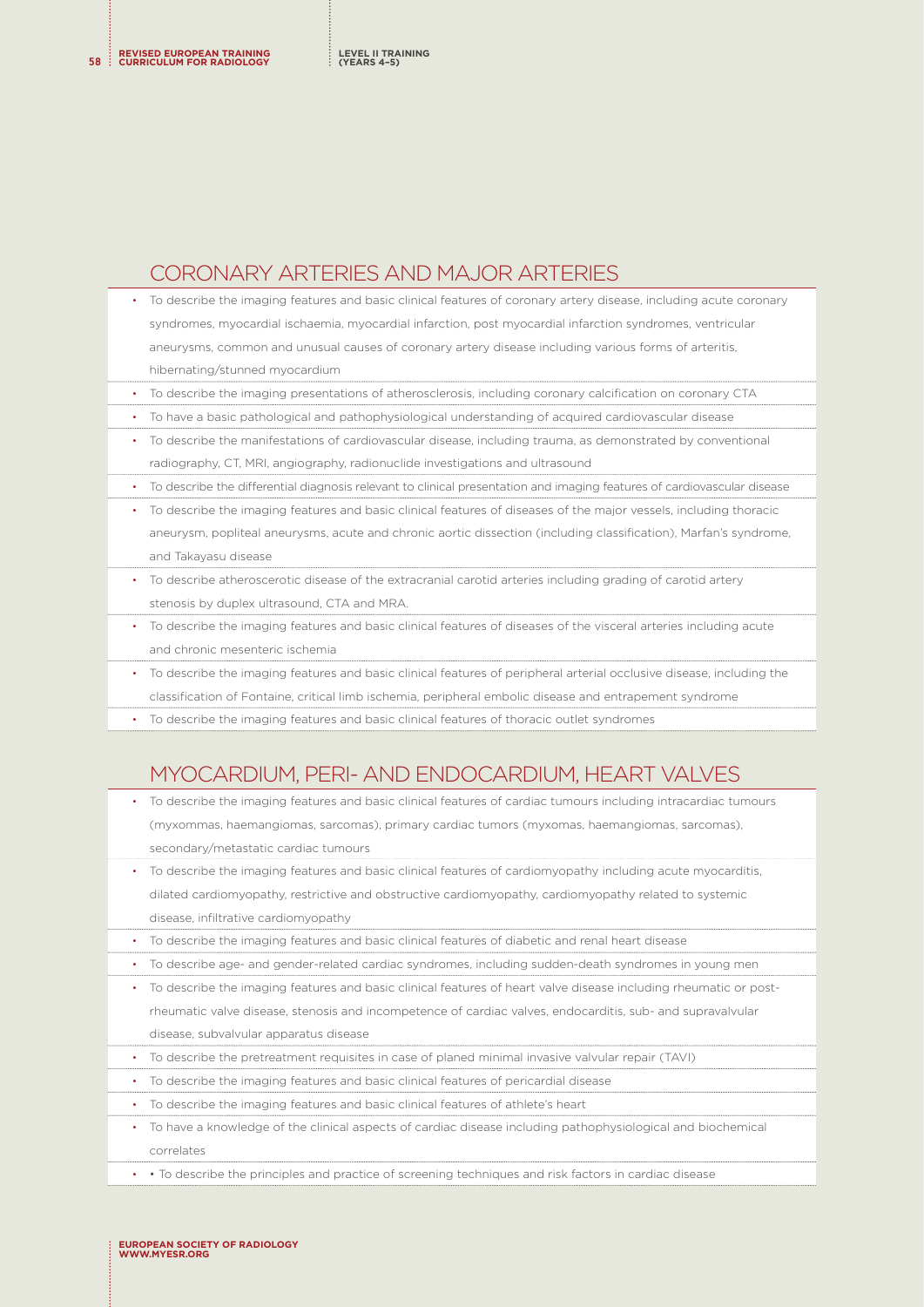## CORONARY ARTERIES AND MAJOR ARTERIES

- To describe the imaging features and basic clinical features of coronary artery disease, including acute coronary syndromes, myocardial ischaemia, myocardial infarction, post myocardial infarction syndromes, ventricular aneurysms, common and unusual causes of coronary artery disease including various forms of arteritis, hibernating/stunned myocardium
- To describe the imaging presentations of atherosclerosis, including coronary calcification on coronary CTA
- To have a basic pathological and pathophysiological understanding of acquired cardiovascular disease
- To describe the manifestations of cardiovascular disease, including trauma, as demonstrated by conventional radiography, CT, MRI, angiography, radionuclide investigations and ultrasound
- To describe the differential diagnosis relevant to clinical presentation and imaging features of cardiovascular disease
- To describe the imaging features and basic clinical features of diseases of the major vessels, including thoracic aneurysm, popliteal aneurysms, acute and chronic aortic dissection (including classification), Marfan's syndrome, and Takayasu disease
- To describe atherosclerotic disease of the extracranial carotid arteries including grading of carotid artery stenosis by duplex ultrasound, CTA and MRA.
- To describe the imaging features and basic clinical features of diseases of the visceral arteries including acute and chronic mesenteric ischemia
- To describe the imaging features and basic clinical features of peripheral arterial occlusive disease, including the classification of Fontaine, critical limb ischemia, peripheral embolic disease and entrapement syndrome
- To describe the imaging features and basic clinical features of thoracic outlet syndromes

## MYOCARDIUM, PERI- AND ENDOCARDIUM, HEART VALVES

- To describe the imaging features and basic clinical features of cardiac tumours including intracardiac tumours (myxommas, haemangiomas, sarcomas), primary cardiac tumors (myxomas, haemangiomas, sarcomas), secondary/metastatic cardiac tumours
- To describe the imaging features and basic clinical features of cardiomyopathy including acute myocarditis, dilated cardiomyopathy, restrictive and obstructive cardiomyopathy, cardiomyopathy related to systemic disease, infiltrative cardiomyopathy
- To describe the imaging features and basic clinical features of diabetic and renal heart disease
- To describe age- and gender-related cardiac syndromes, including sudden-death syndromes in young men
- To describe the imaging features and basic clinical features of heart valve disease including rheumatic or post-rheumatic valve disease, stenosis and incompetence of cardiac valves, endocarditis, sub- and supravalvular disease, subvalvular apparatus disease
- To describe the pretreatment requisites in case of planed minimal invasive valvular repair (TAVI)
- To describe the imaging features and basic clinical features of pericardial disease
- To describe the imaging features and basic clinical features of athlete's heart
- To have a knowledge of the clinical aspects of cardiac disease including pathophysiological and biochemical correlates
- • To describe the principles and practice of screening techniques and risk factors in cardiac disease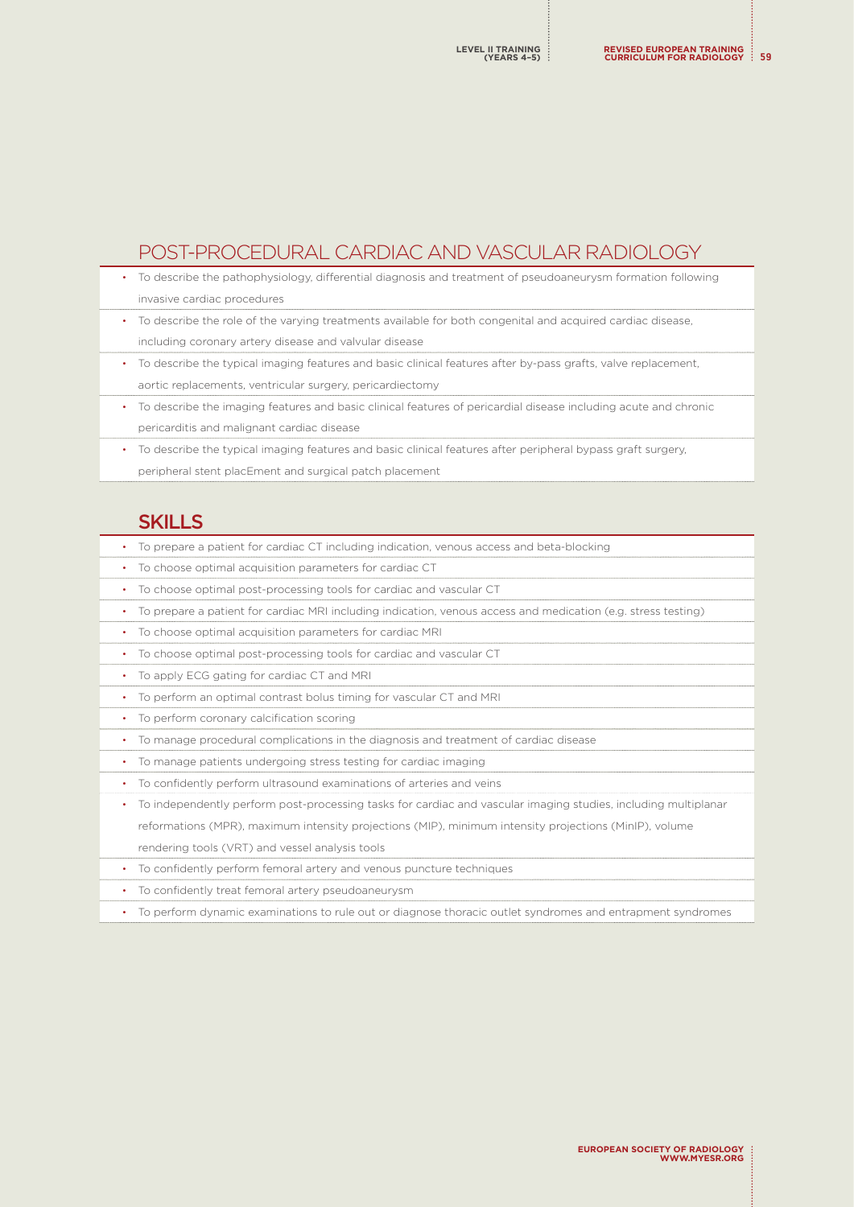## POST-PROCEDURAL CARDIAC AND VASCULAR RADIOLOGY

- To describe the pathophysiology, differential diagnosis and treatment of pseudoaneurysm formation following invasive cardiac procedures
- To describe the role of the varying treatments available for both congenital and acquired cardiac disease, including coronary artery disease and valvular disease
- To describe the typical imaging features and basic clinical features after by-pass grafts, valve replacement, aortic replacements, ventricular surgery, pericardiectomy
- To describe the imaging features and basic clinical features of pericardial disease including acute and chronic pericarditis and malignant cardiac disease
- To describe the typical imaging features and basic clinical features after peripheral bypass graft surgery, peripheral stent placEment and surgical patch placement

## SKILLS

- To prepare a patient for cardiac CT including indication, venous access and beta-blocking
- To choose optimal acquisition parameters for cardiac CT
- To choose optimal post-processing tools for cardiac and vascular CT
- To prepare a patient for cardiac MRI including indication, venous access and medication (e.g. stress testing)
- To choose optimal acquisition parameters for cardiac MRI
- To choose optimal post-processing tools for cardiac and vascular CT
- To apply ECG gating for cardiac CT and MRI
- To perform an optimal contrast bolus timing for vascular CT and MRI
- To perform coronary calcification scoring
- To manage procedural complications in the diagnosis and treatment of cardiac disease
- To manage patients undergoing stress testing for cardiac imaging
- To confidently perform ultrasound examinations of arteries and veins
- To independently perform post-processing tasks for cardiac and vascular imaging studies, including multiplanar reformations (MPR), maximum intensity projections (MIP), minimum intensity projections (MinIP), volume rendering tools (VRT) and vessel analysis tools
- To confidently perform femoral artery and venous puncture techniques
- To confidently treat femoral artery pseudoaneurysm
- To perform dynamic examinations to rule out or diagnose thoracic outlet syndromes and entrapment syndromes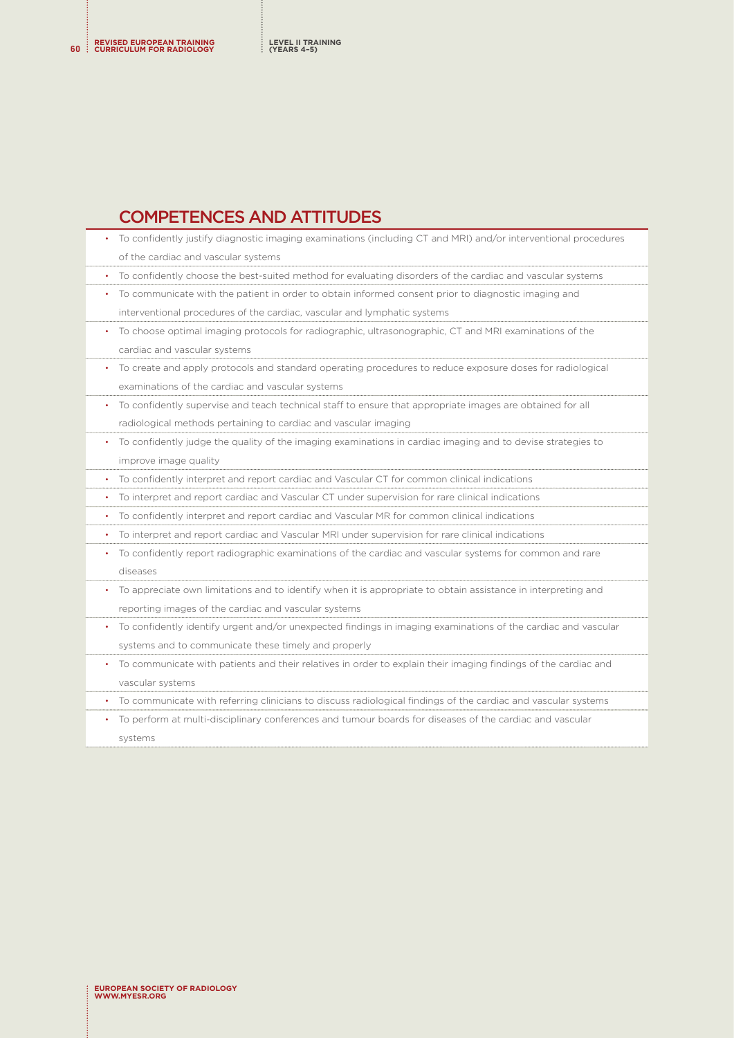## COMPETENCES AND ATTITUDES

- To confidently justify diagnostic imaging examinations (including CT and MRI) and/or interventional procedures of the cardiac and vascular systems
- To confidently choose the best-suited method for evaluating disorders of the cardiac and vascular systems
- To communicate with the patient in order to obtain informed consent prior to diagnostic imaging and interventional procedures of the cardiac, vascular and lymphatic systems
- To choose optimal imaging protocols for radiographic, ultrasonographic, CT and MRI examinations of the cardiac and vascular systems
- To create and apply protocols and standard operating procedures to reduce exposure doses for radiological examinations of the cardiac and vascular systems
- To confidently supervise and teach technical staff to ensure that appropriate images are obtained for all radiological methods pertaining to cardiac and vascular imaging
- To confidently judge the quality of the imaging examinations in cardiac imaging and to devise strategies to improve image quality
- To confidently interpret and report cardiac and Vascular CT for common clinical indications
- To interpret and report cardiac and Vascular CT under supervision for rare clinical indications
- To confidently interpret and report cardiac and Vascular MR for common clinical indications
- To interpret and report cardiac and Vascular MRI under supervision for rare clinical indications
- To confidently report radiographic examinations of the cardiac and vascular systems for common and rare diseases
- To appreciate own limitations and to identify when it is appropriate to obtain assistance in interpreting and reporting images of the cardiac and vascular systems
- To confidently identify urgent and/or unexpected findings in imaging examinations of the cardiac and vascular systems and to communicate these timely and properly
- To communicate with patients and their relatives in order to explain their imaging findings of the cardiac and vascular systems
- To communicate with referring clinicians to discuss radiological findings of the cardiac and vascular systems
- To perform at multi-disciplinary conferences and tumour boards for diseases of the cardiac and vascular systems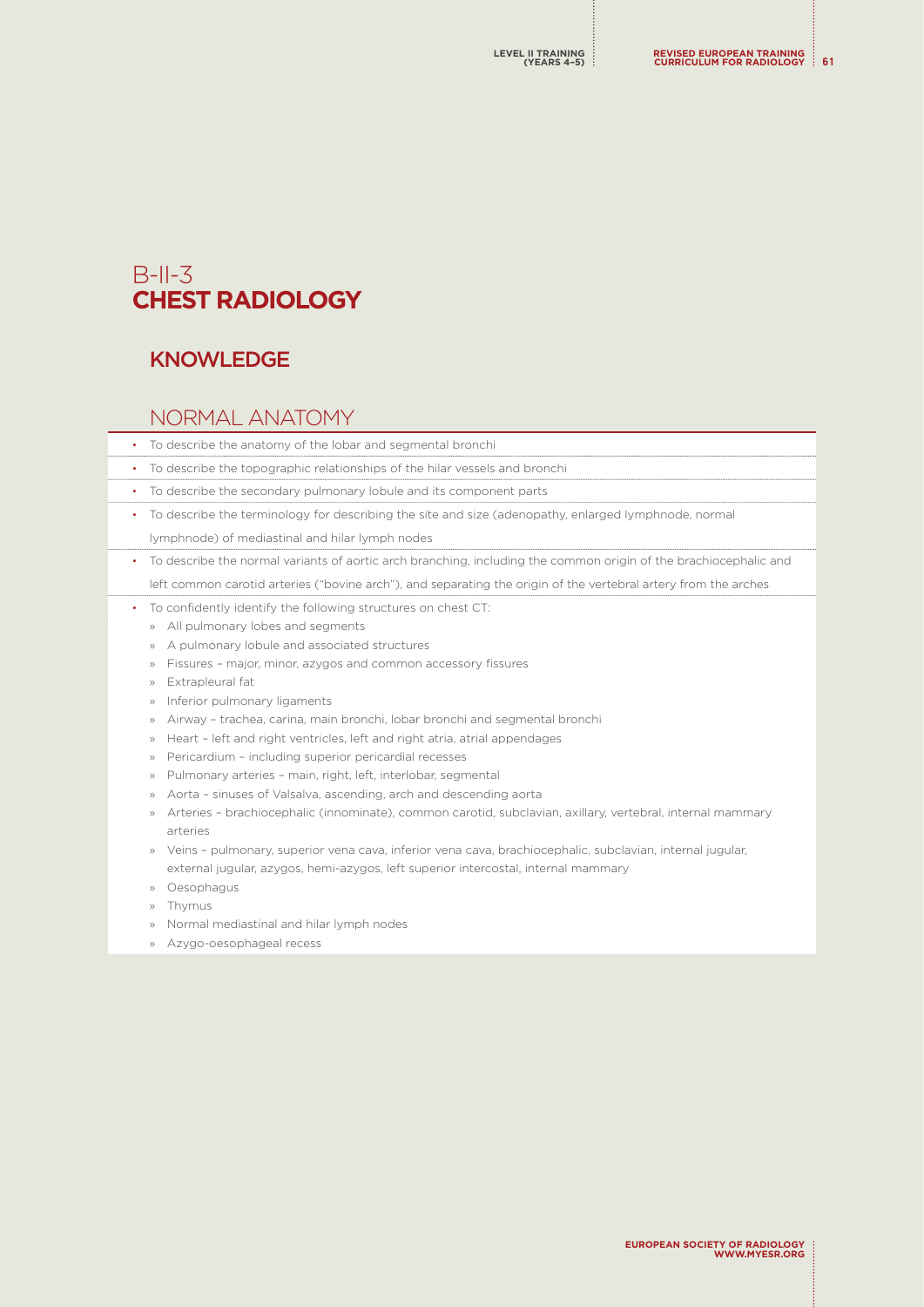# B-II-3 CHEST RADIOLOGY

## KNOWLEDGE

### NORMAL ANATOMY

- To describe the anatomy of the lobar and segmental bronchi
- To describe the topographic relationships of the hilar vessels and bronchi
- To describe the secondary pulmonary lobule and its component parts
- To describe the terminology for describing the site and size (adenopathy, enlarged lymphnode, normal lymphnode) of mediastinal and hilar lymph nodes
- To describe the normal variants of aortic arch branching, including the common origin of the brachiocephalic and left common carotid arteries ("bovine arch"), and separating the origin of the vertebral artery from the arches
- To confidently identify the following structures on chest CT:
  - » All pulmonary lobes and segments
  - » A pulmonary lobule and associated structures
  - » Fissures – major, minor, azygos and common accessory fissures
  - » Extrapleural fat
  - » Inferior pulmonary ligaments
  - » Airway – trachea, carina, main bronchi, lobar bronchi and segmental bronchi
  - » Heart – left and right ventricles, left and right atria, atrial appendages
  - » Pericardium – including superior pericardial recesses
  - » Pulmonary arteries – main, right, left, interlobar, segmental
  - » Aorta – sinuses of Valsalva, ascending, arch and descending aorta
  - » Arteries – brachiocephalic (innominate), common carotid, subclavian, axillary, vertebral, internal mammary arteries
  - » Veins – pulmonary, superior vena cava, inferior vena cava, brachiocephalic, subclavian, internal jugular, external jugular, azygos, hemi-azygos, left superior intercostal, internal mammary
  - » Oesophagus
  - » Thymus
  - » Normal mediastinal and hilar lymph nodes
  - » Azygo-oesophageal recess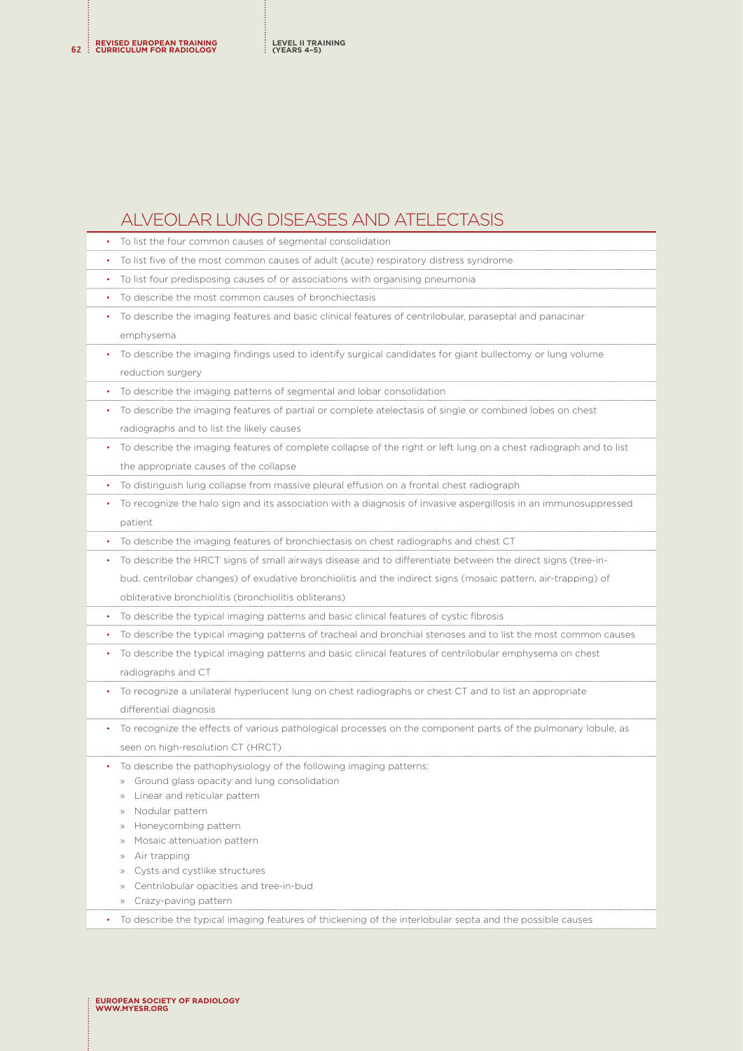## ALVEOLAR LUNG DISEASES AND ATELECTASIS

- To list the four common causes of segmental consolidation
- To list five of the most common causes of adult (acute) respiratory distress syndrome
- To list four predisposing causes of or associations with organising pneumonia
- To describe the most common causes of bronchiectasis
- To describe the imaging features and basic clinical features of centrilobular, paraseptal and panacinar emphysema
- To describe the imaging findings used to identify surgical candidates for giant bullectomy or lung volume reduction surgery
- To describe the imaging patterns of segmental and lobar consolidation
- To describe the imaging features of partial or complete atelectasis of single or combined lobes on chest radiographs and to list the likely causes
- To describe the imaging features of complete collapse of the right or left lung on a chest radiograph and to list the appropriate causes of the collapse
- To distinguish lung collapse from massive pleural effusion on a frontal chest radiograph
- To recognize the halo sign and its association with a diagnosis of invasive aspergillosis in an immunosuppressed patient
- To describe the imaging features of bronchiectasis on chest radiographs and chest CT
- To describe the HRCT signs of small airways disease and to differentiate between the direct signs (tree-in-bud, centrilobar changes) of exudative bronchiolitis and the indirect signs (mosaic pattern, air-trapping) of obliterative bronchiolitis (bronchiolitis obliterans)
- To describe the typical imaging patterns and basic clinical features of cystic fibrosis
- To describe the typical imaging patterns of tracheal and bronchial stenoses and to list the most common causes
- To describe the typical imaging patterns and basic clinical features of centrilobular emphysema on chest radiographs and CT
- To recognize a unilateral hyperlucent lung on chest radiographs or chest CT and to list an appropriate differential diagnosis
- To recognize the effects of various pathological processes on the component parts of the pulmonary lobule, as seen on high-resolution CT (HRCT)
- To describe the pathophysiology of the following imaging patterns:
  - Ground glass opacity and lung consolidation
  - Linear and reticular pattern
  - Nodular pattern
  - Honeycombing pattern
  - Mosaic attenuation pattern
  - Air trapping
  - Cysts and cystlike structures
  - Centrilobular opacities and tree-in-bud
  - Crazy-paving pattern
- To describe the typical imaging features of thickening of the interlobular septa and the possible causes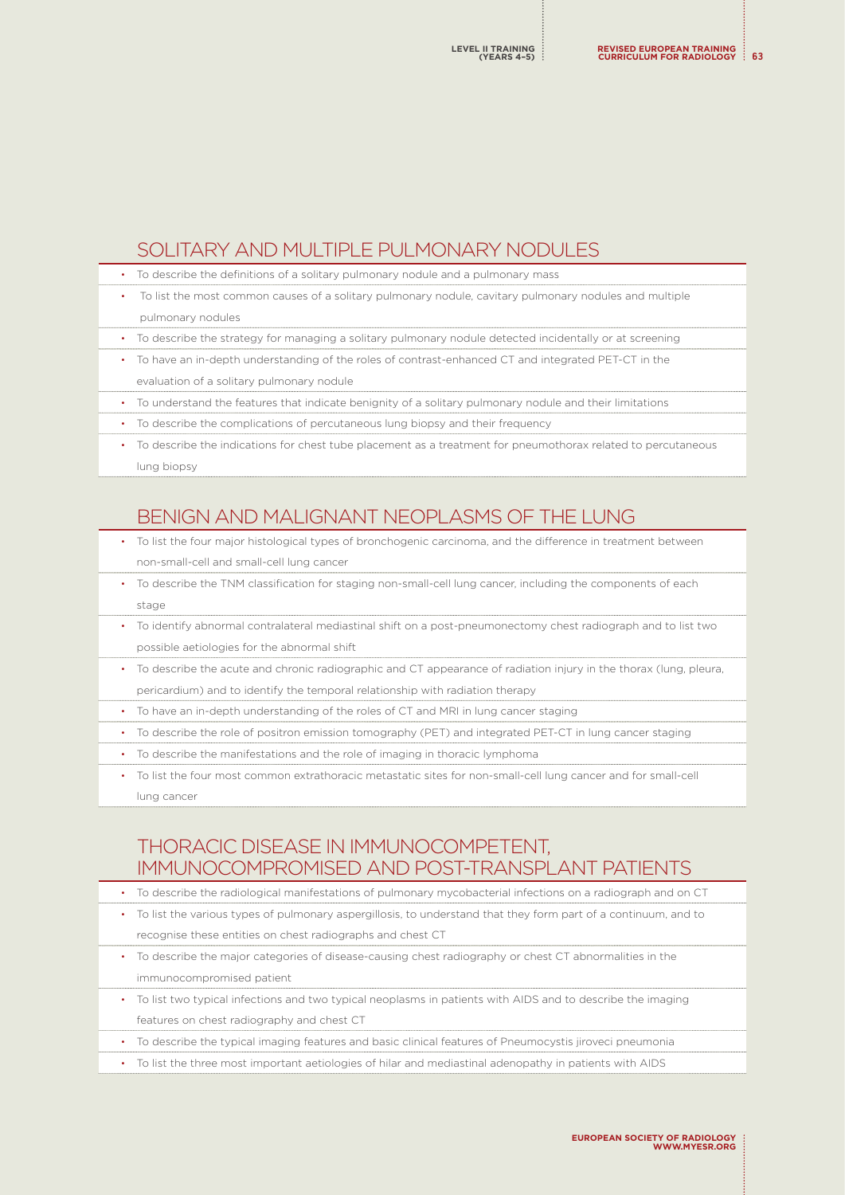## SOLITARY AND MULTIPLE PULMONARY NODULES

- To describe the definitions of a solitary pulmonary nodule and a pulmonary mass
- To list the most common causes of a solitary pulmonary nodule, cavitary pulmonary nodules and multiple pulmonary nodules
- To describe the strategy for managing a solitary pulmonary nodule detected incidentally or at screening
- To have an in-depth understanding of the roles of contrast-enhanced CT and integrated PET-CT in the evaluation of a solitary pulmonary nodule
- To understand the features that indicate benignity of a solitary pulmonary nodule and their limitations
- To describe the complications of percutaneous lung biopsy and their frequency
- To describe the indications for chest tube placement as a treatment for pneumothorax related to percutaneous lung biopsy

## BENIGN AND MALIGNANT NEOPLASMS OF THE LUNG

- To list the four major histological types of bronchogenic carcinoma, and the difference in treatment between non-small-cell and small-cell lung cancer
- To describe the TNM classification for staging non-small-cell lung cancer, including the components of each stage
- To identify abnormal contralateral mediastinal shift on a post-pneumonectomy chest radiograph and to list two possible aetiologies for the abnormal shift
- To describe the acute and chronic radiographic and CT appearance of radiation injury in the thorax (lung, pleura, pericardium) and to identify the temporal relationship with radiation therapy
- To have an in-depth understanding of the roles of CT and MRI in lung cancer staging
- To describe the role of positron emission tomography (PET) and integrated PET-CT in lung cancer staging
- To describe the manifestations and the role of imaging in thoracic lymphoma
- To list the four most common extrathoracic metastatic sites for non-small-cell lung cancer and for small-cell lung cancer

## THORACIC DISEASE IN IMMUNOCOMPETENT, IMMUNOCOMPROMISED AND POST-TRANSPLANT PATIENTS

- To describe the radiological manifestations of pulmonary mycobacterial infections on a radiograph and on CT
- To list the various types of pulmonary aspergillosis, to understand that they form part of a continuum, and to recognise these entities on chest radiographs and chest CT
- To describe the major categories of disease-causing chest radiography or chest CT abnormalities in the immunocompromised patient
- To list two typical infections and two typical neoplasms in patients with AIDS and to describe the imaging features on chest radiography and chest CT
- To describe the typical imaging features and basic clinical features of Pneumocystis jiroveci pneumonia
- To list the three most important aetiologies of hilar and mediastinal adenopathy in patients with AIDS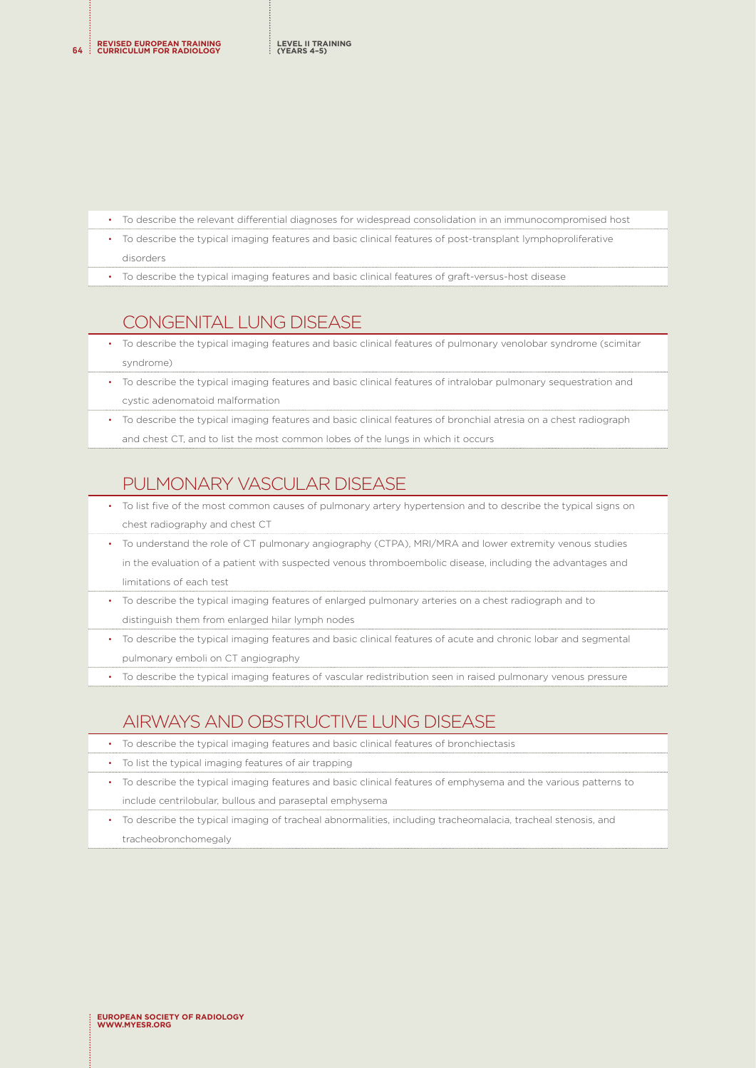- To describe the relevant differential diagnoses for widespread consolidation in an immunocompromised host
- To describe the typical imaging features and basic clinical features of post-transplant lymphoproliferative disorders
- To describe the typical imaging features and basic clinical features of graft-versus-host disease

## CONGENITAL LUNG DISEASE

- To describe the typical imaging features and basic clinical features of pulmonary venolobar syndrome (scimitar syndrome)
- To describe the typical imaging features and basic clinical features of intralobar pulmonary sequestration and cystic adenomatoid malformation
- To describe the typical imaging features and basic clinical features of bronchial atresia on a chest radiograph and chest CT, and to list the most common lobes of the lungs in which it occurs

## PULMONARY VASCULAR DISEASE

- To list five of the most common causes of pulmonary artery hypertension and to describe the typical signs on chest radiography and chest CT
- To understand the role of CT pulmonary angiography (CTPA), MRI/MRA and lower extremity venous studies in the evaluation of a patient with suspected venous thromboembolic disease, including the advantages and limitations of each test
- To describe the typical imaging features of enlarged pulmonary arteries on a chest radiograph and to distinguish them from enlarged hilar lymph nodes
- To describe the typical imaging features and basic clinical features of acute and chronic lobar and segmental pulmonary emboli on CT angiography
- To describe the typical imaging features of vascular redistribution seen in raised pulmonary venous pressure

## AIRWAYS AND OBSTRUCTIVE LUNG DISEASE

- To describe the typical imaging features and basic clinical features of bronchiectasis
- To list the typical imaging features of air trapping
- To describe the typical imaging features and basic clinical features of emphysema and the various patterns to include centrilobular, bullous and paraseptal emphysema
- To describe the typical imaging of tracheal abnormalities, including tracheomalacia, tracheal stenosis, and tracheobronchomegaly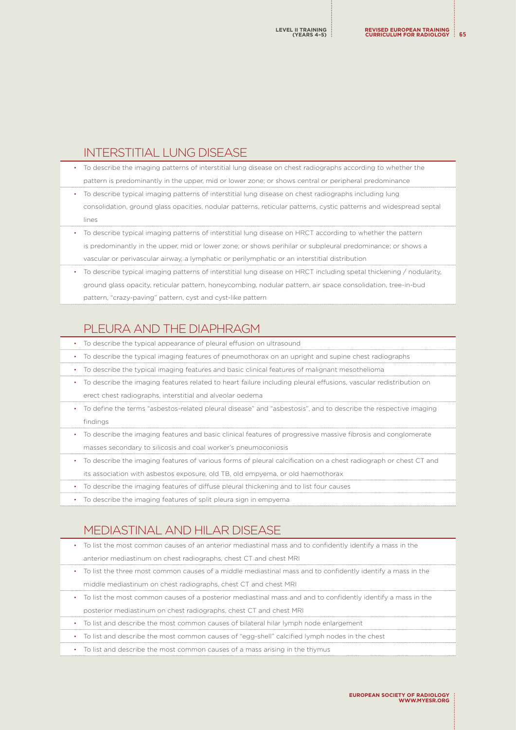## INTERSTITIAL LUNG DISEASE

- To describe the imaging patterns of interstitial lung disease on chest radiographs according to whether the pattern is predominantly in the upper, mid or lower zone; or shows central or peripheral predominance
- To describe typical imaging patterns of interstitial lung disease on chest radiographs including lung consolidation, ground glass opacities, nodular patterns, reticular patterns, cystic patterns and widespread septal lines
- To describe typical imaging patterns of interstitial lung disease on HRCT according to whether the pattern is predominantly in the upper, mid or lower zone; or shows perihilar or subpleural predominance; or shows a vascular or perivascular airway, a lymphatic or perilymphatic or an interstitial distribution
- To describe typical imaging patterns of interstitial lung disease on HRCT including spetal thickening / nodularity, ground glass opacity, reticular pattern, honeycombing, nodular pattern, air space consolidation, tree-in-bud pattern, "crazy-paving" pattern, cyst and cyst-like pattern

## PLEURA AND THE DIAPHRAGM

- To describe the typical appearance of pleural effusion on ultrasound
- To describe the typical imaging features of pneumothorax on an upright and supine chest radiographs
- To describe the typical imaging features and basic clinical features of malignant mesothelioma
- To describe the imaging features related to heart failure including pleural effusions, vascular redistribution on erect chest radiographs, interstitial and alveolar oedema
- To define the terms "asbestos-related pleural disease" and "asbestosis", and to describe the respective imaging findings
- To describe the imaging features and basic clinical features of progressive massive fibrosis and conglomerate masses secondary to silicosis and coal worker's pneumoconiosis
- To describe the imaging features of various forms of pleural calcification on a chest radiograph or chest CT and its association with asbestos exposure, old TB, old empyema, or old haemothorax
- To describe the imaging features of diffuse pleural thickening and to list four causes
- To describe the imaging features of split pleura sign in empyema

## MEDIASTINAL AND HILAR DISEASE

- To list the most common causes of an anterior mediastinal mass and to confidently identify a mass in the anterior mediastinum on chest radiographs, chest CT and chest MRI
- To list the three most common causes of a middle mediastinal mass and to confidently identify a mass in the middle mediastinum on chest radiographs, chest CT and chest MRI
- To list the most common causes of a posterior mediastinal mass and and to confidently identify a mass in the posterior mediastinum on chest radiographs, chest CT and chest MRI
- To list and describe the most common causes of bilateral hilar lymph node enlargement
- To list and describe the most common causes of "egg-shell" calcified lymph nodes in the chest
- To list and describe the most common causes of a mass arising in the thymus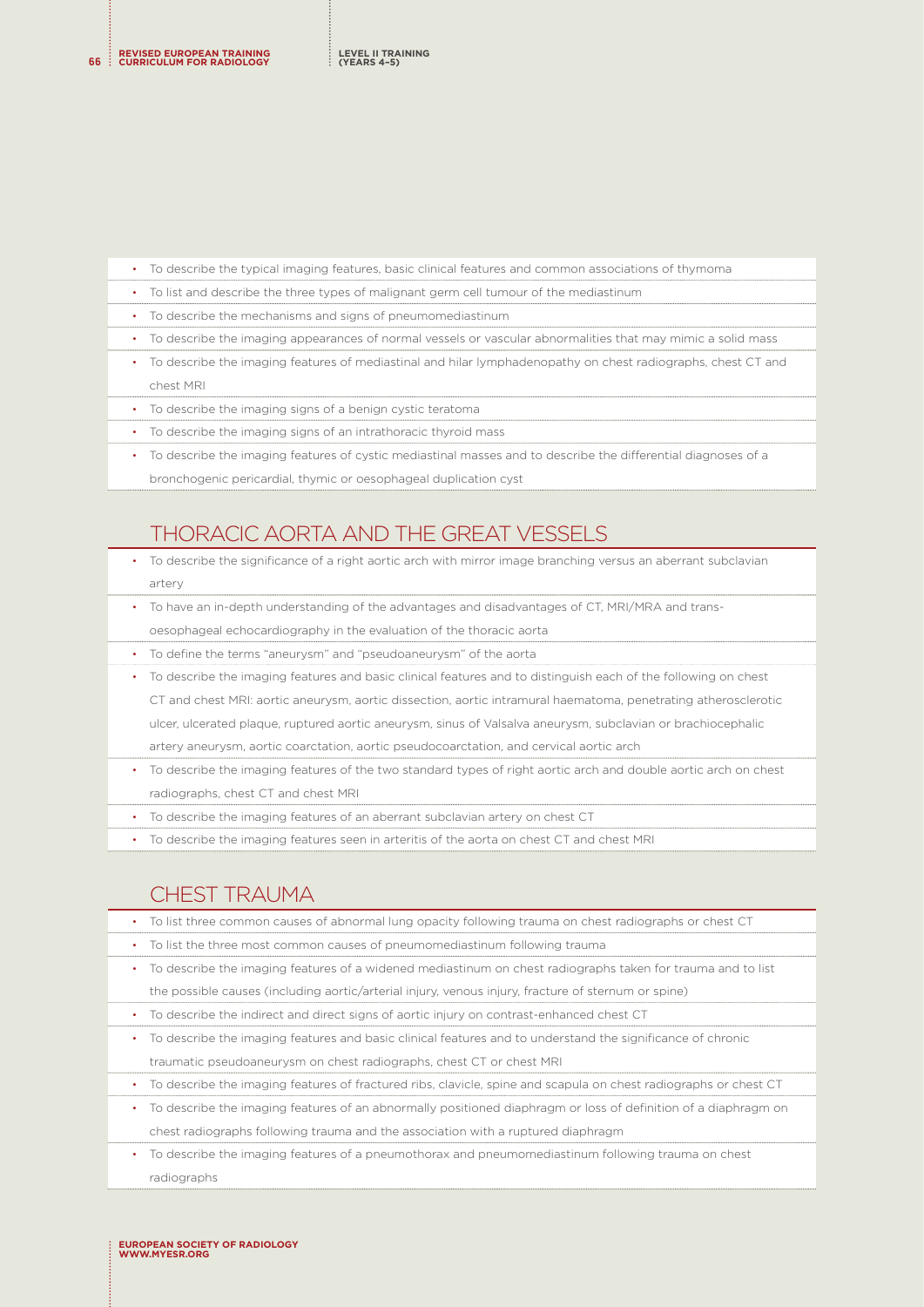- To describe the typical imaging features, basic clinical features and common associations of thymoma
- To list and describe the three types of malignant germ cell tumour of the mediastinum
- To describe the mechanisms and signs of pneumomediastinum
- To describe the imaging appearances of normal vessels or vascular abnormalities that may mimic a solid mass
- To describe the imaging features of mediastinal and hilar lymphadenopathy on chest radiographs, chest CT and chest MRI
- To describe the imaging signs of a benign cystic teratoma
- To describe the imaging signs of an intrathoracic thyroid mass
- To describe the imaging features of cystic mediastinal masses and to describe the differential diagnoses of a bronchogenic pericardial, thymic or oesophageal duplication cyst

## THORACIC AORTA AND THE GREAT VESSELS

- To describe the significance of a right aortic arch with mirror image branching versus an aberrant subclavian artery
- To have an in-depth understanding of the advantages and disadvantages of CT, MRI/MRA and trans-oesophageal echocardiography in the evaluation of the thoracic aorta
- To define the terms "aneurysm" and "pseudoaneurysm" of the aorta
- To describe the imaging features and basic clinical features and to distinguish each of the following on chest CT and chest MRI: aortic aneurysm, aortic dissection, aortic intramural haematoma, penetrating atherosclerotic ulcer, ulcerated plaque, ruptured aortic aneurysm, sinus of Valsalva aneurysm, subclavian or brachiocephalic artery aneurysm, aortic coarctation, aortic pseudocoarctation, and cervical aortic arch
- To describe the imaging features of the two standard types of right aortic arch and double aortic arch on chest radiographs, chest CT and chest MRI
- To describe the imaging features of an aberrant subclavian artery on chest CT
- To describe the imaging features seen in arteritis of the aorta on chest CT and chest MRI

## CHEST TRAUMA

- To list three common causes of abnormal lung opacity following trauma on chest radiographs or chest CT
- To list the three most common causes of pneumomediastinum following trauma
- To describe the imaging features of a widened mediastinum on chest radiographs taken for trauma and to list the possible causes (including aortic/arterial injury, venous injury, fracture of sternum or spine)
- To describe the indirect and direct signs of aortic injury on contrast-enhanced chest CT
- To describe the imaging features and basic clinical features and to understand the significance of chronic traumatic pseudoaneurysm on chest radiographs, chest CT or chest MRI
- To describe the imaging features of fractured ribs, clavicle, spine and scapula on chest radiographs or chest CT
- To describe the imaging features of an abnormally positioned diaphragm or loss of definition of a diaphragm on chest radiographs following trauma and the association with a ruptured diaphragm
- To describe the imaging features of a pneumothorax and pneumomediastinum following trauma on chest radiographs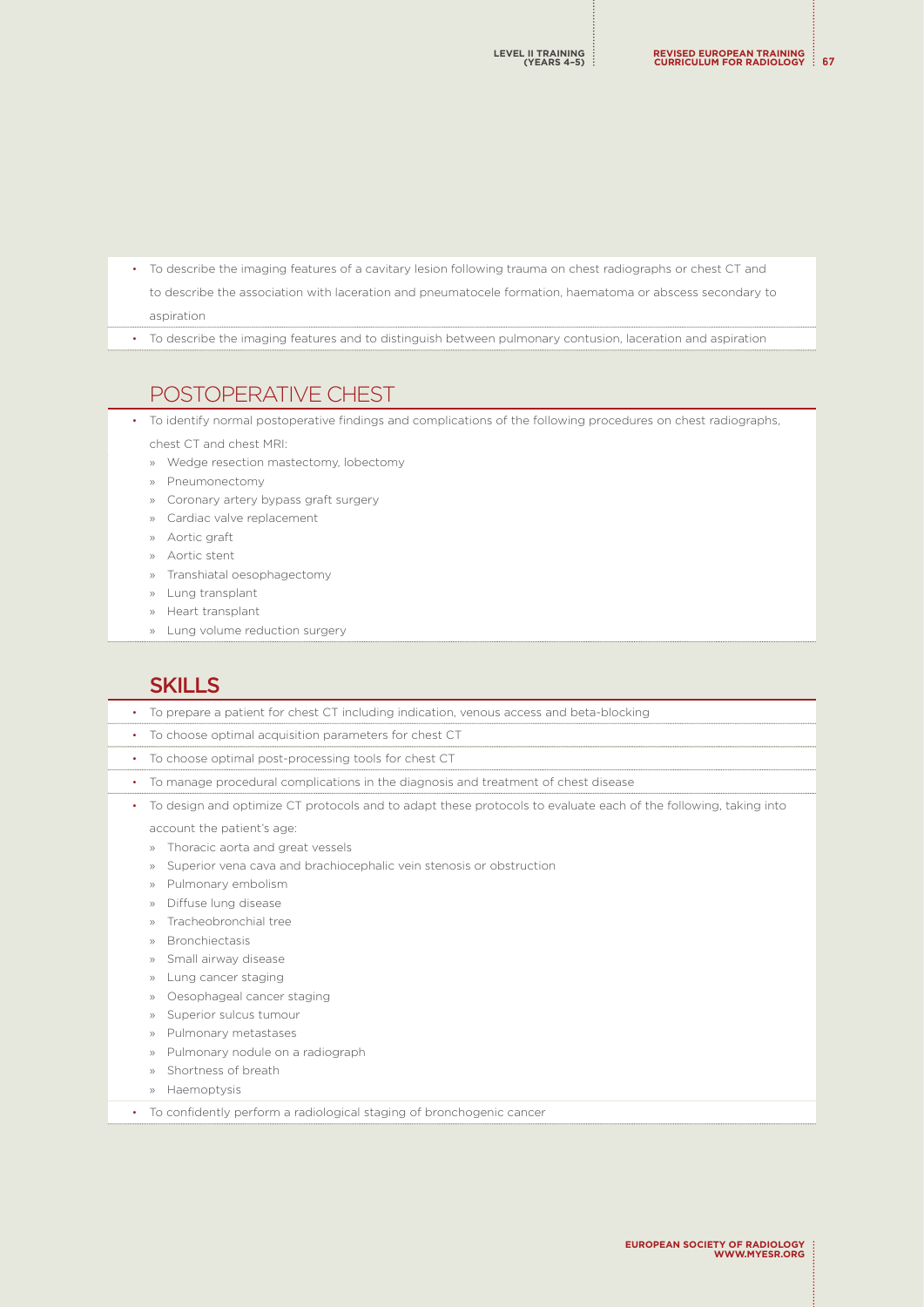- To describe the imaging features of a cavitary lesion following trauma on chest radiographs or chest CT and to describe the association with laceration and pneumatocele formation, haematoma or abscess secondary to aspiration
- To describe the imaging features and to distinguish between pulmonary contusion, laceration and aspiration

## POSTOPERATIVE CHEST

- To identify normal postoperative findings and complications of the following procedures on chest radiographs, chest CT and chest MRI:
  - Wedge resection mastectomy, lobectomy
  - Pneumonectomy
  - Coronary artery bypass graft surgery
  - Cardiac valve replacement
  - Aortic graft
  - Aortic stent
  - Transhiatal oesophagectomy
  - Lung transplant
  - Heart transplant
  - Lung volume reduction surgery

## SKILLS

- To prepare a patient for chest CT including indication, venous access and beta-blocking
- To choose optimal acquisition parameters for chest CT
- To choose optimal post-processing tools for chest CT
- To manage procedural complications in the diagnosis and treatment of chest disease
- To design and optimize CT protocols and to adapt these protocols to evaluate each of the following, taking into account the patient's age:
  - Thoracic aorta and great vessels
  - Superior vena cava and brachiocephalic vein stenosis or obstruction
  - Pulmonary embolism
  - Diffuse lung disease
  - Tracheobronchial tree
  - Bronchiectasis
  - Small airway disease
  - Lung cancer staging
  - Oesophageal cancer staging
  - Superior sulcus tumour
  - Pulmonary metastases
  - Pulmonary nodule on a radiograph
  - Shortness of breath
  - Haemoptysis
- To confidently perform a radiological staging of bronchogenic cancer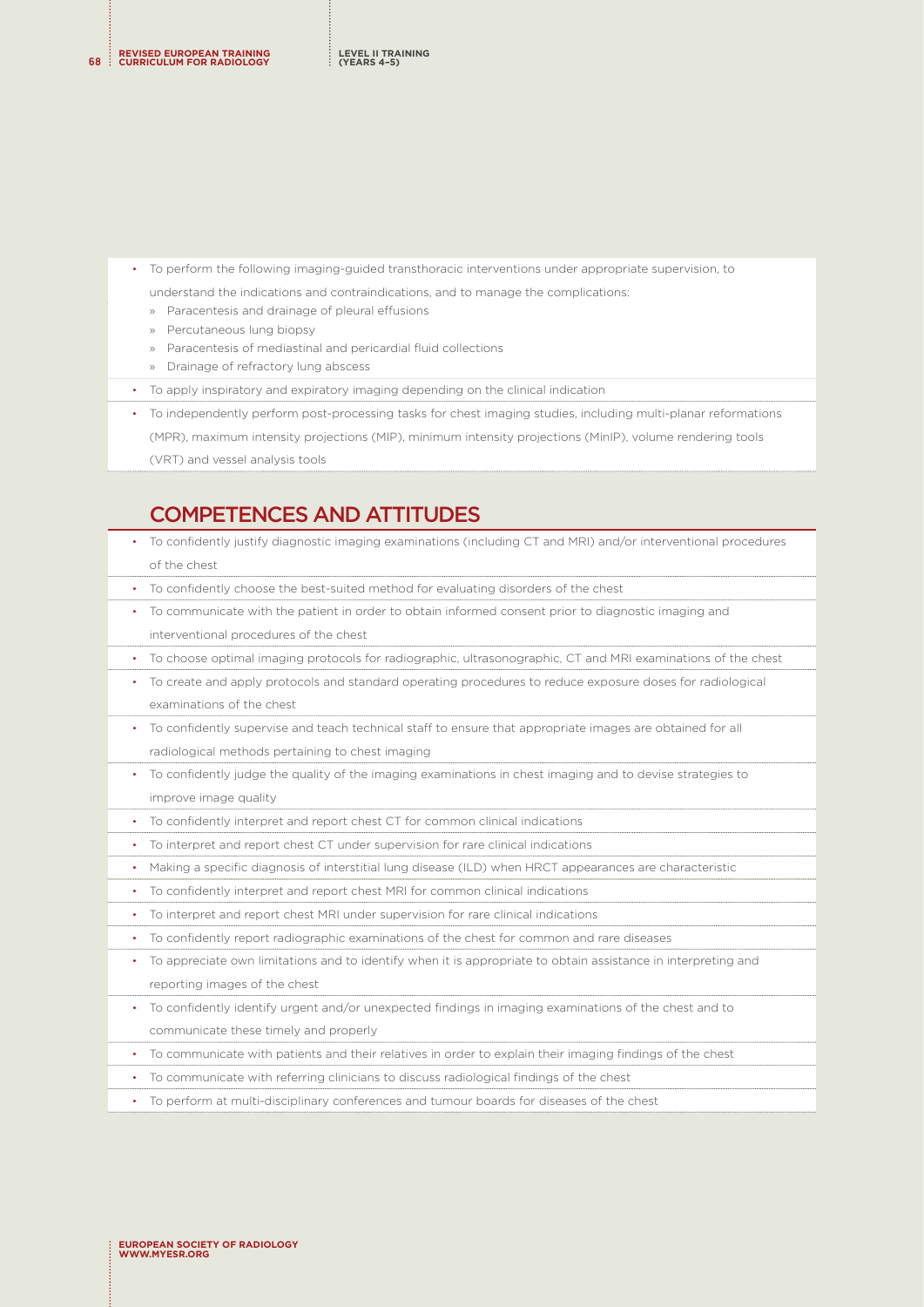- To perform the following imaging-guided transthoracic interventions under appropriate supervision, to understand the indications and contraindications, and to manage the complications:
  - Paracentesis and drainage of pleural effusions
  - Percutaneous lung biopsy
  - Paracentesis of mediastinal and pericardial fluid collections
  - Drainage of refractory lung abscess
- To apply inspiratory and expiratory imaging depending on the clinical indication
- To independently perform post-processing tasks for chest imaging studies, including multi-planar reformations (MPR), maximum intensity projections (MIP), minimum intensity projections (MinIP), volume rendering tools (VRT) and vessel analysis tools

## COMPETENCES AND ATTITUDES

- To confidently justify diagnostic imaging examinations (including CT and MRI) and/or interventional procedures of the chest
- To confidently choose the best-suited method for evaluating disorders of the chest
- To communicate with the patient in order to obtain informed consent prior to diagnostic imaging and interventional procedures of the chest
- To choose optimal imaging protocols for radiographic, ultrasonographic, CT and MRI examinations of the chest
- To create and apply protocols and standard operating procedures to reduce exposure doses for radiological examinations of the chest
- To confidently supervise and teach technical staff to ensure that appropriate images are obtained for all radiological methods pertaining to chest imaging
- To confidently judge the quality of the imaging examinations in chest imaging and to devise strategies to improve image quality
- To confidently interpret and report chest CT for common clinical indications
- To interpret and report chest CT under supervision for rare clinical indications
- Making a specific diagnosis of interstitial lung disease (ILD) when HRCT appearances are characteristic
- To confidently interpret and report chest MRI for common clinical indications
- To interpret and report chest MRI under supervision for rare clinical indications
- To confidently report radiographic examinations of the chest for common and rare diseases
- To appreciate own limitations and to identify when it is appropriate to obtain assistance in interpreting and reporting images of the chest
- To confidently identify urgent and/or unexpected findings in imaging examinations of the chest and to communicate these timely and properly
- To communicate with patients and their relatives in order to explain their imaging findings of the chest
- To communicate with referring clinicians to discuss radiological findings of the chest
- To perform at multi-disciplinary conferences and tumour boards for diseases of the chest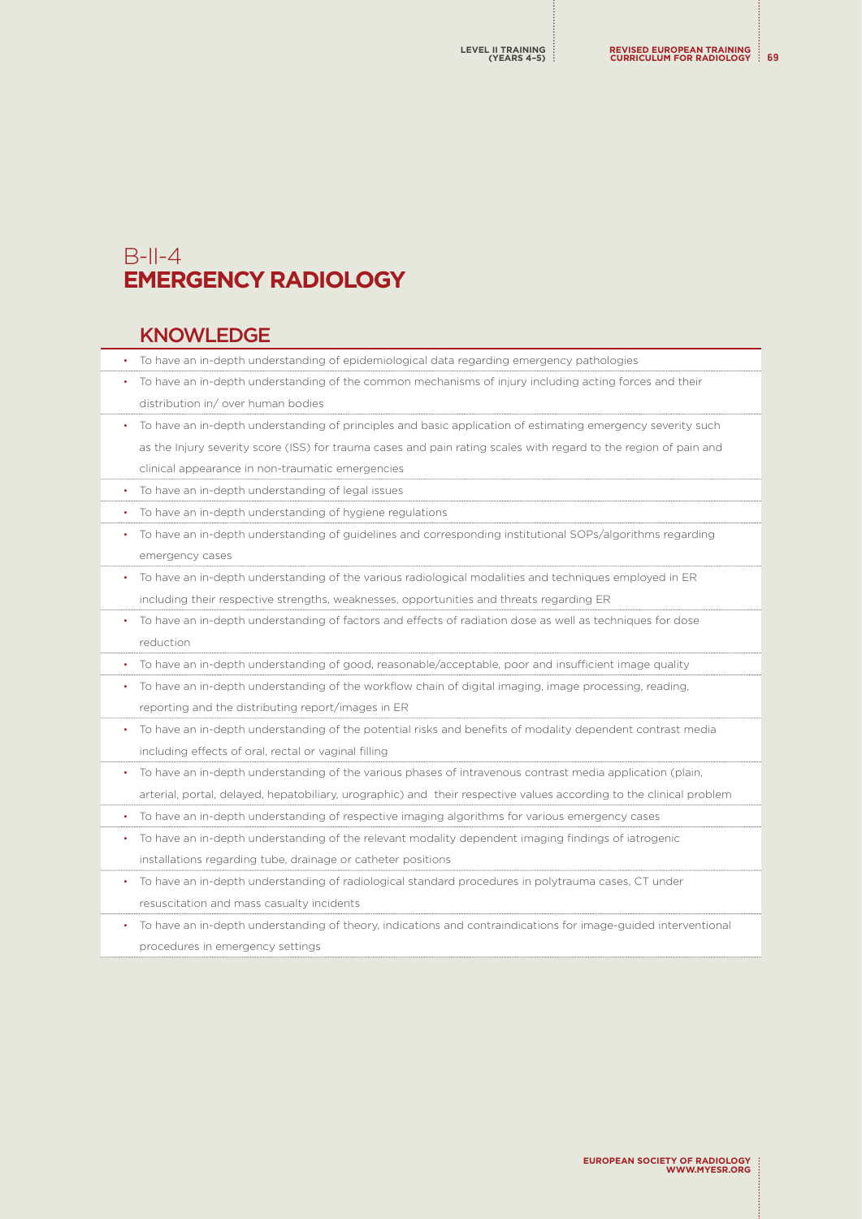# B-II-4
# EMERGENCY RADIOLOGY

## KNOWLEDGE

- To have an in-depth understanding of epidemiological data regarding emergency pathologies
- To have an in-depth understanding of the common mechanisms of injury including acting forces and their distribution in/ over human bodies
- To have an in-depth understanding of principles and basic application of estimating emergency severity such as the Injury severity score (ISS) for trauma cases and pain rating scales with regard to the region of pain and clinical appearance in non-traumatic emergencies
- To have an in-depth understanding of legal issues
- To have an in-depth understanding of hygiene regulations
- To have an in-depth understanding of guidelines and corresponding institutional SOPs/algorithms regarding emergency cases
- To have an in-depth understanding of the various radiological modalities and techniques employed in ER including their respective strengths, weaknesses, opportunities and threats regarding ER
- To have an in-depth understanding of factors and effects of radiation dose as well as techniques for dose reduction
- To have an in-depth understanding of good, reasonable/acceptable, poor and insufficient image quality
- To have an in-depth understanding of the workflow chain of digital imaging, image processing, reading, reporting and the distributing report/images in ER
- To have an in-depth understanding of the potential risks and benefits of modality dependent contrast media including effects of oral, rectal or vaginal filling
- To have an in-depth understanding of the various phases of intravenous contrast media application (plain, arterial, portal, delayed, hepatobiliary, urographic) and their respective values according to the clinical problem
- To have an in-depth understanding of respective imaging algorithms for various emergency cases
- To have an in-depth understanding of the relevant modality dependent imaging findings of iatrogenic installations regarding tube, drainage or catheter positions
- To have an in-depth understanding of radiological standard procedures in polytrauma cases, CT under resuscitation and mass casualty incidents
- To have an in-depth understanding of theory, indications and contraindications for image-guided interventional procedures in emergency settings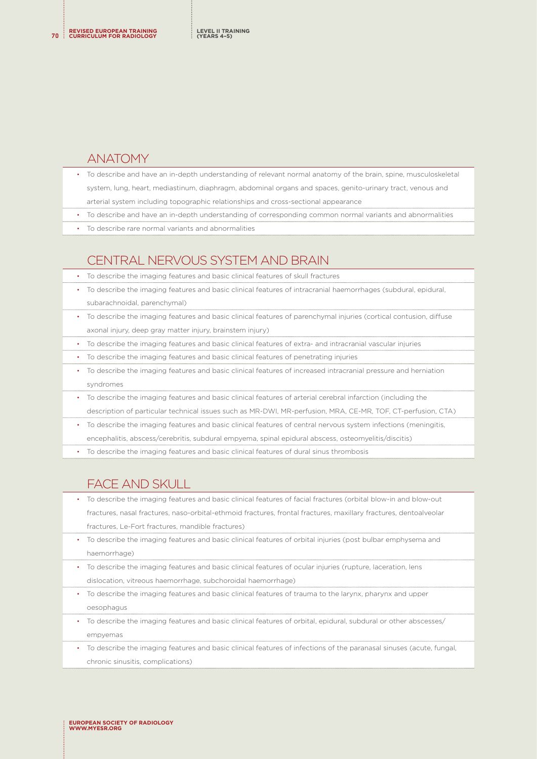## ANATOMY

- To describe and have an in-depth understanding of relevant normal anatomy of the brain, spine, musculoskeletal system, lung, heart, mediastinum, diaphragm, abdominal organs and spaces, genito-urinary tract, venous and arterial system including topographic relationships and cross-sectional appearance
- To describe and have an in-depth understanding of corresponding common normal variants and abnormalities
- To describe rare normal variants and abnormalities

## CENTRAL NERVOUS SYSTEM AND BRAIN

- To describe the imaging features and basic clinical features of skull fractures
- To describe the imaging features and basic clinical features of intracranial haemorrhages (subdural, epidural, subarachnoidal, parenchymal)
- To describe the imaging features and basic clinical features of parenchymal injuries (cortical contusion, diffuse axonal injury, deep gray matter injury, brainstem injury)
- To describe the imaging features and basic clinical features of extra- and intracranial vascular injuries
- To describe the imaging features and basic clinical features of penetrating injuries
- To describe the imaging features and basic clinical features of increased intracranial pressure and herniation syndromes
- To describe the imaging features and basic clinical features of arterial cerebral infarction (including the description of particular technical issues such as MR-DWI, MR-perfusion, MRA, CE-MR, TOF, CT-perfusion, CTA)
- To describe the imaging features and basic clinical features of central nervous system infections (meningitis, encephalitis, abscess/cerebritis, subdural empyema, spinal epidural abscess, osteomyelitis/discitis)
- To describe the imaging features and basic clinical features of dural sinus thrombosis

## FACE AND SKULL

- To describe the imaging features and basic clinical features of facial fractures (orbital blow-in and blow-out fractures, nasal fractures, naso-orbital-ethmoid fractures, frontal fractures, maxillary fractures, dentoalveolar fractures, Le-Fort fractures, mandible fractures)
- To describe the imaging features and basic clinical features of orbital injuries (post bulbar emphysema and haemorrhage)
- To describe the imaging features and basic clinical features of ocular injuries (rupture, laceration, lens dislocation, vitreous haemorrhage, subchoroidal haemorrhage)
- To describe the imaging features and basic clinical features of trauma to the larynx, pharynx and upper oesophagus
- To describe the imaging features and basic clinical features of orbital, epidural, subdural or other abscesses/ empyemas
- To describe the imaging features and basic clinical features of infections of the paranasal sinuses (acute, fungal, chronic sinusitis, complications)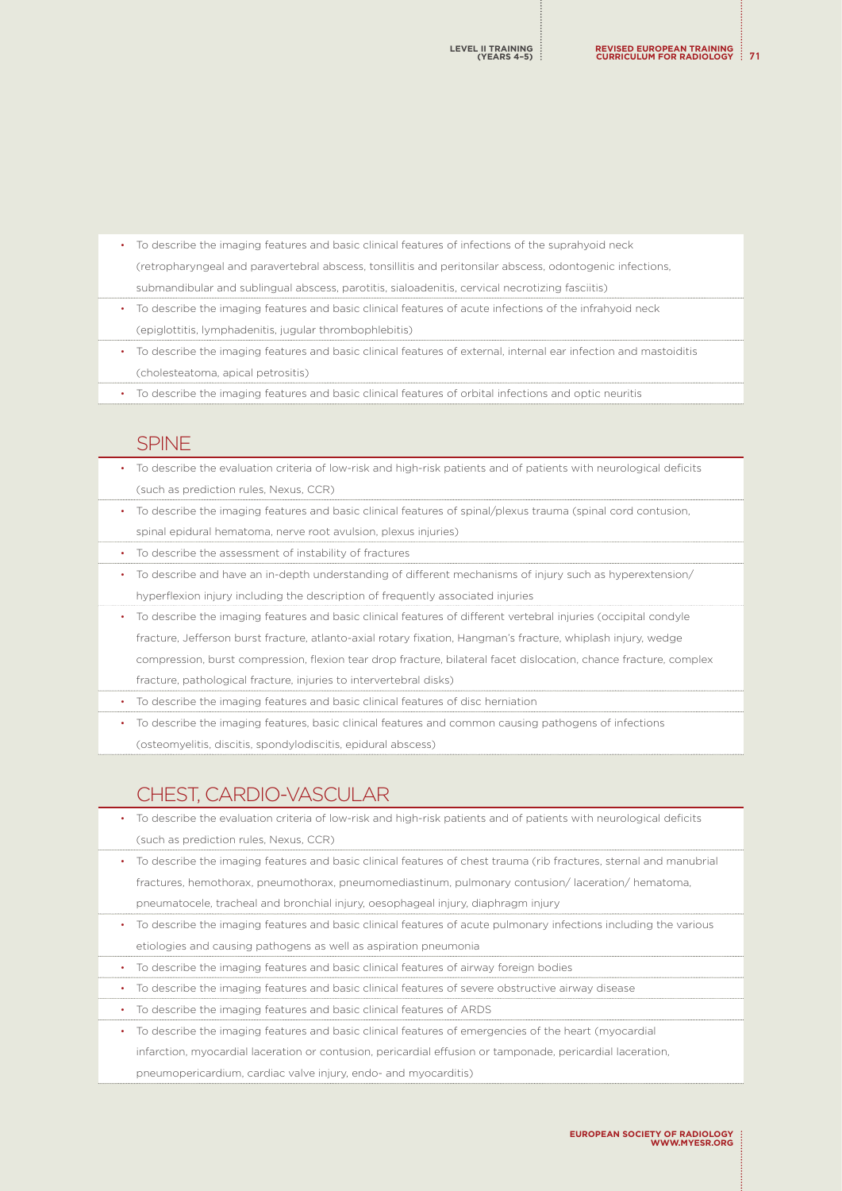- To describe the imaging features and basic clinical features of infections of the suprahyoid neck (retropharyngeal and paravertebral abscess, tonsillitis and peritonsilar abscess, odontogenic infections, submandibular and sublingual abscess, parotitis, sialoadenitis, cervical necrotizing fasciitis)
- To describe the imaging features and basic clinical features of acute infections of the infrahyoid neck (epiglottitis, lymphadenitis, jugular thrombophlebitis)
- To describe the imaging features and basic clinical features of external, internal ear infection and mastoiditis (cholesteatoma, apical petrositis)
- To describe the imaging features and basic clinical features of orbital infections and optic neuritis

## SPINE

- To describe the evaluation criteria of low-risk and high-risk patients and of patients with neurological deficits (such as prediction rules, Nexus, CCR)
- To describe the imaging features and basic clinical features of spinal/plexus trauma (spinal cord contusion, spinal epidural hematoma, nerve root avulsion, plexus injuries)
- To describe the assessment of instability of fractures
- To describe and have an in-depth understanding of different mechanisms of injury such as hyperextension/ hyperflexion injury including the description of frequently associated injuries
- To describe the imaging features and basic clinical features of different vertebral injuries (occipital condyle fracture, Jefferson burst fracture, atlanto-axial rotary fixation, Hangman's fracture, whiplash injury, wedge compression, burst compression, flexion tear drop fracture, bilateral facet dislocation, chance fracture, complex fracture, pathological fracture, injuries to intervertebral disks)
- To describe the imaging features and basic clinical features of disc herniation
- To describe the imaging features, basic clinical features and common causing pathogens of infections (osteomyelitis, discitis, spondylodiscitis, epidural abscess)

## CHEST, CARDIO-VASCULAR

- To describe the evaluation criteria of low-risk and high-risk patients and of patients with neurological deficits (such as prediction rules, Nexus, CCR)
- To describe the imaging features and basic clinical features of chest trauma (rib fractures, sternal and manubrial fractures, hemothorax, pneumothorax, pneumomediastinum, pulmonary contusion/ laceration/ hematoma, pneumatocele, tracheal and bronchial injury, oesophageal injury, diaphragm injury
- To describe the imaging features and basic clinical features of acute pulmonary infections including the various etiologies and causing pathogens as well as aspiration pneumonia
- To describe the imaging features and basic clinical features of airway foreign bodies
- To describe the imaging features and basic clinical features of severe obstructive airway disease
- To describe the imaging features and basic clinical features of ARDS
- To describe the imaging features and basic clinical features of emergencies of the heart (myocardial infarction, myocardial laceration or contusion, pericardial effusion or tamponade, pericardial laceration, pneumopericardium, cardiac valve injury, endo- and myocarditis)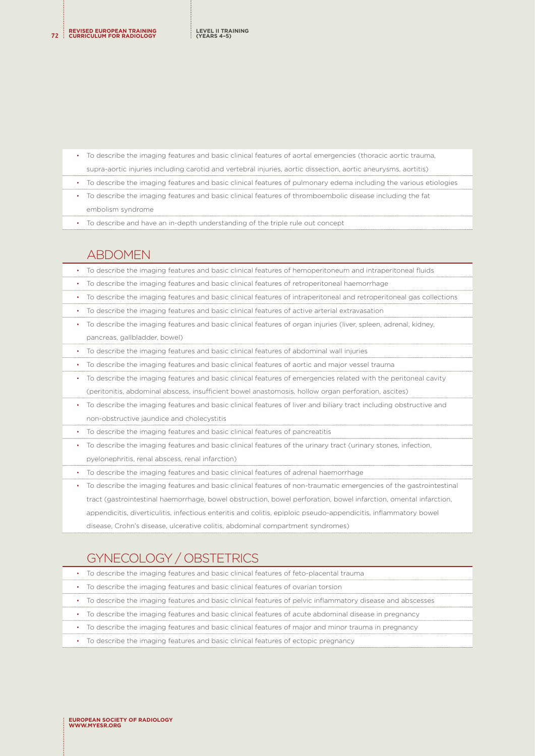- To describe the imaging features and basic clinical features of aortal emergencies (thoracic aortic trauma, supra-aortic injuries including carotid and vertebral injuries, aortic dissection, aortic aneurysms, aortitis)
- To describe the imaging features and basic clinical features of pulmonary edema including the various etiologies
- To describe the imaging features and basic clinical features of thromboembolic disease including the fat embolism syndrome
- To describe and have an in-depth understanding of the triple rule out concept

## ABDOMEN

- To describe the imaging features and basic clinical features of hemoperitoneum and intraperitoneal fluids
- To describe the imaging features and basic clinical features of retroperitoneal haemorrhage
- To describe the imaging features and basic clinical features of intraperitoneal and retroperitoneal gas collections
- To describe the imaging features and basic clinical features of active arterial extravasation
- To describe the imaging features and basic clinical features of organ injuries (liver, spleen, adrenal, kidney, pancreas, gallbladder, bowel)
- To describe the imaging features and basic clinical features of abdominal wall injuries
- To describe the imaging features and basic clinical features of aortic and major vessel trauma
- To describe the imaging features and basic clinical features of emergencies related with the peritoneal cavity (peritonitis, abdominal abscess, insufficient bowel anastomosis, hollow organ perforation, ascites)
- To describe the imaging features and basic clinical features of liver and biliary tract including obstructive and non-obstructive jaundice and cholecystitis
- To describe the imaging features and basic clinical features of pancreatitis
- To describe the imaging features and basic clinical features of the urinary tract (urinary stones, infection, pyelonephritis, renal abscess, renal infarction)
- To describe the imaging features and basic clinical features of adrenal haemorrhage
- To describe the imaging features and basic clinical features of non-traumatic emergencies of the gastrointestinal tract (gastrointestinal haemorrhage, bowel obstruction, bowel perforation, bowel infarction, omental infarction, appendicitis, diverticulitis, infectious enteritis and colitis, epiploic pseudo-appendicitis, inflammatory bowel disease, Crohn's disease, ulcerative colitis, abdominal compartment syndromes)

## GYNECOLOGY / OBSTETRICS

- To describe the imaging features and basic clinical features of feto-placental trauma
- To describe the imaging features and basic clinical features of ovarian torsion
- To describe the imaging features and basic clinical features of pelvic inflammatory disease and abscesses
- To describe the imaging features and basic clinical features of acute abdominal disease in pregnancy
- To describe the imaging features and basic clinical features of major and minor trauma in pregnancy
- To describe the imaging features and basic clinical features of ectopic pregnancy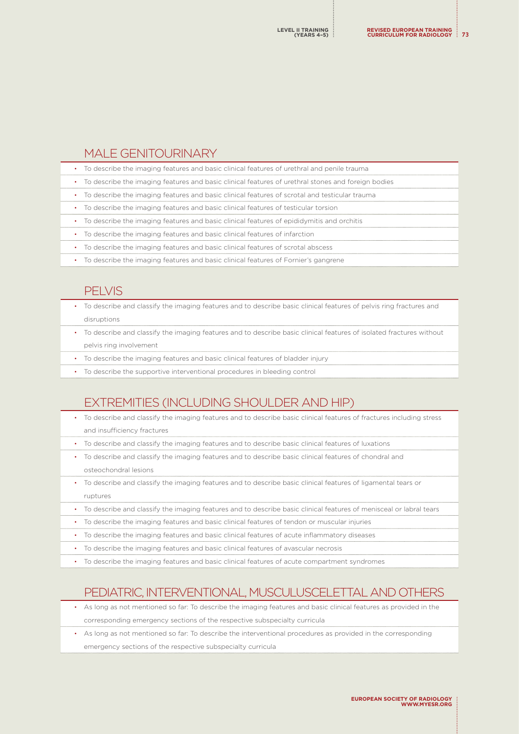## MALE GENITOURINARY

- To describe the imaging features and basic clinical features of urethral and penile trauma
- To describe the imaging features and basic clinical features of urethral stones and foreign bodies
- To describe the imaging features and basic clinical features of scrotal and testicular trauma
- To describe the imaging features and basic clinical features of testicular torsion
- To describe the imaging features and basic clinical features of epididymitis and orchitis
- To describe the imaging features and basic clinical features of infarction
- To describe the imaging features and basic clinical features of scrotal abscess
- To describe the imaging features and basic clinical features of Fornier's gangrene

## PELVIS

- To describe and classify the imaging features and to describe basic clinical features of pelvis ring fractures and disruptions
- To describe and classify the imaging features and to describe basic clinical features of isolated fractures without pelvis ring involvement
- To describe the imaging features and basic clinical features of bladder injury
- To describe the supportive interventional procedures in bleeding control

## EXTREMITIES (INCLUDING SHOULDER AND HIP)

- To describe and classify the imaging features and to describe basic clinical features of fractures including stress and insufficiency fractures
- To describe and classify the imaging features and to describe basic clinical features of luxations
- To describe and classify the imaging features and to describe basic clinical features of chondral and osteochondral lesions
- To describe and classify the imaging features and to describe basic clinical features of ligamental tears or ruptures
- To describe and classify the imaging features and to describe basic clinical features of menisceal or labral tears
- To describe the imaging features and basic clinical features of tendon or muscular injuries
- To describe the imaging features and basic clinical features of acute inflammatory diseases
- To describe the imaging features and basic clinical features of avascular necrosis
- To describe the imaging features and basic clinical features of acute compartment syndromes

## PEDIATRIC, INTERVENTIONAL, MUSCULUSCELETTAL AND OTHERS

- As long as not mentioned so far: To describe the imaging features and basic clinical features as provided in the corresponding emergency sections of the respective subspecialty curricula
- As long as not mentioned so far: To describe the interventional procedures as provided in the corresponding emergency sections of the respective subspecialty curricula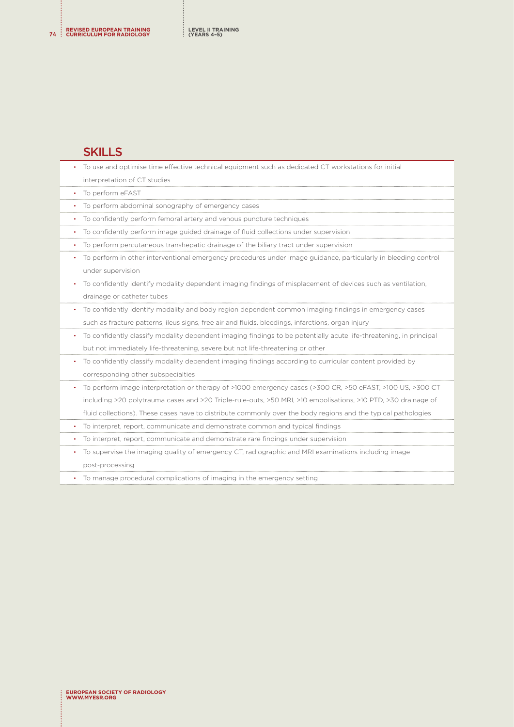## SKILLS

- To use and optimise time effective technical equipment such as dedicated CT workstations for initial interpretation of CT studies
- To perform eFAST
- To perform abdominal sonography of emergency cases
- To confidently perform femoral artery and venous puncture techniques
- To confidently perform image guided drainage of fluid collections under supervision
- To perform percutaneous transhepatic drainage of the biliary tract under supervision
- To perform in other interventional emergency procedures under image guidance, particularly in bleeding control under supervision
- To confidently identify modality dependent imaging findings of misplacement of devices such as ventilation, drainage or catheter tubes
- To confidently identify modality and body region dependent common imaging findings in emergency cases such as fracture patterns, ileus signs, free air and fluids, bleedings, infarctions, organ injury
- To confidently classify modality dependent imaging findings to be potentially acute life-threatening, in principal but not immediately life-threatening, severe but not life-threatening or other
- To confidently classify modality dependent imaging findings according to curricular content provided by corresponding other subspecialties
- To perform image interpretation or therapy of >1000 emergency cases (>300 CR, >50 eFAST, >100 US, >300 CT including >20 polytrauma cases and >20 Triple-rule-outs, >50 MRI, >10 embolisations, >10 PTD, >30 drainage of fluid collections). These cases have to distribute commonly over the body regions and the typical pathologies
- To interpret, report, communicate and demonstrate common and typical findings
- To interpret, report, communicate and demonstrate rare findings under supervision
- To supervise the imaging quality of emergency CT, radiographic and MRI examinations including image post-processing
- To manage procedural complications of imaging in the emergency setting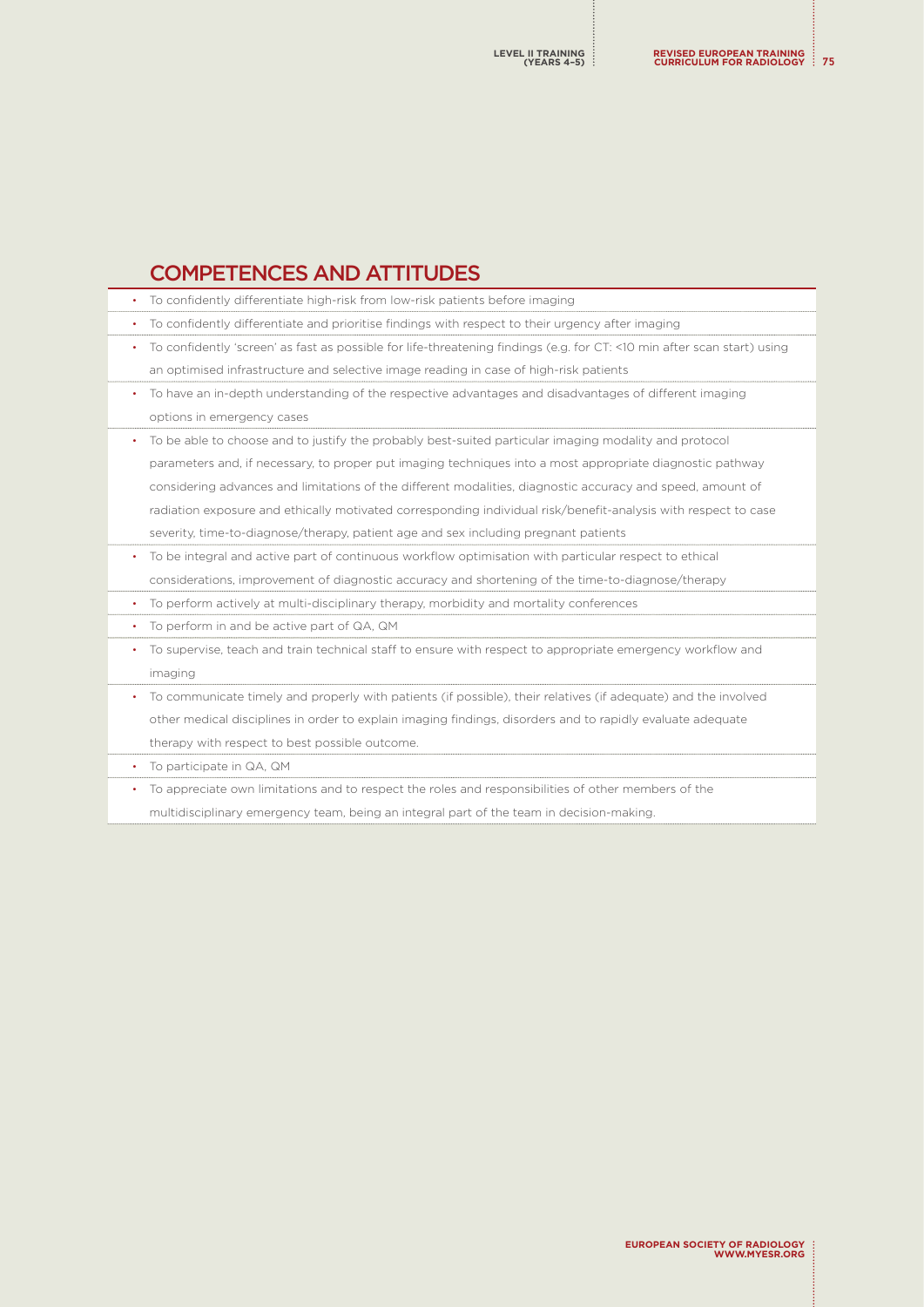## COMPETENCES AND ATTITUDES

- To confidently differentiate high-risk from low-risk patients before imaging
- To confidently differentiate and prioritise findings with respect to their urgency after imaging
- To confidently 'screen' as fast as possible for life-threatening findings (e.g. for CT: <10 min after scan start) using an optimised infrastructure and selective image reading in case of high-risk patients
- To have an in-depth understanding of the respective advantages and disadvantages of different imaging options in emergency cases
- To be able to choose and to justify the probably best-suited particular imaging modality and protocol parameters and, if necessary, to proper put imaging techniques into a most appropriate diagnostic pathway considering advances and limitations of the different modalities, diagnostic accuracy and speed, amount of radiation exposure and ethically motivated corresponding individual risk/benefit-analysis with respect to case severity, time-to-diagnose/therapy, patient age and sex including pregnant patients
- To be integral and active part of continuous workflow optimisation with particular respect to ethical considerations, improvement of diagnostic accuracy and shortening of the time-to-diagnose/therapy
- To perform actively at multi-disciplinary therapy, morbidity and mortality conferences
- To perform in and be active part of QA, QM
- To supervise, teach and train technical staff to ensure with respect to appropriate emergency workflow and imaging
- To communicate timely and properly with patients (if possible), their relatives (if adequate) and the involved other medical disciplines in order to explain imaging findings, disorders and to rapidly evaluate adequate therapy with respect to best possible outcome.
- To participate in QA, QM
- To appreciate own limitations and to respect the roles and responsibilities of other members of the multidisciplinary emergency team, being an integral part of the team in decision-making.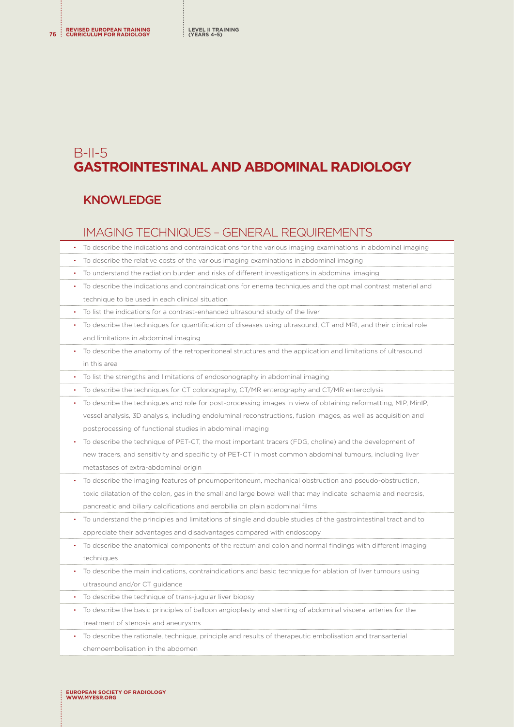# B-II-5
# GASTROINTESTINAL AND ABDOMINAL RADIOLOGY

## KNOWLEDGE

### IMAGING TECHNIQUES – GENERAL REQUIREMENTS

- To describe the indications and contraindications for the various imaging examinations in abdominal imaging
- To describe the relative costs of the various imaging examinations in abdominal imaging
- To understand the radiation burden and risks of different investigations in abdominal imaging
- To describe the indications and contraindications for enema techniques and the optimal contrast material and technique to be used in each clinical situation
- To list the indications for a contrast-enhanced ultrasound study of the liver
- To describe the techniques for quantification of diseases using ultrasound, CT and MRI, and their clinical role and limitations in abdominal imaging
- To describe the anatomy of the retroperitoneal structures and the application and limitations of ultrasound in this area
- To list the strengths and limitations of endosonography in abdominal imaging
- To describe the techniques for CT colonography, CT/MR enterography and CT/MR enteroclysis
- To describe the techniques and role for post-processing images in view of obtaining reformatting, MIP, MinIP, vessel analysis, 3D analysis, including endoluminal reconstructions, fusion images, as well as acquisition and postprocessing of functional studies in abdominal imaging
- To describe the technique of PET-CT, the most important tracers (FDG, choline) and the development of new tracers, and sensitivity and specificity of PET-CT in most common abdominal tumours, including liver metastases of extra-abdominal origin
- To describe the imaging features of pneumoperitoneum, mechanical obstruction and pseudo-obstruction, toxic dilatation of the colon, gas in the small and large bowel wall that may indicate ischaemia and necrosis, pancreatic and biliary calcifications and aerobilia on plain abdominal films
- To understand the principles and limitations of single and double studies of the gastrointestinal tract and to appreciate their advantages and disadvantages compared with endoscopy
- To describe the anatomical components of the rectum and colon and normal findings with different imaging techniques
- To describe the main indications, contraindications and basic technique for ablation of liver tumours using ultrasound and/or CT guidance
- To describe the technique of trans-jugular liver biopsy
- To describe the basic principles of balloon angioplasty and stenting of abdominal visceral arteries for the treatment of stenosis and aneurysms
- To describe the rationale, technique, principle and results of therapeutic embolisation and transarterial chemoembolisation in the abdomen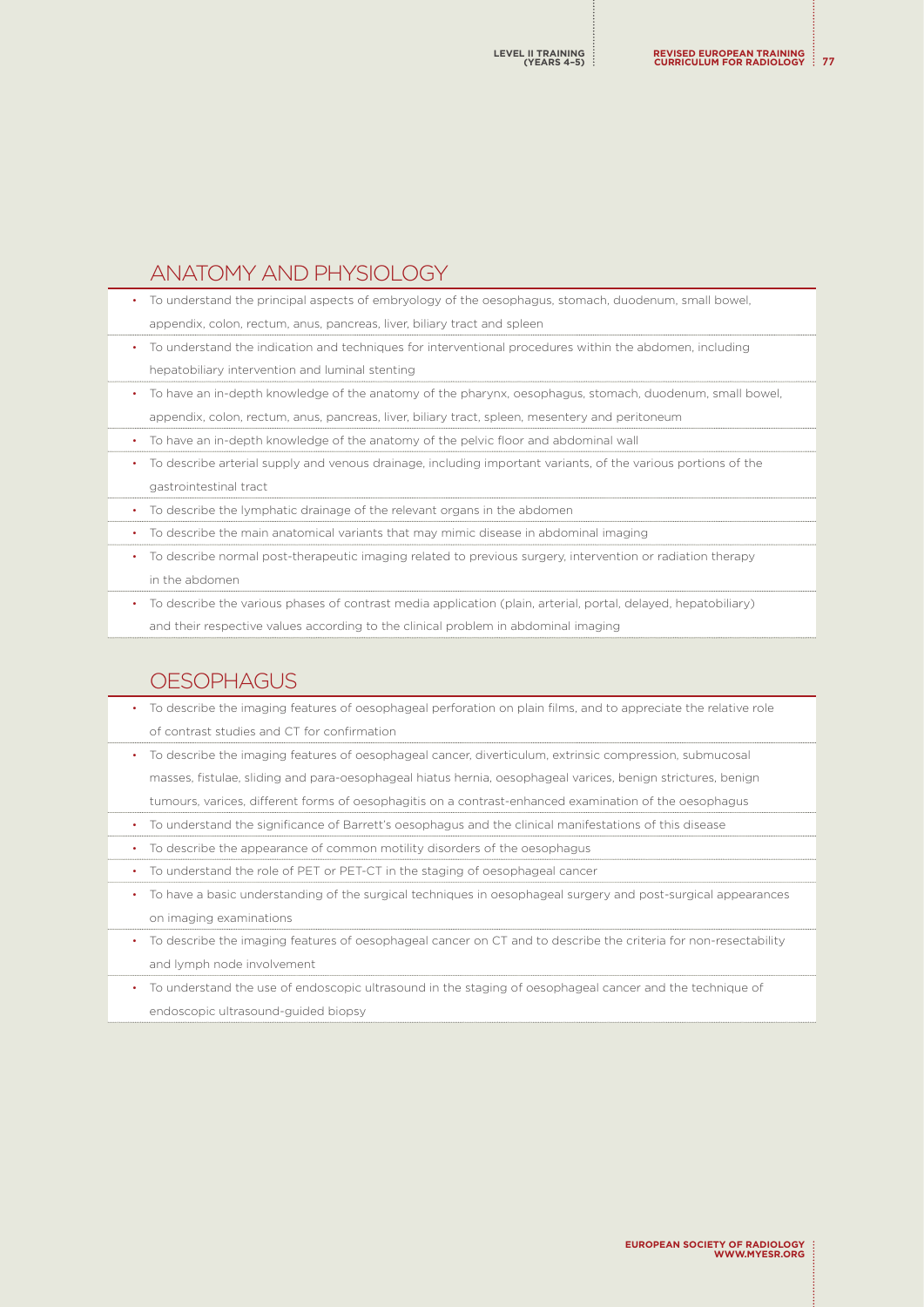## ANATOMY AND PHYSIOLOGY

- To understand the principal aspects of embryology of the oesophagus, stomach, duodenum, small bowel, appendix, colon, rectum, anus, pancreas, liver, biliary tract and spleen
- To understand the indication and techniques for interventional procedures within the abdomen, including hepatobiliary intervention and luminal stenting
- To have an in-depth knowledge of the anatomy of the pharynx, oesophagus, stomach, duodenum, small bowel, appendix, colon, rectum, anus, pancreas, liver, biliary tract, spleen, mesentery and peritoneum
- To have an in-depth knowledge of the anatomy of the pelvic floor and abdominal wall
- To describe arterial supply and venous drainage, including important variants, of the various portions of the gastrointestinal tract
- To describe the lymphatic drainage of the relevant organs in the abdomen
- To describe the main anatomical variants that may mimic disease in abdominal imaging
- To describe normal post-therapeutic imaging related to previous surgery, intervention or radiation therapy in the abdomen
- To describe the various phases of contrast media application (plain, arterial, portal, delayed, hepatobiliary) and their respective values according to the clinical problem in abdominal imaging

## OESOPHAGUS

- To describe the imaging features of oesophageal perforation on plain films, and to appreciate the relative role of contrast studies and CT for confirmation
- To describe the imaging features of oesophageal cancer, diverticulum, extrinsic compression, submucosal masses, fistulae, sliding and para-oesophageal hiatus hernia, oesophageal varices, benign strictures, benign tumours, varices, different forms of oesophagitis on a contrast-enhanced examination of the oesophagus
- To understand the significance of Barrett's oesophagus and the clinical manifestations of this disease
- To describe the appearance of common motility disorders of the oesophagus
- To understand the role of PET or PET-CT in the staging of oesophageal cancer
- To have a basic understanding of the surgical techniques in oesophageal surgery and post-surgical appearances on imaging examinations
- To describe the imaging features of oesophageal cancer on CT and to describe the criteria for non-resectability and lymph node involvement
- To understand the use of endoscopic ultrasound in the staging of oesophageal cancer and the technique of endoscopic ultrasound-guided biopsy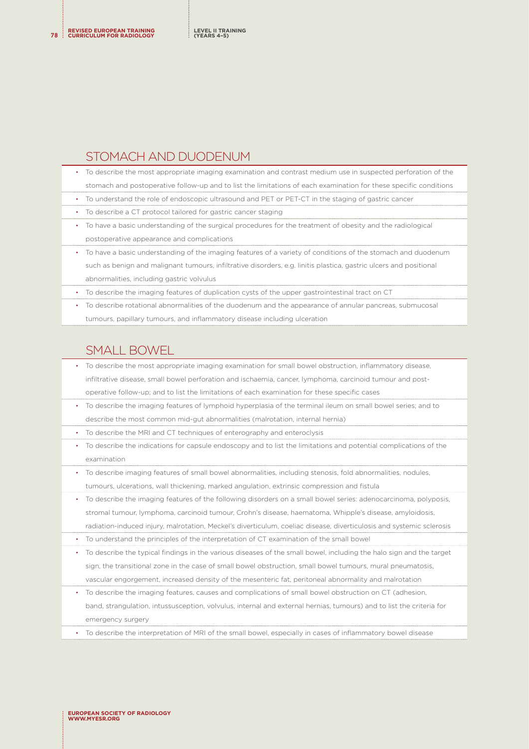## STOMACH AND DUODENUM

- To describe the most appropriate imaging examination and contrast medium use in suspected perforation of the stomach and postoperative follow-up and to list the limitations of each examination for these specific conditions
- To understand the role of endoscopic ultrasound and PET or PET-CT in the staging of gastric cancer
- To describe a CT protocol tailored for gastric cancer staging
- To have a basic understanding of the surgical procedures for the treatment of obesity and the radiological postoperative appearance and complications
- To have a basic understanding of the imaging features of a variety of conditions of the stomach and duodenum such as benign and malignant tumours, infiltrative disorders, e.g. linitis plastica, gastric ulcers and positional abnormalities, including gastric volvulus
- To describe the imaging features of duplication cysts of the upper gastrointestinal tract on CT
- To describe rotational abnormalities of the duodenum and the appearance of annular pancreas, submucosal tumours, papillary tumours, and inflammatory disease including ulceration

## SMALL BOWEL

- To describe the most appropriate imaging examination for small bowel obstruction, inflammatory disease, infiltrative disease, small bowel perforation and ischaemia, cancer, lymphoma, carcinoid tumour and post-operative follow-up; and to list the limitations of each examination for these specific cases
- To describe the imaging features of lymphoid hyperplasia of the terminal ileum on small bowel series; and to describe the most common mid-gut abnormalities (malrotation, internal hernia)
- To describe the MRI and CT techniques of enterography and enteroclysis
- To describe the indications for capsule endoscopy and to list the limitations and potential complications of the examination
- To describe imaging features of small bowel abnormalities, including stenosis, fold abnormalities, nodules, tumours, ulcerations, wall thickening, marked angulation, extrinsic compression and fistula
- To describe the imaging features of the following disorders on a small bowel series: adenocarcinoma, polyposis, stromal tumour, lymphoma, carcinoid tumour, Crohn's disease, haematoma, Whipple's disease, amyloidosis, radiation-induced injury, malrotation, Meckel's diverticulum, coeliac disease, diverticulosis and systemic sclerosis
- To understand the principles of the interpretation of CT examination of the small bowel
- To describe the typical findings in the various diseases of the small bowel, including the halo sign and the target sign, the transitional zone in the case of small bowel obstruction, small bowel tumours, mural pneumatosis, vascular engorgement, increased density of the mesenteric fat, peritoneal abnormality and malrotation
- To describe the imaging features, causes and complications of small bowel obstruction on CT (adhesion, band, strangulation, intussusception, volvulus, internal and external hernias, tumours) and to list the criteria for emergency surgery
- To describe the interpretation of MRI of the small bowel, especially in cases of inflammatory bowel disease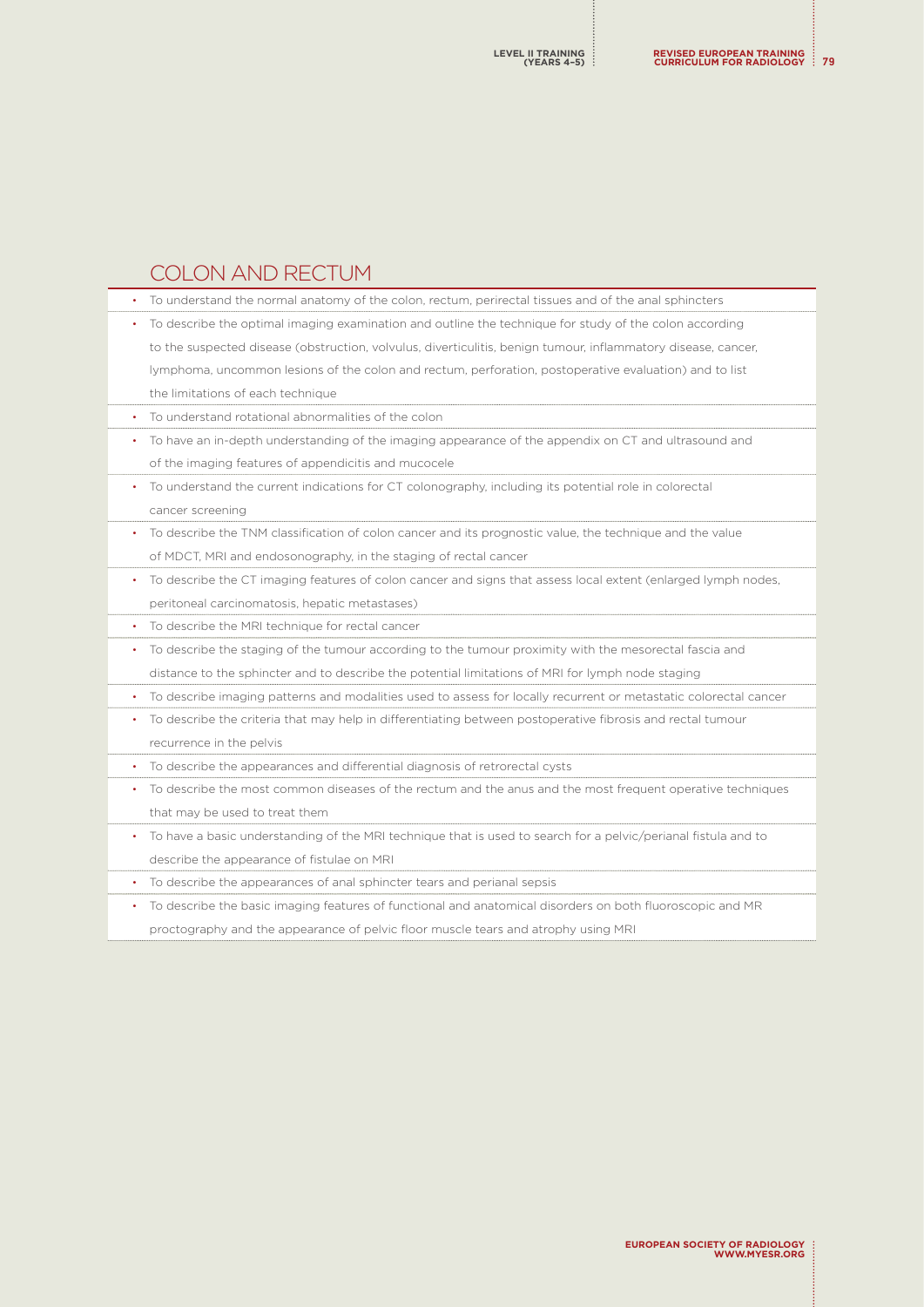## COLON AND RECTUM

- To understand the normal anatomy of the colon, rectum, perirectal tissues and of the anal sphincters
- To describe the optimal imaging examination and outline the technique for study of the colon according to the suspected disease (obstruction, volvulus, diverticulitis, benign tumour, inflammatory disease, cancer, lymphoma, uncommon lesions of the colon and rectum, perforation, postoperative evaluation) and to list the limitations of each technique
- To understand rotational abnormalities of the colon
- To have an in-depth understanding of the imaging appearance of the appendix on CT and ultrasound and of the imaging features of appendicitis and mucocele
- To understand the current indications for CT colonography, including its potential role in colorectal cancer screening
- To describe the TNM classification of colon cancer and its prognostic value, the technique and the value of MDCT, MRI and endosonography, in the staging of rectal cancer
- To describe the CT imaging features of colon cancer and signs that assess local extent (enlarged lymph nodes, peritoneal carcinomatosis, hepatic metastases)
- To describe the MRI technique for rectal cancer
- To describe the staging of the tumour according to the tumour proximity with the mesorectal fascia and distance to the sphincter and to describe the potential limitations of MRI for lymph node staging
- To describe imaging patterns and modalities used to assess for locally recurrent or metastatic colorectal cancer
- To describe the criteria that may help in differentiating between postoperative fibrosis and rectal tumour recurrence in the pelvis
- To describe the appearances and differential diagnosis of retrorectal cysts
- To describe the most common diseases of the rectum and the anus and the most frequent operative techniques that may be used to treat them
- To have a basic understanding of the MRI technique that is used to search for a pelvic/perianal fistula and to describe the appearance of fistulae on MRI
- To describe the appearances of anal sphincter tears and perianal sepsis
- To describe the basic imaging features of functional and anatomical disorders on both fluoroscopic and MR proctography and the appearance of pelvic floor muscle tears and atrophy using MRI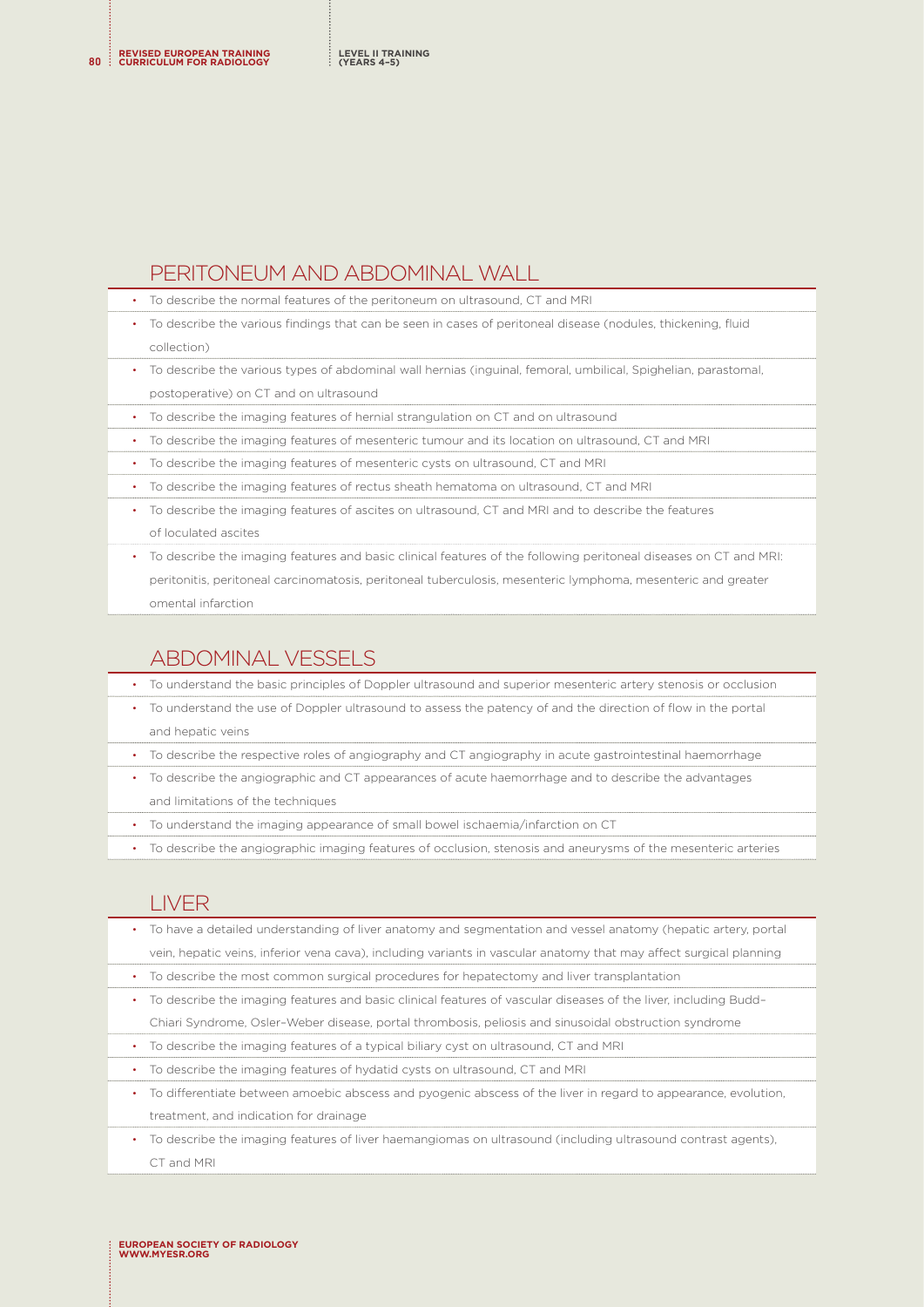## PERITONEUM AND ABDOMINAL WALL

- To describe the normal features of the peritoneum on ultrasound, CT and MRI
- To describe the various findings that can be seen in cases of peritoneal disease (nodules, thickening, fluid collection)
- To describe the various types of abdominal wall hernias (inguinal, femoral, umbilical, Spighelian, parastomal, postoperative) on CT and on ultrasound
- To describe the imaging features of hernial strangulation on CT and on ultrasound
- To describe the imaging features of mesenteric tumour and its location on ultrasound, CT and MRI
- To describe the imaging features of mesenteric cysts on ultrasound, CT and MRI
- To describe the imaging features of rectus sheath hematoma on ultrasound, CT and MRI
- To describe the imaging features of ascites on ultrasound, CT and MRI and to describe the features of loculated ascites
- To describe the imaging features and basic clinical features of the following peritoneal diseases on CT and MRI: peritonitis, peritoneal carcinomatosis, peritoneal tuberculosis, mesenteric lymphoma, mesenteric and greater omental infarction

## ABDOMINAL VESSELS

- To understand the basic principles of Doppler ultrasound and superior mesenteric artery stenosis or occlusion
- To understand the use of Doppler ultrasound to assess the patency of and the direction of flow in the portal and hepatic veins
- To describe the respective roles of angiography and CT angiography in acute gastrointestinal haemorrhage
- To describe the angiographic and CT appearances of acute haemorrhage and to describe the advantages and limitations of the techniques
- To understand the imaging appearance of small bowel ischaemia/infarction on CT
- To describe the angiographic imaging features of occlusion, stenosis and aneurysms of the mesenteric arteries

## LIVER

- To have a detailed understanding of liver anatomy and segmentation and vessel anatomy (hepatic artery, portal vein, hepatic veins, inferior vena cava), including variants in vascular anatomy that may affect surgical planning
- To describe the most common surgical procedures for hepatectomy and liver transplantation
- To describe the imaging features and basic clinical features of vascular diseases of the liver, including Budd–Chiari Syndrome, Osler–Weber disease, portal thrombosis, peliosis and sinusoidal obstruction syndrome
- To describe the imaging features of a typical biliary cyst on ultrasound, CT and MRI
- To describe the imaging features of hydatid cysts on ultrasound, CT and MRI
- To differentiate between amoebic abscess and pyogenic abscess of the liver in regard to appearance, evolution, treatment, and indication for drainage
- To describe the imaging features of liver haemangiomas on ultrasound (including ultrasound contrast agents), CT and MRI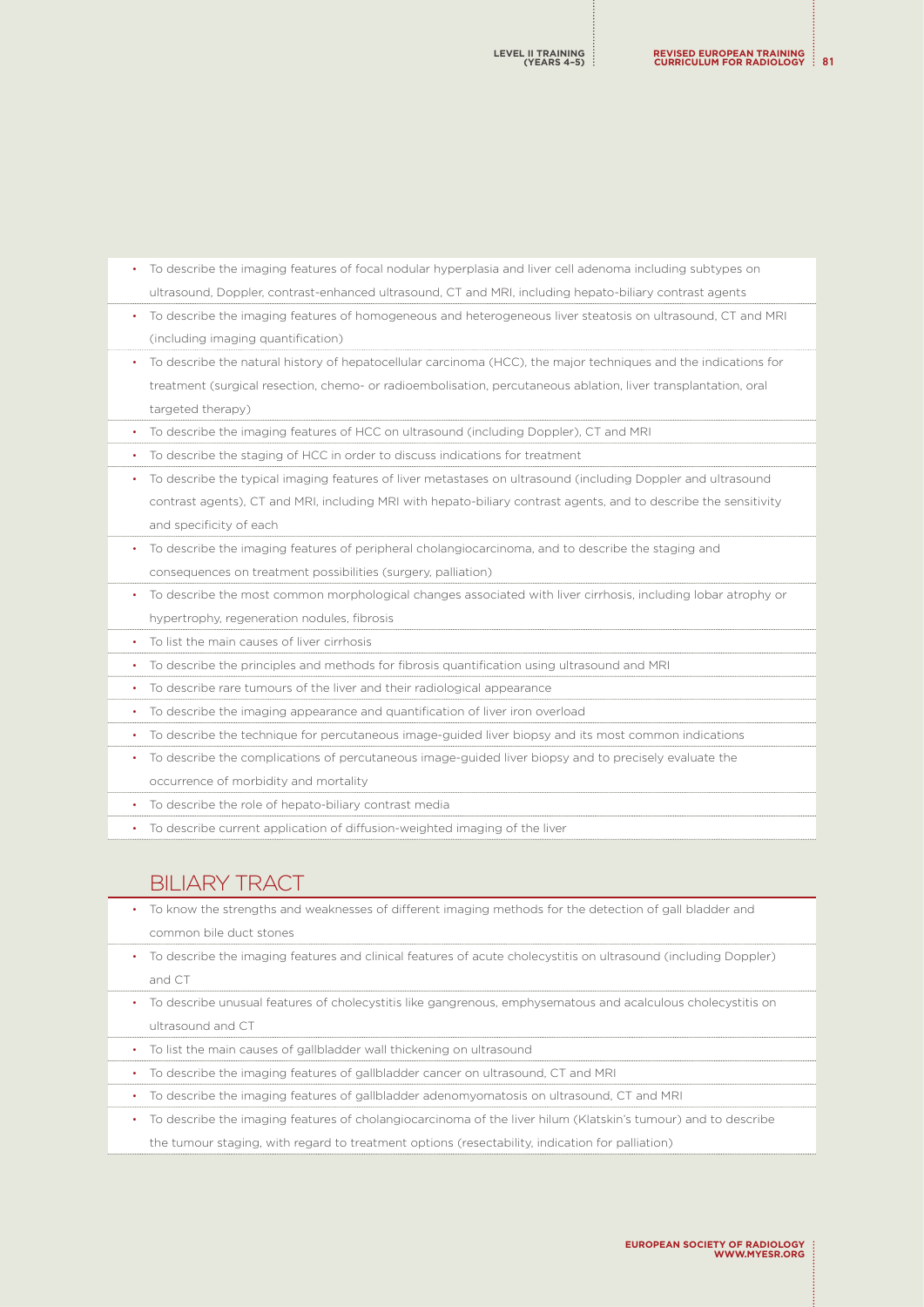- To describe the imaging features of focal nodular hyperplasia and liver cell adenoma including subtypes on ultrasound, Doppler, contrast-enhanced ultrasound, CT and MRI, including hepato-biliary contrast agents
- To describe the imaging features of homogeneous and heterogeneous liver steatosis on ultrasound, CT and MRI (including imaging quantification)
- To describe the natural history of hepatocellular carcinoma (HCC), the major techniques and the indications for treatment (surgical resection, chemo- or radioembolisation, percutaneous ablation, liver transplantation, oral targeted therapy)
- To describe the imaging features of HCC on ultrasound (including Doppler), CT and MRI
- To describe the staging of HCC in order to discuss indications for treatment
- To describe the typical imaging features of liver metastases on ultrasound (including Doppler and ultrasound contrast agents), CT and MRI, including MRI with hepato-biliary contrast agents, and to describe the sensitivity and specificity of each
- To describe the imaging features of peripheral cholangiocarcinoma, and to describe the staging and consequences on treatment possibilities (surgery, palliation)
- To describe the most common morphological changes associated with liver cirrhosis, including lobar atrophy or hypertrophy, regeneration nodules, fibrosis
- To list the main causes of liver cirrhosis
- To describe the principles and methods for fibrosis quantification using ultrasound and MRI
- To describe rare tumours of the liver and their radiological appearance
- To describe the imaging appearance and quantification of liver iron overload
- To describe the technique for percutaneous image-guided liver biopsy and its most common indications
- To describe the complications of percutaneous image-guided liver biopsy and to precisely evaluate the occurrence of morbidity and mortality
- To describe the role of hepato-biliary contrast media
- To describe current application of diffusion-weighted imaging of the liver

## BILIARY TRACT

- To know the strengths and weaknesses of different imaging methods for the detection of gall bladder and common bile duct stones
- To describe the imaging features and clinical features of acute cholecystitis on ultrasound (including Doppler) and CT
- To describe unusual features of cholecystitis like gangrenous, emphysematous and acalculous cholecystitis on ultrasound and CT
- To list the main causes of gallbladder wall thickening on ultrasound
- To describe the imaging features of gallbladder cancer on ultrasound, CT and MRI
- To describe the imaging features of gallbladder adenomyomatosis on ultrasound, CT and MRI
- To describe the imaging features of cholangiocarcinoma of the liver hilum (Klatskin's tumour) and to describe the tumour staging, with regard to treatment options (resectability, indication for palliation)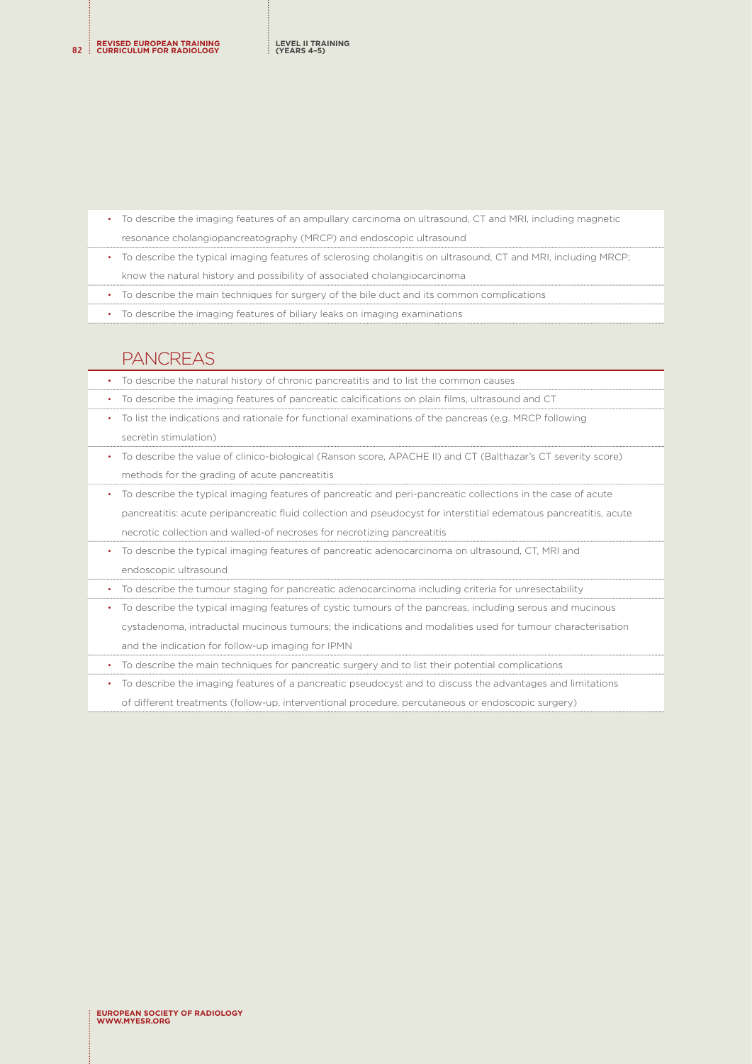- To describe the imaging features of an ampullary carcinoma on ultrasound, CT and MRI, including magnetic resonance cholangiopancreatography (MRCP) and endoscopic ultrasound
- To describe the typical imaging features of sclerosing cholangitis on ultrasound, CT and MRI, including MRCP; know the natural history and possibility of associated cholangiocarcinoma
- To describe the main techniques for surgery of the bile duct and its common complications
- To describe the imaging features of biliary leaks on imaging examinations

## PANCREAS

- To describe the natural history of chronic pancreatitis and to list the common causes
- To describe the imaging features of pancreatic calcifications on plain films, ultrasound and CT
- To list the indications and rationale for functional examinations of the pancreas (e.g. MRCP following secretin stimulation)
- To describe the value of clinico-biological (Ranson score, APACHE II) and CT (Balthazar's CT severity score) methods for the grading of acute pancreatitis
- To describe the typical imaging features of pancreatic and peri-pancreatic collections in the case of acute pancreatitis: acute peripancreatic fluid collection and pseudocyst for interstitial edematous pancreatitis, acute necrotic collection and walled-of necroses for necrotizing pancreatitis
- To describe the typical imaging features of pancreatic adenocarcinoma on ultrasound, CT, MRI and endoscopic ultrasound
- To describe the tumour staging for pancreatic adenocarcinoma including criteria for unresectability
- To describe the typical imaging features of cystic tumours of the pancreas, including serous and mucinous cystadenoma, intraductal mucinous tumours; the indications and modalities used for tumour characterisation and the indication for follow-up imaging for IPMN
- To describe the main techniques for pancreatic surgery and to list their potential complications
- To describe the imaging features of a pancreatic pseudocyst and to discuss the advantages and limitations of different treatments (follow-up, interventional procedure, percutaneous or endoscopic surgery)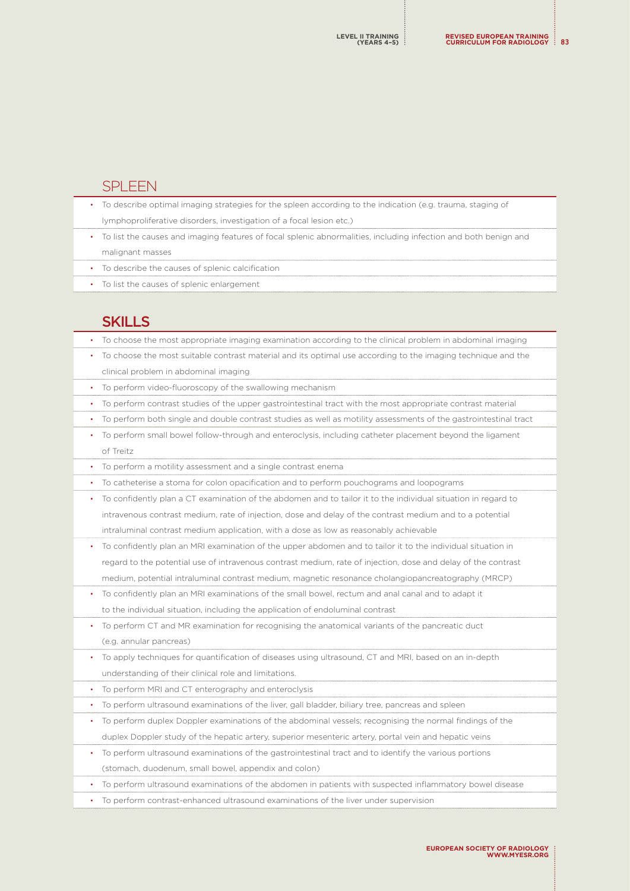## SPLEEN

- To describe optimal imaging strategies for the spleen according to the indication (e.g. trauma, staging of lymphoproliferative disorders, investigation of a focal lesion etc.)
- To list the causes and imaging features of focal splenic abnormalities, including infection and both benign and malignant masses
- To describe the causes of splenic calcification
- To list the causes of splenic enlargement

## SKILLS

- To choose the most appropriate imaging examination according to the clinical problem in abdominal imaging
- To choose the most suitable contrast material and its optimal use according to the imaging technique and the clinical problem in abdominal imaging
- To perform video-fluoroscopy of the swallowing mechanism
- To perform contrast studies of the upper gastrointestinal tract with the most appropriate contrast material
- To perform both single and double contrast studies as well as motility assessments of the gastrointestinal tract
- To perform small bowel follow-through and enteroclysis, including catheter placement beyond the ligament of Treitz
- To perform a motility assessment and a single contrast enema
- To catheterise a stoma for colon opacification and to perform pouchograms and loopograms
- To confidently plan a CT examination of the abdomen and to tailor it to the individual situation in regard to intravenous contrast medium, rate of injection, dose and delay of the contrast medium and to a potential intraluminal contrast medium application, with a dose as low as reasonably achievable
- To confidently plan an MRI examination of the upper abdomen and to tailor it to the individual situation in regard to the potential use of intravenous contrast medium, rate of injection, dose and delay of the contrast medium, potential intraluminal contrast medium, magnetic resonance cholangiopancreatography (MRCP)
- To confidently plan an MRI examinations of the small bowel, rectum and anal canal and to adapt it to the individual situation, including the application of endoluminal contrast
- To perform CT and MR examination for recognising the anatomical variants of the pancreatic duct (e.g. annular pancreas)
- To apply techniques for quantification of diseases using ultrasound, CT and MRI, based on an in-depth understanding of their clinical role and limitations.
- To perform MRI and CT enterography and enteroclysis
- To perform ultrasound examinations of the liver, gall bladder, biliary tree, pancreas and spleen
- To perform duplex Doppler examinations of the abdominal vessels; recognising the normal findings of the duplex Doppler study of the hepatic artery, superior mesenteric artery, portal vein and hepatic veins
- To perform ultrasound examinations of the gastrointestinal tract and to identify the various portions (stomach, duodenum, small bowel, appendix and colon)
- To perform ultrasound examinations of the abdomen in patients with suspected inflammatory bowel disease
- To perform contrast-enhanced ultrasound examinations of the liver under supervision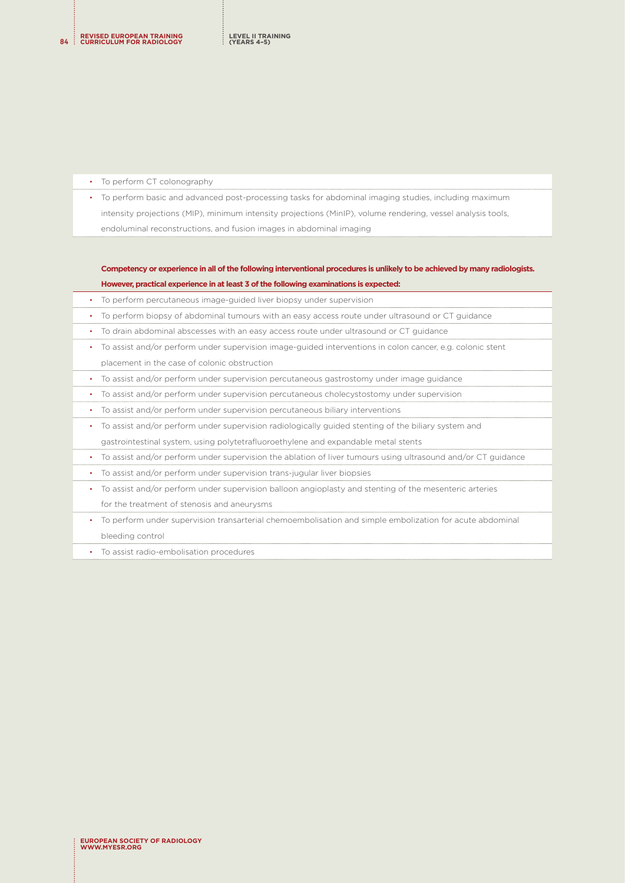- To perform CT colonography
- To perform basic and advanced post-processing tasks for abdominal imaging studies, including maximum intensity projections (MIP), minimum intensity projections (MinIP), volume rendering, vessel analysis tools, endoluminal reconstructions, and fusion images in abdominal imaging

**Competency or experience in all of the following interventional procedures is unlikely to be achieved by many radiologists. However, practical experience in at least 3 of the following examinations is expected:**

- To perform percutaneous image-guided liver biopsy under supervision
- To perform biopsy of abdominal tumours with an easy access route under ultrasound or CT guidance
- To drain abdominal abscesses with an easy access route under ultrasound or CT guidance
- To assist and/or perform under supervision image-guided interventions in colon cancer, e.g. colonic stent placement in the case of colonic obstruction
- To assist and/or perform under supervision percutaneous gastrostomy under image guidance
- To assist and/or perform under supervision percutaneous cholecystostomy under supervision
- To assist and/or perform under supervision percutaneous biliary interventions
- To assist and/or perform under supervision radiologically guided stenting of the biliary system and gastrointestinal system, using polytetrafluoroethylene and expandable metal stents
- To assist and/or perform under supervision the ablation of liver tumours using ultrasound and/or CT guidance
- To assist and/or perform under supervision trans-jugular liver biopsies
- To assist and/or perform under supervision balloon angioplasty and stenting of the mesenteric arteries for the treatment of stenosis and aneurysms
- To perform under supervision transarterial chemoembolisation and simple embolization for acute abdominal bleeding control
- To assist radio-embolisation procedures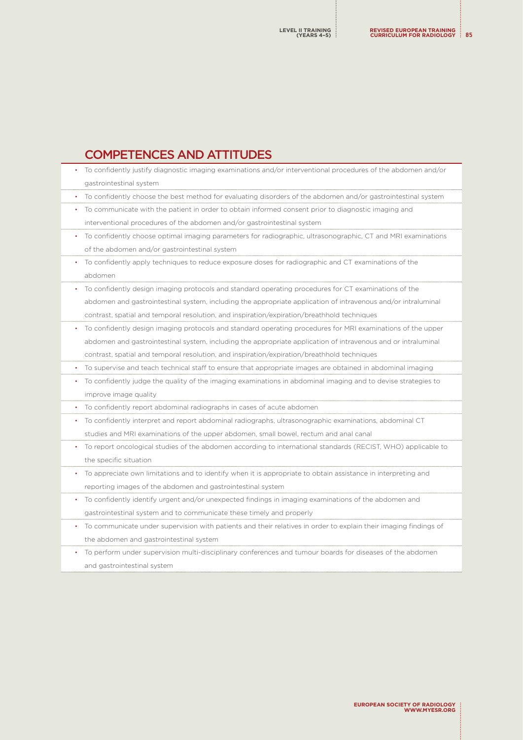## COMPETENCES AND ATTITUDES

- To confidently justify diagnostic imaging examinations and/or interventional procedures of the abdomen and/or gastrointestinal system
- To confidently choose the best method for evaluating disorders of the abdomen and/or gastrointestinal system
- To communicate with the patient in order to obtain informed consent prior to diagnostic imaging and interventional procedures of the abdomen and/or gastrointestinal system
- To confidently choose optimal imaging parameters for radiographic, ultrasonographic, CT and MRI examinations of the abdomen and/or gastrointestinal system
- To confidently apply techniques to reduce exposure doses for radiographic and CT examinations of the abdomen
- To confidently design imaging protocols and standard operating procedures for CT examinations of the abdomen and gastrointestinal system, including the appropriate application of intravenous and/or intraluminal contrast, spatial and temporal resolution, and inspiration/expiration/breathhold techniques
- To confidently design imaging protocols and standard operating procedures for MRI examinations of the upper abdomen and gastrointestinal system, including the appropriate application of intravenous and or intraluminal contrast, spatial and temporal resolution, and inspiration/expiration/breathhold techniques
- To supervise and teach technical staff to ensure that appropriate images are obtained in abdominal imaging
- To confidently judge the quality of the imaging examinations in abdominal imaging and to devise strategies to improve image quality
- To confidently report abdominal radiographs in cases of acute abdomen
- To confidently interpret and report abdominal radiographs, ultrasonographic examinations, abdominal CT studies and MRI examinations of the upper abdomen, small bowel, rectum and anal canal
- To report oncological studies of the abdomen according to international standards (RECIST, WHO) applicable to the specific situation
- To appreciate own limitations and to identify when it is appropriate to obtain assistance in interpreting and reporting images of the abdomen and gastrointestinal system
- To confidently identify urgent and/or unexpected findings in imaging examinations of the abdomen and gastrointestinal system and to communicate these timely and properly
- To communicate under supervision with patients and their relatives in order to explain their imaging findings of the abdomen and gastrointestinal system
- To perform under supervision multi-disciplinary conferences and tumour boards for diseases of the abdomen and gastrointestinal system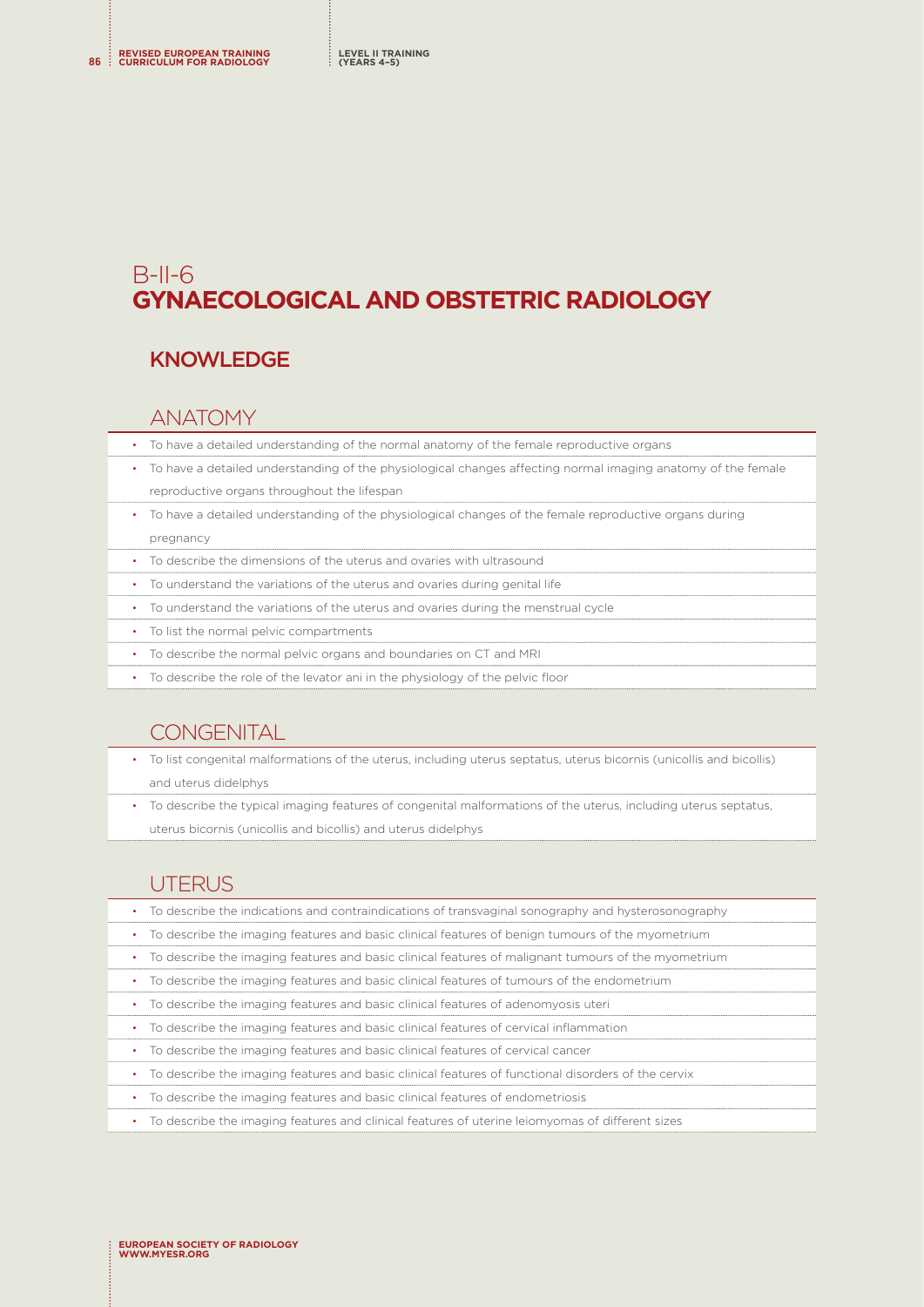# B-II-6 GYNAECOLOGICAL AND OBSTETRIC RADIOLOGY

## KNOWLEDGE

### ANATOMY

- To have a detailed understanding of the normal anatomy of the female reproductive organs
- To have a detailed understanding of the physiological changes affecting normal imaging anatomy of the female reproductive organs throughout the lifespan
- To have a detailed understanding of the physiological changes of the female reproductive organs during pregnancy
- To describe the dimensions of the uterus and ovaries with ultrasound
- To understand the variations of the uterus and ovaries during genital life
- To understand the variations of the uterus and ovaries during the menstrual cycle
- To list the normal pelvic compartments
- To describe the normal pelvic organs and boundaries on CT and MRI
- To describe the role of the levator ani in the physiology of the pelvic floor

### CONGENITAL

- To list congenital malformations of the uterus, including uterus septatus, uterus bicornis (unicollis and bicollis) and uterus didelphys
- To describe the typical imaging features of congenital malformations of the uterus, including uterus septatus, uterus bicornis (unicollis and bicollis) and uterus didelphys

### UTERUS

- To describe the indications and contraindications of transvaginal sonography and hysterosonography
- To describe the imaging features and basic clinical features of benign tumours of the myometrium
- To describe the imaging features and basic clinical features of malignant tumours of the myometrium
- To describe the imaging features and basic clinical features of tumours of the endometrium
- To describe the imaging features and basic clinical features of adenomyosis uteri
- To describe the imaging features and basic clinical features of cervical inflammation
- To describe the imaging features and basic clinical features of cervical cancer
- To describe the imaging features and basic clinical features of functional disorders of the cervix
- To describe the imaging features and basic clinical features of endometriosis
- To describe the imaging features and clinical features of uterine leiomyomas of different sizes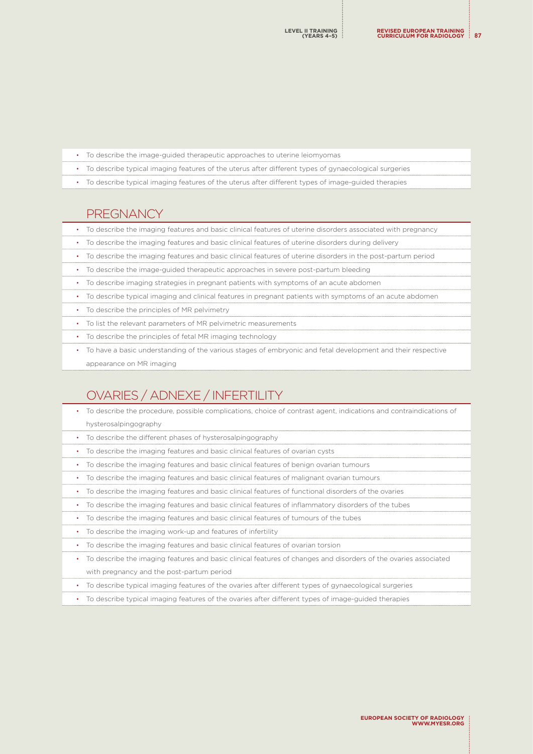- To describe the image-guided therapeutic approaches to uterine leiomyomas
- To describe typical imaging features of the uterus after different types of gynaecological surgeries
- To describe typical imaging features of the uterus after different types of image-guided therapies

## PREGNANCY

- To describe the imaging features and basic clinical features of uterine disorders associated with pregnancy
- To describe the imaging features and basic clinical features of uterine disorders during delivery
- To describe the imaging features and basic clinical features of uterine disorders in the post-partum period
- To describe the image-guided therapeutic approaches in severe post-partum bleeding
- To describe imaging strategies in pregnant patients with symptoms of an acute abdomen
- To describe typical imaging and clinical features in pregnant patients with symptoms of an acute abdomen
- To describe the principles of MR pelvimetry
- To list the relevant parameters of MR pelvimetric measurements
- To describe the principles of fetal MR imaging technology
- To have a basic understanding of the various stages of embryonic and fetal development and their respective appearance on MR imaging

## OVARIES / ADNEXE / INFERTILITY

- To describe the procedure, possible complications, choice of contrast agent, indications and contraindications of hysterosalpingography
- To describe the different phases of hysterosalpingography
- To describe the imaging features and basic clinical features of ovarian cysts
- To describe the imaging features and basic clinical features of benign ovarian tumours
- To describe the imaging features and basic clinical features of malignant ovarian tumours
- To describe the imaging features and basic clinical features of functional disorders of the ovaries
- To describe the imaging features and basic clinical features of inflammatory disorders of the tubes
- To describe the imaging features and basic clinical features of tumours of the tubes
- To describe the imaging work-up and features of infertility
- To describe the imaging features and basic clinical features of ovarian torsion
- To describe the imaging features and basic clinical features of changes and disorders of the ovaries associated with pregnancy and the post-partum period
- To describe typical imaging features of the ovaries after different types of gynaecological surgeries
- To describe typical imaging features of the ovaries after different types of image-guided therapies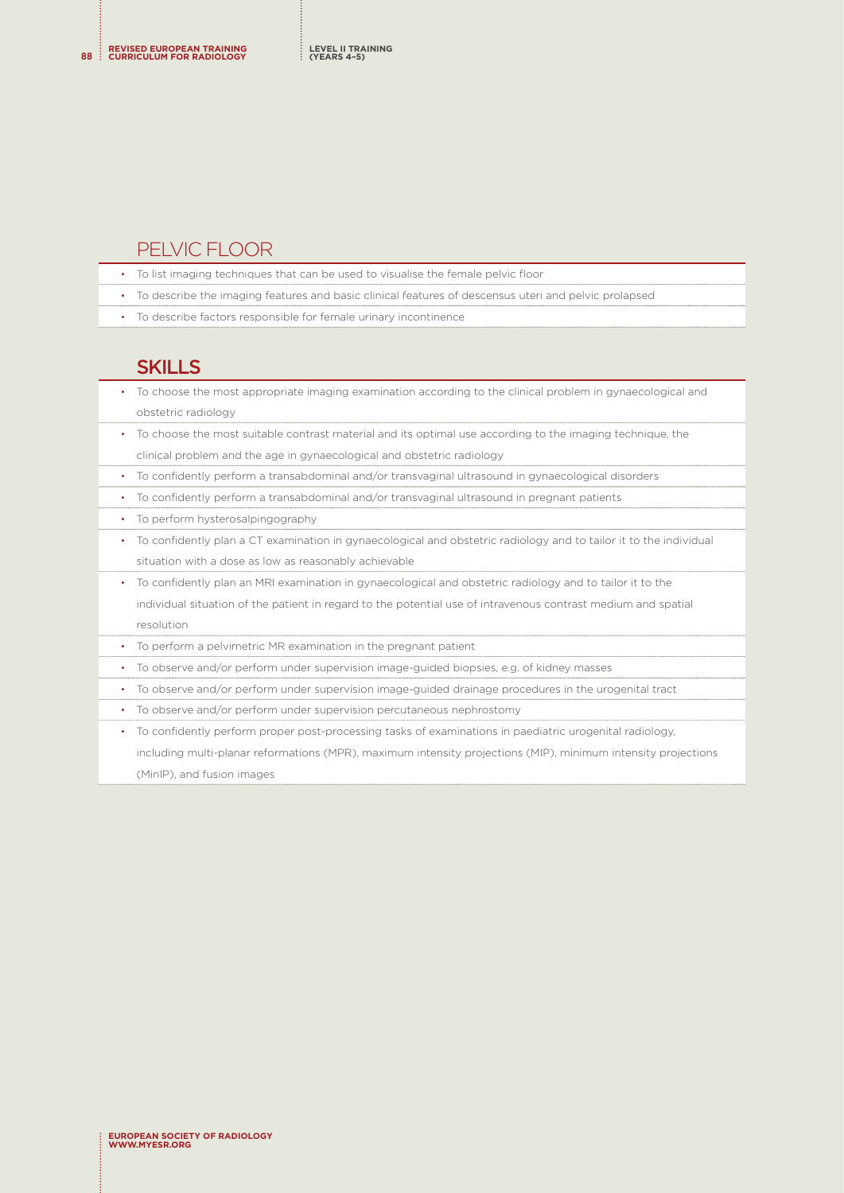## PELVIC FLOOR

- To list imaging techniques that can be used to visualise the female pelvic floor
- To describe the imaging features and basic clinical features of descensus uteri and pelvic prolapsed
- To describe factors responsible for female urinary incontinence

## SKILLS

- To choose the most appropriate imaging examination according to the clinical problem in gynaecological and obstetric radiology
- To choose the most suitable contrast material and its optimal use according to the imaging technique, the clinical problem and the age in gynaecological and obstetric radiology
- To confidently perform a transabdominal and/or transvaginal ultrasound in gynaecological disorders
- To confidently perform a transabdominal and/or transvaginal ultrasound in pregnant patients
- To perform hysterosalpingography
- To confidently plan a CT examination in gynaecological and obstetric radiology and to tailor it to the individual situation with a dose as low as reasonably achievable
- To confidently plan an MRI examination in gynaecological and obstetric radiology and to tailor it to the individual situation of the patient in regard to the potential use of intravenous contrast medium and spatial resolution
- To perform a pelvimetric MR examination in the pregnant patient
- To observe and/or perform under supervision image-guided biopsies, e.g. of kidney masses
- To observe and/or perform under supervision image-guided drainage procedures in the urogenital tract
- To observe and/or perform under supervision percutaneous nephrostomy
- To confidently perform proper post-processing tasks of examinations in paediatric urogenital radiology, including multi-planar reformations (MPR), maximum intensity projections (MIP), minimum intensity projections (MinIP), and fusion images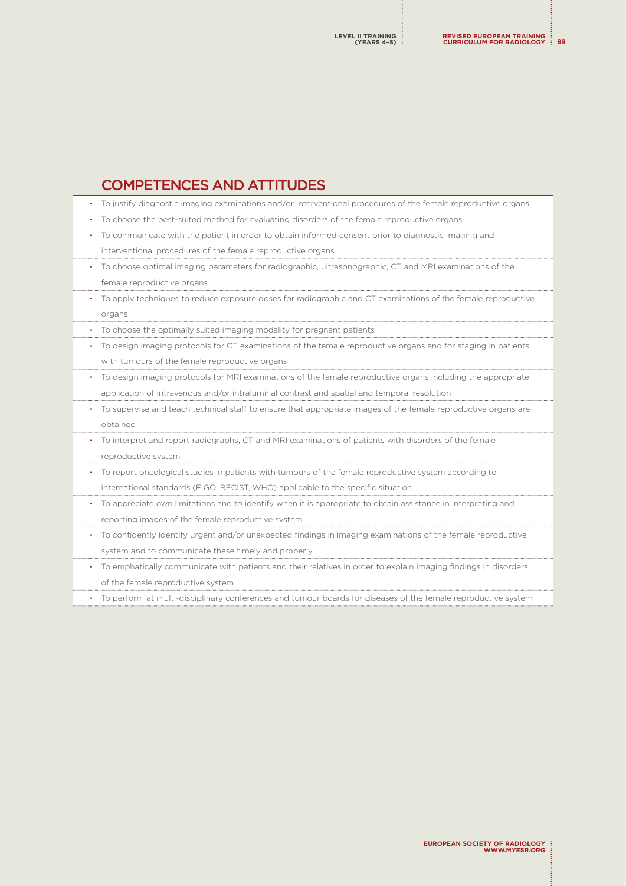## COMPETENCES AND ATTITUDES

- To justify diagnostic imaging examinations and/or interventional procedures of the female reproductive organs
- To choose the best-suited method for evaluating disorders of the female reproductive organs
- To communicate with the patient in order to obtain informed consent prior to diagnostic imaging and interventional procedures of the female reproductive organs
- To choose optimal imaging parameters for radiographic, ultrasonographic, CT and MRI examinations of the female reproductive organs
- To apply techniques to reduce exposure doses for radiographic and CT examinations of the female reproductive organs
- To choose the optimally suited imaging modality for pregnant patients
- To design imaging protocols for CT examinations of the female reproductive organs and for staging in patients with tumours of the female reproductive organs
- To design imaging protocols for MRI examinations of the female reproductive organs including the appropriate application of intravenous and/or intraluminal contrast and spatial and temporal resolution
- To supervise and teach technical staff to ensure that appropriate images of the female reproductive organs are obtained
- To interpret and report radiographs, CT and MRI examinations of patients with disorders of the female reproductive system
- To report oncological studies in patients with tumours of the female reproductive system according to international standards (FIGO, RECIST, WHO) applicable to the specific situation
- To appreciate own limitations and to identify when it is appropriate to obtain assistance in interpreting and reporting images of the female reproductive system
- To confidently identify urgent and/or unexpected findings in imaging examinations of the female reproductive system and to communicate these timely and properly
- To emphatically communicate with patients and their relatives in order to explain imaging findings in disorders of the female reproductive system
- To perform at multi-disciplinary conferences and tumour boards for diseases of the female reproductive system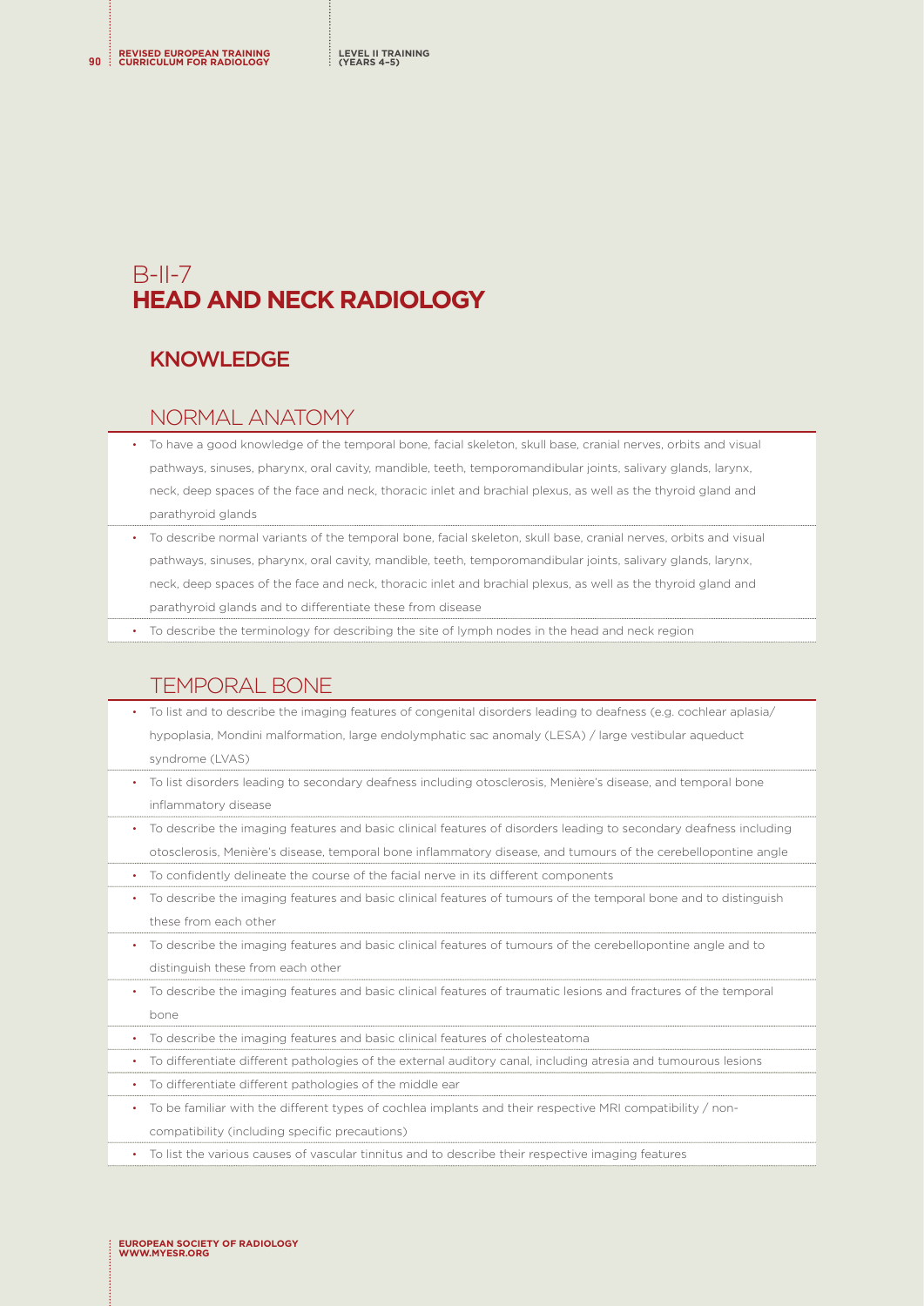# B-II-7
# HEAD AND NECK RADIOLOGY

## KNOWLEDGE

### NORMAL ANATOMY

- To have a good knowledge of the temporal bone, facial skeleton, skull base, cranial nerves, orbits and visual pathways, sinuses, pharynx, oral cavity, mandible, teeth, temporomandibular joints, salivary glands, larynx, neck, deep spaces of the face and neck, thoracic inlet and brachial plexus, as well as the thyroid gland and parathyroid glands
- To describe normal variants of the temporal bone, facial skeleton, skull base, cranial nerves, orbits and visual pathways, sinuses, pharynx, oral cavity, mandible, teeth, temporomandibular joints, salivary glands, larynx, neck, deep spaces of the face and neck, thoracic inlet and brachial plexus, as well as the thyroid gland and parathyroid glands and to differentiate these from disease
- To describe the terminology for describing the site of lymph nodes in the head and neck region

### TEMPORAL BONE

- To list and to describe the imaging features of congenital disorders leading to deafness (e.g. cochlear aplasia/ hypoplasia, Mondini malformation, large endolymphatic sac anomaly (LESA) / large vestibular aqueduct syndrome (LVAS)
- To list disorders leading to secondary deafness including otosclerosis, Menière's disease, and temporal bone inflammatory disease
- To describe the imaging features and basic clinical features of disorders leading to secondary deafness including otosclerosis, Menière's disease, temporal bone inflammatory disease, and tumours of the cerebellopontine angle
- To confidently delineate the course of the facial nerve in its different components
- To describe the imaging features and basic clinical features of tumours of the temporal bone and to distinguish these from each other
- To describe the imaging features and basic clinical features of tumours of the cerebellopontine angle and to distinguish these from each other
- To describe the imaging features and basic clinical features of traumatic lesions and fractures of the temporal bone
- To describe the imaging features and basic clinical features of cholesteatoma
- To differentiate different pathologies of the external auditory canal, including atresia and tumourous lesions
- To differentiate different pathologies of the middle ear
- To be familiar with the different types of cochlea implants and their respective MRI compatibility / non-compatibility (including specific precautions)
- To list the various causes of vascular tinnitus and to describe their respective imaging features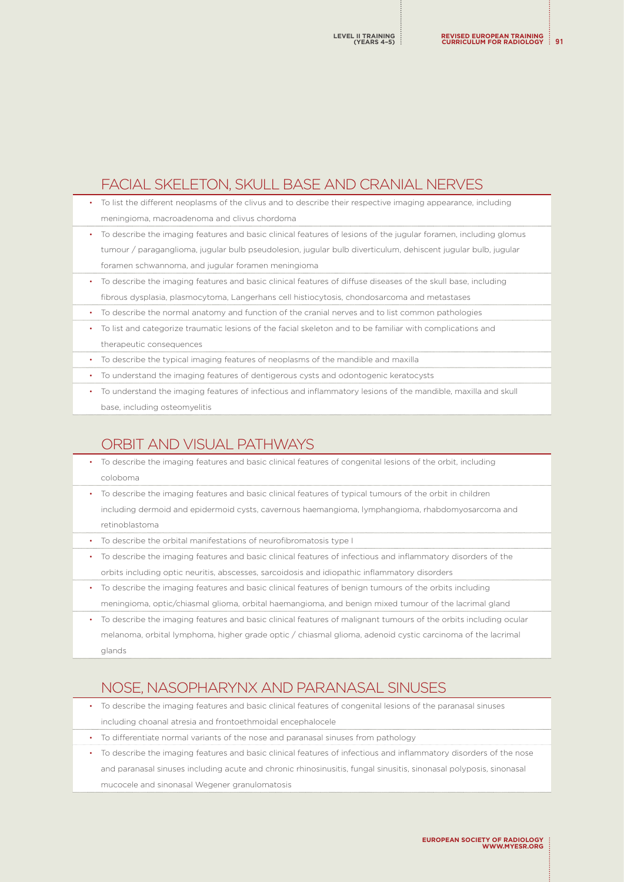## FACIAL SKELETON, SKULL BASE AND CRANIAL NERVES

- To list the different neoplasms of the clivus and to describe their respective imaging appearance, including meningioma, macroadenoma and clivus chordoma
- To describe the imaging features and basic clinical features of lesions of the jugular foramen, including glomus tumour / paraganglioma, jugular bulb pseudolesion, jugular bulb diverticulum, dehiscent jugular bulb, jugular foramen schwannoma, and jugular foramen meningioma
- To describe the imaging features and basic clinical features of diffuse diseases of the skull base, including fibrous dysplasia, plasmocytoma, Langerhans cell histiocytosis, chondosarcoma and metastases
- To describe the normal anatomy and function of the cranial nerves and to list common pathologies
- To list and categorize traumatic lesions of the facial skeleton and to be familiar with complications and therapeutic consequences
- To describe the typical imaging features of neoplasms of the mandible and maxilla
- To understand the imaging features of dentigerous cysts and odontogenic keratocysts
- To understand the imaging features of infectious and inflammatory lesions of the mandible, maxilla and skull base, including osteomyelitis

## ORBIT AND VISUAL PATHWAYS

- To describe the imaging features and basic clinical features of congenital lesions of the orbit, including coloboma
- To describe the imaging features and basic clinical features of typical tumours of the orbit in children including dermoid and epidermoid cysts, cavernous haemangioma, lymphangioma, rhabdomyosarcoma and retinoblastoma
- To describe the orbital manifestations of neurofibromatosis type I
- To describe the imaging features and basic clinical features of infectious and inflammatory disorders of the orbits including optic neuritis, abscesses, sarcoidosis and idiopathic inflammatory disorders
- To describe the imaging features and basic clinical features of benign tumours of the orbits including meningioma, optic/chiasmal glioma, orbital haemangioma, and benign mixed tumour of the lacrimal gland
- To describe the imaging features and basic clinical features of malignant tumours of the orbits including ocular melanoma, orbital lymphoma, higher grade optic / chiasmal glioma, adenoid cystic carcinoma of the lacrimal glands

## NOSE, NASOPHARYNX AND PARANASAL SINUSES

- To describe the imaging features and basic clinical features of congenital lesions of the paranasal sinuses including choanal atresia and frontoethmoidal encephalocele
- To differentiate normal variants of the nose and paranasal sinuses from pathology
- To describe the imaging features and basic clinical features of infectious and inflammatory disorders of the nose and paranasal sinuses including acute and chronic rhinosinusitis, fungal sinusitis, sinonasal polyposis, sinonasal mucocele and sinonasal Wegener granulomatosis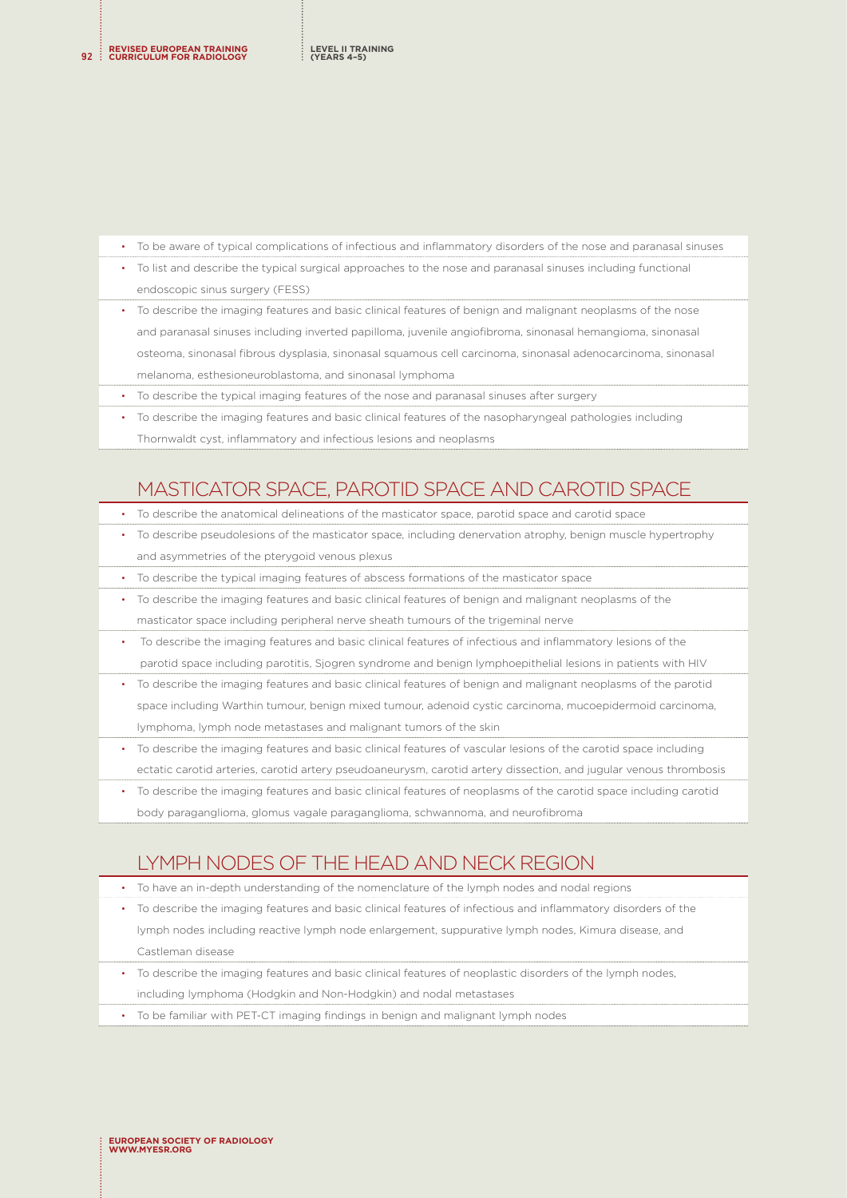- To be aware of typical complications of infectious and inflammatory disorders of the nose and paranasal sinuses
- To list and describe the typical surgical approaches to the nose and paranasal sinuses including functional endoscopic sinus surgery (FESS)
- To describe the imaging features and basic clinical features of benign and malignant neoplasms of the nose and paranasal sinuses including inverted papilloma, juvenile angiofibroma, sinonasal hemangioma, sinonasal osteoma, sinonasal fibrous dysplasia, sinonasal squamous cell carcinoma, sinonasal adenocarcinoma, sinonasal melanoma, esthesioneuroblastoma, and sinonasal lymphoma
- To describe the typical imaging features of the nose and paranasal sinuses after surgery
- To describe the imaging features and basic clinical features of the nasopharyngeal pathologies including Thornwaldt cyst, inflammatory and infectious lesions and neoplasms

## MASTICATOR SPACE, PAROTID SPACE AND CAROTID SPACE

- To describe the anatomical delineations of the masticator space, parotid space and carotid space
- To describe pseudolesions of the masticator space, including denervation atrophy, benign muscle hypertrophy and asymmetries of the pterygoid venous plexus
- To describe the typical imaging features of abscess formations of the masticator space
- To describe the imaging features and basic clinical features of benign and malignant neoplasms of the masticator space including peripheral nerve sheath tumours of the trigeminal nerve
- To describe the imaging features and basic clinical features of infectious and inflammatory lesions of the parotid space including parotitis, Sjogren syndrome and benign lymphoepithelial lesions in patients with HIV
- To describe the imaging features and basic clinical features of benign and malignant neoplasms of the parotid space including Warthin tumour, benign mixed tumour, adenoid cystic carcinoma, mucoepidermoid carcinoma, lymphoma, lymph node metastases and malignant tumors of the skin
- To describe the imaging features and basic clinical features of vascular lesions of the carotid space including ectatic carotid arteries, carotid artery pseudoaneurysm, carotid artery dissection, and jugular venous thrombosis
- To describe the imaging features and basic clinical features of neoplasms of the carotid space including carotid body paraganglioma, glomus vagale paraganglioma, schwannoma, and neurofibroma

## LYMPH NODES OF THE HEAD AND NECK REGION

- To have an in-depth understanding of the nomenclature of the lymph nodes and nodal regions
- To describe the imaging features and basic clinical features of infectious and inflammatory disorders of the lymph nodes including reactive lymph node enlargement, suppurative lymph nodes, Kimura disease, and Castleman disease
- To describe the imaging features and basic clinical features of neoplastic disorders of the lymph nodes, including lymphoma (Hodgkin and Non-Hodgkin) and nodal metastases
- To be familiar with PET-CT imaging findings in benign and malignant lymph nodes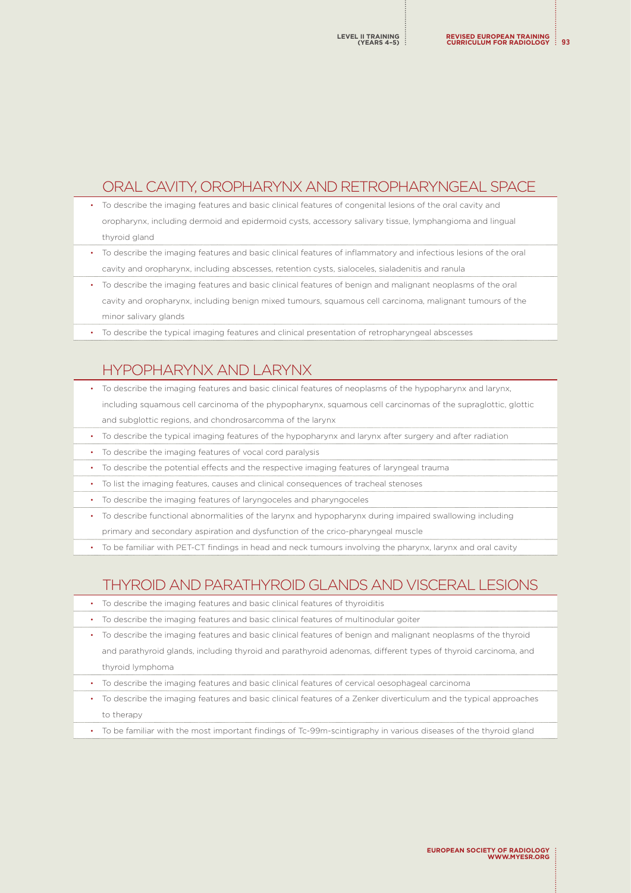## ORAL CAVITY, OROPHARYNX AND RETROPHARYNGEAL SPACE

- To describe the imaging features and basic clinical features of congenital lesions of the oral cavity and oropharynx, including dermoid and epidermoid cysts, accessory salivary tissue, lymphangioma and lingual thyroid gland
- To describe the imaging features and basic clinical features of inflammatory and infectious lesions of the oral cavity and oropharynx, including abscesses, retention cysts, sialoceles, sialadenitis and ranula
- To describe the imaging features and basic clinical features of benign and malignant neoplasms of the oral cavity and oropharynx, including benign mixed tumours, squamous cell carcinoma, malignant tumours of the minor salivary glands
- To describe the typical imaging features and clinical presentation of retropharyngeal abscesses

## HYPOPHARYNX AND LARYNX

- To describe the imaging features and basic clinical features of neoplasms of the hypopharynx and larynx, including squamous cell carcinoma of the phypopharynx, squamous cell carcinomas of the supraglottic, glottic and subglottic regions, and chondrosarcomma of the larynx
- To describe the typical imaging features of the hypopharynx and larynx after surgery and after radiation
- To describe the imaging features of vocal cord paralysis
- To describe the potential effects and the respective imaging features of laryngeal trauma
- To list the imaging features, causes and clinical consequences of tracheal stenoses
- To describe the imaging features of laryngoceles and pharyngoceles
- To describe functional abnormalities of the larynx and hypopharynx during impaired swallowing including primary and secondary aspiration and dysfunction of the crico-pharyngeal muscle
- To be familiar with PET-CT findings in head and neck tumours involving the pharynx, larynx and oral cavity

## THYROID AND PARATHYROID GLANDS AND VISCERAL LESIONS

- To describe the imaging features and basic clinical features of thyroiditis
- To describe the imaging features and basic clinical features of multinodular goiter
- To describe the imaging features and basic clinical features of benign and malignant neoplasms of the thyroid and parathyroid glands, including thyroid and parathyroid adenomas, different types of thyroid carcinoma, and thyroid lymphoma
- To describe the imaging features and basic clinical features of cervical oesophageal carcinoma
- To describe the imaging features and basic clinical features of a Zenker diverticulum and the typical approaches to therapy
- To be familiar with the most important findings of Tc-99m-scintigraphy in various diseases of the thyroid gland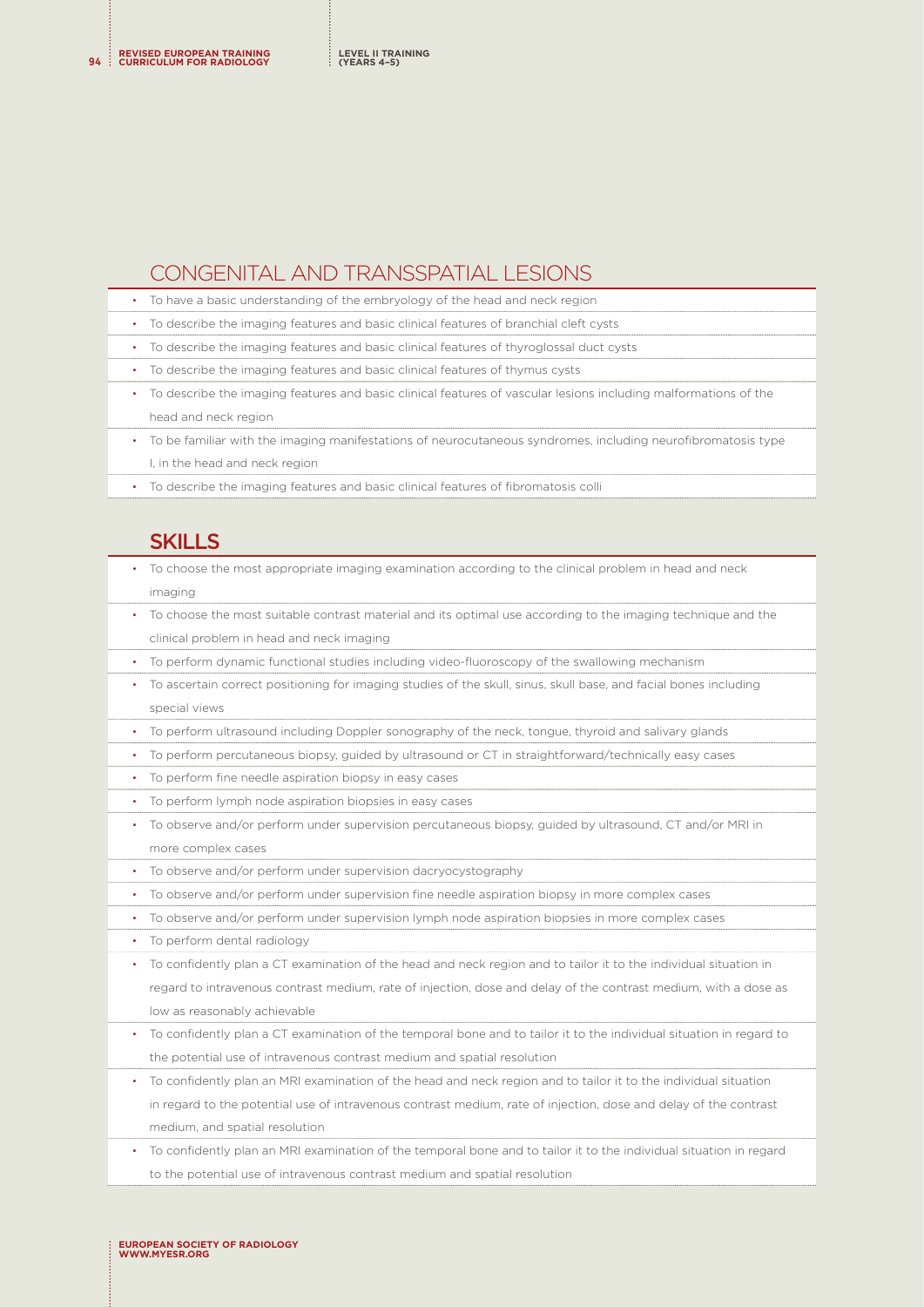## CONGENITAL AND TRANSSPATIAL LESIONS

- To have a basic understanding of the embryology of the head and neck region
- To describe the imaging features and basic clinical features of branchial cleft cysts
- To describe the imaging features and basic clinical features of thyroglossal duct cysts
- To describe the imaging features and basic clinical features of thymus cysts
- To describe the imaging features and basic clinical features of vascular lesions including malformations of the head and neck region
- To be familiar with the imaging manifestations of neurocutaneous syndromes, including neurofibromatosis type I, in the head and neck region
- To describe the imaging features and basic clinical features of fibromatosis colli

## SKILLS

- To choose the most appropriate imaging examination according to the clinical problem in head and neck imaging
- To choose the most suitable contrast material and its optimal use according to the imaging technique and the clinical problem in head and neck imaging
- To perform dynamic functional studies including video-fluoroscopy of the swallowing mechanism
- To ascertain correct positioning for imaging studies of the skull, sinus, skull base, and facial bones including special views
- To perform ultrasound including Doppler sonography of the neck, tongue, thyroid and salivary glands
- To perform percutaneous biopsy, guided by ultrasound or CT in straightforward/technically easy cases
- To perform fine needle aspiration biopsy in easy cases
- To perform lymph node aspiration biopsies in easy cases
- To observe and/or perform under supervision percutaneous biopsy, guided by ultrasound, CT and/or MRI in more complex cases
- To observe and/or perform under supervision dacryocystography
- To observe and/or perform under supervision fine needle aspiration biopsy in more complex cases
- To observe and/or perform under supervision lymph node aspiration biopsies in more complex cases
- To perform dental radiology
- To confidently plan a CT examination of the head and neck region and to tailor it to the individual situation in regard to intravenous contrast medium, rate of injection, dose and delay of the contrast medium, with a dose as low as reasonably achievable
- To confidently plan a CT examination of the temporal bone and to tailor it to the individual situation in regard to the potential use of intravenous contrast medium and spatial resolution
- To confidently plan an MRI examination of the head and neck region and to tailor it to the individual situation in regard to the potential use of intravenous contrast medium, rate of injection, dose and delay of the contrast medium, and spatial resolution
- To confidently plan an MRI examination of the temporal bone and to tailor it to the individual situation in regard to the potential use of intravenous contrast medium and spatial resolution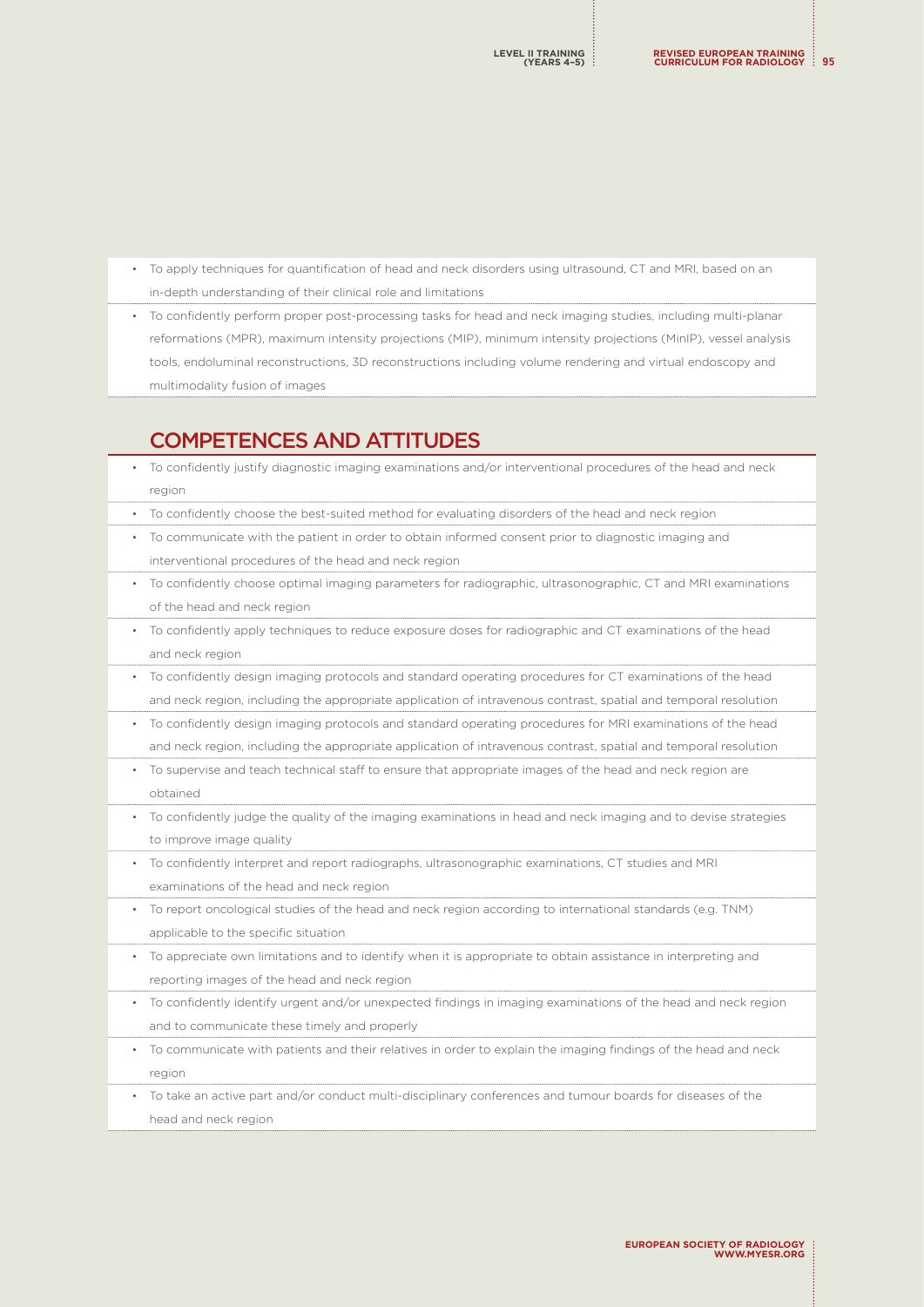- To apply techniques for quantification of head and neck disorders using ultrasound, CT and MRI, based on an in-depth understanding of their clinical role and limitations
- To confidently perform proper post-processing tasks for head and neck imaging studies, including multi-planar reformations (MPR), maximum intensity projections (MIP), minimum intensity projections (MinIP), vessel analysis tools, endoluminal reconstructions, 3D reconstructions including volume rendering and virtual endoscopy and multimodality fusion of images

## COMPETENCES AND ATTITUDES

- To confidently justify diagnostic imaging examinations and/or interventional procedures of the head and neck region
- To confidently choose the best-suited method for evaluating disorders of the head and neck region
- To communicate with the patient in order to obtain informed consent prior to diagnostic imaging and interventional procedures of the head and neck region
- To confidently choose optimal imaging parameters for radiographic, ultrasonographic, CT and MRI examinations of the head and neck region
- To confidently apply techniques to reduce exposure doses for radiographic and CT examinations of the head and neck region
- To confidently design imaging protocols and standard operating procedures for CT examinations of the head and neck region, including the appropriate application of intravenous contrast, spatial and temporal resolution
- To confidently design imaging protocols and standard operating procedures for MRI examinations of the head and neck region, including the appropriate application of intravenous contrast, spatial and temporal resolution
- To supervise and teach technical staff to ensure that appropriate images of the head and neck region are obtained
- To confidently judge the quality of the imaging examinations in head and neck imaging and to devise strategies to improve image quality
- To confidently interpret and report radiographs, ultrasonographic examinations, CT studies and MRI examinations of the head and neck region
- To report oncological studies of the head and neck region according to international standards (e.g. TNM) applicable to the specific situation
- To appreciate own limitations and to identify when it is appropriate to obtain assistance in interpreting and reporting images of the head and neck region
- To confidently identify urgent and/or unexpected findings in imaging examinations of the head and neck region and to communicate these timely and properly
- To communicate with patients and their relatives in order to explain the imaging findings of the head and neck region
- To take an active part and/or conduct multi-disciplinary conferences and tumour boards for diseases of the head and neck region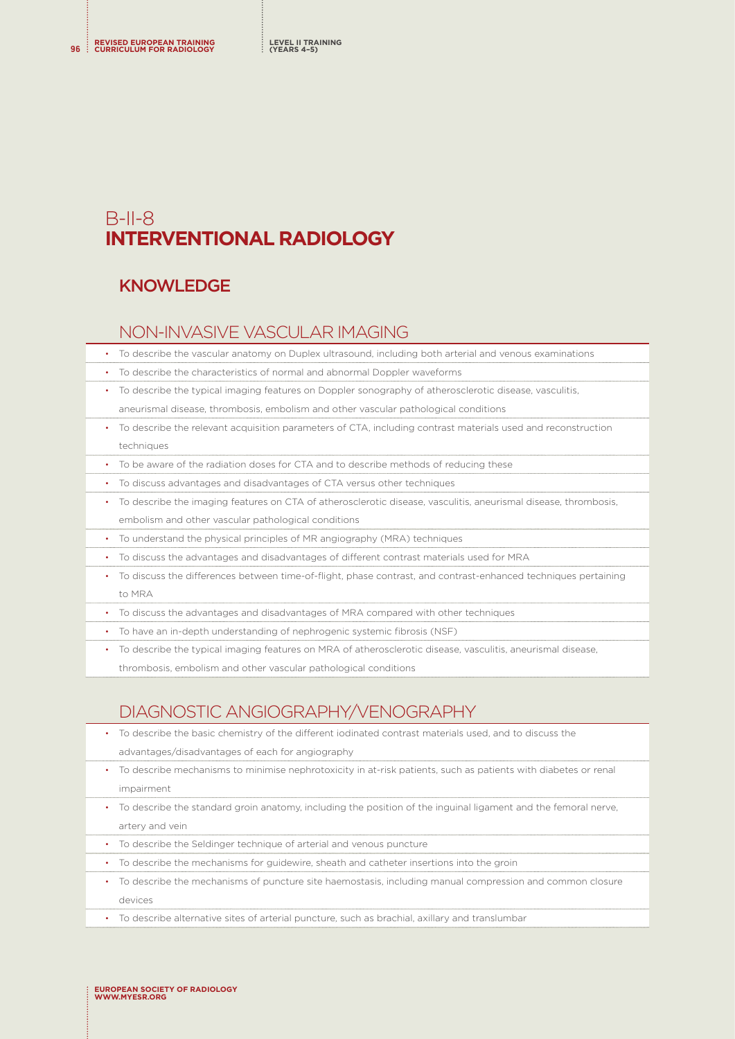# B-II-8
# INTERVENTIONAL RADIOLOGY

## KNOWLEDGE

### NON-INVASIVE VASCULAR IMAGING

- To describe the vascular anatomy on Duplex ultrasound, including both arterial and venous examinations
- To describe the characteristics of normal and abnormal Doppler waveforms
- To describe the typical imaging features on Doppler sonography of atherosclerotic disease, vasculitis, aneurismal disease, thrombosis, embolism and other vascular pathological conditions
- To describe the relevant acquisition parameters of CTA, including contrast materials used and reconstruction techniques
- To be aware of the radiation doses for CTA and to describe methods of reducing these
- To discuss advantages and disadvantages of CTA versus other techniques
- To describe the imaging features on CTA of atherosclerotic disease, vasculitis, aneurismal disease, thrombosis, embolism and other vascular pathological conditions
- To understand the physical principles of MR angiography (MRA) techniques
- To discuss the advantages and disadvantages of different contrast materials used for MRA
- To discuss the differences between time-of-flight, phase contrast, and contrast-enhanced techniques pertaining to MRA
- To discuss the advantages and disadvantages of MRA compared with other techniques
- To have an in-depth understanding of nephrogenic systemic fibrosis (NSF)
- To describe the typical imaging features on MRA of atherosclerotic disease, vasculitis, aneurismal disease, thrombosis, embolism and other vascular pathological conditions

### DIAGNOSTIC ANGIOGRAPHY/VENOGRAPHY

- To describe the basic chemistry of the different iodinated contrast materials used, and to discuss the advantages/disadvantages of each for angiography
- To describe mechanisms to minimise nephrotoxicity in at-risk patients, such as patients with diabetes or renal impairment
- To describe the standard groin anatomy, including the position of the inguinal ligament and the femoral nerve, artery and vein
- To describe the Seldinger technique of arterial and venous puncture
- To describe the mechanisms for guidewire, sheath and catheter insertions into the groin
- To describe the mechanisms of puncture site haemostasis, including manual compression and common closure devices
- To describe alternative sites of arterial puncture, such as brachial, axillary and translumbar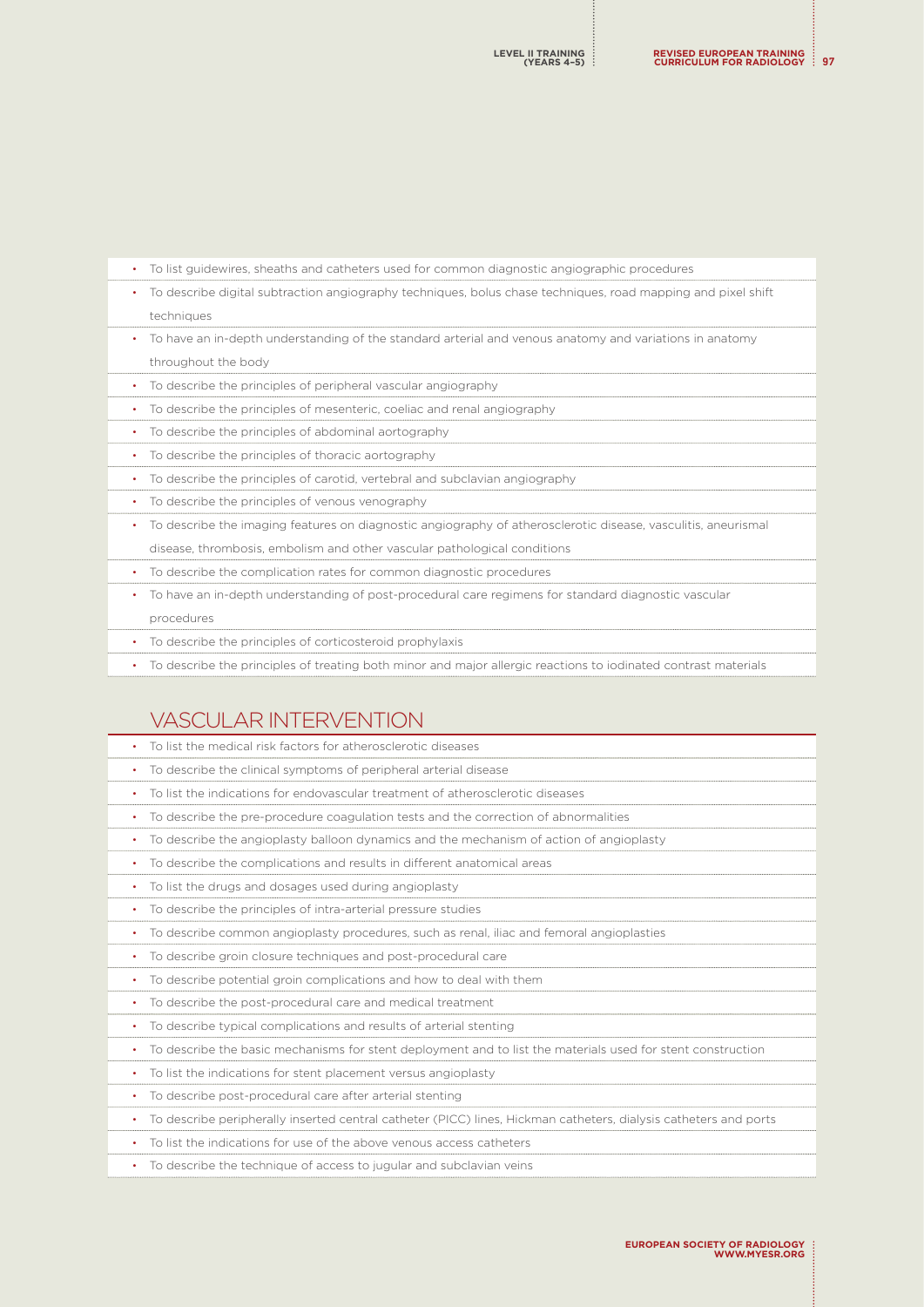- To list guidewires, sheaths and catheters used for common diagnostic angiographic procedures
- To describe digital subtraction angiography techniques, bolus chase techniques, road mapping and pixel shift techniques
- To have an in-depth understanding of the standard arterial and venous anatomy and variations in anatomy throughout the body
- To describe the principles of peripheral vascular angiography
- To describe the principles of mesenteric, coeliac and renal angiography
- To describe the principles of abdominal aortography
- To describe the principles of thoracic aortography
- To describe the principles of carotid, vertebral and subclavian angiography
- To describe the principles of venous venography
- To describe the imaging features on diagnostic angiography of atherosclerotic disease, vasculitis, aneurismal disease, thrombosis, embolism and other vascular pathological conditions
- To describe the complication rates for common diagnostic procedures
- To have an in-depth understanding of post-procedural care regimens for standard diagnostic vascular procedures
- To describe the principles of corticosteroid prophylaxis
- To describe the principles of treating both minor and major allergic reactions to iodinated contrast materials

## VASCULAR INTERVENTION

- To list the medical risk factors for atherosclerotic diseases
- To describe the clinical symptoms of peripheral arterial disease
- To list the indications for endovascular treatment of atherosclerotic diseases
- To describe the pre-procedure coagulation tests and the correction of abnormalities
- To describe the angioplasty balloon dynamics and the mechanism of action of angioplasty
- To describe the complications and results in different anatomical areas
- To list the drugs and dosages used during angioplasty
- To describe the principles of intra-arterial pressure studies
- To describe common angioplasty procedures, such as renal, iliac and femoral angioplasties
- To describe groin closure techniques and post-procedural care
- To describe potential groin complications and how to deal with them
- To describe the post-procedural care and medical treatment
- To describe typical complications and results of arterial stenting
- To describe the basic mechanisms for stent deployment and to list the materials used for stent construction
- To list the indications for stent placement versus angioplasty
- To describe post-procedural care after arterial stenting
- To describe peripherally inserted central catheter (PICC) lines, Hickman catheters, dialysis catheters and ports
- To list the indications for use of the above venous access catheters
- To describe the technique of access to jugular and subclavian veins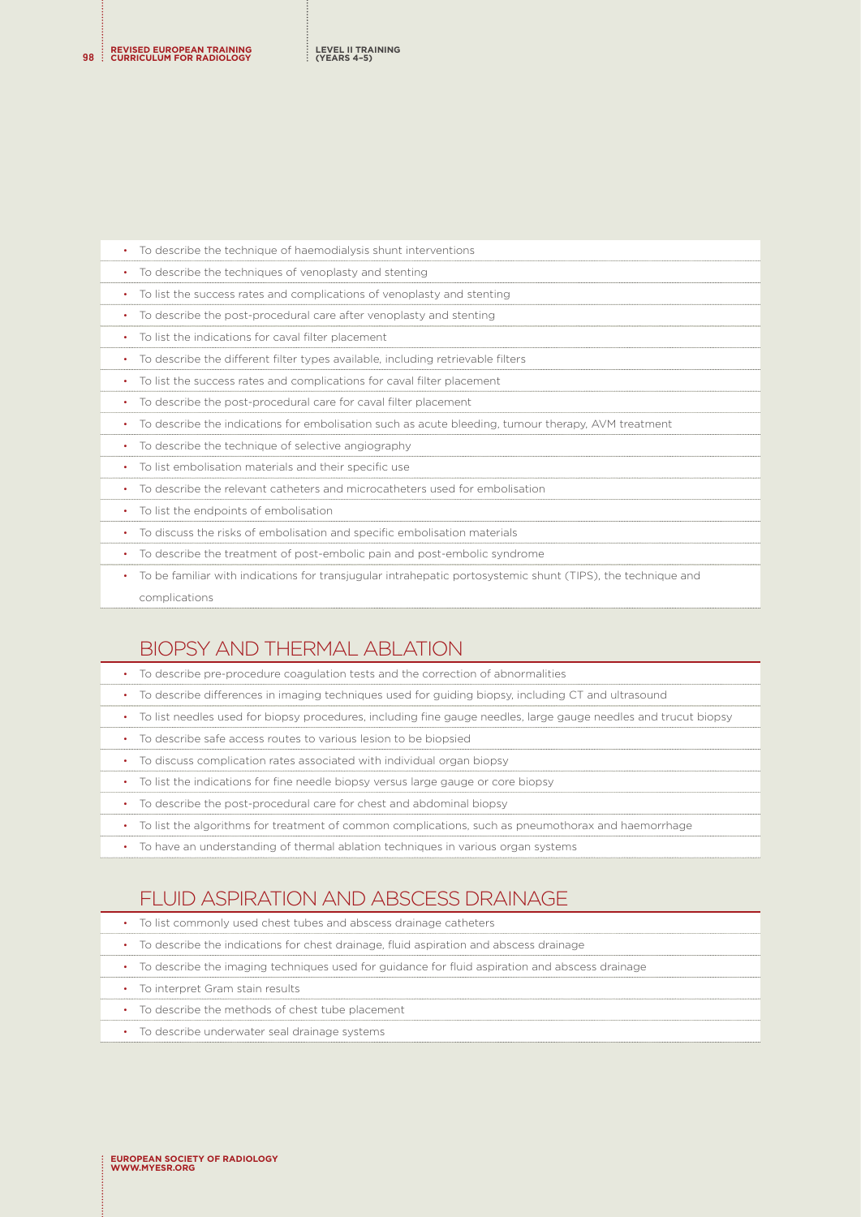- To describe the technique of haemodialysis shunt interventions
- To describe the techniques of venoplasty and stenting
- To list the success rates and complications of venoplasty and stenting
- To describe the post-procedural care after venoplasty and stenting
- To list the indications for caval filter placement
- To describe the different filter types available, including retrievable filters
- To list the success rates and complications for caval filter placement
- To describe the post-procedural care for caval filter placement
- To describe the indications for embolisation such as acute bleeding, tumour therapy, AVM treatment
- To describe the technique of selective angiography
- To list embolisation materials and their specific use
- To describe the relevant catheters and microcatheters used for embolisation
- To list the endpoints of embolisation
- To discuss the risks of embolisation and specific embolisation materials
- To describe the treatment of post-embolic pain and post-embolic syndrome
- To be familiar with indications for transjugular intrahepatic portosystemic shunt (TIPS), the technique and complications

## BIOPSY AND THERMAL ABLATION

- To describe pre-procedure coagulation tests and the correction of abnormalities
- To describe differences in imaging techniques used for guiding biopsy, including CT and ultrasound
- To list needles used for biopsy procedures, including fine gauge needles, large gauge needles and trucut biopsy
- To describe safe access routes to various lesion to be biopsied
- To discuss complication rates associated with individual organ biopsy
- To list the indications for fine needle biopsy versus large gauge or core biopsy
- To describe the post-procedural care for chest and abdominal biopsy
- To list the algorithms for treatment of common complications, such as pneumothorax and haemorrhage
- To have an understanding of thermal ablation techniques in various organ systems

## FLUID ASPIRATION AND ABSCESS DRAINAGE

- To list commonly used chest tubes and abscess drainage catheters
- To describe the indications for chest drainage, fluid aspiration and abscess drainage
- To describe the imaging techniques used for guidance for fluid aspiration and abscess drainage
- To interpret Gram stain results
- To describe the methods of chest tube placement
- To describe underwater seal drainage systems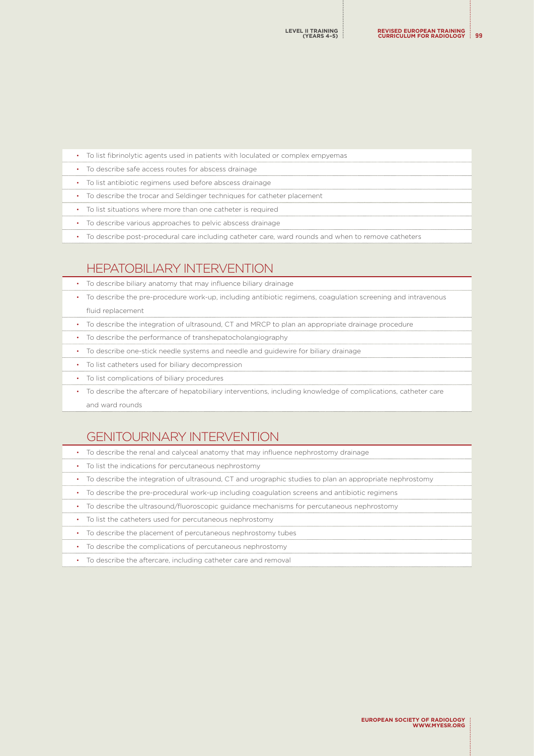- To list fibrinolytic agents used in patients with loculated or complex empyemas
- To describe safe access routes for abscess drainage
- To list antibiotic regimens used before abscess drainage
- To describe the trocar and Seldinger techniques for catheter placement
- To list situations where more than one catheter is required
- To describe various approaches to pelvic abscess drainage
- To describe post-procedural care including catheter care, ward rounds and when to remove catheters

## HEPATOBILIARY INTERVENTION

- To describe biliary anatomy that may influence biliary drainage
- To describe the pre-procedure work-up, including antibiotic regimens, coagulation screening and intravenous fluid replacement
- To describe the integration of ultrasound, CT and MRCP to plan an appropriate drainage procedure
- To describe the performance of transhepatocholangiography
- To describe one-stick needle systems and needle and guidewire for biliary drainage
- To list catheters used for biliary decompression
- To list complications of biliary procedures
- To describe the aftercare of hepatobiliary interventions, including knowledge of complications, catheter care and ward rounds

## GENITOURINARY INTERVENTION

- To describe the renal and calyceal anatomy that may influence nephrostomy drainage
- To list the indications for percutaneous nephrostomy
- To describe the integration of ultrasound, CT and urographic studies to plan an appropriate nephrostomy
- To describe the pre-procedural work-up including coagulation screens and antibiotic regimens
- To describe the ultrasound/fluoroscopic guidance mechanisms for percutaneous nephrostomy
- To list the catheters used for percutaneous nephrostomy
- To describe the placement of percutaneous nephrostomy tubes
- To describe the complications of percutaneous nephrostomy
- To describe the aftercare, including catheter care and removal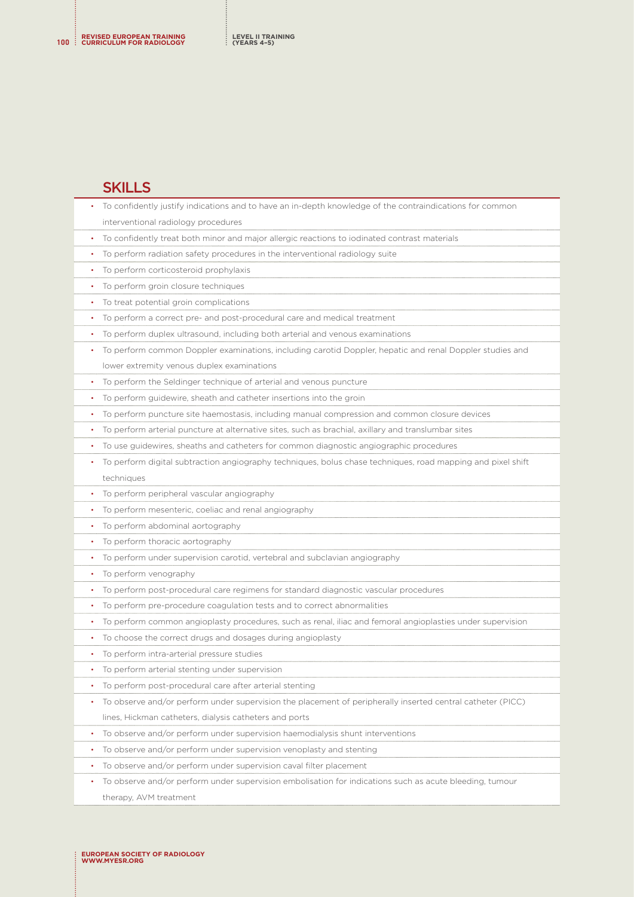## SKILLS

- To confidently justify indications and to have an in-depth knowledge of the contraindications for common interventional radiology procedures
- To confidently treat both minor and major allergic reactions to iodinated contrast materials
- To perform radiation safety procedures in the interventional radiology suite
- To perform corticosteroid prophylaxis
- To perform groin closure techniques
- To treat potential groin complications
- To perform a correct pre- and post-procedural care and medical treatment
- To perform duplex ultrasound, including both arterial and venous examinations
- To perform common Doppler examinations, including carotid Doppler, hepatic and renal Doppler studies and lower extremity venous duplex examinations
- To perform the Seldinger technique of arterial and venous puncture
- To perform guidewire, sheath and catheter insertions into the groin
- To perform puncture site haemostasis, including manual compression and common closure devices
- To perform arterial puncture at alternative sites, such as brachial, axillary and translumbar sites
- To use guidewires, sheaths and catheters for common diagnostic angiographic procedures
- To perform digital subtraction angiography techniques, bolus chase techniques, road mapping and pixel shift techniques
- To perform peripheral vascular angiography
- To perform mesenteric, coeliac and renal angiography
- To perform abdominal aortography
- To perform thoracic aortography
- To perform under supervision carotid, vertebral and subclavian angiography
- To perform venography
- To perform post-procedural care regimens for standard diagnostic vascular procedures
- To perform pre-procedure coagulation tests and to correct abnormalities
- To perform common angioplasty procedures, such as renal, iliac and femoral angioplasties under supervision
- To choose the correct drugs and dosages during angioplasty
- To perform intra-arterial pressure studies
- To perform arterial stenting under supervision
- To perform post-procedural care after arterial stenting
- To observe and/or perform under supervision the placement of peripherally inserted central catheter (PICC) lines, Hickman catheters, dialysis catheters and ports
- To observe and/or perform under supervision haemodialysis shunt interventions
- To observe and/or perform under supervision venoplasty and stenting
- To observe and/or perform under supervision caval filter placement
- To observe and/or perform under supervision embolisation for indications such as acute bleeding, tumour therapy, AVM treatment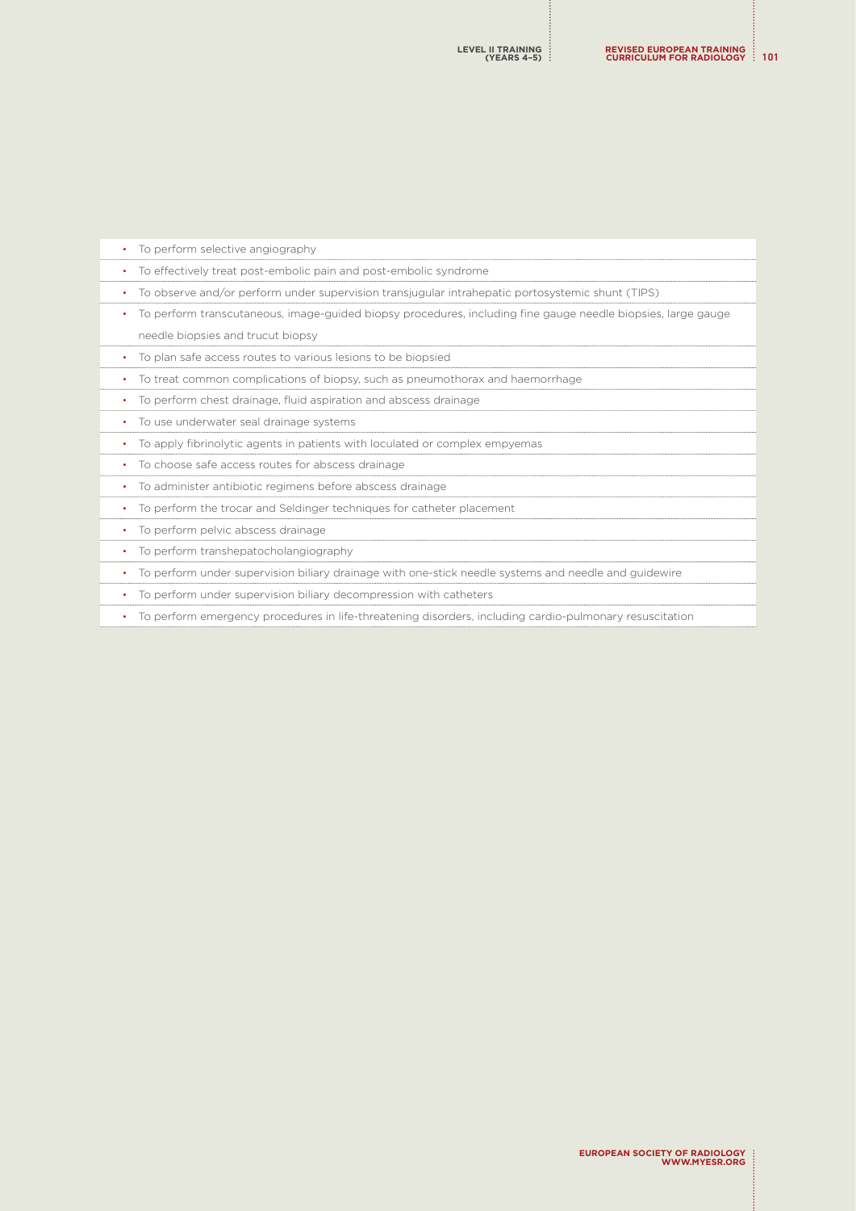- To perform selective angiography
- To effectively treat post-embolic pain and post-embolic syndrome
- To observe and/or perform under supervision transjugular intrahepatic portosystemic shunt (TIPS)
- To perform transcutaneous, image-guided biopsy procedures, including fine gauge needle biopsies, large gauge needle biopsies and trucut biopsy
- To plan safe access routes to various lesions to be biopsied
- To treat common complications of biopsy, such as pneumothorax and haemorrhage
- To perform chest drainage, fluid aspiration and abscess drainage
- To use underwater seal drainage systems
- To apply fibrinolytic agents in patients with loculated or complex empyemas
- To choose safe access routes for abscess drainage
- To administer antibiotic regimens before abscess drainage
- To perform the trocar and Seldinger techniques for catheter placement
- To perform pelvic abscess drainage
- To perform transhepatocholangiography
- To perform under supervision biliary drainage with one-stick needle systems and needle and guidewire
- To perform under supervision biliary decompression with catheters
- To perform emergency procedures in life-threatening disorders, including cardio-pulmonary resuscitation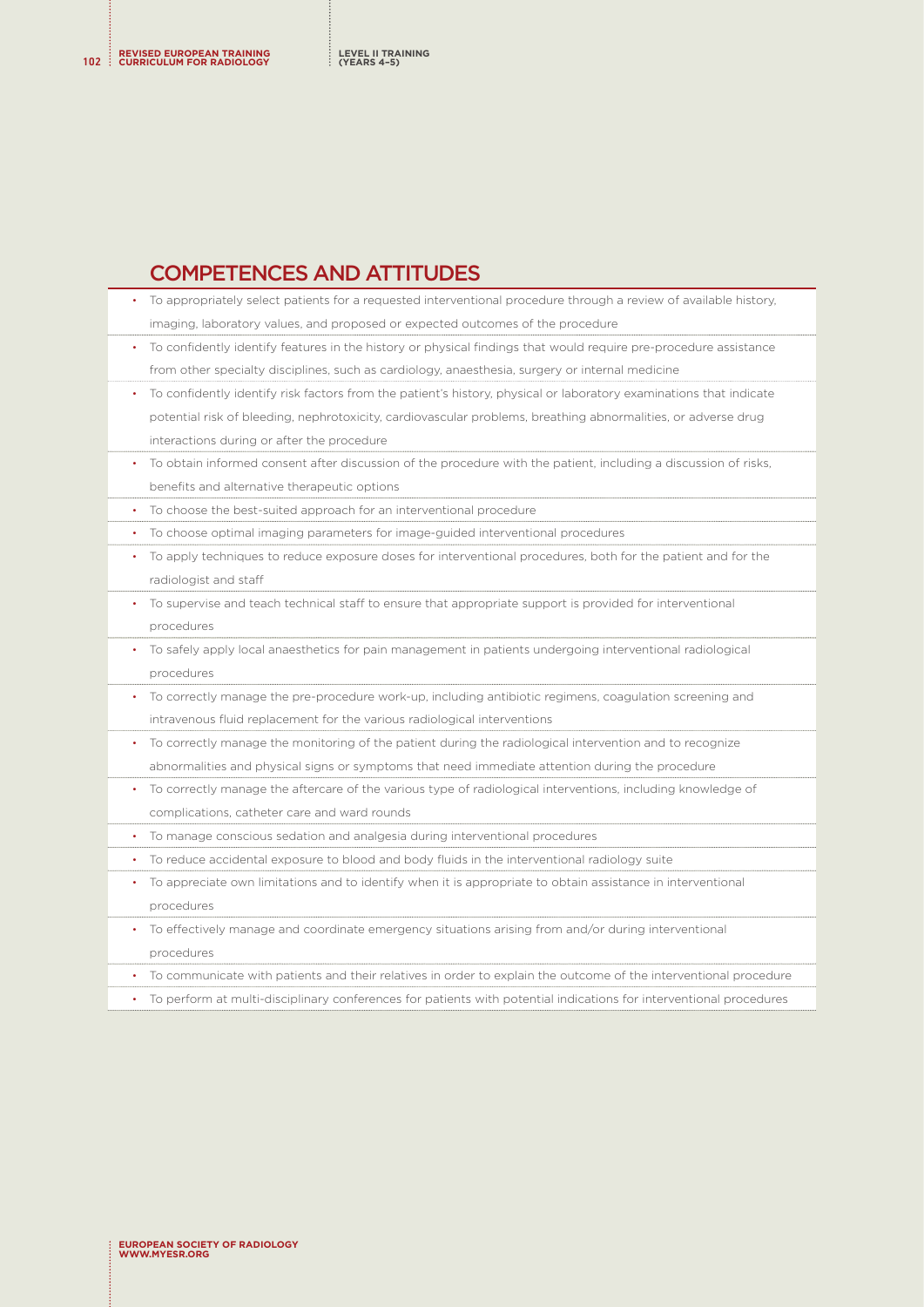## COMPETENCES AND ATTITUDES

- To appropriately select patients for a requested interventional procedure through a review of available history, imaging, laboratory values, and proposed or expected outcomes of the procedure
- To confidently identify features in the history or physical findings that would require pre-procedure assistance from other specialty disciplines, such as cardiology, anaesthesia, surgery or internal medicine
- To confidently identify risk factors from the patient's history, physical or laboratory examinations that indicate potential risk of bleeding, nephrotoxicity, cardiovascular problems, breathing abnormalities, or adverse drug interactions during or after the procedure
- To obtain informed consent after discussion of the procedure with the patient, including a discussion of risks, benefits and alternative therapeutic options
- To choose the best-suited approach for an interventional procedure
- To choose optimal imaging parameters for image-guided interventional procedures
- To apply techniques to reduce exposure doses for interventional procedures, both for the patient and for the radiologist and staff
- To supervise and teach technical staff to ensure that appropriate support is provided for interventional procedures
- To safely apply local anaesthetics for pain management in patients undergoing interventional radiological procedures
- To correctly manage the pre-procedure work-up, including antibiotic regimens, coagulation screening and intravenous fluid replacement for the various radiological interventions
- To correctly manage the monitoring of the patient during the radiological intervention and to recognize abnormalities and physical signs or symptoms that need immediate attention during the procedure
- To correctly manage the aftercare of the various type of radiological interventions, including knowledge of complications, catheter care and ward rounds
- To manage conscious sedation and analgesia during interventional procedures
- To reduce accidental exposure to blood and body fluids in the interventional radiology suite
- To appreciate own limitations and to identify when it is appropriate to obtain assistance in interventional procedures
- To effectively manage and coordinate emergency situations arising from and/or during interventional procedures
- To communicate with patients and their relatives in order to explain the outcome of the interventional procedure
- To perform at multi-disciplinary conferences for patients with potential indications for interventional procedures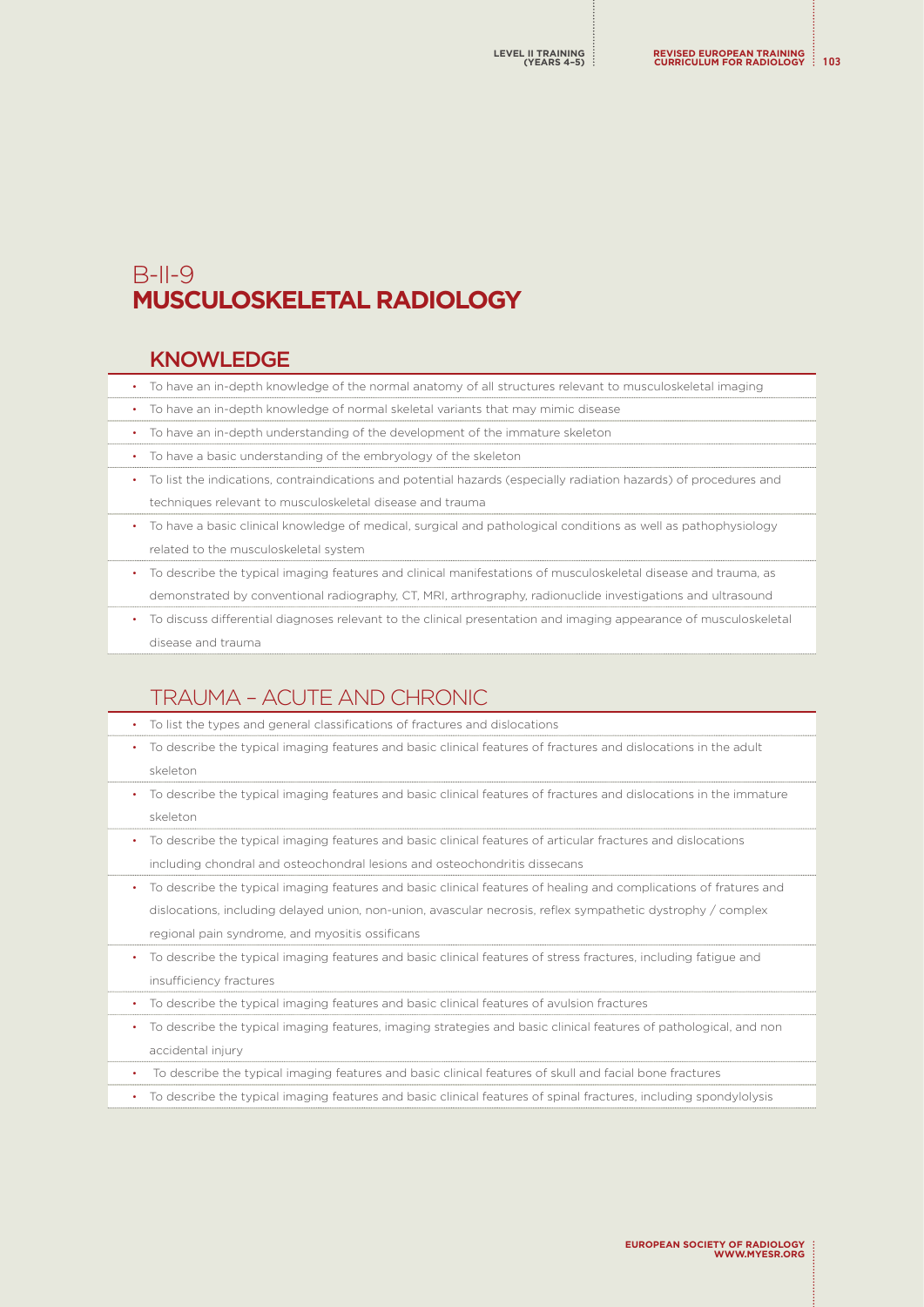# B-II-9 MUSCULOSKELETAL RADIOLOGY

## KNOWLEDGE

- To have an in-depth knowledge of the normal anatomy of all structures relevant to musculoskeletal imaging
- To have an in-depth knowledge of normal skeletal variants that may mimic disease
- To have an in-depth understanding of the development of the immature skeleton
- To have a basic understanding of the embryology of the skeleton
- To list the indications, contraindications and potential hazards (especially radiation hazards) of procedures and techniques relevant to musculoskeletal disease and trauma
- To have a basic clinical knowledge of medical, surgical and pathological conditions as well as pathophysiology related to the musculoskeletal system
- To describe the typical imaging features and clinical manifestations of musculoskeletal disease and trauma, as demonstrated by conventional radiography, CT, MRI, arthrography, radionuclide investigations and ultrasound
- To discuss differential diagnoses relevant to the clinical presentation and imaging appearance of musculoskeletal disease and trauma

## TRAUMA – ACUTE AND CHRONIC

- To list the types and general classifications of fractures and dislocations
- To describe the typical imaging features and basic clinical features of fractures and dislocations in the adult skeleton
- To describe the typical imaging features and basic clinical features of fractures and dislocations in the immature skeleton
- To describe the typical imaging features and basic clinical features of articular fractures and dislocations including chondral and osteochondral lesions and osteochondritis dissecans
- To describe the typical imaging features and basic clinical features of healing and complications of fratures and dislocations, including delayed union, non-union, avascular necrosis, reflex sympathetic dystrophy / complex regional pain syndrome, and myositis ossificans
- To describe the typical imaging features and basic clinical features of stress fractures, including fatigue and insufficiency fractures
- To describe the typical imaging features and basic clinical features of avulsion fractures
- To describe the typical imaging features, imaging strategies and basic clinical features of pathological, and non accidental injury
- To describe the typical imaging features and basic clinical features of skull and facial bone fractures
- To describe the typical imaging features and basic clinical features of spinal fractures, including spondylolysis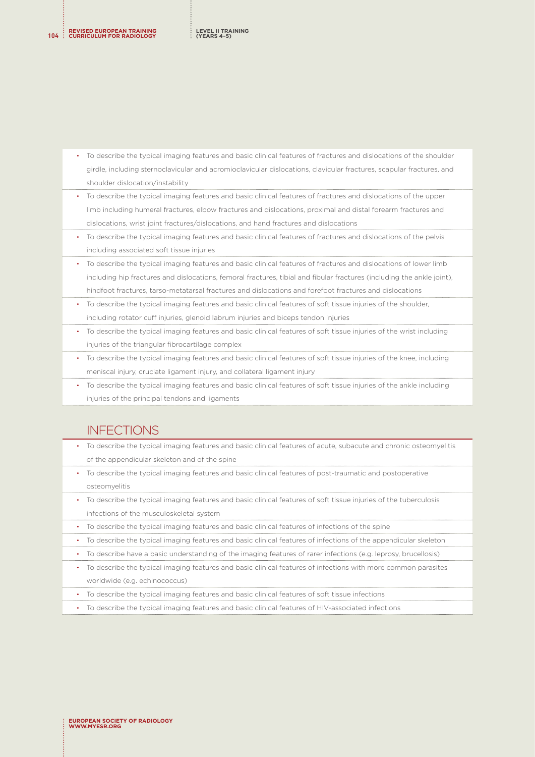- To describe the typical imaging features and basic clinical features of fractures and dislocations of the shoulder girdle, including sternoclavicular and acromioclavicular dislocations, clavicular fractures, scapular fractures, and shoulder dislocation/instability
- To describe the typical imaging features and basic clinical features of fractures and dislocations of the upper limb including humeral fractures, elbow fractures and dislocations, proximal and distal forearm fractures and dislocations, wrist joint fractures/dislocations, and hand fractures and dislocations
- To describe the typical imaging features and basic clinical features of fractures and dislocations of the pelvis including associated soft tissue injuries
- To describe the typical imaging features and basic clinical features of fractures and dislocations of lower limb including hip fractures and dislocations, femoral fractures, tibial and fibular fractures (including the ankle joint), hindfoot fractures, tarso-metatarsal fractures and dislocations and forefoot fractures and dislocations
- To describe the typical imaging features and basic clinical features of soft tissue injuries of the shoulder, including rotator cuff injuries, glenoid labrum injuries and biceps tendon injuries
- To describe the typical imaging features and basic clinical features of soft tissue injuries of the wrist including injuries of the triangular fibrocartilage complex
- To describe the typical imaging features and basic clinical features of soft tissue injuries of the knee, including meniscal injury, cruciate ligament injury, and collateral ligament injury
- To describe the typical imaging features and basic clinical features of soft tissue injuries of the ankle including injuries of the principal tendons and ligaments

## INFECTIONS

- To describe the typical imaging features and basic clinical features of acute, subacute and chronic osteomyelitis of the appendicular skeleton and of the spine
- To describe the typical imaging features and basic clinical features of post-traumatic and postoperative osteomyelitis
- To describe the typical imaging features and basic clinical features of soft tissue injuries of the tuberculosis infections of the musculoskeletal system
- To describe the typical imaging features and basic clinical features of infections of the spine
- To describe the typical imaging features and basic clinical features of infections of the appendicular skeleton
- To describe have a basic understanding of the imaging features of rarer infections (e.g. leprosy, brucellosis)
- To describe the typical imaging features and basic clinical features of infections with more common parasites worldwide (e.g. echinococcus)
- To describe the typical imaging features and basic clinical features of soft tissue infections
- To describe the typical imaging features and basic clinical features of HIV-associated infections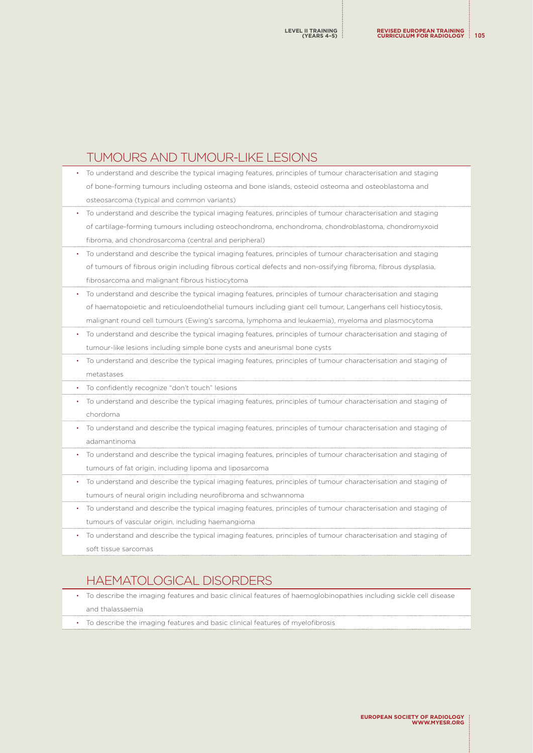## TUMOURS AND TUMOUR-LIKE LESIONS

- To understand and describe the typical imaging features, principles of tumour characterisation and staging of bone-forming tumours including osteoma and bone islands, osteoid osteoma and osteoblastoma and osteosarcoma (typical and common variants)
- To understand and describe the typical imaging features, principles of tumour characterisation and staging of cartilage-forming tumours including osteochondroma, enchondroma, chondroblastoma, chondromyxoid fibroma, and chondrosarcoma (central and peripheral)
- To understand and describe the typical imaging features, principles of tumour characterisation and staging of tumours of fibrous origin including fibrous cortical defects and non-ossifying fibroma, fibrous dysplasia, fibrosarcoma and malignant fibrous histiocytoma
- To understand and describe the typical imaging features, principles of tumour characterisation and staging of haematopoietic and reticuloendothelial tumours including giant cell tumour, Langerhans cell histiocytosis, malignant round cell tumours (Ewing's sarcoma, lymphoma and leukaemia), myeloma and plasmocytoma
- To understand and describe the typical imaging features, principles of tumour characterisation and staging of tumour-like lesions including simple bone cysts and aneurismal bone cysts
- To understand and describe the typical imaging features, principles of tumour characterisation and staging of metastases
- To confidently recognize "don't touch" lesions
- To understand and describe the typical imaging features, principles of tumour characterisation and staging of chordoma
- To understand and describe the typical imaging features, principles of tumour characterisation and staging of adamantinoma
- To understand and describe the typical imaging features, principles of tumour characterisation and staging of tumours of fat origin, including lipoma and liposarcoma
- To understand and describe the typical imaging features, principles of tumour characterisation and staging of tumours of neural origin including neurofibroma and schwannoma
- To understand and describe the typical imaging features, principles of tumour characterisation and staging of tumours of vascular origin, including haemangioma
- To understand and describe the typical imaging features, principles of tumour characterisation and staging of soft tissue sarcomas

## HAEMATOLOGICAL DISORDERS

- To describe the imaging features and basic clinical features of haemoglobinopathies including sickle cell disease and thalassaemia
- To describe the imaging features and basic clinical features of myelofibrosis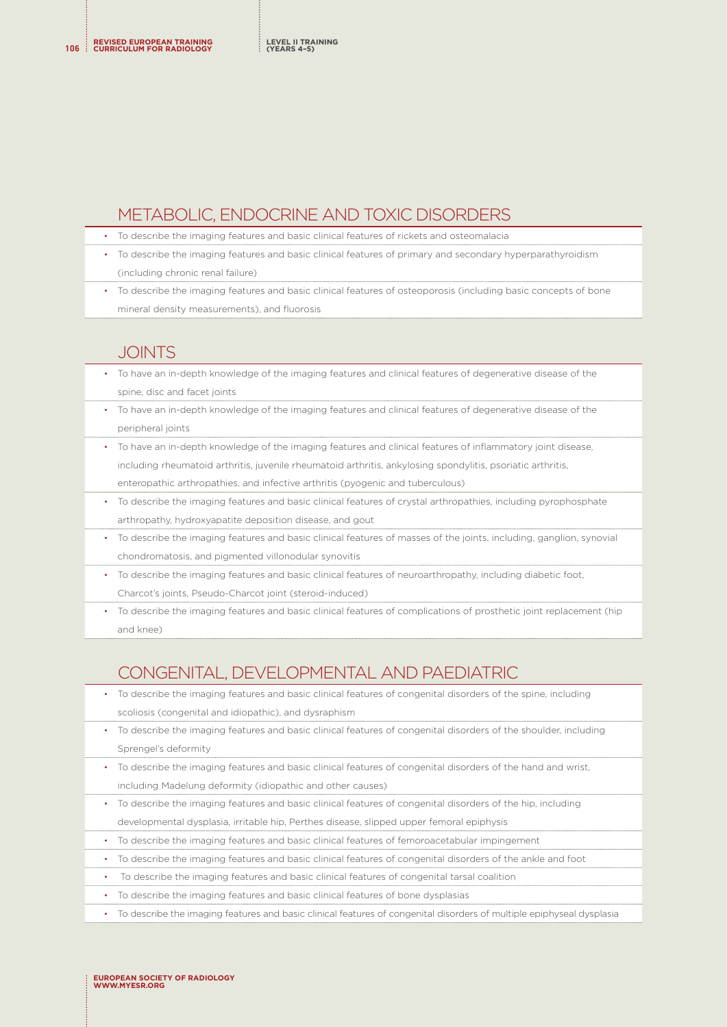## METABOLIC, ENDOCRINE AND TOXIC DISORDERS

- To describe the imaging features and basic clinical features of rickets and osteomalacia
- To describe the imaging features and basic clinical features of primary and secondary hyperparathyroidism (including chronic renal failure)
- To describe the imaging features and basic clinical features of osteoporosis (including basic concepts of bone mineral density measurements), and fluorosis

## JOINTS

- To have an in-depth knowledge of the imaging features and clinical features of degenerative disease of the spine, disc and facet joints
- To have an in-depth knowledge of the imaging features and clinical features of degenerative disease of the peripheral joints
- To have an in-depth knowledge of the imaging features and clinical features of inflammatory joint disease, including rheumatoid arthritis, juvenile rheumatoid arthritis, ankylosing spondylitis, psoriatic arthritis, enteropathic arthropathies, and infective arthritis (pyogenic and tuberculous)
- To describe the imaging features and basic clinical features of crystal arthropathies, including pyrophosphate arthropathy, hydroxyapatite deposition disease, and gout
- To describe the imaging features and basic clinical features of masses of the joints, including, ganglion, synovial chondromatosis, and pigmented villonodular synovitis
- To describe the imaging features and basic clinical features of neuroarthropathy, including diabetic foot, Charcot's joints, Pseudo-Charcot joint (steroid-induced)
- To describe the imaging features and basic clinical features of complications of prosthetic joint replacement (hip and knee)

## CONGENITAL, DEVELOPMENTAL AND PAEDIATRIC

- To describe the imaging features and basic clinical features of congenital disorders of the spine, including scoliosis (congenital and idiopathic), and dysraphism
- To describe the imaging features and basic clinical features of congenital disorders of the shoulder, including Sprengel's deformity
- To describe the imaging features and basic clinical features of congenital disorders of the hand and wrist, including Madelung deformity (idiopathic and other causes)
- To describe the imaging features and basic clinical features of congenital disorders of the hip, including developmental dysplasia, irritable hip, Perthes disease, slipped upper femoral epiphysis
- To describe the imaging features and basic clinical features of femoroacetabular impingement
- To describe the imaging features and basic clinical features of congenital disorders of the ankle and foot
- To describe the imaging features and basic clinical features of congenital tarsal coalition
- To describe the imaging features and basic clinical features of bone dysplasias
- To describe the imaging features and basic clinical features of congenital disorders of multiple epiphyseal dysplasia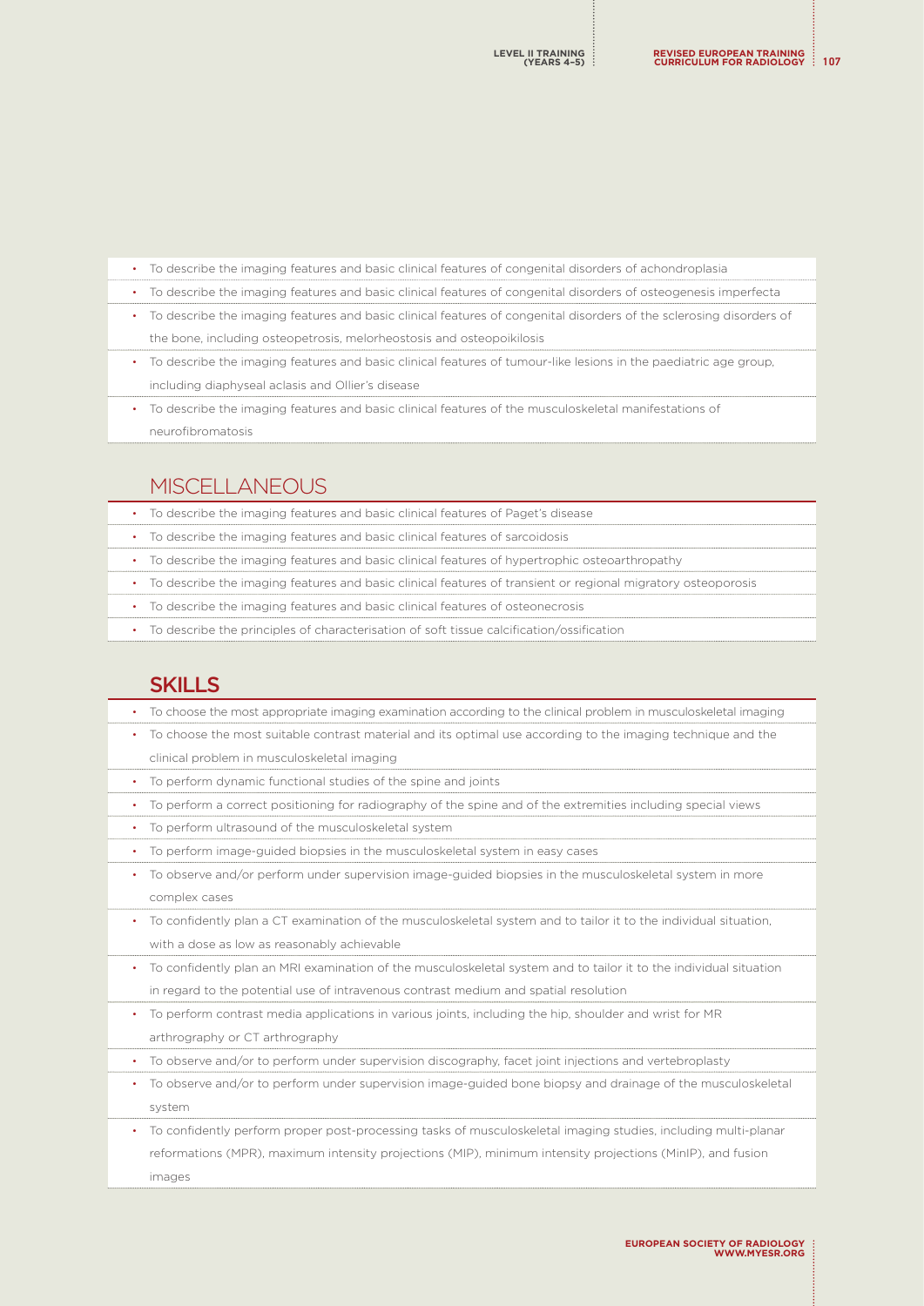- To describe the imaging features and basic clinical features of congenital disorders of achondroplasia
- To describe the imaging features and basic clinical features of congenital disorders of osteogenesis imperfecta
- To describe the imaging features and basic clinical features of congenital disorders of the sclerosing disorders of the bone, including osteopetrosis, melorheostosis and osteopoikilosis
- To describe the imaging features and basic clinical features of tumour-like lesions in the paediatric age group, including diaphyseal aclasis and Ollier's disease
- To describe the imaging features and basic clinical features of the musculoskeletal manifestations of neurofibromatosis

## MISCELLANEOUS

- To describe the imaging features and basic clinical features of Paget's disease
- To describe the imaging features and basic clinical features of sarcoidosis
- To describe the imaging features and basic clinical features of hypertrophic osteoarthropathy
- To describe the imaging features and basic clinical features of transient or regional migratory osteoporosis
- To describe the imaging features and basic clinical features of osteonecrosis
- To describe the principles of characterisation of soft tissue calcification/ossification

## SKILLS

- To choose the most appropriate imaging examination according to the clinical problem in musculoskeletal imaging
- To choose the most suitable contrast material and its optimal use according to the imaging technique and the clinical problem in musculoskeletal imaging
- To perform dynamic functional studies of the spine and joints
- To perform a correct positioning for radiography of the spine and of the extremities including special views
- To perform ultrasound of the musculoskeletal system
- To perform image-guided biopsies in the musculoskeletal system in easy cases
- To observe and/or perform under supervision image-guided biopsies in the musculoskeletal system in more complex cases
- To confidently plan a CT examination of the musculoskeletal system and to tailor it to the individual situation, with a dose as low as reasonably achievable
- To confidently plan an MRI examination of the musculoskeletal system and to tailor it to the individual situation in regard to the potential use of intravenous contrast medium and spatial resolution
- To perform contrast media applications in various joints, including the hip, shoulder and wrist for MR arthrography or CT arthrography
- To observe and/or to perform under supervision discography, facet joint injections and vertebroplasty
- To observe and/or to perform under supervision image-guided bone biopsy and drainage of the musculoskeletal system
- To confidently perform proper post-processing tasks of musculoskeletal imaging studies, including multi-planar reformations (MPR), maximum intensity projections (MIP), minimum intensity projections (MinIP), and fusion images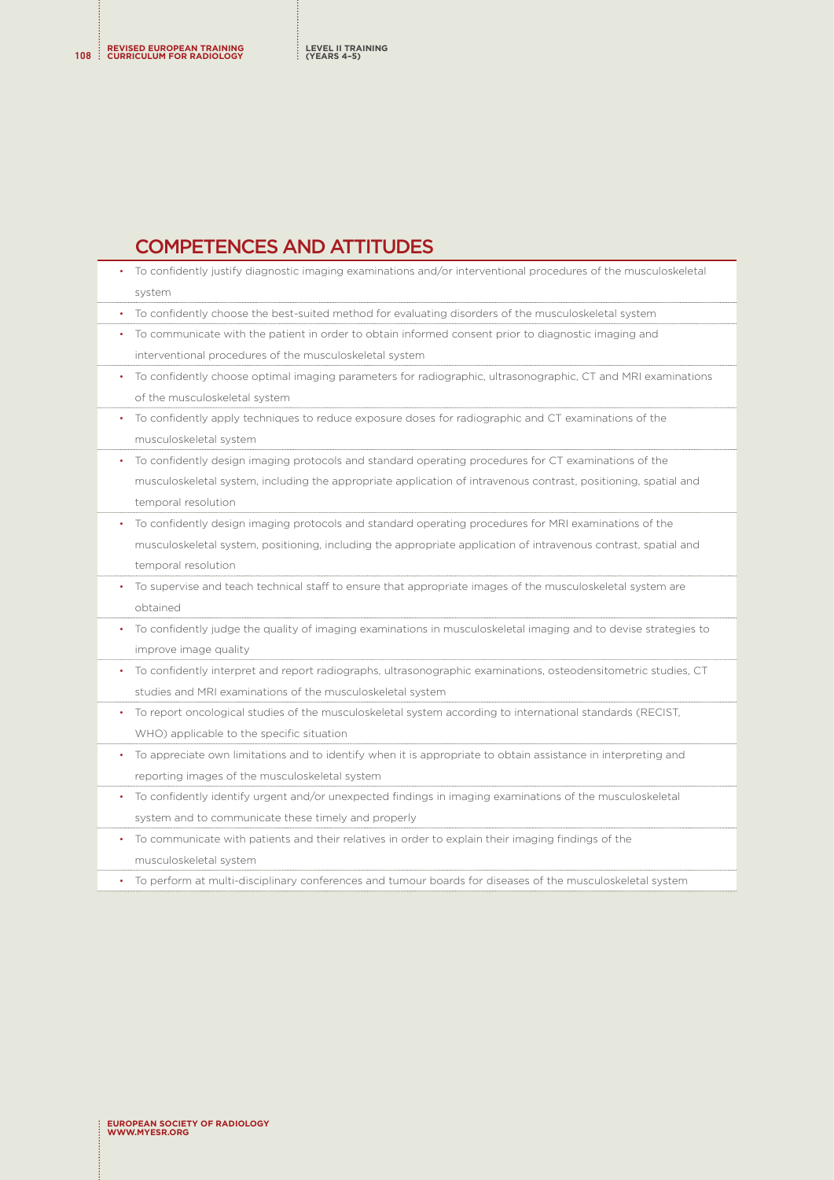## COMPETENCES AND ATTITUDES

- To confidently justify diagnostic imaging examinations and/or interventional procedures of the musculoskeletal system
- To confidently choose the best-suited method for evaluating disorders of the musculoskeletal system
- To communicate with the patient in order to obtain informed consent prior to diagnostic imaging and interventional procedures of the musculoskeletal system
- To confidently choose optimal imaging parameters for radiographic, ultrasonographic, CT and MRI examinations of the musculoskeletal system
- To confidently apply techniques to reduce exposure doses for radiographic and CT examinations of the musculoskeletal system
- To confidently design imaging protocols and standard operating procedures for CT examinations of the musculoskeletal system, including the appropriate application of intravenous contrast, positioning, spatial and temporal resolution
- To confidently design imaging protocols and standard operating procedures for MRI examinations of the musculoskeletal system, positioning, including the appropriate application of intravenous contrast, spatial and temporal resolution
- To supervise and teach technical staff to ensure that appropriate images of the musculoskeletal system are obtained
- To confidently judge the quality of imaging examinations in musculoskeletal imaging and to devise strategies to improve image quality
- To confidently interpret and report radiographs, ultrasonographic examinations, osteodensitometric studies, CT studies and MRI examinations of the musculoskeletal system
- To report oncological studies of the musculoskeletal system according to international standards (RECIST, WHO) applicable to the specific situation
- To appreciate own limitations and to identify when it is appropriate to obtain assistance in interpreting and reporting images of the musculoskeletal system
- To confidently identify urgent and/or unexpected findings in imaging examinations of the musculoskeletal system and to communicate these timely and properly
- To communicate with patients and their relatives in order to explain their imaging findings of the musculoskeletal system
- To perform at multi-disciplinary conferences and tumour boards for diseases of the musculoskeletal system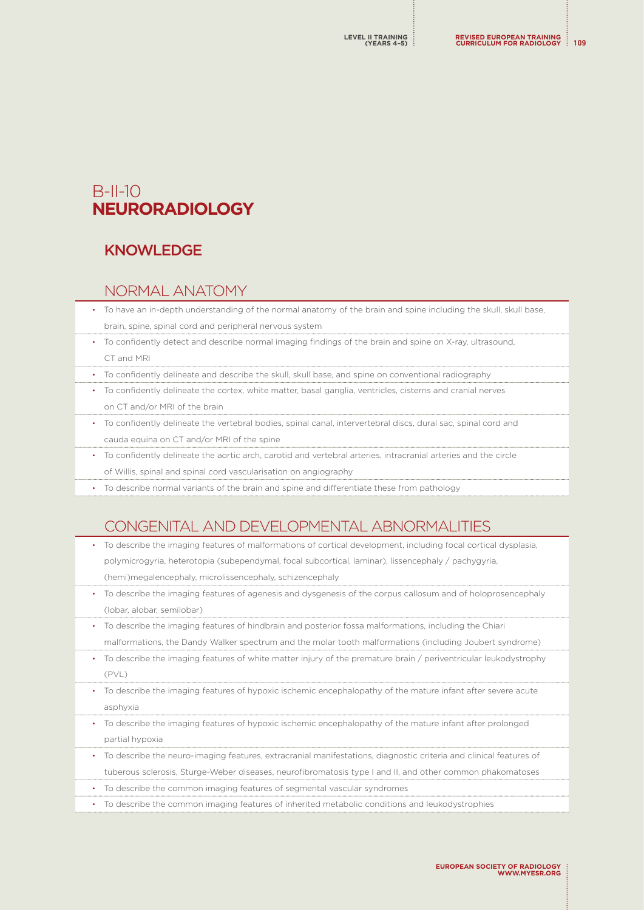# B-II-10 NEURORADIOLOGY

## KNOWLEDGE

### NORMAL ANATOMY

- To have an in-depth understanding of the normal anatomy of the brain and spine including the skull, skull base, brain, spine, spinal cord and peripheral nervous system
- To confidently detect and describe normal imaging findings of the brain and spine on X-ray, ultrasound, CT and MRI
- To confidently delineate and describe the skull, skull base, and spine on conventional radiography
- To confidently delineate the cortex, white matter, basal ganglia, ventricles, cisterns and cranial nerves on CT and/or MRI of the brain
- To confidently delineate the vertebral bodies, spinal canal, intervertebral discs, dural sac, spinal cord and cauda equina on CT and/or MRI of the spine
- To confidently delineate the aortic arch, carotid and vertebral arteries, intracranial arteries and the circle of Willis, spinal and spinal cord vascularisation on angiography
- To describe normal variants of the brain and spine and differentiate these from pathology

### CONGENITAL AND DEVELOPMENTAL ABNORMALITIES

- To describe the imaging features of malformations of cortical development, including focal cortical dysplasia, polymicrogyria, heterotopia (subependymal, focal subcortical, laminar), lissencephaly / pachygyria, (hemi)megalencephaly, microlissencephaly, schizencephaly
- To describe the imaging features of agenesis and dysgenesis of the corpus callosum and of holoprosencephaly (lobar, alobar, semilobar)
- To describe the imaging features of hindbrain and posterior fossa malformations, including the Chiari malformations, the Dandy Walker spectrum and the molar tooth malformations (including Joubert syndrome)
- To describe the imaging features of white matter injury of the premature brain / periventricular leukodystrophy (PVL)
- To describe the imaging features of hypoxic ischemic encephalopathy of the mature infant after severe acute asphyxia
- To describe the imaging features of hypoxic ischemic encephalopathy of the mature infant after prolonged partial hypoxia
- To describe the neuro-imaging features, extracranial manifestations, diagnostic criteria and clinical features of tuberous sclerosis, Sturge-Weber diseases, neurofibromatosis type I and II, and other common phakomatoses
- To describe the common imaging features of segmental vascular syndromes
- To describe the common imaging features of inherited metabolic conditions and leukodystrophies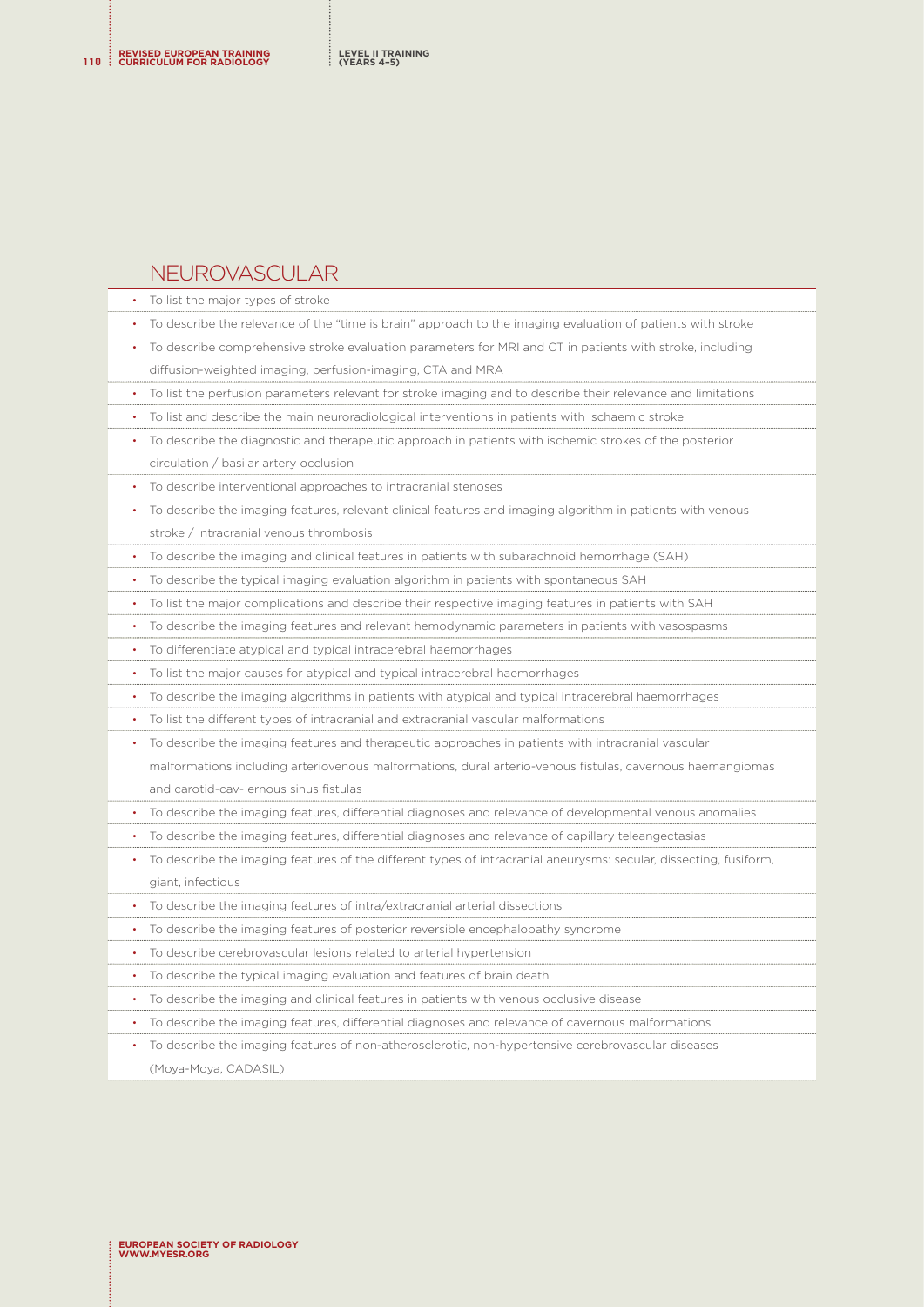## NEUROVASCULAR

- To list the major types of stroke
- To describe the relevance of the "time is brain" approach to the imaging evaluation of patients with stroke
- To describe comprehensive stroke evaluation parameters for MRI and CT in patients with stroke, including diffusion-weighted imaging, perfusion-imaging, CTA and MRA
- To list the perfusion parameters relevant for stroke imaging and to describe their relevance and limitations
- To list and describe the main neuroradiological interventions in patients with ischaemic stroke
- To describe the diagnostic and therapeutic approach in patients with ischemic strokes of the posterior circulation / basilar artery occlusion
- To describe interventional approaches to intracranial stenoses
- To describe the imaging features, relevant clinical features and imaging algorithm in patients with venous stroke / intracranial venous thrombosis
- To describe the imaging and clinical features in patients with subarachnoid hemorrhage (SAH)
- To describe the typical imaging evaluation algorithm in patients with spontaneous SAH
- To list the major complications and describe their respective imaging features in patients with SAH
- To describe the imaging features and relevant hemodynamic parameters in patients with vasospasms
- To differentiate atypical and typical intracerebral haemorrhages
- To list the major causes for atypical and typical intracerebral haemorrhages
- To describe the imaging algorithms in patients with atypical and typical intracerebral haemorrhages
- To list the different types of intracranial and extracranial vascular malformations
- To describe the imaging features and therapeutic approaches in patients with intracranial vascular malformations including arteriovenous malformations, dural arterio-venous fistulas, cavernous haemangiomas and carotid-cav- ernous sinus fistulas
- To describe the imaging features, differential diagnoses and relevance of developmental venous anomalies
- To describe the imaging features, differential diagnoses and relevance of capillary teleangectasias
- To describe the imaging features of the different types of intracranial aneurysms: secular, dissecting, fusiform, giant, infectious
- To describe the imaging features of intra/extracranial arterial dissections
- To describe the imaging features of posterior reversible encephalopathy syndrome
- To describe cerebrovascular lesions related to arterial hypertension
- To describe the typical imaging evaluation and features of brain death
- To describe the imaging and clinical features in patients with venous occlusive disease
- To describe the imaging features, differential diagnoses and relevance of cavernous malformations
- To describe the imaging features of non-atherosclerotic, non-hypertensive cerebrovascular diseases (Moya-Moya, CADASIL)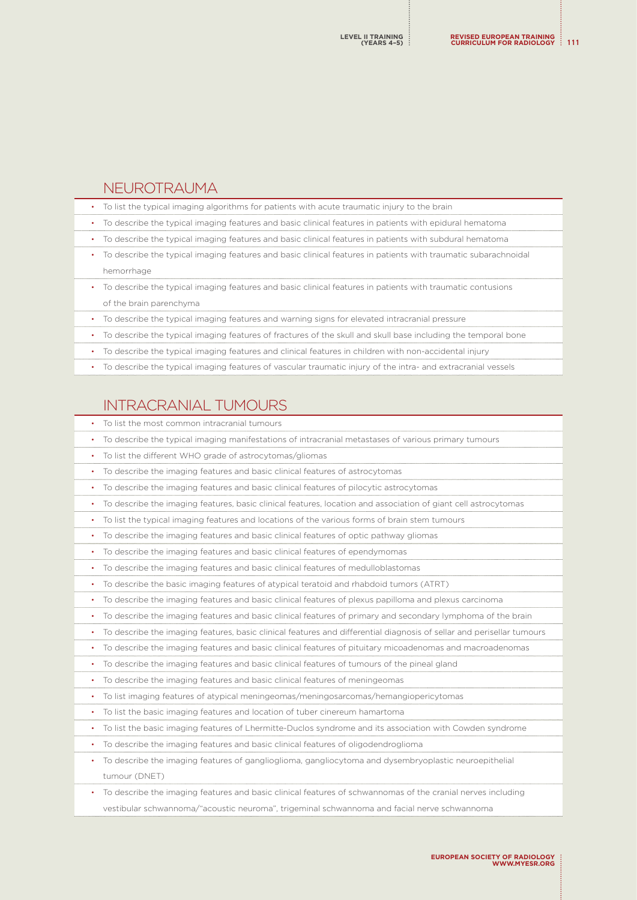## NEUROTRAUMA

- To list the typical imaging algorithms for patients with acute traumatic injury to the brain
- To describe the typical imaging features and basic clinical features in patients with epidural hematoma
- To describe the typical imaging features and basic clinical features in patients with subdural hematoma
- To describe the typical imaging features and basic clinical features in patients with traumatic subarachnoidal hemorrhage
- To describe the typical imaging features and basic clinical features in patients with traumatic contusions of the brain parenchyma
- To describe the typical imaging features and warning signs for elevated intracranial pressure
- To describe the typical imaging features of fractures of the skull and skull base including the temporal bone
- To describe the typical imaging features and clinical features in children with non-accidental injury
- To describe the typical imaging features of vascular traumatic injury of the intra- and extracranial vessels

## INTRACRANIAL TUMOURS

- To list the most common intracranial tumours
- To describe the typical imaging manifestations of intracranial metastases of various primary tumours
- To list the different WHO grade of astrocytomas/gliomas
- To describe the imaging features and basic clinical features of astrocytomas
- To describe the imaging features and basic clinical features of pilocytic astrocytomas
- To describe the imaging features, basic clinical features, location and association of giant cell astrocytomas
- To list the typical imaging features and locations of the various forms of brain stem tumours
- To describe the imaging features and basic clinical features of optic pathway gliomas
- To describe the imaging features and basic clinical features of ependymomas
- To describe the imaging features and basic clinical features of medulloblastomas
- To describe the basic imaging features of atypical teratoid and rhabdoid tumors (ATRT)
- To describe the imaging features and basic clinical features of plexus papilloma and plexus carcinoma
- To describe the imaging features and basic clinical features of primary and secondary lymphoma of the brain
- To describe the imaging features, basic clinical features and differential diagnosis of sellar and perisellar tumours
- To describe the imaging features and basic clinical features of pituitary micoadenomas and macroadenomas
- To describe the imaging features and basic clinical features of tumours of the pineal gland
- To describe the imaging features and basic clinical features of meningeomas
- To list imaging features of atypical meningeomas/meningosarcomas/hemangiopericytomas
- To list the basic imaging features and location of tuber cinereum hamartoma
- To list the basic imaging features of Lhermitte-Duclos syndrome and its association with Cowden syndrome
- To describe the imaging features and basic clinical features of oligodendroglioma
- To describe the imaging features of ganglioglioma, gangliocytoma and dysembryoplastic neuroepithelial tumour (DNET)
- To describe the imaging features and basic clinical features of schwannomas of the cranial nerves including vestibular schwannoma/"acoustic neuroma", trigeminal schwannoma and facial nerve schwannoma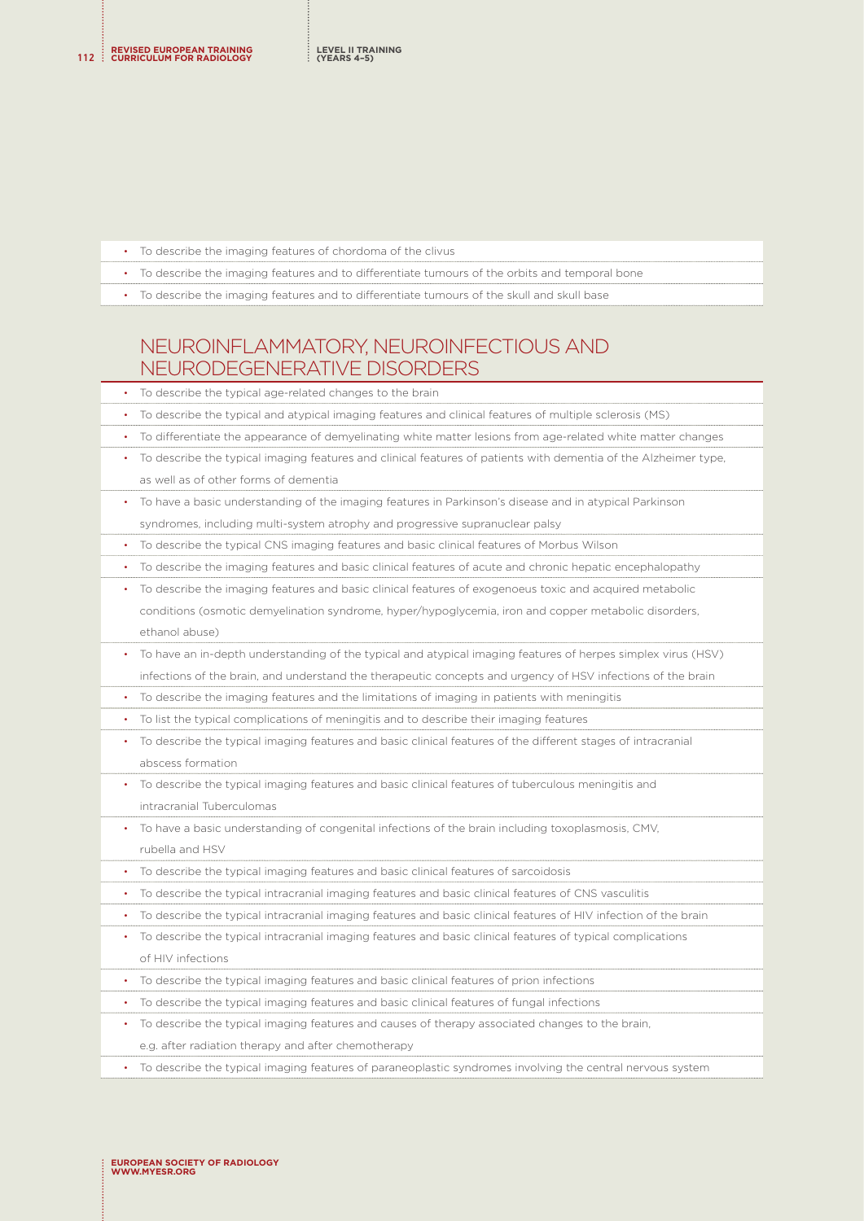- To describe the imaging features of chordoma of the clivus
- To describe the imaging features and to differentiate tumours of the orbits and temporal bone
- To describe the imaging features and to differentiate tumours of the skull and skull base

## NEUROINFLAMMATORY, NEUROINFECTIOUS AND NEURODEGENERATIVE DISORDERS

- To describe the typical age-related changes to the brain
- To describe the typical and atypical imaging features and clinical features of multiple sclerosis (MS)
- To differentiate the appearance of demyelinating white matter lesions from age-related white matter changes
- To describe the typical imaging features and clinical features of patients with dementia of the Alzheimer type, as well as of other forms of dementia
- To have a basic understanding of the imaging features in Parkinson's disease and in atypical Parkinson syndromes, including multi-system atrophy and progressive supranuclear palsy
- To describe the typical CNS imaging features and basic clinical features of Morbus Wilson
- To describe the imaging features and basic clinical features of acute and chronic hepatic encephalopathy
- To describe the imaging features and basic clinical features of exogenoeus toxic and acquired metabolic conditions (osmotic demyelination syndrome, hyper/hypoglycemia, iron and copper metabolic disorders, ethanol abuse)
- To have an in-depth understanding of the typical and atypical imaging features of herpes simplex virus (HSV) infections of the brain, and understand the therapeutic concepts and urgency of HSV infections of the brain
- To describe the imaging features and the limitations of imaging in patients with meningitis
- To list the typical complications of meningitis and to describe their imaging features
- To describe the typical imaging features and basic clinical features of the different stages of intracranial abscess formation
- To describe the typical imaging features and basic clinical features of tuberculous meningitis and intracranial Tuberculomas
- To have a basic understanding of congenital infections of the brain including toxoplasmosis, CMV, rubella and HSV
- To describe the typical imaging features and basic clinical features of sarcoidosis
- To describe the typical intracranial imaging features and basic clinical features of CNS vasculitis
- To describe the typical intracranial imaging features and basic clinical features of HIV infection of the brain
- To describe the typical intracranial imaging features and basic clinical features of typical complications of HIV infections
- To describe the typical imaging features and basic clinical features of prion infections
- To describe the typical imaging features and basic clinical features of fungal infections
- To describe the typical imaging features and causes of therapy associated changes to the brain, e.g. after radiation therapy and after chemotherapy
- To describe the typical imaging features of paraneoplastic syndromes involving the central nervous system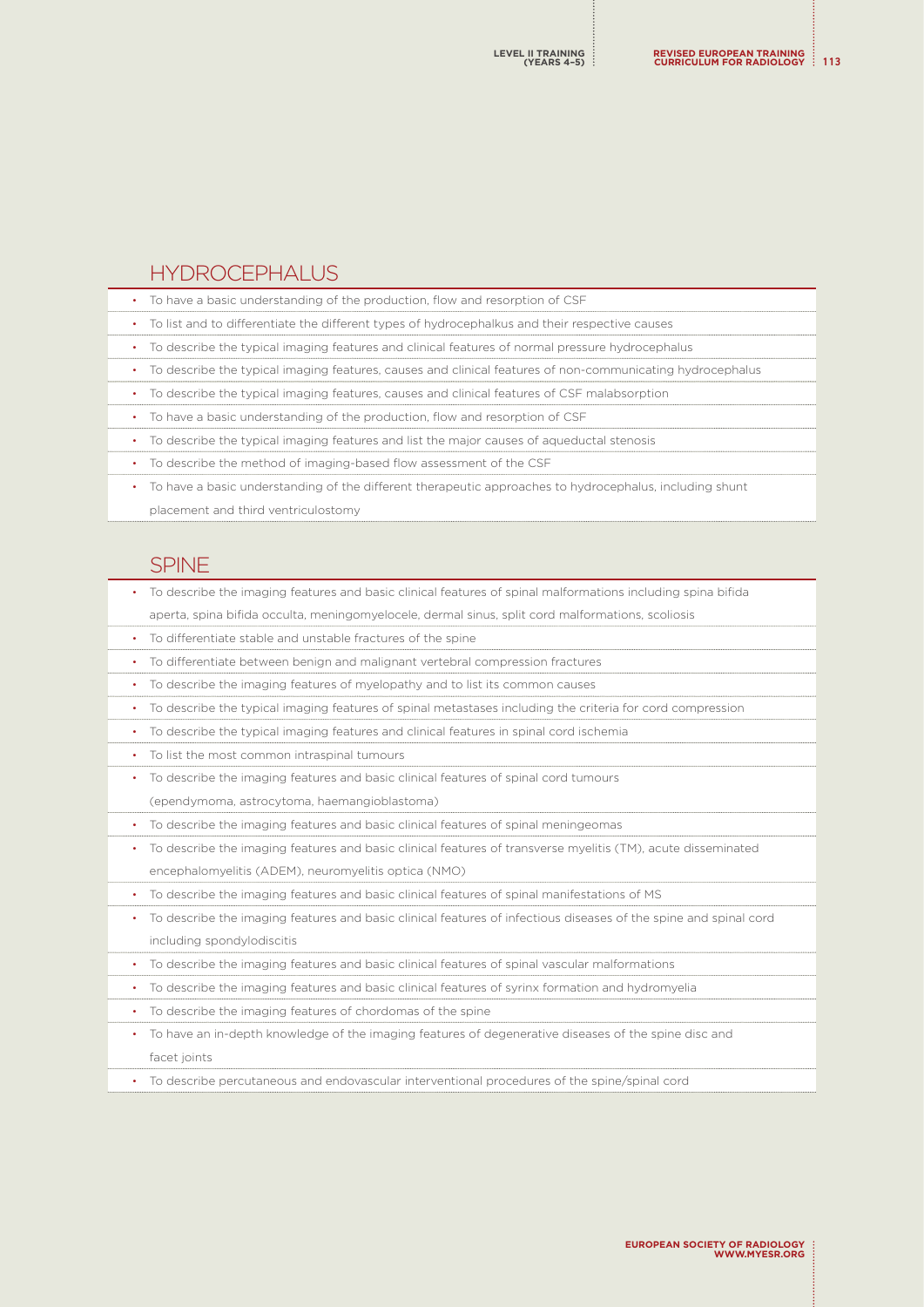## HYDROCEPHALUS

- To have a basic understanding of the production, flow and resorption of CSF
- To list and to differentiate the different types of hydrocephalkus and their respective causes
- To describe the typical imaging features and clinical features of normal pressure hydrocephalus
- To describe the typical imaging features, causes and clinical features of non-communicating hydrocephalus
- To describe the typical imaging features, causes and clinical features of CSF malabsorption
- To have a basic understanding of the production, flow and resorption of CSF
- To describe the typical imaging features and list the major causes of aqueductal stenosis
- To describe the method of imaging-based flow assessment of the CSF
- To have a basic understanding of the different therapeutic approaches to hydrocephalus, including shunt placement and third ventriculostomy

## SPINE

- To describe the imaging features and basic clinical features of spinal malformations including spina bifida aperta, spina bifida occulta, meningomyelocele, dermal sinus, split cord malformations, scoliosis
- To differentiate stable and unstable fractures of the spine
- To differentiate between benign and malignant vertebral compression fractures
- To describe the imaging features of myelopathy and to list its common causes
- To describe the typical imaging features of spinal metastases including the criteria for cord compression
- To describe the typical imaging features and clinical features in spinal cord ischemia
- To list the most common intraspinal tumours
- To describe the imaging features and basic clinical features of spinal cord tumours (ependymoma, astrocytoma, haemangioblastoma)
- To describe the imaging features and basic clinical features of spinal meningeomas
- To describe the imaging features and basic clinical features of transverse myelitis (TM), acute disseminated encephalomyelitis (ADEM), neuromyelitis optica (NMO)
- To describe the imaging features and basic clinical features of spinal manifestations of MS
- To describe the imaging features and basic clinical features of infectious diseases of the spine and spinal cord including spondylodiscitis
- To describe the imaging features and basic clinical features of spinal vascular malformations
- To describe the imaging features and basic clinical features of syrinx formation and hydromyelia
- To describe the imaging features of chordomas of the spine
- To have an in-depth knowledge of the imaging features of degenerative diseases of the spine disc and facet joints
- To describe percutaneous and endovascular interventional procedures of the spine/spinal cord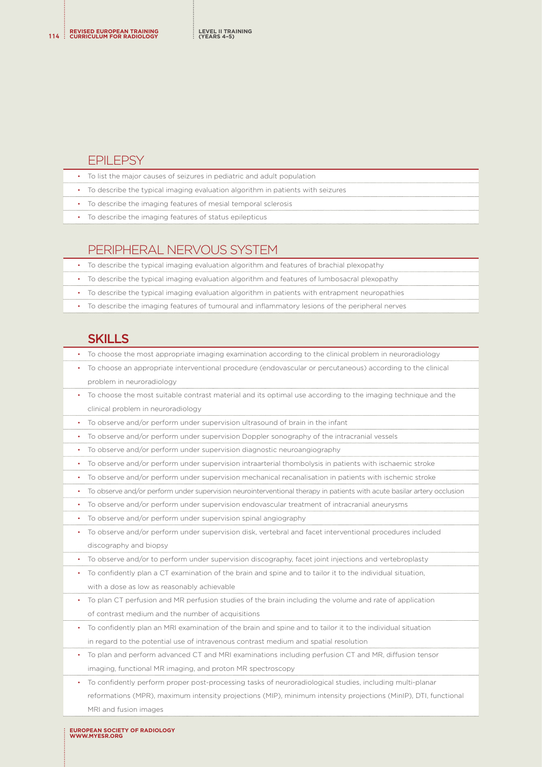## EPILEPSY

- To list the major causes of seizures in pediatric and adult population
- To describe the typical imaging evaluation algorithm in patients with seizures
- To describe the imaging features of mesial temporal sclerosis
- To describe the imaging features of status epilepticus

## PERIPHERAL NERVOUS SYSTEM

- To describe the typical imaging evaluation algorithm and features of brachial plexopathy
- To describe the typical imaging evaluation algorithm and features of lumbosacral plexopathy
- To describe the typical imaging evaluation algorithm in patients with entrapment neuropathies
- To describe the imaging features of tumoural and inflammatory lesions of the peripheral nerves

## SKILLS

- To choose the most appropriate imaging examination according to the clinical problem in neuroradiology
- To choose an appropriate interventional procedure (endovascular or percutaneous) according to the clinical problem in neuroradiology
- To choose the most suitable contrast material and its optimal use according to the imaging technique and the clinical problem in neuroradiology
- To observe and/or perform under supervision ultrasound of brain in the infant
- To observe and/or perform under supervision Doppler sonography of the intracranial vessels
- To observe and/or perform under supervision diagnostic neuroangiography
- To observe and/or perform under supervision intraarterial thombolysis in patients with ischaemic stroke
- To observe and/or perform under supervision mechanical recanalisation in patients with ischemic stroke
- To observe and/or perform under supervision neurointerventional therapy in patients with acute basilar artery occlusion
- To observe and/or perform under supervision endovascular treatment of intracranial aneurysms
- To observe and/or perform under supervision spinal angiography
- To observe and/or perform under supervision disk, vertebral and facet interventional procedures included discography and biopsy
- To observe and/or to perform under supervision discography, facet joint injections and vertebroplasty
- To confidently plan a CT examination of the brain and spine and to tailor it to the individual situation, with a dose as low as reasonably achievable
- To plan CT perfusion and MR perfusion studies of the brain including the volume and rate of application of contrast medium and the number of acquisitions
- To confidently plan an MRI examination of the brain and spine and to tailor it to the individual situation in regard to the potential use of intravenous contrast medium and spatial resolution
- To plan and perform advanced CT and MRI examinations including perfusion CT and MR, diffusion tensor imaging, functional MR imaging, and proton MR spectroscopy
- To confidently perform proper post-processing tasks of neuroradiological studies, including multi-planar reformations (MPR), maximum intensity projections (MIP), minimum intensity projections (MinIP), DTI, functional MRI and fusion images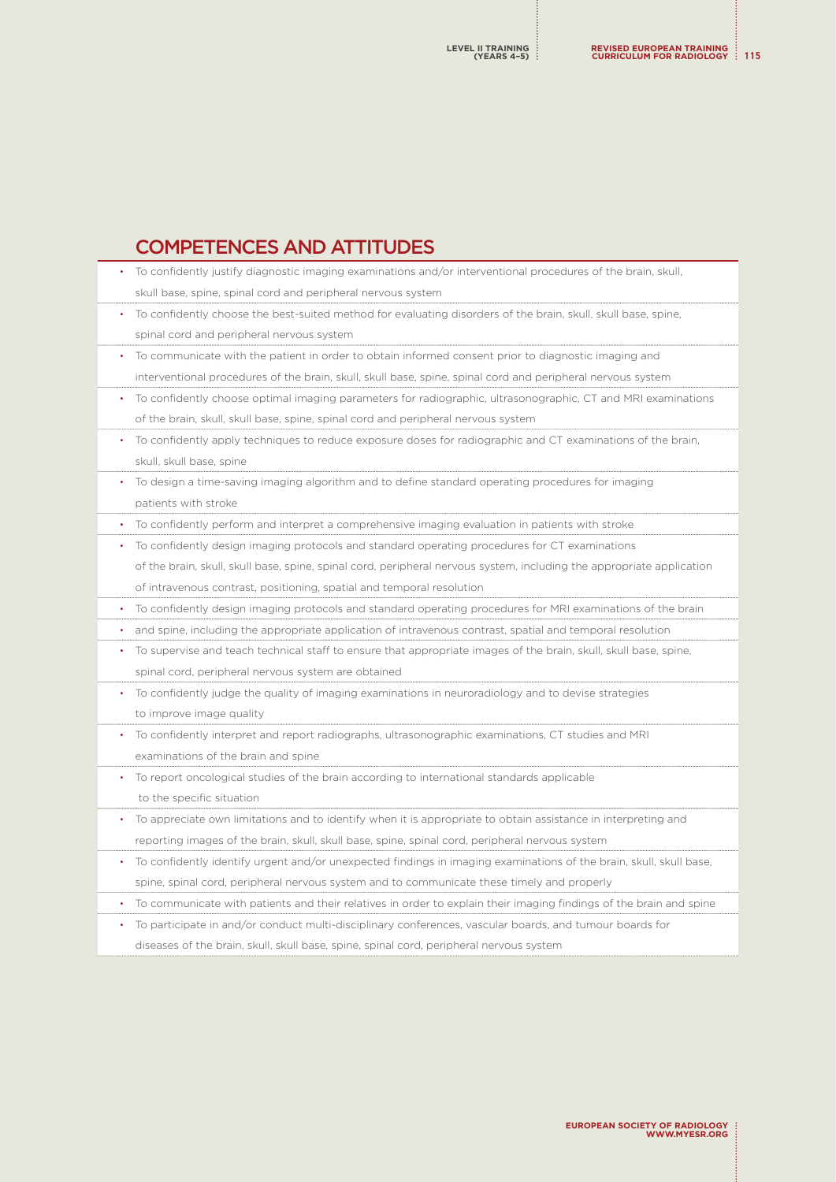## COMPETENCES AND ATTITUDES

- To confidently justify diagnostic imaging examinations and/or interventional procedures of the brain, skull, skull base, spine, spinal cord and peripheral nervous system
- To confidently choose the best-suited method for evaluating disorders of the brain, skull, skull base, spine, spinal cord and peripheral nervous system
- To communicate with the patient in order to obtain informed consent prior to diagnostic imaging and interventional procedures of the brain, skull, skull base, spine, spinal cord and peripheral nervous system
- To confidently choose optimal imaging parameters for radiographic, ultrasonographic, CT and MRI examinations of the brain, skull, skull base, spine, spinal cord and peripheral nervous system
- To confidently apply techniques to reduce exposure doses for radiographic and CT examinations of the brain, skull, skull base, spine
- To design a time-saving imaging algorithm and to define standard operating procedures for imaging patients with stroke
- To confidently perform and interpret a comprehensive imaging evaluation in patients with stroke
- To confidently design imaging protocols and standard operating procedures for CT examinations of the brain, skull, skull base, spine, spinal cord, peripheral nervous system, including the appropriate application of intravenous contrast, positioning, spatial and temporal resolution
- To confidently design imaging protocols and standard operating procedures for MRI examinations of the brain
- and spine, including the appropriate application of intravenous contrast, spatial and temporal resolution
- To supervise and teach technical staff to ensure that appropriate images of the brain, skull, skull base, spine, spinal cord, peripheral nervous system are obtained
- To confidently judge the quality of imaging examinations in neuroradiology and to devise strategies to improve image quality
- To confidently interpret and report radiographs, ultrasonographic examinations, CT studies and MRI examinations of the brain and spine
- To report oncological studies of the brain according to international standards applicable to the specific situation
- To appreciate own limitations and to identify when it is appropriate to obtain assistance in interpreting and reporting images of the brain, skull, skull base, spine, spinal cord, peripheral nervous system
- To confidently identify urgent and/or unexpected findings in imaging examinations of the brain, skull, skull base, spine, spinal cord, peripheral nervous system and to communicate these timely and properly
- To communicate with patients and their relatives in order to explain their imaging findings of the brain and spine
- To participate in and/or conduct multi-disciplinary conferences, vascular boards, and tumour boards for diseases of the brain, skull, skull base, spine, spinal cord, peripheral nervous system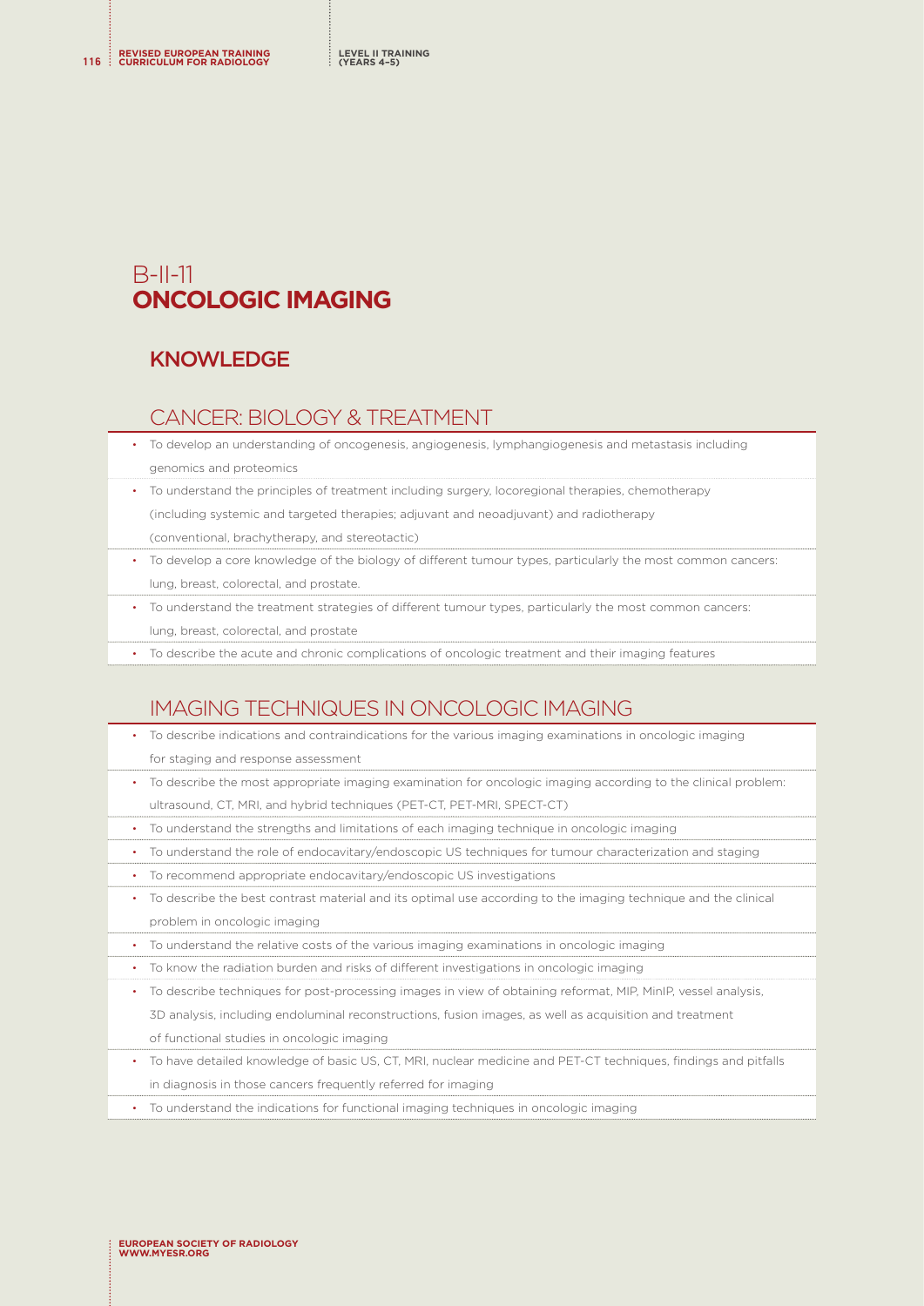# B-II-11
# ONCOLOGIC IMAGING

## KNOWLEDGE

### CANCER: BIOLOGY & TREATMENT

- To develop an understanding of oncogenesis, angiogenesis, lymphangiogenesis and metastasis including genomics and proteomics
- To understand the principles of treatment including surgery, locoregional therapies, chemotherapy (including systemic and targeted therapies; adjuvant and neoadjuvant) and radiotherapy (conventional, brachytherapy, and stereotactic)
- To develop a core knowledge of the biology of different tumour types, particularly the most common cancers: lung, breast, colorectal, and prostate.
- To understand the treatment strategies of different tumour types, particularly the most common cancers: lung, breast, colorectal, and prostate
- To describe the acute and chronic complications of oncologic treatment and their imaging features

### IMAGING TECHNIQUES IN ONCOLOGIC IMAGING

- To describe indications and contraindications for the various imaging examinations in oncologic imaging for staging and response assessment
- To describe the most appropriate imaging examination for oncologic imaging according to the clinical problem: ultrasound, CT, MRI, and hybrid techniques (PET-CT, PET-MRI, SPECT-CT)
- To understand the strengths and limitations of each imaging technique in oncologic imaging
- To understand the role of endocavitary/endoscopic US techniques for tumour characterization and staging
- To recommend appropriate endocavitary/endoscopic US investigations
- To describe the best contrast material and its optimal use according to the imaging technique and the clinical problem in oncologic imaging
- To understand the relative costs of the various imaging examinations in oncologic imaging
- To know the radiation burden and risks of different investigations in oncologic imaging
- To describe techniques for post-processing images in view of obtaining reformat, MIP, MinIP, vessel analysis, 3D analysis, including endoluminal reconstructions, fusion images, as well as acquisition and treatment of functional studies in oncologic imaging
- To have detailed knowledge of basic US, CT, MRI, nuclear medicine and PET-CT techniques, findings and pitfalls in diagnosis in those cancers frequently referred for imaging
- To understand the indications for functional imaging techniques in oncologic imaging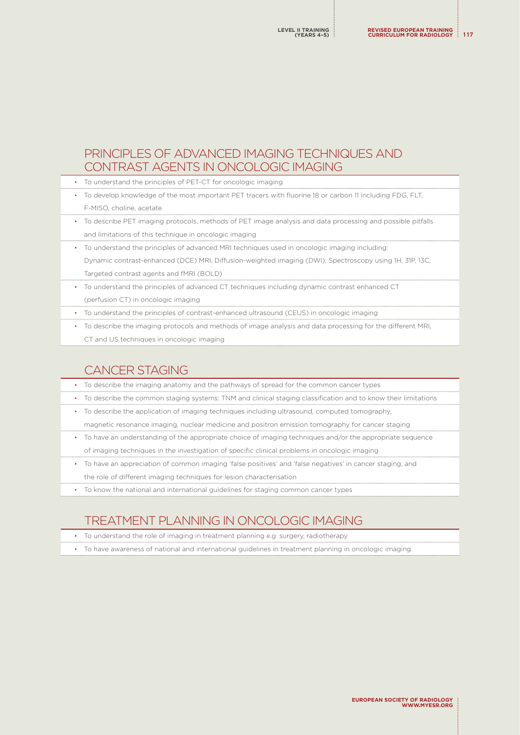## PRINCIPLES OF ADVANCED IMAGING TECHNIQUES AND CONTRAST AGENTS IN ONCOLOGIC IMAGING

- To understand the principles of PET-CT for oncologic imaging
- To develop knowledge of the most important PET tracers with fluorine 18 or carbon 11 including FDG, FLT, F-MISO, choline, acetate
- To describe PET imaging protocols, methods of PET image analysis and data processing and possible pitfalls and limitations of this technique in oncologic imaging
- To understand the principles of advanced MRI techniques used in oncologic imaging including: Dynamic contrast-enhanced (DCE) MRI, Diffusion-weighted imaging (DWI), Spectroscopy using 1H, 31P, 13C, Targeted contrast agents and fMRI (BOLD)
- To understand the principles of advanced CT techniques including dynamic contrast enhanced CT (perfusion CT) in oncologic imaging
- To understand the principles of contrast-enhanced ultrasound (CEUS) in oncologic imaging
- To describe the imaging protocols and methods of image analysis and data processing for the different MRI, CT and US techniques in oncologic imaging

## CANCER STAGING

- To describe the imaging anatomy and the pathways of spread for the common cancer types
- To describe the common staging systems: TNM and clinical staging classification and to know their limitations
- To describe the application of imaging techniques including ultrasound, computed tomography, magnetic resonance imaging, nuclear medicine and positron emission tomography for cancer staging
- To have an understanding of the appropriate choice of imaging techniques and/or the appropriate sequence of imaging techniques in the investigation of specific clinical problems in oncologic imaging
- To have an appreciation of common imaging 'false positives' and 'false negatives' in cancer staging, and the role of different imaging techniques for lesion characterisation
- To know the national and international guidelines for staging common cancer types

## TREATMENT PLANNING IN ONCOLOGIC IMAGING

- To understand the role of imaging in treatment planning e.g. surgery, radiotherapy
- To have awareness of national and international guidelines in treatment planning in oncologic imaging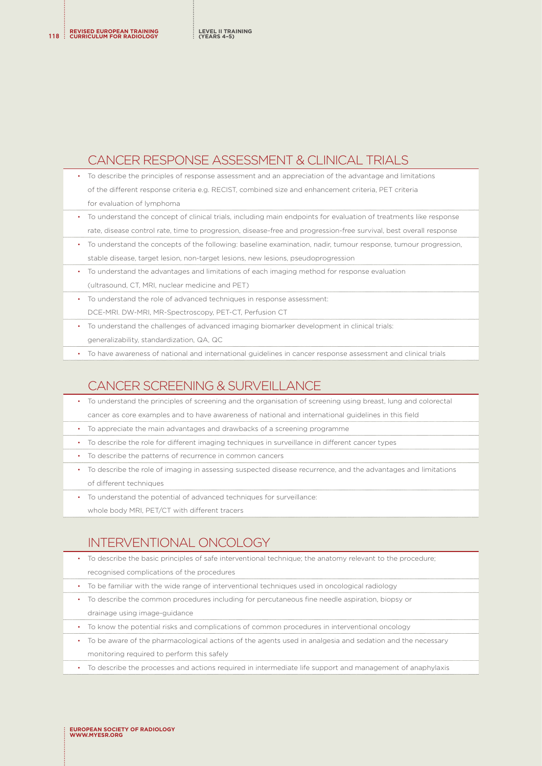## CANCER RESPONSE ASSESSMENT & CLINICAL TRIALS

- To describe the principles of response assessment and an appreciation of the advantage and limitations of the different response criteria e.g. RECIST, combined size and enhancement criteria, PET criteria for evaluation of lymphoma
- To understand the concept of clinical trials, including main endpoints for evaluation of treatments like response rate, disease control rate, time to progression, disease-free and progression-free survival, best overall response
- To understand the concepts of the following: baseline examination, nadir, tumour response, tumour progression, stable disease, target lesion, non-target lesions, new lesions, pseudoprogression
- To understand the advantages and limitations of each imaging method for response evaluation (ultrasound, CT, MRI, nuclear medicine and PET)
- To understand the role of advanced techniques in response assessment: DCE-MRI. DW-MRI, MR-Spectroscopy, PET-CT, Perfusion CT
- To understand the challenges of advanced imaging biomarker development in clinical trials: generalizability, standardization, QA, QC
- To have awareness of national and international guidelines in cancer response assessment and clinical trials

## CANCER SCREENING & SURVEILLANCE

- To understand the principles of screening and the organisation of screening using breast, lung and colorectal cancer as core examples and to have awareness of national and international guidelines in this field
- To appreciate the main advantages and drawbacks of a screening programme
- To describe the role for different imaging techniques in surveillance in different cancer types
- To describe the patterns of recurrence in common cancers
- To describe the role of imaging in assessing suspected disease recurrence, and the advantages and limitations of different techniques
- To understand the potential of advanced techniques for surveillance: whole body MRI, PET/CT with different tracers

## INTERVENTIONAL ONCOLOGY

- To describe the basic principles of safe interventional technique; the anatomy relevant to the procedure; recognised complications of the procedures
- To be familiar with the wide range of interventional techniques used in oncological radiology
- To describe the common procedures including for percutaneous fine needle aspiration, biopsy or drainage using image-guidance
- To know the potential risks and complications of common procedures in interventional oncology
- To be aware of the pharmacological actions of the agents used in analgesia and sedation and the necessary monitoring required to perform this safely
- To describe the processes and actions required in intermediate life support and management of anaphylaxis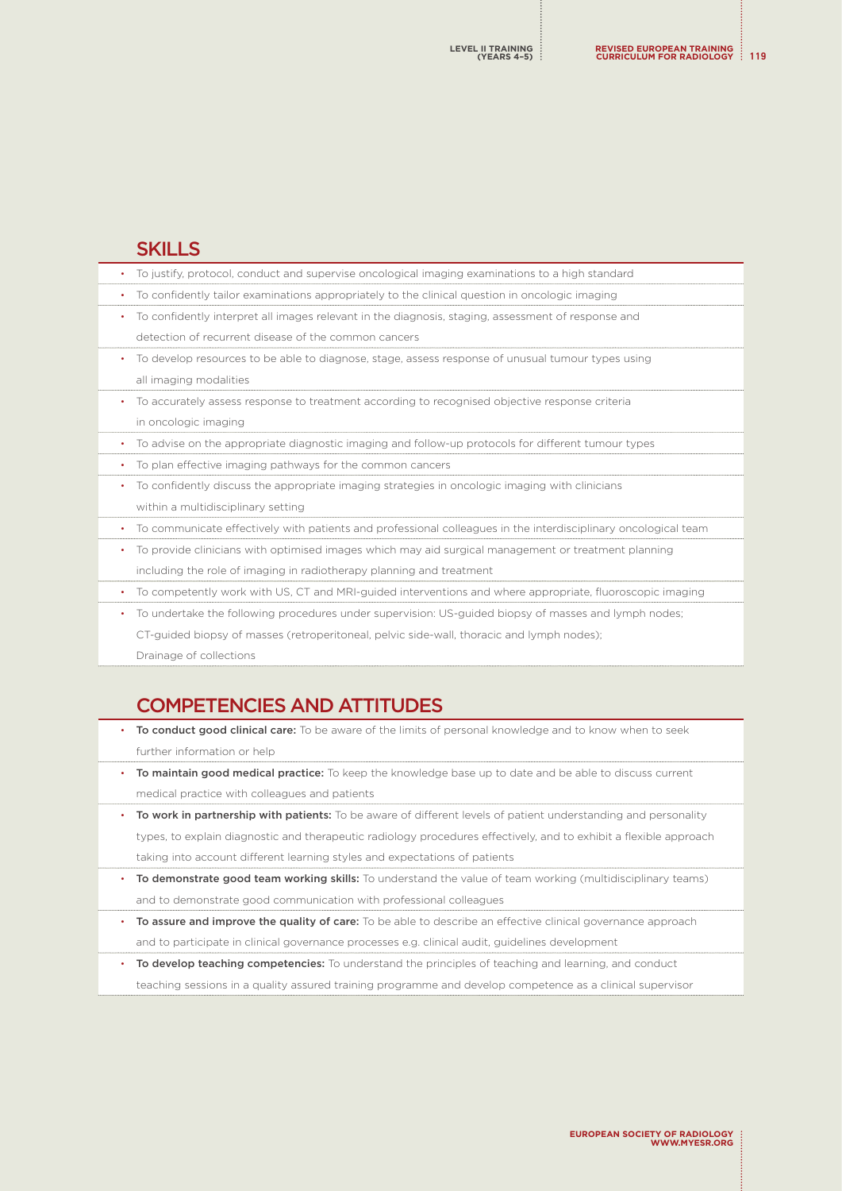## SKILLS

- To justify, protocol, conduct and supervise oncological imaging examinations to a high standard
- To confidently tailor examinations appropriately to the clinical question in oncologic imaging
- To confidently interpret all images relevant in the diagnosis, staging, assessment of response and detection of recurrent disease of the common cancers
- To develop resources to be able to diagnose, stage, assess response of unusual tumour types using all imaging modalities
- To accurately assess response to treatment according to recognised objective response criteria in oncologic imaging
- To advise on the appropriate diagnostic imaging and follow-up protocols for different tumour types
- To plan effective imaging pathways for the common cancers
- To confidently discuss the appropriate imaging strategies in oncologic imaging with clinicians within a multidisciplinary setting
- To communicate effectively with patients and professional colleagues in the interdisciplinary oncological team
- To provide clinicians with optimised images which may aid surgical management or treatment planning including the role of imaging in radiotherapy planning and treatment
- To competently work with US, CT and MRI-guided interventions and where appropriate, fluoroscopic imaging
- To undertake the following procedures under supervision: US-guided biopsy of masses and lymph nodes; CT-guided biopsy of masses (retroperitoneal, pelvic side-wall, thoracic and lymph nodes); Drainage of collections

## COMPETENCIES AND ATTITUDES

- **To conduct good clinical care:** To be aware of the limits of personal knowledge and to know when to seek further information or help
- **To maintain good medical practice:** To keep the knowledge base up to date and be able to discuss current medical practice with colleagues and patients
- **To work in partnership with patients:** To be aware of different levels of patient understanding and personality types, to explain diagnostic and therapeutic radiology procedures effectively, and to exhibit a flexible approach taking into account different learning styles and expectations of patients
- **To demonstrate good team working skills:** To understand the value of team working (multidisciplinary teams) and to demonstrate good communication with professional colleagues
- **To assure and improve the quality of care:** To be able to describe an effective clinical governance approach and to participate in clinical governance processes e.g. clinical audit, guidelines development
- **To develop teaching competencies:** To understand the principles of teaching and learning, and conduct teaching sessions in a quality assured training programme and develop competence as a clinical supervisor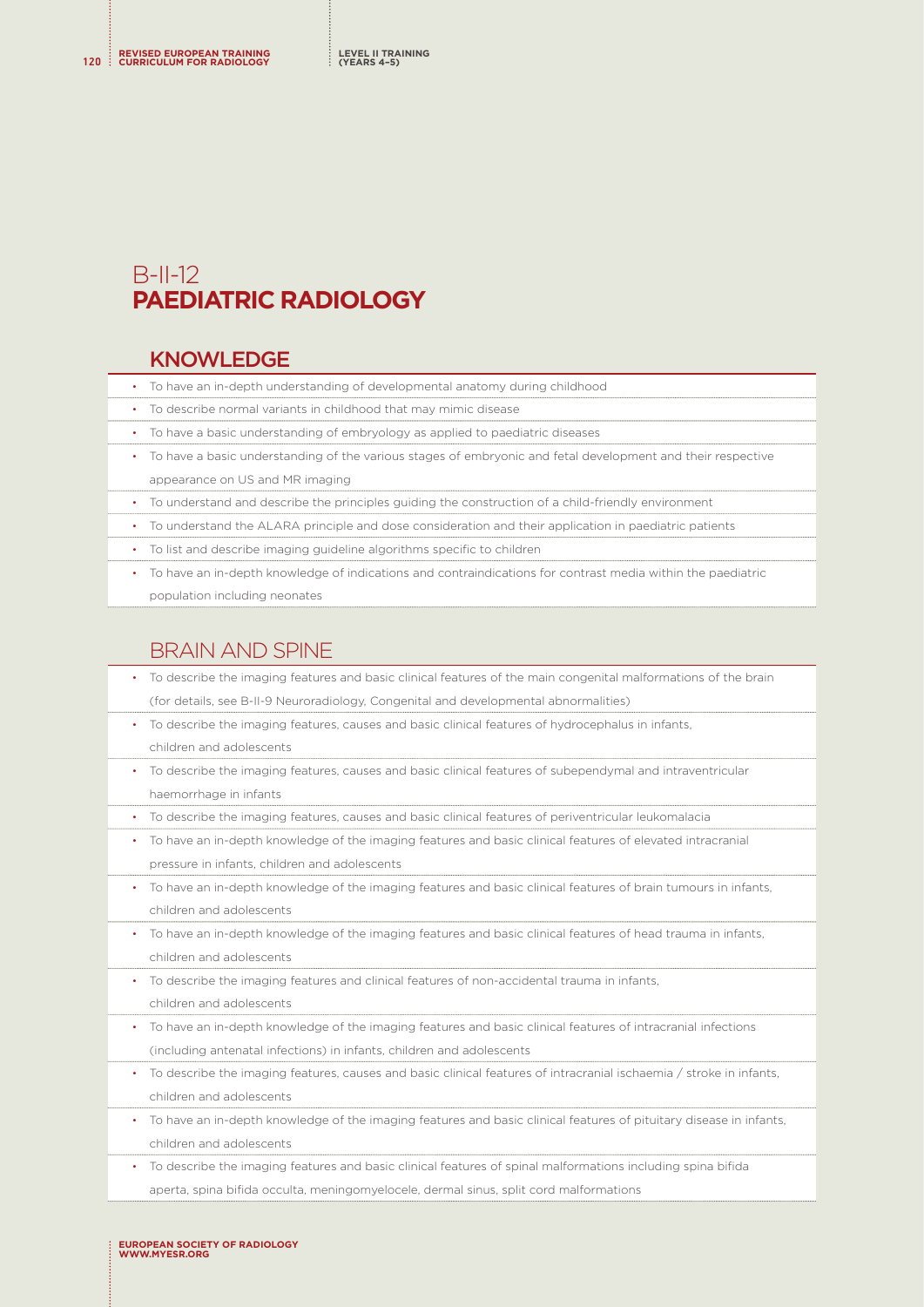# B-II-12
# PAEDIATRIC RADIOLOGY

## KNOWLEDGE

- To have an in-depth understanding of developmental anatomy during childhood
- To describe normal variants in childhood that may mimic disease
- To have a basic understanding of embryology as applied to paediatric diseases
- To have a basic understanding of the various stages of embryonic and fetal development and their respective appearance on US and MR imaging
- To understand and describe the principles guiding the construction of a child-friendly environment
- To understand the ALARA principle and dose consideration and their application in paediatric patients
- To list and describe imaging guideline algorithms specific to children
- To have an in-depth knowledge of indications and contraindications for contrast media within the paediatric population including neonates

## BRAIN AND SPINE

- To describe the imaging features and basic clinical features of the main congenital malformations of the brain (for details, see B-II-9 Neuroradiology, Congenital and developmental abnormalities)
- To describe the imaging features, causes and basic clinical features of hydrocephalus in infants, children and adolescents
- To describe the imaging features, causes and basic clinical features of subependymal and intraventricular haemorrhage in infants
- To describe the imaging features, causes and basic clinical features of periventricular leukomalacia
- To have an in-depth knowledge of the imaging features and basic clinical features of elevated intracranial pressure in infants, children and adolescents
- To have an in-depth knowledge of the imaging features and basic clinical features of brain tumours in infants, children and adolescents
- To have an in-depth knowledge of the imaging features and basic clinical features of head trauma in infants, children and adolescents
- To describe the imaging features and clinical features of non-accidental trauma in infants, children and adolescents
- To have an in-depth knowledge of the imaging features and basic clinical features of intracranial infections (including antenatal infections) in infants, children and adolescents
- To describe the imaging features, causes and basic clinical features of intracranial ischaemia / stroke in infants, children and adolescents
- To have an in-depth knowledge of the imaging features and basic clinical features of pituitary disease in infants, children and adolescents
- To describe the imaging features and basic clinical features of spinal malformations including spina bifida aperta, spina bifida occulta, meningomyelocele, dermal sinus, split cord malformations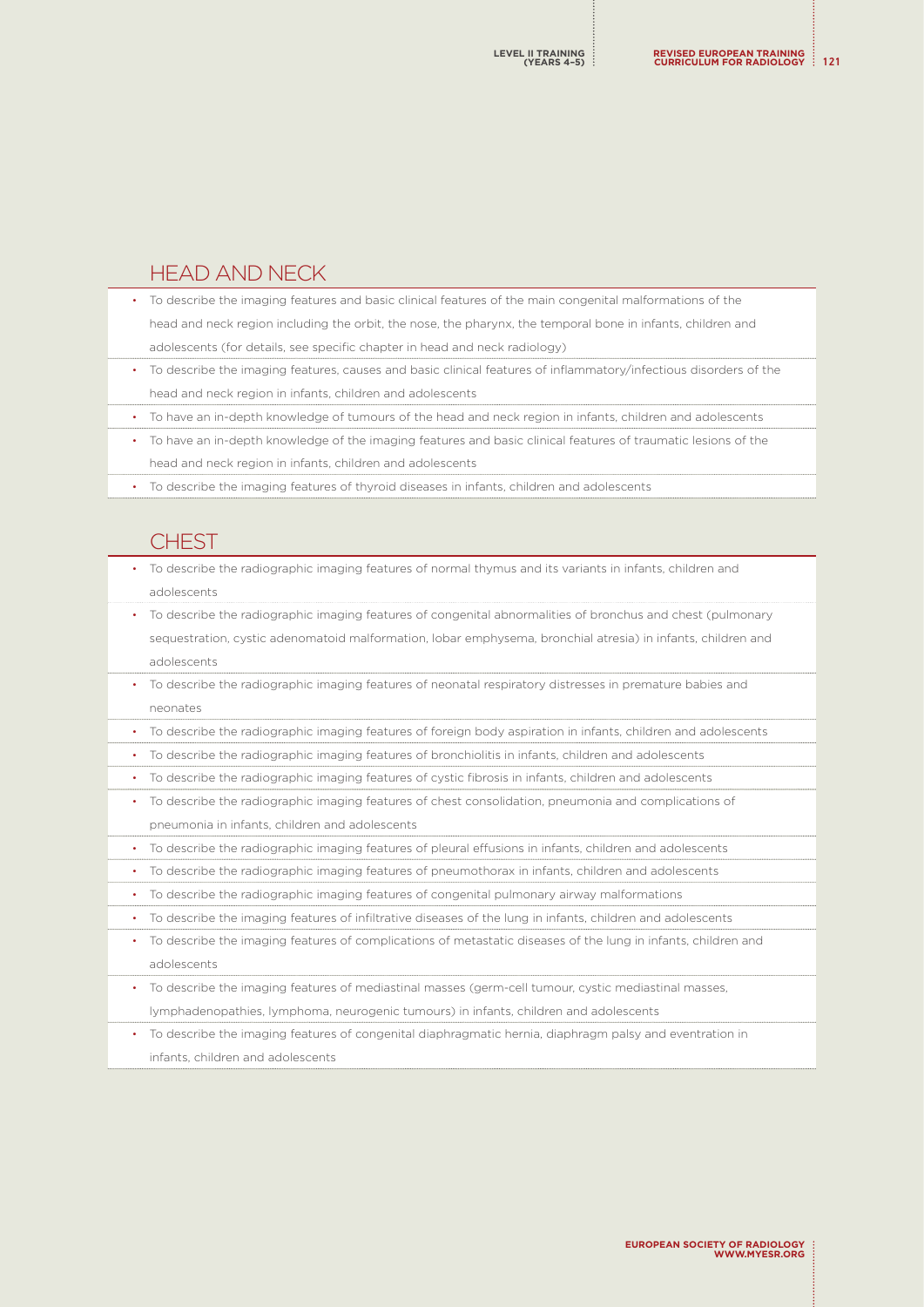## HEAD AND NECK

- To describe the imaging features and basic clinical features of the main congenital malformations of the head and neck region including the orbit, the nose, the pharynx, the temporal bone in infants, children and adolescents (for details, see specific chapter in head and neck radiology)
- To describe the imaging features, causes and basic clinical features of inflammatory/infectious disorders of the head and neck region in infants, children and adolescents
- To have an in-depth knowledge of tumours of the head and neck region in infants, children and adolescents
- To have an in-depth knowledge of the imaging features and basic clinical features of traumatic lesions of the head and neck region in infants, children and adolescents
- To describe the imaging features of thyroid diseases in infants, children and adolescents

## CHEST

- To describe the radiographic imaging features of normal thymus and its variants in infants, children and adolescents
- To describe the radiographic imaging features of congenital abnormalities of bronchus and chest (pulmonary sequestration, cystic adenomatoid malformation, lobar emphysema, bronchial atresia) in infants, children and adolescents
- To describe the radiographic imaging features of neonatal respiratory distresses in premature babies and neonates
- To describe the radiographic imaging features of foreign body aspiration in infants, children and adolescents
- To describe the radiographic imaging features of bronchiolitis in infants, children and adolescents
- To describe the radiographic imaging features of cystic fibrosis in infants, children and adolescents
- To describe the radiographic imaging features of chest consolidation, pneumonia and complications of pneumonia in infants, children and adolescents
- To describe the radiographic imaging features of pleural effusions in infants, children and adolescents
- To describe the radiographic imaging features of pneumothorax in infants, children and adolescents
- To describe the radiographic imaging features of congenital pulmonary airway malformations
- To describe the imaging features of infiltrative diseases of the lung in infants, children and adolescents
- To describe the imaging features of complications of metastatic diseases of the lung in infants, children and adolescents
- To describe the imaging features of mediastinal masses (germ-cell tumour, cystic mediastinal masses, lymphadenopathies, lymphoma, neurogenic tumours) in infants, children and adolescents
- To describe the imaging features of congenital diaphragmatic hernia, diaphragm palsy and eventration in infants, children and adolescents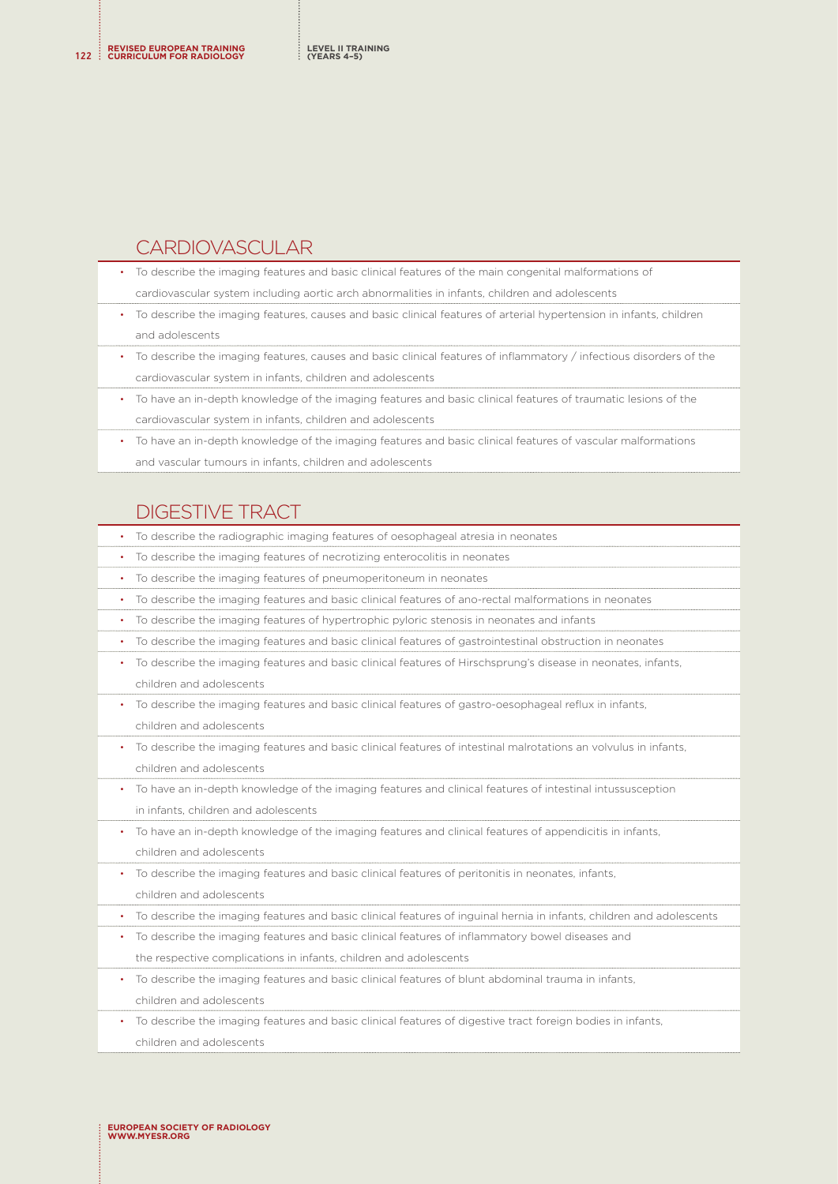## CARDIOVASCULAR

- To describe the imaging features and basic clinical features of the main congenital malformations of cardiovascular system including aortic arch abnormalities in infants, children and adolescents
- To describe the imaging features, causes and basic clinical features of arterial hypertension in infants, children and adolescents
- To describe the imaging features, causes and basic clinical features of inflammatory / infectious disorders of the cardiovascular system in infants, children and adolescents
- To have an in-depth knowledge of the imaging features and basic clinical features of traumatic lesions of the cardiovascular system in infants, children and adolescents
- To have an in-depth knowledge of the imaging features and basic clinical features of vascular malformations and vascular tumours in infants, children and adolescents

## DIGESTIVE TRACT

- To describe the radiographic imaging features of oesophageal atresia in neonates
- To describe the imaging features of necrotizing enterocolitis in neonates
- To describe the imaging features of pneumoperitoneum in neonates
- To describe the imaging features and basic clinical features of ano-rectal malformations in neonates
- To describe the imaging features of hypertrophic pyloric stenosis in neonates and infants
- To describe the imaging features and basic clinical features of gastrointestinal obstruction in neonates
- To describe the imaging features and basic clinical features of Hirschsprung's disease in neonates, infants, children and adolescents
- To describe the imaging features and basic clinical features of gastro-oesophageal reflux in infants, children and adolescents
- To describe the imaging features and basic clinical features of intestinal malrotations an volvulus in infants, children and adolescents
- To have an in-depth knowledge of the imaging features and clinical features of intestinal intussusception in infants, children and adolescents
- To have an in-depth knowledge of the imaging features and clinical features of appendicitis in infants, children and adolescents
- To describe the imaging features and basic clinical features of peritonitis in neonates, infants, children and adolescents
- To describe the imaging features and basic clinical features of inguinal hernia in infants, children and adolescents
- To describe the imaging features and basic clinical features of inflammatory bowel diseases and the respective complications in infants, children and adolescents
- To describe the imaging features and basic clinical features of blunt abdominal trauma in infants, children and adolescents
- To describe the imaging features and basic clinical features of digestive tract foreign bodies in infants, children and adolescents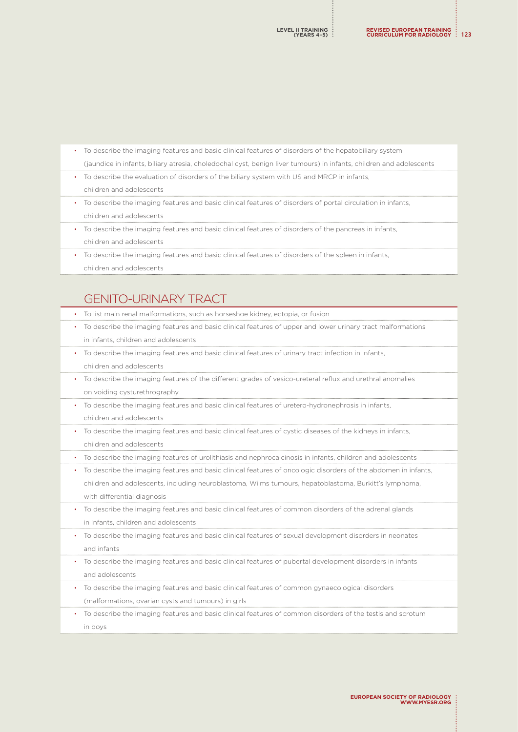- To describe the imaging features and basic clinical features of disorders of the hepatobiliary system (jaundice in infants, biliary atresia, choledochal cyst, benign liver tumours) in infants, children and adolescents
- To describe the evaluation of disorders of the biliary system with US and MRCP in infants, children and adolescents
- To describe the imaging features and basic clinical features of disorders of portal circulation in infants, children and adolescents
- To describe the imaging features and basic clinical features of disorders of the pancreas in infants, children and adolescents
- To describe the imaging features and basic clinical features of disorders of the spleen in infants, children and adolescents

## GENITO-URINARY TRACT

- To list main renal malformations, such as horseshoe kidney, ectopia, or fusion
- To describe the imaging features and basic clinical features of upper and lower urinary tract malformations in infants, children and adolescents
- To describe the imaging features and basic clinical features of urinary tract infection in infants, children and adolescents
- To describe the imaging features of the different grades of vesico-ureteral reflux and urethral anomalies on voiding cysturethrography
- To describe the imaging features and basic clinical features of uretero-hydronephrosis in infants, children and adolescents
- To describe the imaging features and basic clinical features of cystic diseases of the kidneys in infants, children and adolescents
- To describe the imaging features of urolithiasis and nephrocalcinosis in infants, children and adolescents
- To describe the imaging features and basic clinical features of oncologic disorders of the abdomen in infants, children and adolescents, including neuroblastoma, Wilms tumours, hepatoblastoma, Burkitt's lymphoma, with differential diagnosis
- To describe the imaging features and basic clinical features of common disorders of the adrenal glands in infants, children and adolescents
- To describe the imaging features and basic clinical features of sexual development disorders in neonates and infants
- To describe the imaging features and basic clinical features of pubertal development disorders in infants and adolescents
- To describe the imaging features and basic clinical features of common gynaecological disorders (malformations, ovarian cysts and tumours) in girls
- To describe the imaging features and basic clinical features of common disorders of the testis and scrotum in boys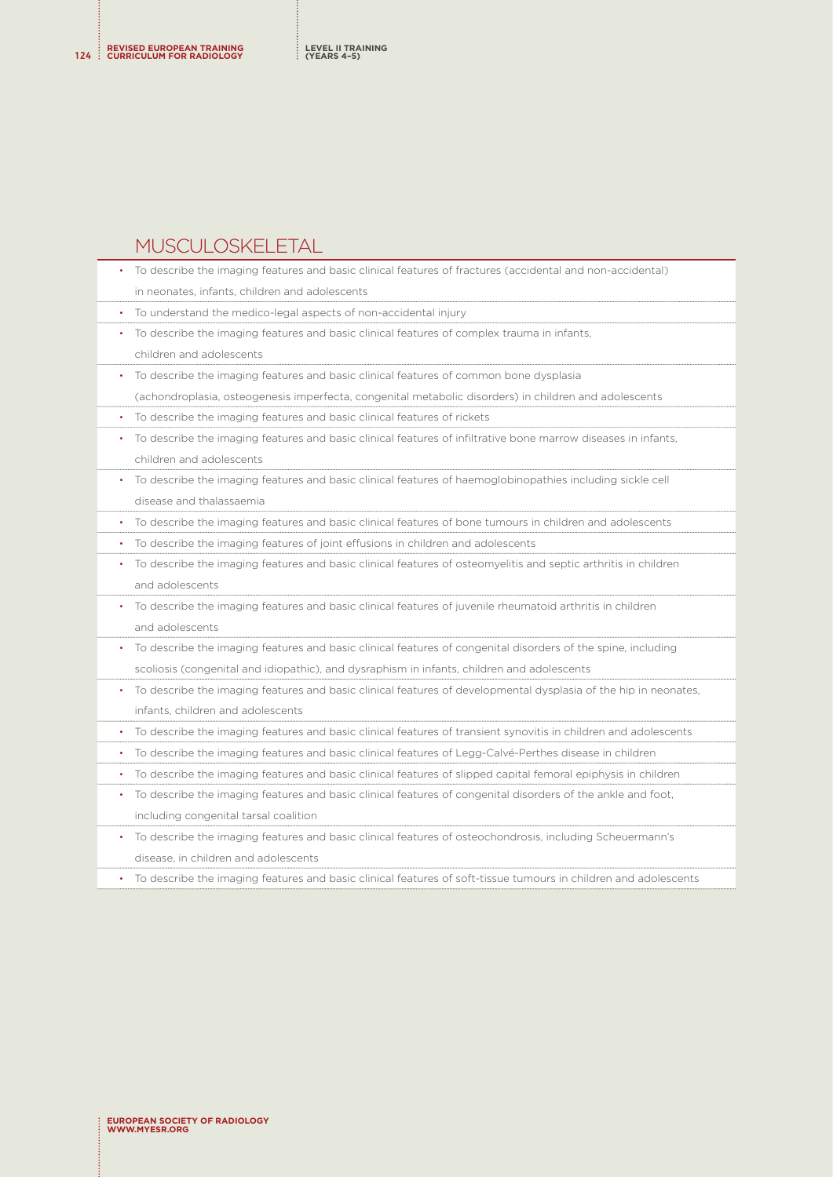## MUSCULOSKELETAL

- To describe the imaging features and basic clinical features of fractures (accidental and non-accidental) in neonates, infants, children and adolescents
- To understand the medico-legal aspects of non-accidental injury
- To describe the imaging features and basic clinical features of complex trauma in infants, children and adolescents
- To describe the imaging features and basic clinical features of common bone dysplasia (achondroplasia, osteogenesis imperfecta, congenital metabolic disorders) in children and adolescents
- To describe the imaging features and basic clinical features of rickets
- To describe the imaging features and basic clinical features of infiltrative bone marrow diseases in infants, children and adolescents
- To describe the imaging features and basic clinical features of haemoglobinopathies including sickle cell disease and thalassaemia
- To describe the imaging features and basic clinical features of bone tumours in children and adolescents
- To describe the imaging features of joint effusions in children and adolescents
- To describe the imaging features and basic clinical features of osteomyelitis and septic arthritis in children and adolescents
- To describe the imaging features and basic clinical features of juvenile rheumatoid arthritis in children and adolescents
- To describe the imaging features and basic clinical features of congenital disorders of the spine, including scoliosis (congenital and idiopathic), and dysraphism in infants, children and adolescents
- To describe the imaging features and basic clinical features of developmental dysplasia of the hip in neonates, infants, children and adolescents
- To describe the imaging features and basic clinical features of transient synovitis in children and adolescents
- To describe the imaging features and basic clinical features of Legg-Calvé-Perthes disease in children
- To describe the imaging features and basic clinical features of slipped capital femoral epiphysis in children
- To describe the imaging features and basic clinical features of congenital disorders of the ankle and foot, including congenital tarsal coalition
- To describe the imaging features and basic clinical features of osteochondrosis, including Scheuermann's disease, in children and adolescents
- To describe the imaging features and basic clinical features of soft-tissue tumours in children and adolescents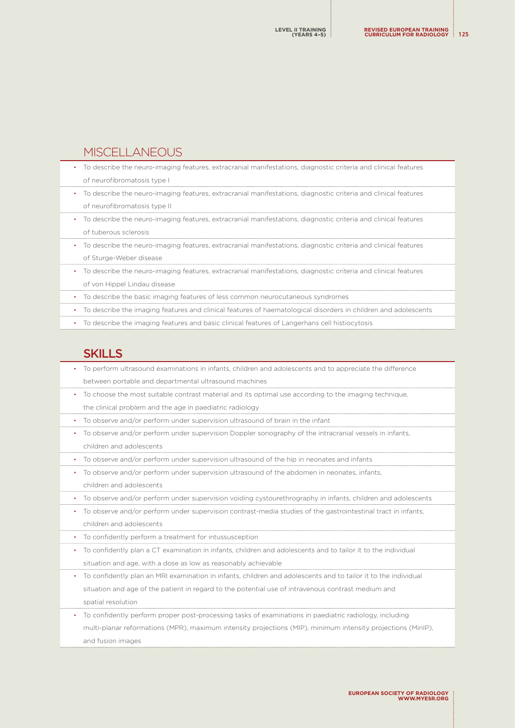## MISCELLANEOUS

- To describe the neuro-imaging features, extracranial manifestations, diagnostic criteria and clinical features of neurofibromatosis type I
- To describe the neuro-imaging features, extracranial manifestations, diagnostic criteria and clinical features of neurofibromatosis type II
- To describe the neuro-imaging features, extracranial manifestations, diagnostic criteria and clinical features of tuberous sclerosis
- To describe the neuro-imaging features, extracranial manifestations, diagnostic criteria and clinical features of Sturge-Weber disease
- To describe the neuro-imaging features, extracranial manifestations, diagnostic criteria and clinical features of von Hippel Lindau disease
- To describe the basic imaging features of less common neurocutaneous syndromes
- To describe the imaging features and clinical features of haematological disorders in children and adolescents
- To describe the imaging features and basic clinical features of Langerhans cell histiocytosis

## SKILLS

- To perform ultrasound examinations in infants, children and adolescents and to appreciate the difference between portable and departmental ultrasound machines
- To choose the most suitable contrast material and its optimal use according to the imaging technique, the clinical problem and the age in paediatric radiology
- To observe and/or perform under supervision ultrasound of brain in the infant
- To observe and/or perform under supervision Doppler sonography of the intracranial vessels in infants, children and adolescents
- To observe and/or perform under supervision ultrasound of the hip in neonates and infants
- To observe and/or perform under supervision ultrasound of the abdomen in neonates, infants, children and adolescents
- To observe and/or perform under supervision voiding cystourethrography in infants, children and adolescents
- To observe and/or perform under supervision contrast-media studies of the gastrointestinal tract in infants, children and adolescents
- To confidently perform a treatment for intussusception
- To confidently plan a CT examination in infants, children and adolescents and to tailor it to the individual situation and age, with a dose as low as reasonably achievable
- To confidently plan an MRI examination in infants, children and adolescents and to tailor it to the individual situation and age of the patient in regard to the potential use of intravenous contrast medium and spatial resolution
- To confidently perform proper post-processing tasks of examinations in paediatric radiology, including multi-planar reformations (MPR), maximum intensity projections (MIP), minimum intensity projections (MinIP), and fusion images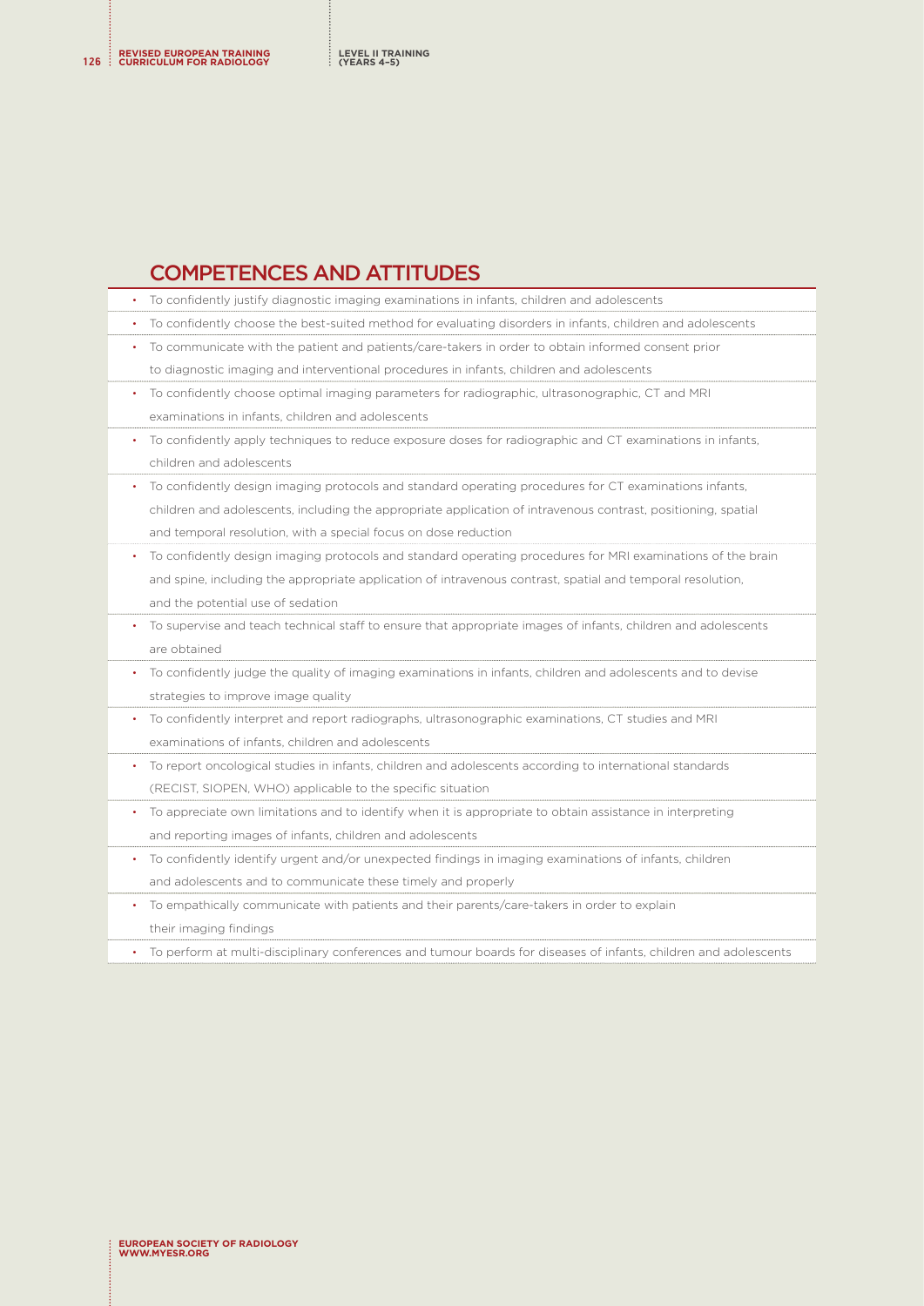## COMPETENCES AND ATTITUDES

- To confidently justify diagnostic imaging examinations in infants, children and adolescents
- To confidently choose the best-suited method for evaluating disorders in infants, children and adolescents
- To communicate with the patient and patients/care-takers in order to obtain informed consent prior to diagnostic imaging and interventional procedures in infants, children and adolescents
- To confidently choose optimal imaging parameters for radiographic, ultrasonographic, CT and MRI examinations in infants, children and adolescents
- To confidently apply techniques to reduce exposure doses for radiographic and CT examinations in infants, children and adolescents
- To confidently design imaging protocols and standard operating procedures for CT examinations infants, children and adolescents, including the appropriate application of intravenous contrast, positioning, spatial and temporal resolution, with a special focus on dose reduction
- To confidently design imaging protocols and standard operating procedures for MRI examinations of the brain and spine, including the appropriate application of intravenous contrast, spatial and temporal resolution, and the potential use of sedation
- To supervise and teach technical staff to ensure that appropriate images of infants, children and adolescents are obtained
- To confidently judge the quality of imaging examinations in infants, children and adolescents and to devise strategies to improve image quality
- To confidently interpret and report radiographs, ultrasonographic examinations, CT studies and MRI examinations of infants, children and adolescents
- To report oncological studies in infants, children and adolescents according to international standards (RECIST, SIOPEN, WHO) applicable to the specific situation
- To appreciate own limitations and to identify when it is appropriate to obtain assistance in interpreting and reporting images of infants, children and adolescents
- To confidently identify urgent and/or unexpected findings in imaging examinations of infants, children and adolescents and to communicate these timely and properly
- To empathically communicate with patients and their parents/care-takers in order to explain their imaging findings
- To perform at multi-disciplinary conferences and tumour boards for diseases of infants, children and adolescents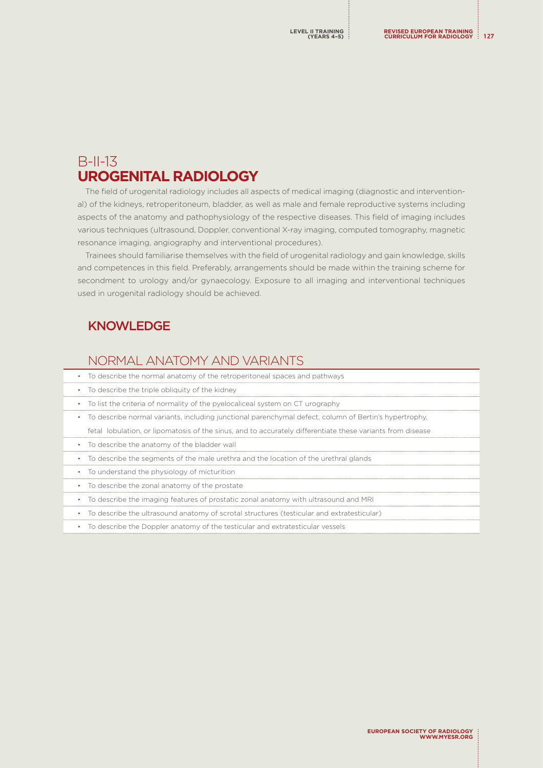# B-II-13 UROGENITAL RADIOLOGY

The field of urogenital radiology includes all aspects of medical imaging (diagnostic and interventional) of the kidneys, retroperitoneum, bladder, as well as male and female reproductive systems including aspects of the anatomy and pathophysiology of the respective diseases. This field of imaging includes various techniques (ultrasound, Doppler, conventional X-ray imaging, computed tomography, magnetic resonance imaging, angiography and interventional procedures).

Trainees should familiarise themselves with the field of urogenital radiology and gain knowledge, skills and competences in this field. Preferably, arrangements should be made within the training scheme for secondment to urology and/or gynaecology. Exposure to all imaging and interventional techniques used in urogenital radiology should be achieved.

## KNOWLEDGE

### NORMAL ANATOMY AND VARIANTS

- To describe the normal anatomy of the retroperitoneal spaces and pathways
- To describe the triple obliquity of the kidney
- To list the criteria of normality of the pyelocaliceal system on CT urography
- To describe normal variants, including junctional parenchymal defect, column of Bertin's hypertrophy, fetal lobulation, or lipomatosis of the sinus, and to accurately differentiate these variants from disease
- To describe the anatomy of the bladder wall
- To describe the segments of the male urethra and the location of the urethral glands
- To understand the physiology of micturition
- To describe the zonal anatomy of the prostate
- To describe the imaging features of prostatic zonal anatomy with ultrasound and MRI
- To describe the ultrasound anatomy of scrotal structures (testicular and extratesticular)
- To describe the Doppler anatomy of the testicular and extratesticular vessels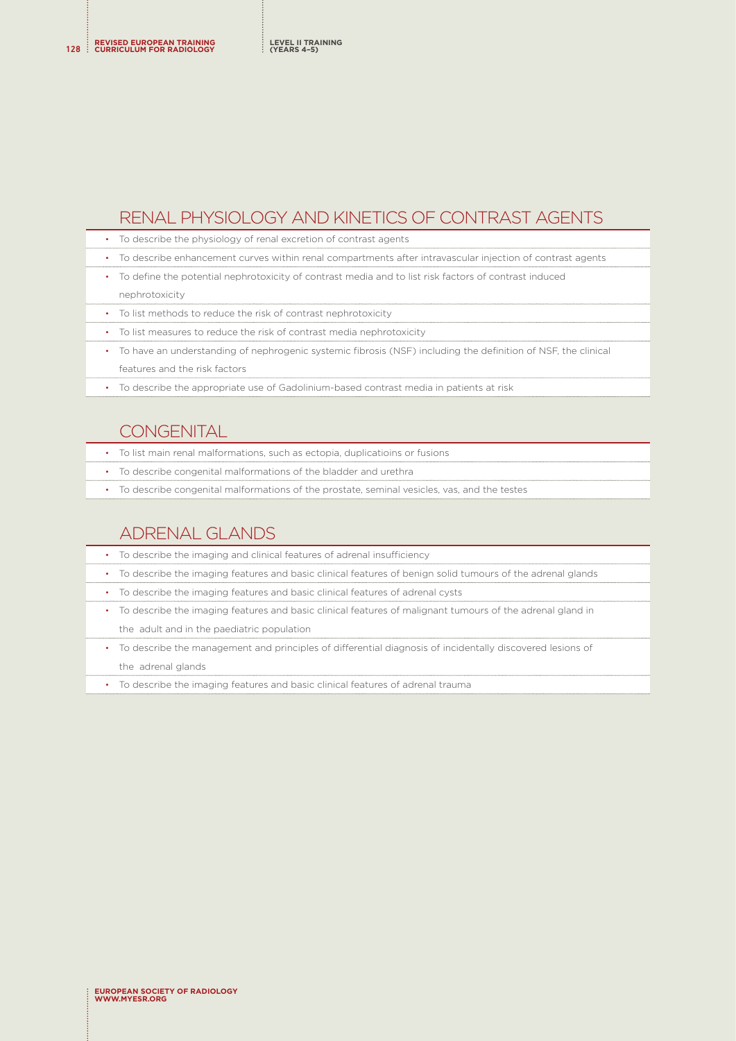## RENAL PHYSIOLOGY AND KINETICS OF CONTRAST AGENTS

- To describe the physiology of renal excretion of contrast agents
- To describe enhancement curves within renal compartments after intravascular injection of contrast agents
- To define the potential nephrotoxicity of contrast media and to list risk factors of contrast induced nephrotoxicity
- To list methods to reduce the risk of contrast nephrotoxicity
- To list measures to reduce the risk of contrast media nephrotoxicity
- To have an understanding of nephrogenic systemic fibrosis (NSF) including the definition of NSF, the clinical features and the risk factors
- To describe the appropriate use of Gadolinium-based contrast media in patients at risk

## CONGENITAL

- To list main renal malformations, such as ectopia, duplicatioins or fusions
- To describe congenital malformations of the bladder and urethra
- To describe congenital malformations of the prostate, seminal vesicles, vas, and the testes

## ADRENAL GLANDS

- To describe the imaging and clinical features of adrenal insufficiency
- To describe the imaging features and basic clinical features of benign solid tumours of the adrenal glands
- To describe the imaging features and basic clinical features of adrenal cysts
- To describe the imaging features and basic clinical features of malignant tumours of the adrenal gland in the adult and in the paediatric population
- To describe the management and principles of differential diagnosis of incidentally discovered lesions of the adrenal glands
- To describe the imaging features and basic clinical features of adrenal trauma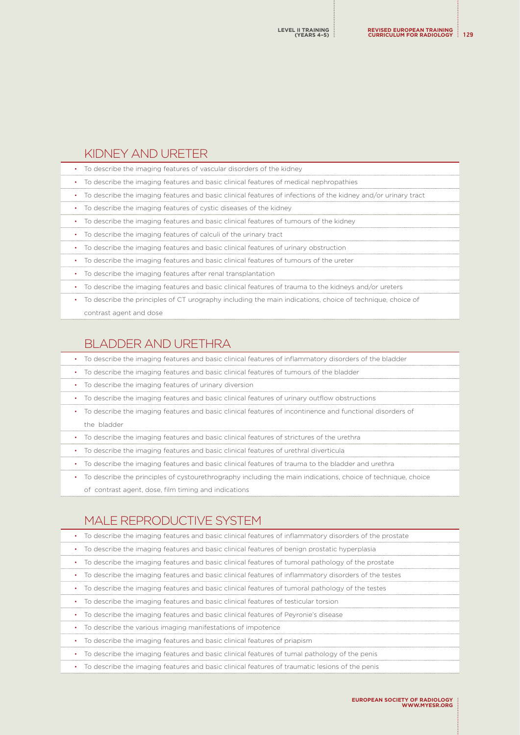## KIDNEY AND URETER

- To describe the imaging features of vascular disorders of the kidney
- To describe the imaging features and basic clinical features of medical nephropathies
- To describe the imaging features and basic clinical features of infections of the kidney and/or urinary tract
- To describe the imaging features of cystic diseases of the kidney
- To describe the imaging features and basic clinical features of tumours of the kidney
- To describe the imaging features of calculi of the urinary tract
- To describe the imaging features and basic clinical features of urinary obstruction
- To describe the imaging features and basic clinical features of tumours of the ureter
- To describe the imaging features after renal transplantation
- To describe the imaging features and basic clinical features of trauma to the kidneys and/or ureters
- To describe the principles of CT urography including the main indications, choice of technique, choice of contrast agent and dose

## BLADDER AND URETHRA

- To describe the imaging features and basic clinical features of inflammatory disorders of the bladder
- To describe the imaging features and basic clinical features of tumours of the bladder
- To describe the imaging features of urinary diversion
- To describe the imaging features and basic clinical features of urinary outflow obstructions
- To describe the imaging features and basic clinical features of incontinence and functional disorders of the bladder
- To describe the imaging features and basic clinical features of strictures of the urethra
- To describe the imaging features and basic clinical features of urethral diverticula
- To describe the imaging features and basic clinical features of trauma to the bladder and urethra
- To describe the principles of cystourethrography including the main indications, choice of technique, choice of contrast agent, dose, film timing and indications

## MALE REPRODUCTIVE SYSTEM

- To describe the imaging features and basic clinical features of inflammatory disorders of the prostate
- To describe the imaging features and basic clinical features of benign prostatic hyperplasia
- To describe the imaging features and basic clinical features of tumoral pathology of the prostate
- To describe the imaging features and basic clinical features of inflammatory disorders of the testes
- To describe the imaging features and basic clinical features of tumoral pathology of the testes
- To describe the imaging features and basic clinical features of testicular torsion
- To describe the imaging features and basic clinical features of Peyronie's disease
- To describe the various imaging manifestations of impotence
- To describe the imaging features and basic clinical features of priapism
- To describe the imaging features and basic clinical features of tumal pathology of the penis
- To describe the imaging features and basic clinical features of traumatic lesions of the penis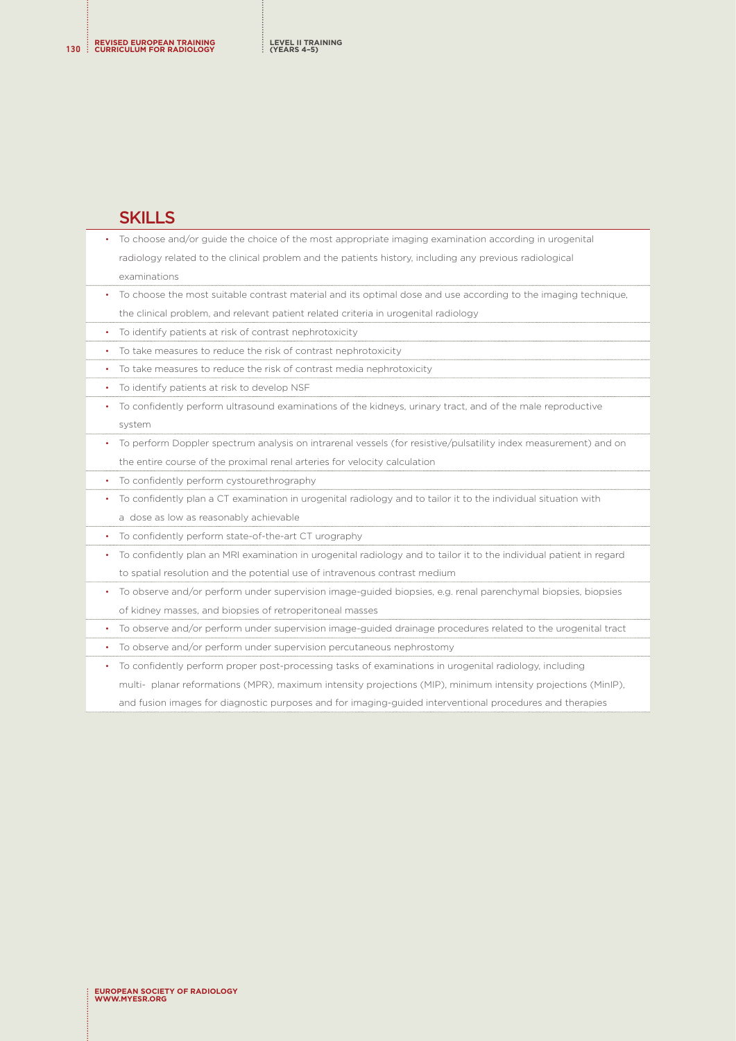## SKILLS

- To choose and/or guide the choice of the most appropriate imaging examination according in urogenital radiology related to the clinical problem and the patients history, including any previous radiological examinations
- To choose the most suitable contrast material and its optimal dose and use according to the imaging technique, the clinical problem, and relevant patient related criteria in urogenital radiology
- To identify patients at risk of contrast nephrotoxicity
- To take measures to reduce the risk of contrast nephrotoxicity
- To take measures to reduce the risk of contrast media nephrotoxicity
- To identify patients at risk to develop NSF
- To confidently perform ultrasound examinations of the kidneys, urinary tract, and of the male reproductive system
- To perform Doppler spectrum analysis on intrarenal vessels (for resistive/pulsatility index measurement) and on the entire course of the proximal renal arteries for velocity calculation
- To confidently perform cystourethrography
- To confidently plan a CT examination in urogenital radiology and to tailor it to the individual situation with a dose as low as reasonably achievable
- To confidently perform state-of-the-art CT urography
- To confidently plan an MRI examination in urogenital radiology and to tailor it to the individual patient in regard to spatial resolution and the potential use of intravenous contrast medium
- To observe and/or perform under supervision image-guided biopsies, e.g. renal parenchymal biopsies, biopsies of kidney masses, and biopsies of retroperitoneal masses
- To observe and/or perform under supervision image-guided drainage procedures related to the urogenital tract
- To observe and/or perform under supervision percutaneous nephrostomy
- To confidently perform proper post-processing tasks of examinations in urogenital radiology, including multi- planar reformations (MPR), maximum intensity projections (MIP), minimum intensity projections (MinIP), and fusion images for diagnostic purposes and for imaging-guided interventional procedures and therapies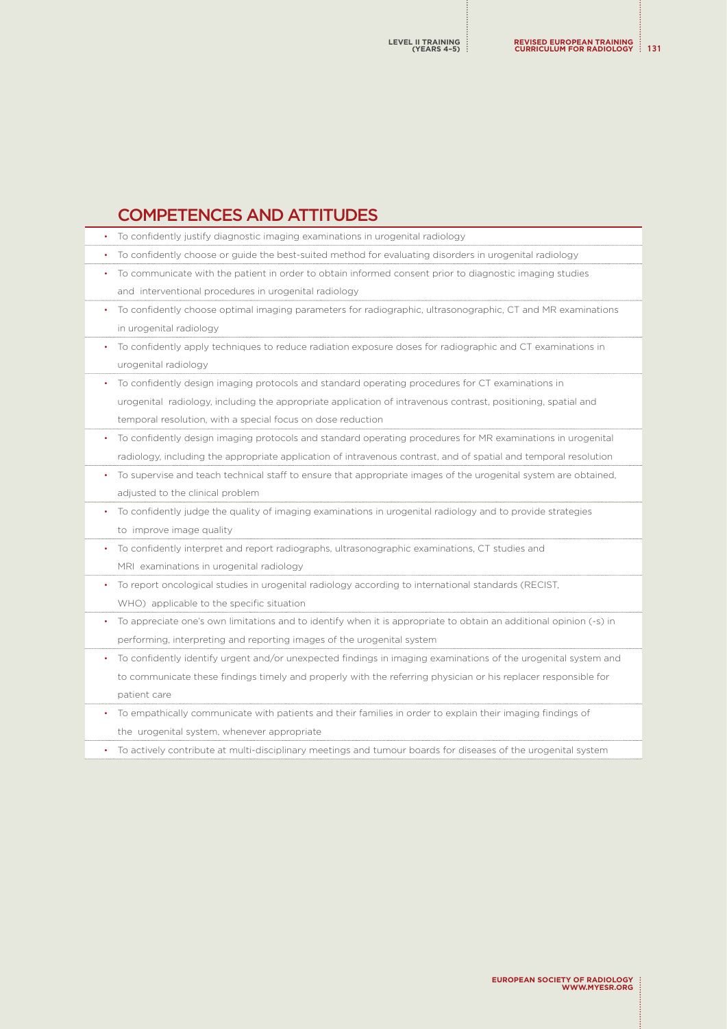## COMPETENCES AND ATTITUDES

- To confidently justify diagnostic imaging examinations in urogenital radiology
- To confidently choose or guide the best-suited method for evaluating disorders in urogenital radiology
- To communicate with the patient in order to obtain informed consent prior to diagnostic imaging studies and interventional procedures in urogenital radiology
- To confidently choose optimal imaging parameters for radiographic, ultrasonographic, CT and MR examinations in urogenital radiology
- To confidently apply techniques to reduce radiation exposure doses for radiographic and CT examinations in urogenital radiology
- To confidently design imaging protocols and standard operating procedures for CT examinations in urogenital radiology, including the appropriate application of intravenous contrast, positioning, spatial and temporal resolution, with a special focus on dose reduction
- To confidently design imaging protocols and standard operating procedures for MR examinations in urogenital radiology, including the appropriate application of intravenous contrast, and of spatial and temporal resolution
- To supervise and teach technical staff to ensure that appropriate images of the urogenital system are obtained, adjusted to the clinical problem
- To confidently judge the quality of imaging examinations in urogenital radiology and to provide strategies to improve image quality
- To confidently interpret and report radiographs, ultrasonographic examinations, CT studies and MRI examinations in urogenital radiology
- To report oncological studies in urogenital radiology according to international standards (RECIST, WHO) applicable to the specific situation
- To appreciate one's own limitations and to identify when it is appropriate to obtain an additional opinion (-s) in performing, interpreting and reporting images of the urogenital system
- To confidently identify urgent and/or unexpected findings in imaging examinations of the urogenital system and to communicate these findings timely and properly with the referring physician or his replacer responsible for patient care
- To empathically communicate with patients and their families in order to explain their imaging findings of the urogenital system, whenever appropriate
- To actively contribute at multi-disciplinary meetings and tumour boards for diseases of the urogenital system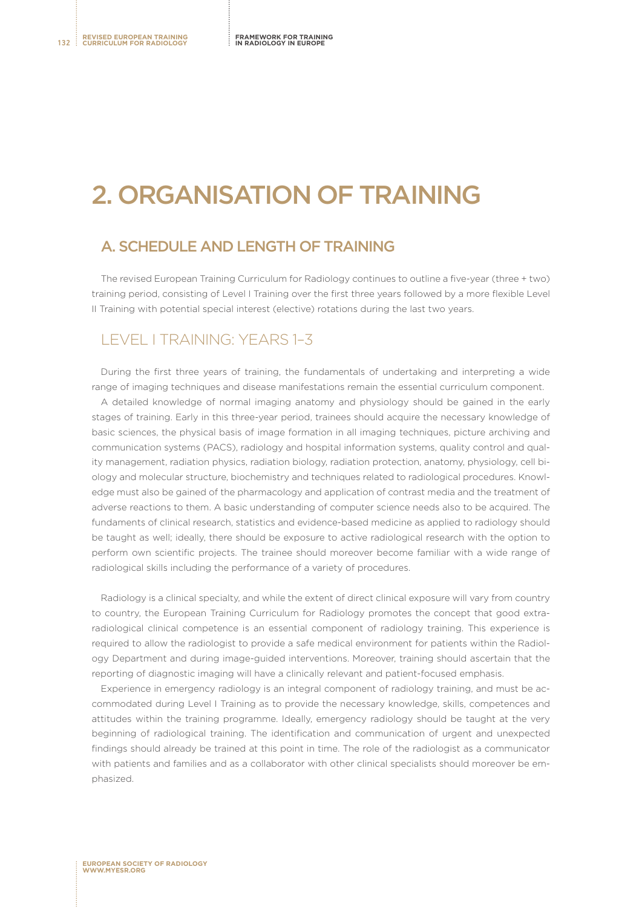# 2. ORGANISATION OF TRAINING

## A. SCHEDULE AND LENGTH OF TRAINING

The revised European Training Curriculum for Radiology continues to outline a five-year (three + two) training period, consisting of Level I Training over the first three years followed by a more flexible Level II Training with potential special interest (elective) rotations during the last two years.

## LEVEL I TRAINING: YEARS 1–3

During the first three years of training, the fundamentals of undertaking and interpreting a wide range of imaging techniques and disease manifestations remain the essential curriculum component.

A detailed knowledge of normal imaging anatomy and physiology should be gained in the early stages of training. Early in this three-year period, trainees should acquire the necessary knowledge of basic sciences, the physical basis of image formation in all imaging techniques, picture archiving and communication systems (PACS), radiology and hospital information systems, quality control and quality management, radiation physics, radiation biology, radiation protection, anatomy, physiology, cell biology and molecular structure, biochemistry and techniques related to radiological procedures. Knowledge must also be gained of the pharmacology and application of contrast media and the treatment of adverse reactions to them. A basic understanding of computer science needs also to be acquired. The fundaments of clinical research, statistics and evidence-based medicine as applied to radiology should be taught as well; ideally, there should be exposure to active radiological research with the option to perform own scientific projects. The trainee should moreover become familiar with a wide range of radiological skills including the performance of a variety of procedures.

Radiology is a clinical specialty, and while the extent of direct clinical exposure will vary from country to country, the European Training Curriculum for Radiology promotes the concept that good extra-radiological clinical competence is an essential component of radiology training. This experience is required to allow the radiologist to provide a safe medical environment for patients within the Radiology Department and during image-guided interventions. Moreover, training should ascertain that the reporting of diagnostic imaging will have a clinically relevant and patient-focused emphasis.

Experience in emergency radiology is an integral component of radiology training, and must be accommodated during Level I Training as to provide the necessary knowledge, skills, competences and attitudes within the training programme. Ideally, emergency radiology should be taught at the very beginning of radiological training. The identification and communication of urgent and unexpected findings should already be trained at this point in time. The role of the radiologist as a communicator with patients and families and as a collaborator with other clinical specialists should moreover be emphasized.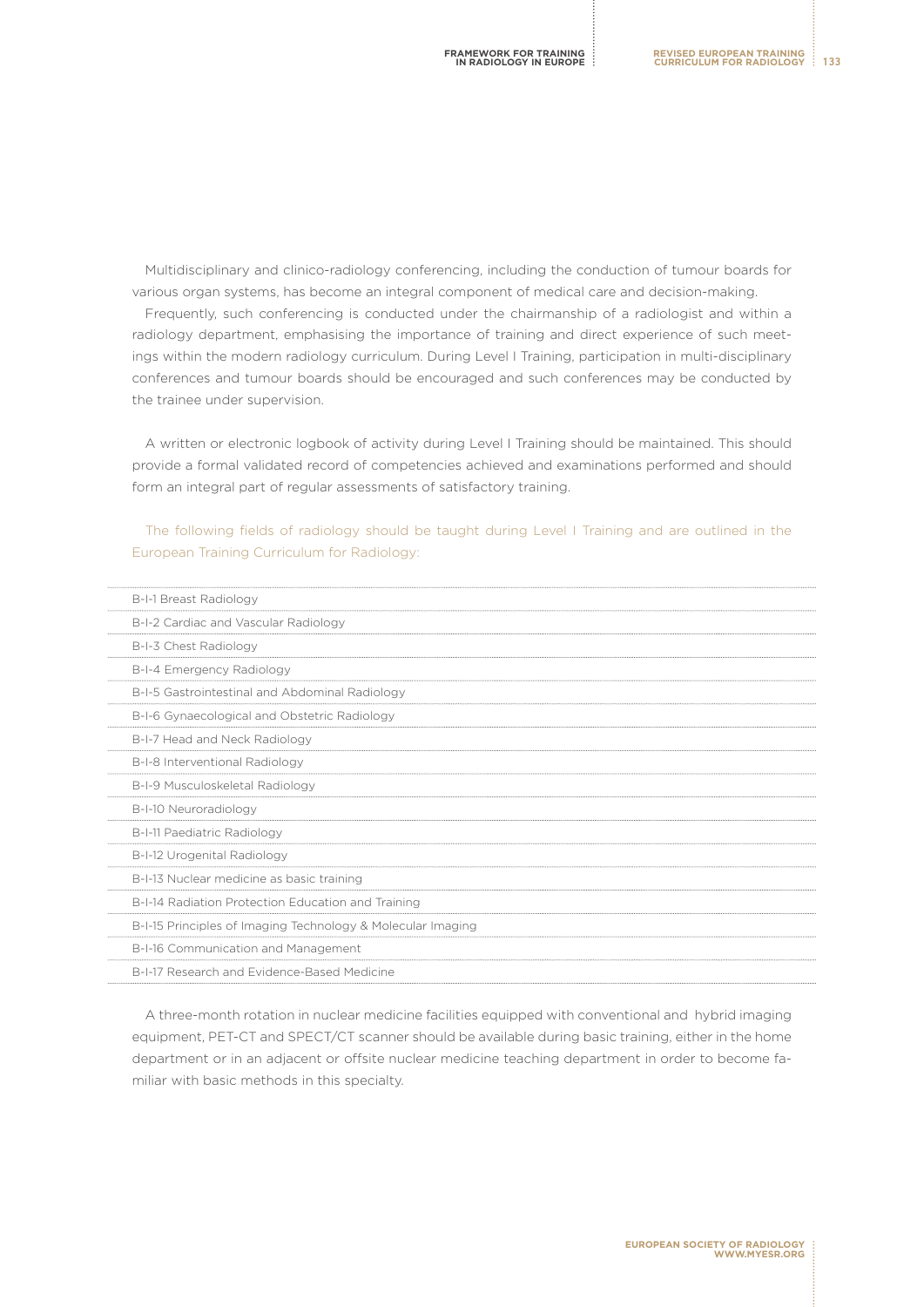Multidisciplinary and clinico-radiology conferencing, including the conduction of tumour boards for various organ systems, has become an integral component of medical care and decision-making.

Frequently, such conferencing is conducted under the chairmanship of a radiologist and within a radiology department, emphasising the importance of training and direct experience of such meetings within the modern radiology curriculum. During Level I Training, participation in multi-disciplinary conferences and tumour boards should be encouraged and such conferences may be conducted by the trainee under supervision.

A written or electronic logbook of activity during Level I Training should be maintained. This should provide a formal validated record of competencies achieved and examinations performed and should form an integral part of regular assessments of satisfactory training.

The following fields of radiology should be taught during Level I Training and are outlined in the European Training Curriculum for Radiology:

| |
|---|
| B-I-1 Breast Radiology |
| B-I-2 Cardiac and Vascular Radiology |
| B-I-3 Chest Radiology |
| B-I-4 Emergency Radiology |
| B-I-5 Gastrointestinal and Abdominal Radiology |
| B-I-6 Gynaecological and Obstetric Radiology |
| B-I-7 Head and Neck Radiology |
| B-I-8 Interventional Radiology |
| B-I-9 Musculoskeletal Radiology |
| B-I-10 Neuroradiology |
| B-I-11 Paediatric Radiology |
| B-I-12 Urogenital Radiology |
| B-I-13 Nuclear medicine as basic training |
| B-I-14 Radiation Protection Education and Training |
| B-I-15 Principles of Imaging Technology & Molecular Imaging |
| B-I-16 Communication and Management |
| B-I-17 Research and Evidence-Based Medicine |

A three-month rotation in nuclear medicine facilities equipped with conventional and hybrid imaging equipment, PET-CT and SPECT/CT scanner should be available during basic training, either in the home department or in an adjacent or offsite nuclear medicine teaching department in order to become familiar with basic methods in this specialty.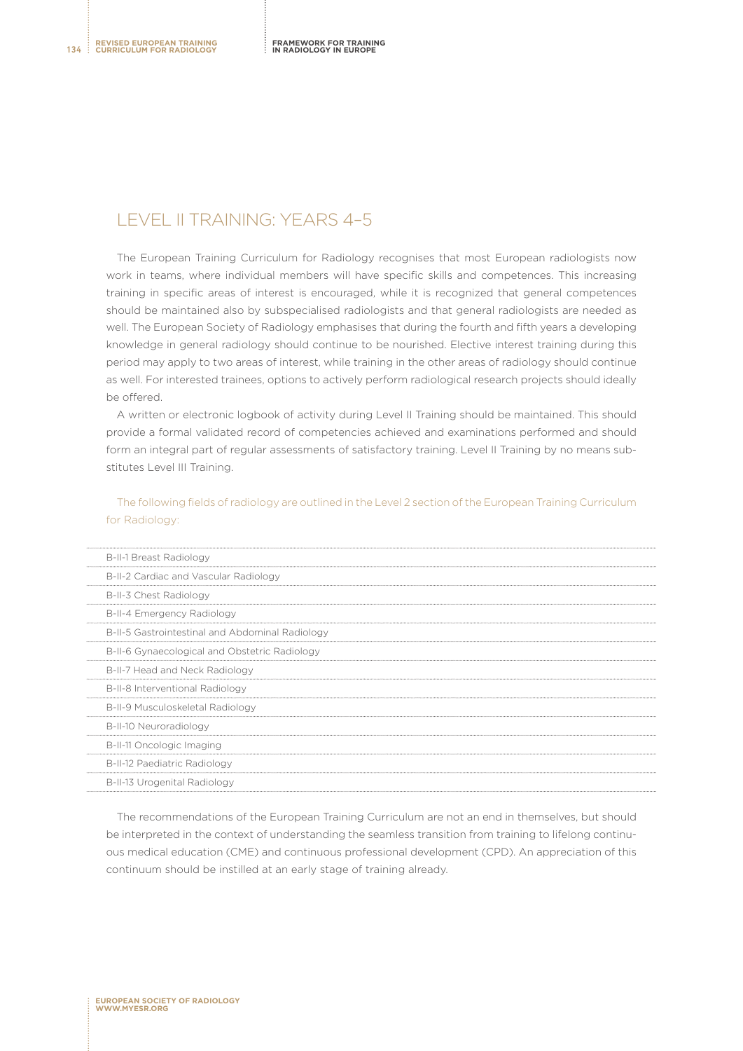## LEVEL II TRAINING: YEARS 4–5

The European Training Curriculum for Radiology recognises that most European radiologists now work in teams, where individual members will have specific skills and competences. This increasing training in specific areas of interest is encouraged, while it is recognized that general competences should be maintained also by subspecialised radiologists and that general radiologists are needed as well. The European Society of Radiology emphasises that during the fourth and fifth years a developing knowledge in general radiology should continue to be nourished. Elective interest training during this period may apply to two areas of interest, while training in the other areas of radiology should continue as well. For interested trainees, options to actively perform radiological research projects should ideally be offered.

A written or electronic logbook of activity during Level II Training should be maintained. This should provide a formal validated record of competencies achieved and examinations performed and should form an integral part of regular assessments of satisfactory training. Level II Training by no means substitutes Level III Training.

The following fields of radiology are outlined in the Level 2 section of the European Training Curriculum for Radiology:

| |
|---|
| B-II-1 Breast Radiology |
| B-II-2 Cardiac and Vascular Radiology |
| B-II-3 Chest Radiology |
| B-II-4 Emergency Radiology |
| B-II-5 Gastrointestinal and Abdominal Radiology |
| B-II-6 Gynaecological and Obstetric Radiology |
| B-II-7 Head and Neck Radiology |
| B-II-8 Interventional Radiology |
| B-II-9 Musculoskeletal Radiology |
| B-II-10 Neuroradiology |
| B-II-11 Oncologic Imaging |
| B-II-12 Paediatric Radiology |
| B-II-13 Urogenital Radiology |

The recommendations of the European Training Curriculum are not an end in themselves, but should be interpreted in the context of understanding the seamless transition from training to lifelong continuous medical education (CME) and continuous professional development (CPD). An appreciation of this continuum should be instilled at an early stage of training already.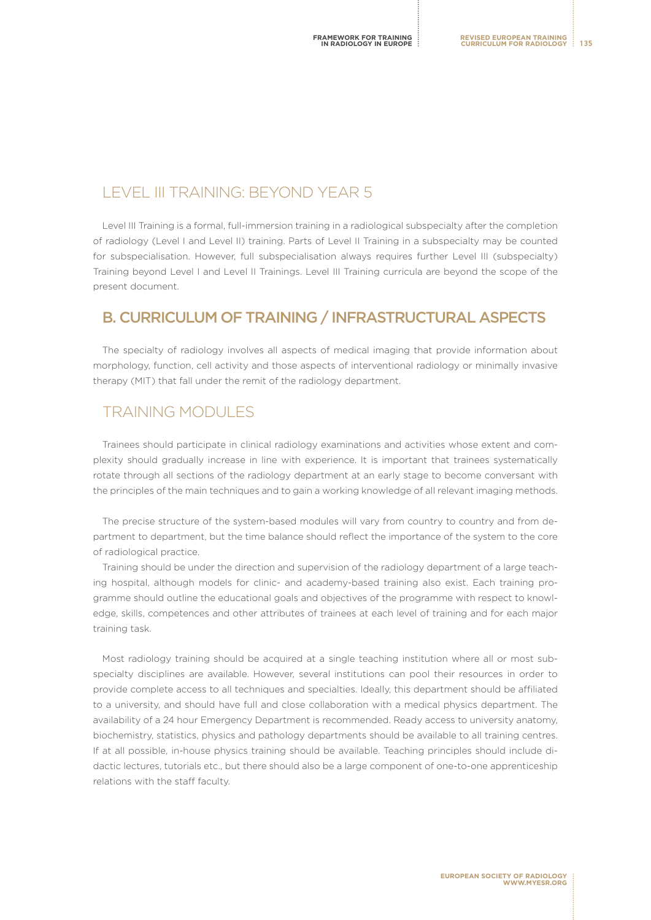## LEVEL III TRAINING: BEYOND YEAR 5

Level III Training is a formal, full-immersion training in a radiological subspecialty after the completion of radiology (Level I and Level II) training. Parts of Level II Training in a subspecialty may be counted for subspecialisation. However, full subspecialisation always requires further Level III (subspecialty) Training beyond Level I and Level II Trainings. Level III Training curricula are beyond the scope of the present document.

# B. CURRICULUM OF TRAINING / INFRASTRUCTURAL ASPECTS

The specialty of radiology involves all aspects of medical imaging that provide information about morphology, function, cell activity and those aspects of interventional radiology or minimally invasive therapy (MIT) that fall under the remit of the radiology department.

## TRAINING MODULES

Trainees should participate in clinical radiology examinations and activities whose extent and complexity should gradually increase in line with experience. It is important that trainees systematically rotate through all sections of the radiology department at an early stage to become conversant with the principles of the main techniques and to gain a working knowledge of all relevant imaging methods.

The precise structure of the system-based modules will vary from country to country and from department to department, but the time balance should reflect the importance of the system to the core of radiological practice.

Training should be under the direction and supervision of the radiology department of a large teaching hospital, although models for clinic- and academy-based training also exist. Each training programme should outline the educational goals and objectives of the programme with respect to knowledge, skills, competences and other attributes of trainees at each level of training and for each major training task.

Most radiology training should be acquired at a single teaching institution where all or most subspecialty disciplines are available. However, several institutions can pool their resources in order to provide complete access to all techniques and specialties. Ideally, this department should be affiliated to a university, and should have full and close collaboration with a medical physics department. The availability of a 24 hour Emergency Department is recommended. Ready access to university anatomy, biochemistry, statistics, physics and pathology departments should be available to all training centres. If at all possible, in-house physics training should be available. Teaching principles should include didactic lectures, tutorials etc., but there should also be a large component of one-to-one apprenticeship relations with the staff faculty.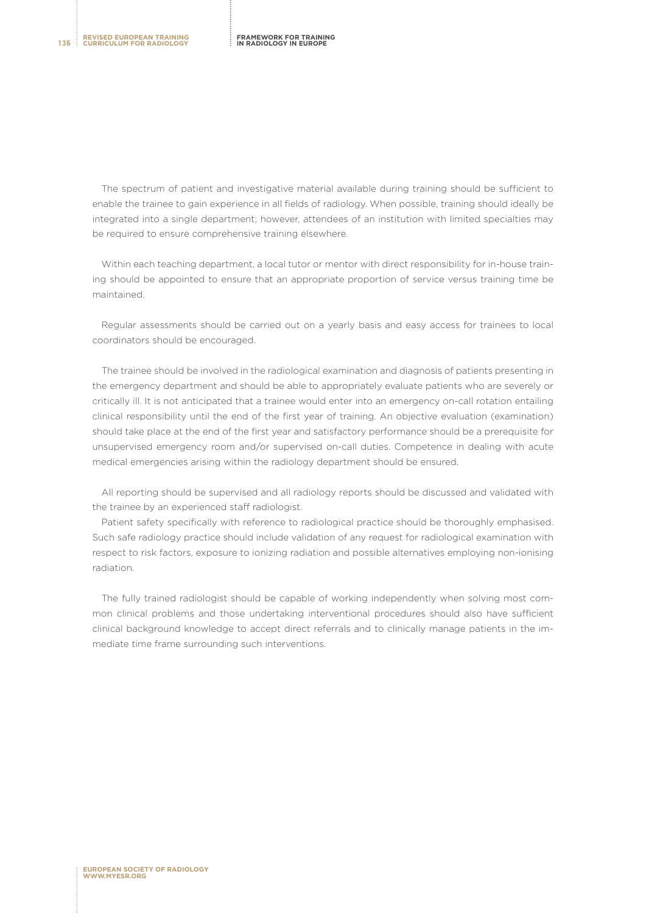The spectrum of patient and investigative material available during training should be sufficient to enable the trainee to gain experience in all fields of radiology. When possible, training should ideally be integrated into a single department; however, attendees of an institution with limited specialties may be required to ensure comprehensive training elsewhere.

Within each teaching department, a local tutor or mentor with direct responsibility for in-house training should be appointed to ensure that an appropriate proportion of service versus training time be maintained.

Regular assessments should be carried out on a yearly basis and easy access for trainees to local coordinators should be encouraged.

The trainee should be involved in the radiological examination and diagnosis of patients presenting in the emergency department and should be able to appropriately evaluate patients who are severely or critically ill. It is not anticipated that a trainee would enter into an emergency on-call rotation entailing clinical responsibility until the end of the first year of training. An objective evaluation (examination) should take place at the end of the first year and satisfactory performance should be a prerequisite for unsupervised emergency room and/or supervised on-call duties. Competence in dealing with acute medical emergencies arising within the radiology department should be ensured.

All reporting should be supervised and all radiology reports should be discussed and validated with the trainee by an experienced staff radiologist.

Patient safety specifically with reference to radiological practice should be thoroughly emphasised. Such safe radiology practice should include validation of any request for radiological examination with respect to risk factors, exposure to ionizing radiation and possible alternatives employing non-ionising radiation.

The fully trained radiologist should be capable of working independently when solving most common clinical problems and those undertaking interventional procedures should also have sufficient clinical background knowledge to accept direct referrals and to clinically manage patients in the immediate time frame surrounding such interventions.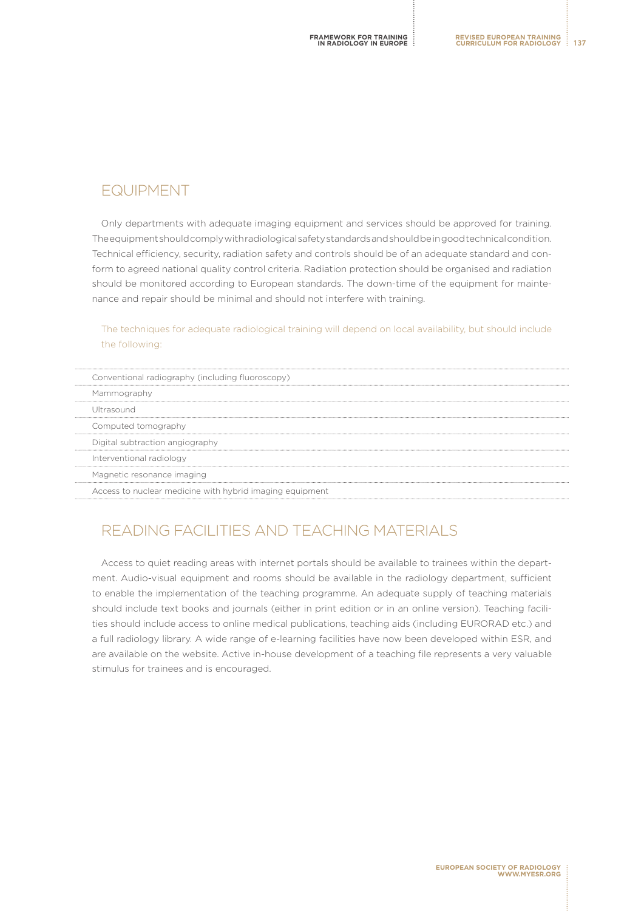## EQUIPMENT

Only departments with adequate imaging equipment and services should be approved for training. The equipment should comply with radiological safety standards and should be in good technical condition. Technical efficiency, security, radiation safety and controls should be of an adequate standard and conform to agreed national quality control criteria. Radiation protection should be organised and radiation should be monitored according to European standards. The down-time of the equipment for maintenance and repair should be minimal and should not interfere with training.

The techniques for adequate radiological training will depend on local availability, but should include the following:

| |
|---|
| Conventional radiography (including fluoroscopy) |
| Mammography |
| Ultrasound |
| Computed tomography |
| Digital subtraction angiography |
| Interventional radiology |
| Magnetic resonance imaging |
| Access to nuclear medicine with hybrid imaging equipment |

## READING FACILITIES AND TEACHING MATERIALS

Access to quiet reading areas with internet portals should be available to trainees within the department. Audio-visual equipment and rooms should be available in the radiology department, sufficient to enable the implementation of the teaching programme. An adequate supply of teaching materials should include text books and journals (either in print edition or in an online version). Teaching facilities should include access to online medical publications, teaching aids (including EURORAD etc.) and a full radiology library. A wide range of e-learning facilities have now been developed within ESR, and are available on the website. Active in-house development of a teaching file represents a very valuable stimulus for trainees and is encouraged.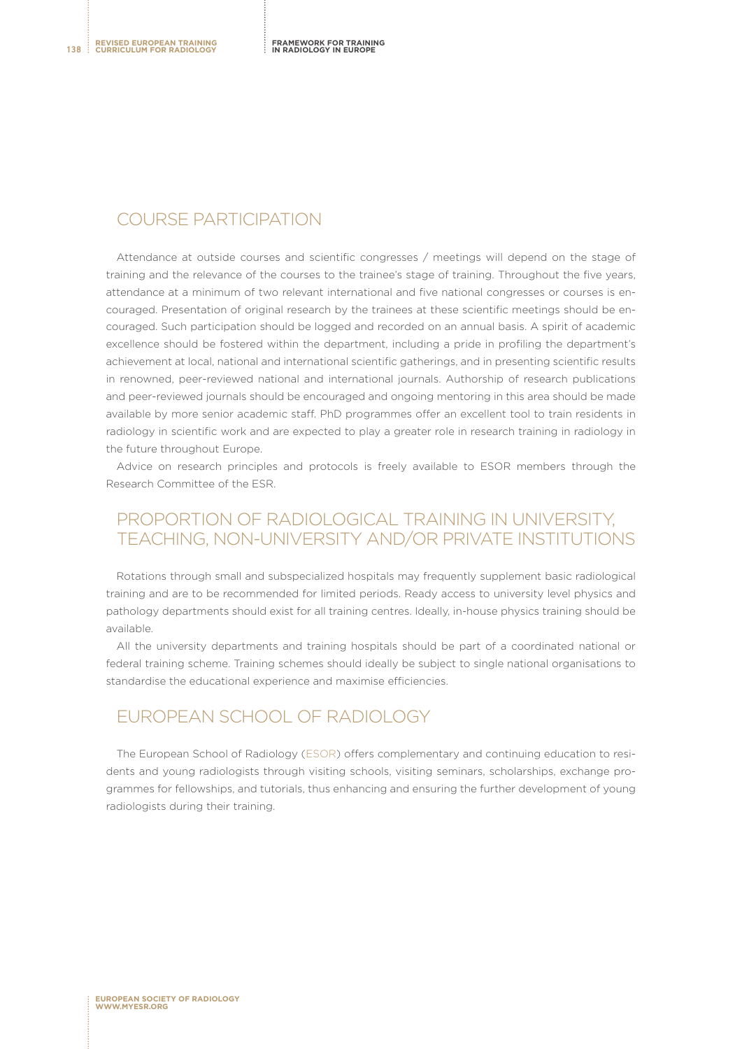## COURSE PARTICIPATION

Attendance at outside courses and scientific congresses / meetings will depend on the stage of training and the relevance of the courses to the trainee's stage of training. Throughout the five years, attendance at a minimum of two relevant international and five national congresses or courses is encouraged. Presentation of original research by the trainees at these scientific meetings should be encouraged. Such participation should be logged and recorded on an annual basis. A spirit of academic excellence should be fostered within the department, including a pride in profiling the department's achievement at local, national and international scientific gatherings, and in presenting scientific results in renowned, peer-reviewed national and international journals. Authorship of research publications and peer-reviewed journals should be encouraged and ongoing mentoring in this area should be made available by more senior academic staff. PhD programmes offer an excellent tool to train residents in radiology in scientific work and are expected to play a greater role in research training in radiology in the future throughout Europe.

Advice on research principles and protocols is freely available to ESOR members through the Research Committee of the ESR.

## PROPORTION OF RADIOLOGICAL TRAINING IN UNIVERSITY, TEACHING, NON-UNIVERSITY AND/OR PRIVATE INSTITUTIONS

Rotations through small and subspecialized hospitals may frequently supplement basic radiological training and are to be recommended for limited periods. Ready access to university level physics and pathology departments should exist for all training centres. Ideally, in-house physics training should be available.

All the university departments and training hospitals should be part of a coordinated national or federal training scheme. Training schemes should ideally be subject to single national organisations to standardise the educational experience and maximise efficiencies.

## EUROPEAN SCHOOL OF RADIOLOGY

The European School of Radiology (ESOR) offers complementary and continuing education to residents and young radiologists through visiting schools, visiting seminars, scholarships, exchange programmes for fellowships, and tutorials, thus enhancing and ensuring the further development of young radiologists during their training.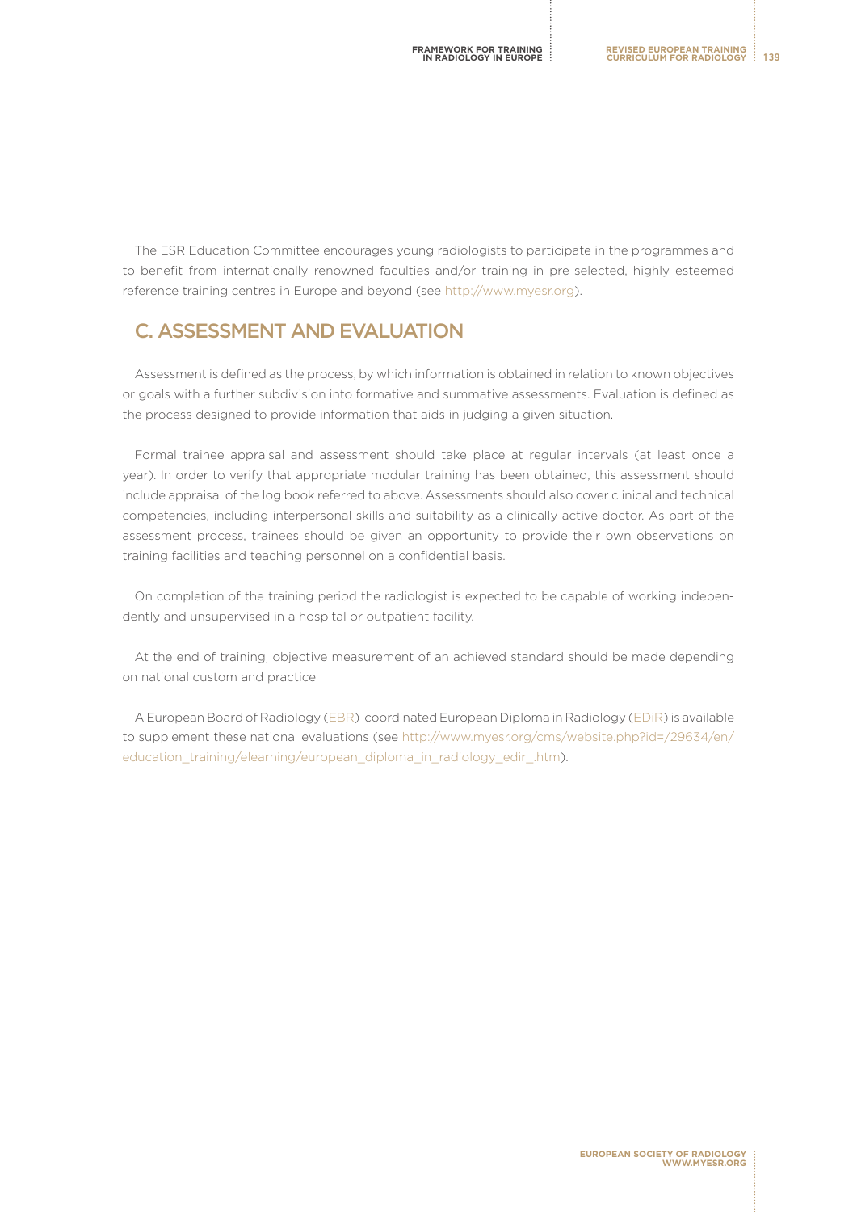The ESR Education Committee encourages young radiologists to participate in the programmes and to benefit from internationally renowned faculties and/or training in pre-selected, highly esteemed reference training centres in Europe and beyond (see http://www.myesr.org).

## C. ASSESSMENT AND EVALUATION

Assessment is defined as the process, by which information is obtained in relation to known objectives or goals with a further subdivision into formative and summative assessments. Evaluation is defined as the process designed to provide information that aids in judging a given situation.

Formal trainee appraisal and assessment should take place at regular intervals (at least once a year). In order to verify that appropriate modular training has been obtained, this assessment should include appraisal of the log book referred to above. Assessments should also cover clinical and technical competencies, including interpersonal skills and suitability as a clinically active doctor. As part of the assessment process, trainees should be given an opportunity to provide their own observations on training facilities and teaching personnel on a confidential basis.

On completion of the training period the radiologist is expected to be capable of working independently and unsupervised in a hospital or outpatient facility.

At the end of training, objective measurement of an achieved standard should be made depending on national custom and practice.

A European Board of Radiology (EBR)-coordinated European Diploma in Radiology (EDiR) is available to supplement these national evaluations (see http://www.myesr.org/cms/website.php?id=/29634/en/education_training/elearning/european_diploma_in_radiology_edir_.htm).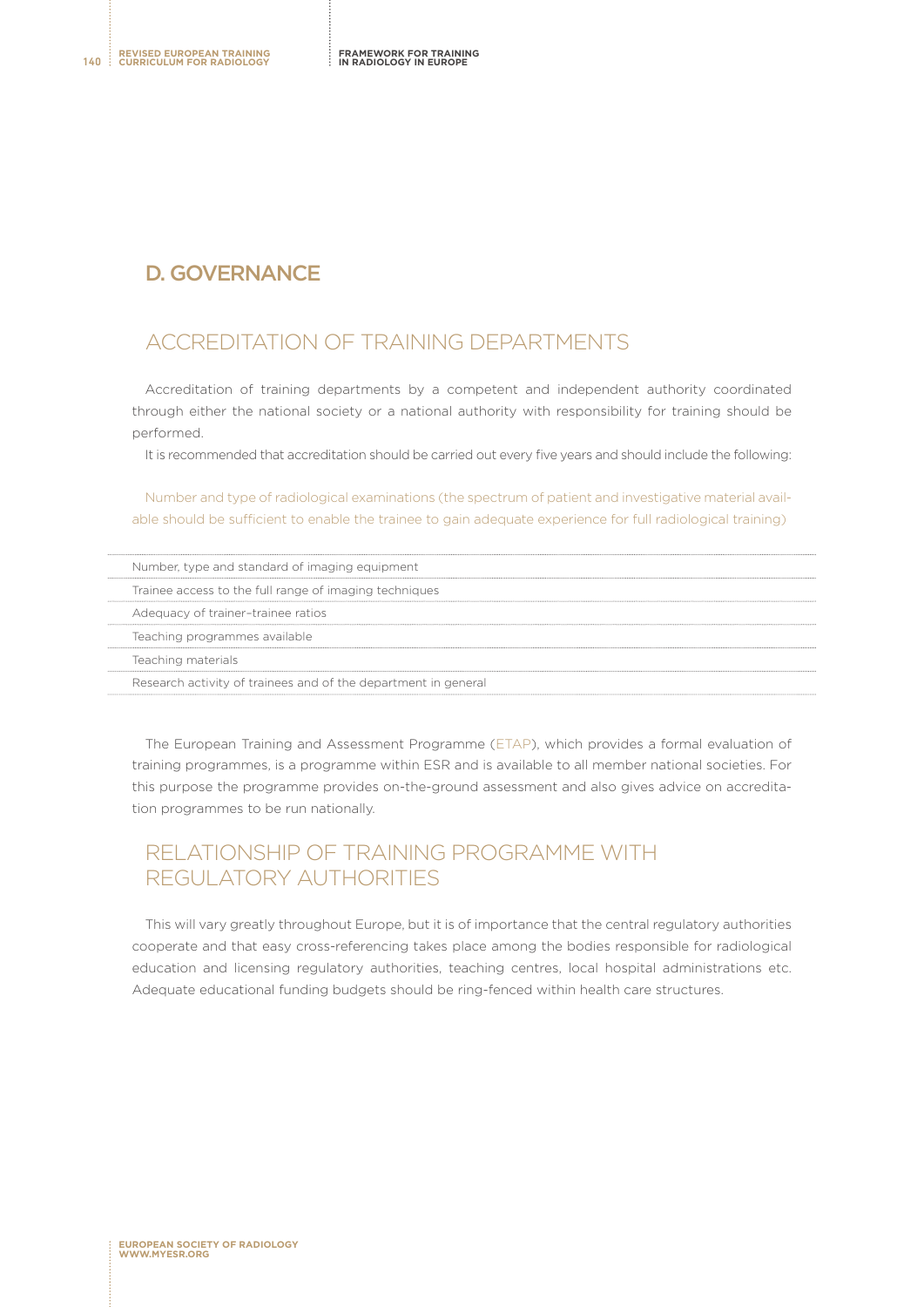## D. GOVERNANCE

### ACCREDITATION OF TRAINING DEPARTMENTS

Accreditation of training departments by a competent and independent authority coordinated through either the national society or a national authority with responsibility for training should be performed.

It is recommended that accreditation should be carried out every five years and should include the following:

| Number and type of radiological examinations (the spectrum of patient and investigative material available should be sufficient to enable the trainee to gain adequate experience for full radiological training) |
|---|
| Number, type and standard of imaging equipment |
| Trainee access to the full range of imaging techniques |
| Adequacy of trainer–trainee ratios |
| Teaching programmes available |
| Teaching materials |
| Research activity of trainees and of the department in general |

The European Training and Assessment Programme (ETAP), which provides a formal evaluation of training programmes, is a programme within ESR and is available to all member national societies. For this purpose the programme provides on-the-ground assessment and also gives advice on accreditation programmes to be run nationally.

### RELATIONSHIP OF TRAINING PROGRAMME WITH REGULATORY AUTHORITIES

This will vary greatly throughout Europe, but it is of importance that the central regulatory authorities cooperate and that easy cross-referencing takes place among the bodies responsible for radiological education and licensing regulatory authorities, teaching centres, local hospital administrations etc. Adequate educational funding budgets should be ring-fenced within health care structures.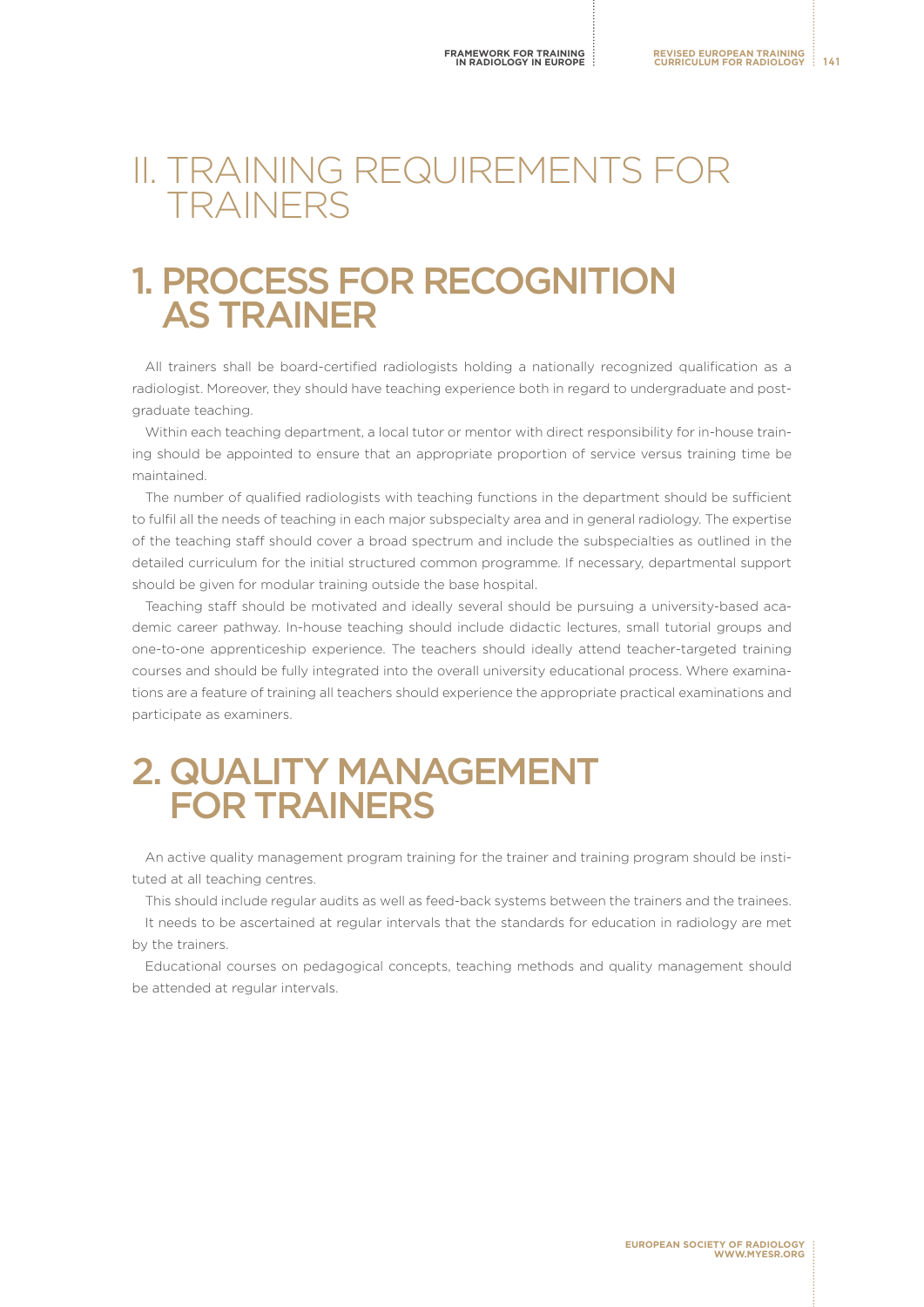# II. TRAINING REQUIREMENTS FOR TRAINERS

## 1. PROCESS FOR RECOGNITION AS TRAINER

All trainers shall be board-certified radiologists holding a nationally recognized qualification as a radiologist. Moreover, they should have teaching experience both in regard to undergraduate and post-graduate teaching.

Within each teaching department, a local tutor or mentor with direct responsibility for in-house training should be appointed to ensure that an appropriate proportion of service versus training time be maintained.

The number of qualified radiologists with teaching functions in the department should be sufficient to fulfil all the needs of teaching in each major subspecialty area and in general radiology. The expertise of the teaching staff should cover a broad spectrum and include the subspecialties as outlined in the detailed curriculum for the initial structured common programme. If necessary, departmental support should be given for modular training outside the base hospital.

Teaching staff should be motivated and ideally several should be pursuing a university-based academic career pathway. In-house teaching should include didactic lectures, small tutorial groups and one-to-one apprenticeship experience. The teachers should ideally attend teacher-targeted training courses and should be fully integrated into the overall university educational process. Where examinations are a feature of training all teachers should experience the appropriate practical examinations and participate as examiners.

## 2. QUALITY MANAGEMENT FOR TRAINERS

An active quality management program training for the trainer and training program should be instituted at all teaching centres.

This should include regular audits as well as feed-back systems between the trainers and the trainees.

It needs to be ascertained at regular intervals that the standards for education in radiology are met by the trainers.

Educational courses on pedagogical concepts, teaching methods and quality management should be attended at regular intervals.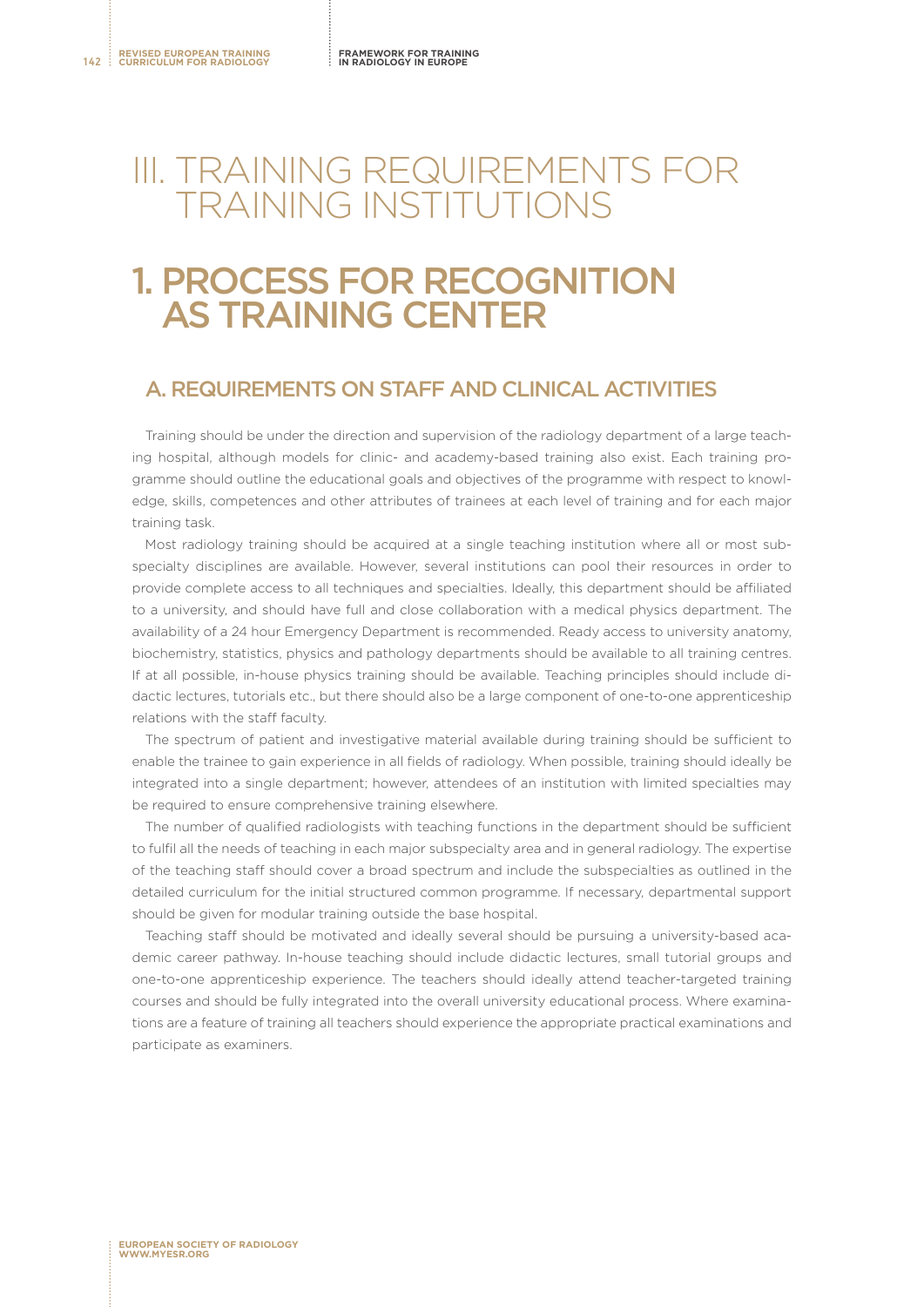# III. TRAINING REQUIREMENTS FOR TRAINING INSTITUTIONS

## 1. PROCESS FOR RECOGNITION AS TRAINING CENTER

### A. REQUIREMENTS ON STAFF AND CLINICAL ACTIVITIES

Training should be under the direction and supervision of the radiology department of a large teaching hospital, although models for clinic- and academy-based training also exist. Each training programme should outline the educational goals and objectives of the programme with respect to knowledge, skills, competences and other attributes of trainees at each level of training and for each major training task.

Most radiology training should be acquired at a single teaching institution where all or most subspecialty disciplines are available. However, several institutions can pool their resources in order to provide complete access to all techniques and specialties. Ideally, this department should be affiliated to a university, and should have full and close collaboration with a medical physics department. The availability of a 24 hour Emergency Department is recommended. Ready access to university anatomy, biochemistry, statistics, physics and pathology departments should be available to all training centres. If at all possible, in-house physics training should be available. Teaching principles should include didactic lectures, tutorials etc., but there should also be a large component of one-to-one apprenticeship relations with the staff faculty.

The spectrum of patient and investigative material available during training should be sufficient to enable the trainee to gain experience in all fields of radiology. When possible, training should ideally be integrated into a single department; however, attendees of an institution with limited specialties may be required to ensure comprehensive training elsewhere.

The number of qualified radiologists with teaching functions in the department should be sufficient to fulfil all the needs of teaching in each major subspecialty area and in general radiology. The expertise of the teaching staff should cover a broad spectrum and include the subspecialties as outlined in the detailed curriculum for the initial structured common programme. If necessary, departmental support should be given for modular training outside the base hospital.

Teaching staff should be motivated and ideally several should be pursuing a university-based academic career pathway. In-house teaching should include didactic lectures, small tutorial groups and one-to-one apprenticeship experience. The teachers should ideally attend teacher-targeted training courses and should be fully integrated into the overall university educational process. Where examinations are a feature of training all teachers should experience the appropriate practical examinations and participate as examiners.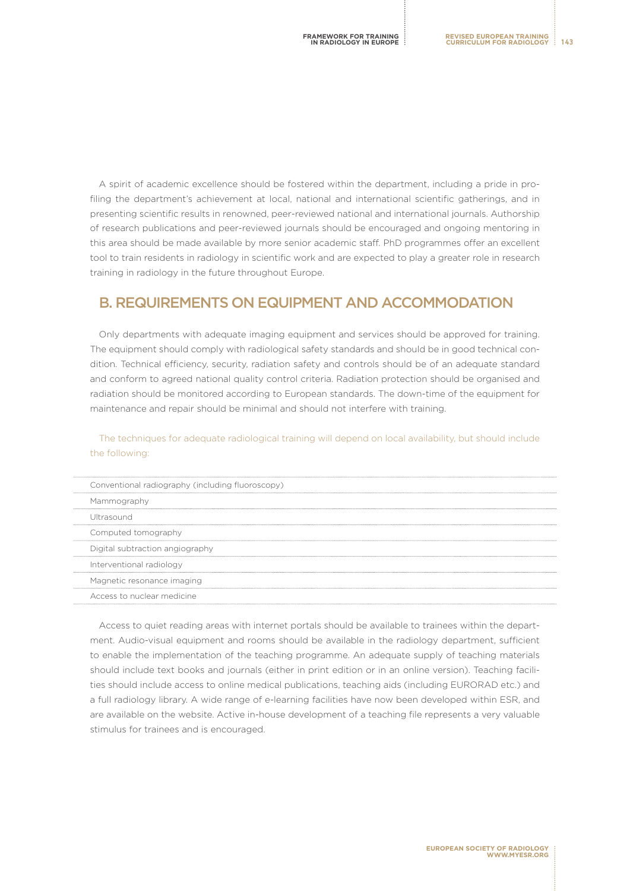A spirit of academic excellence should be fostered within the department, including a pride in profiling the department's achievement at local, national and international scientific gatherings, and in presenting scientific results in renowned, peer-reviewed national and international journals. Authorship of research publications and peer-reviewed journals should be encouraged and ongoing mentoring in this area should be made available by more senior academic staff. PhD programmes offer an excellent tool to train residents in radiology in scientific work and are expected to play a greater role in research training in radiology in the future throughout Europe.

## B. REQUIREMENTS ON EQUIPMENT AND ACCOMMODATION

Only departments with adequate imaging equipment and services should be approved for training. The equipment should comply with radiological safety standards and should be in good technical condition. Technical efficiency, security, radiation safety and controls should be of an adequate standard and conform to agreed national quality control criteria. Radiation protection should be organised and radiation should be monitored according to European standards. The down-time of the equipment for maintenance and repair should be minimal and should not interfere with training.

The techniques for adequate radiological training will depend on local availability, but should include the following:

- Conventional radiography (including fluoroscopy)
- Mammography
- Ultrasound
- Computed tomography
- Digital subtraction angiography
- Interventional radiology
- Magnetic resonance imaging
- Access to nuclear medicine

Access to quiet reading areas with internet portals should be available to trainees within the department. Audio-visual equipment and rooms should be available in the radiology department, sufficient to enable the implementation of the teaching programme. An adequate supply of teaching materials should include text books and journals (either in print edition or in an online version). Teaching facilities should include access to online medical publications, teaching aids (including EURORAD etc.) and a full radiology library. A wide range of e-learning facilities have now been developed within ESR, and are available on the website. Active in-house development of a teaching file represents a very valuable stimulus for trainees and is encouraged.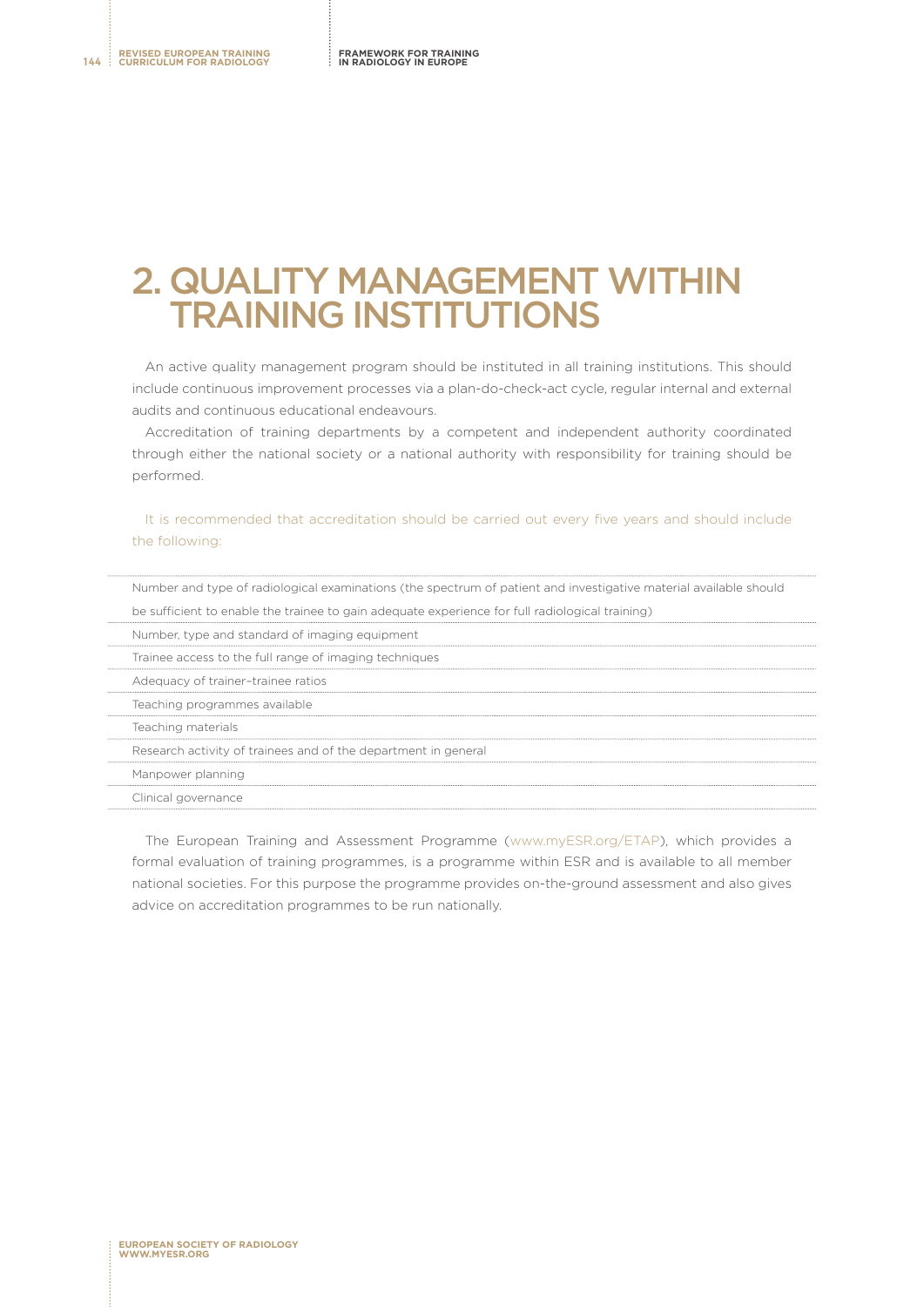# 2. QUALITY MANAGEMENT WITHIN TRAINING INSTITUTIONS

An active quality management program should be instituted in all training institutions. This should include continuous improvement processes via a plan-do-check-act cycle, regular internal and external audits and continuous educational endeavours.

Accreditation of training departments by a competent and independent authority coordinated through either the national society or a national authority with responsibility for training should be performed.

It is recommended that accreditation should be carried out every five years and should include the following:

- Number and type of radiological examinations (the spectrum of patient and investigative material available should be sufficient to enable the trainee to gain adequate experience for full radiological training)
- Number, type and standard of imaging equipment
- Trainee access to the full range of imaging techniques
- Adequacy of trainer–trainee ratios
- Teaching programmes available
- Teaching materials
- Research activity of trainees and of the department in general
- Manpower planning
- Clinical governance

The European Training and Assessment Programme (www.myESR.org/ETAP), which provides a formal evaluation of training programmes, is a programme within ESR and is available to all member national societies. For this purpose the programme provides on-the-ground assessment and also gives advice on accreditation programmes to be run nationally.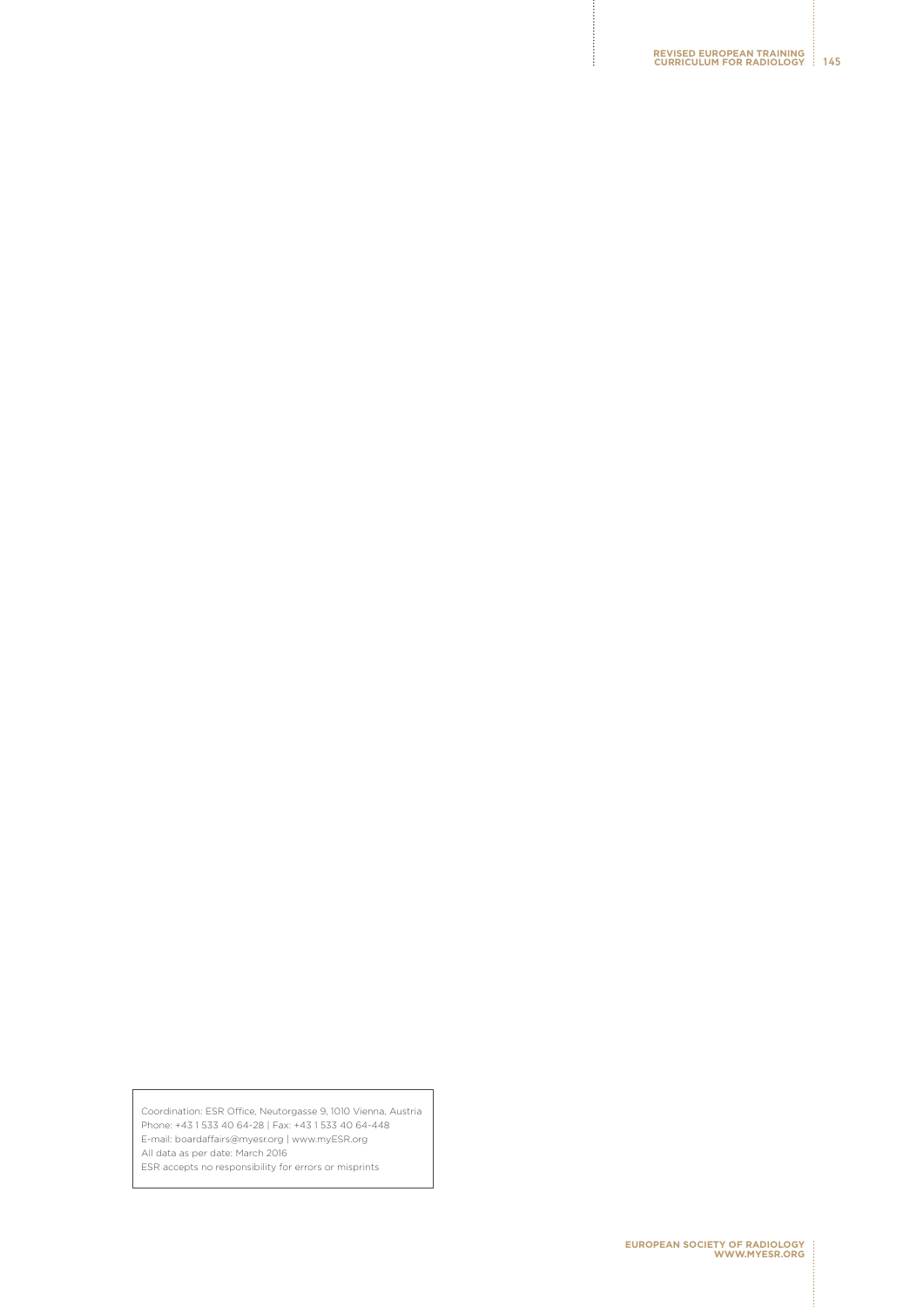Coordination: ESR Office, Neutorgasse 9, 1010 Vienna, Austria
Phone: +43 1 533 40 64-28 | Fax: +43 1 533 40 64-448
E-mail: boardaffairs@myesr.org | www.myESR.org
All data as per date: March 2016
ESR accepts no responsibility for errors or misprints

EUROPEAN SOCIETY OF RADIOLOGY
WWW.MYESR.ORG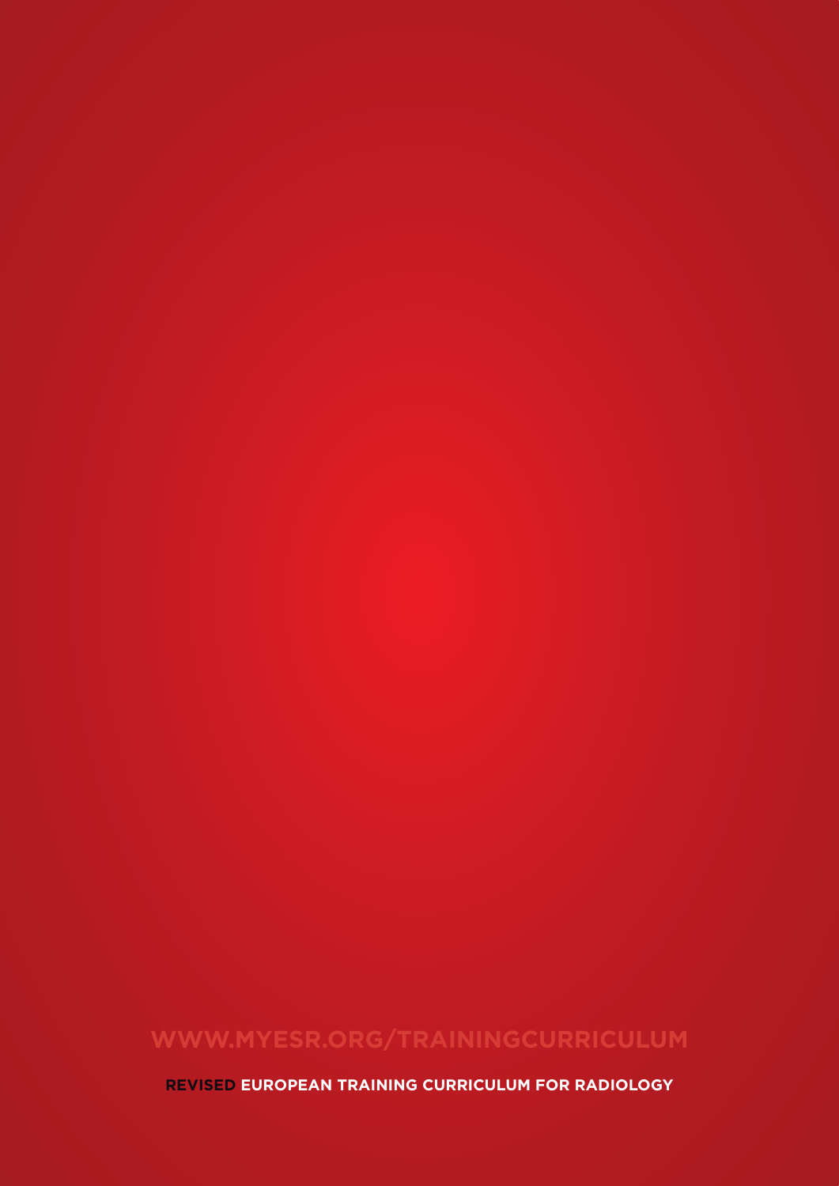WWW.MYESR.ORG/TRAININGCURRICULUM

**REVISED EUROPEAN TRAINING CURRICULUM FOR RADIOLOGY**